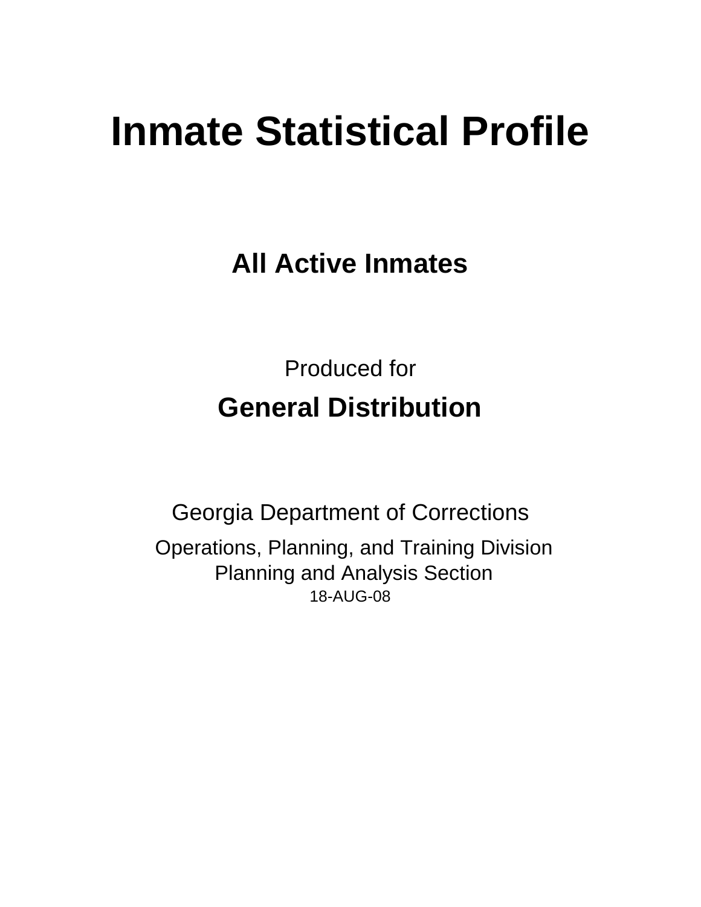# Inmate Statistical Profile

## All Active Inmates

Produced for

## General Distribution

Georgia Department of Corrections

Operations, Planning, and Training Division
Planning and Analysis Section
18-AUG-08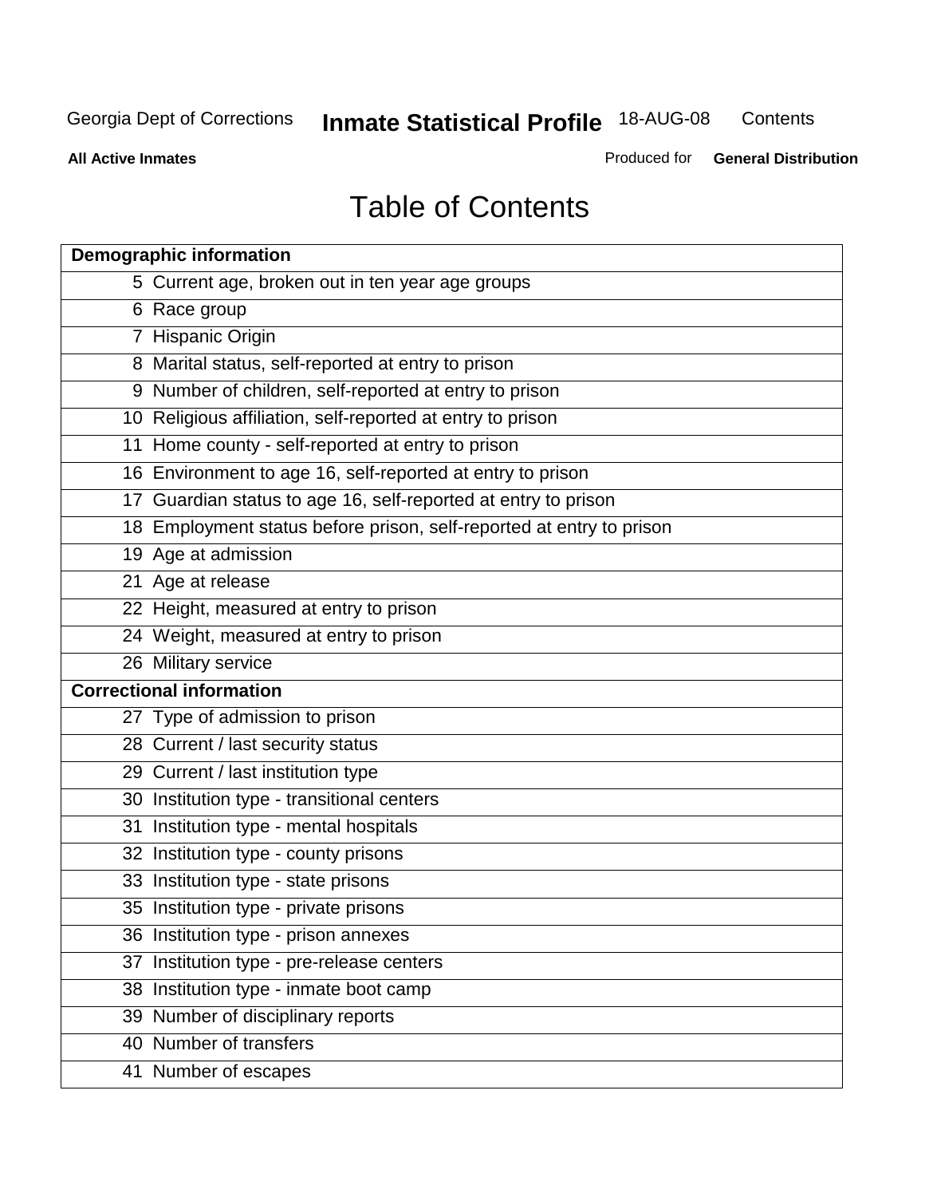# Table of Contents

| Demographic information | |
|---|---|
| 5 | Current age, broken out in ten year age groups |
| 6 | Race group |
| 7 | Hispanic Origin |
| 8 | Marital status, self-reported at entry to prison |
| 9 | Number of children, self-reported at entry to prison |
| 10 | Religious affiliation, self-reported at entry to prison |
| 11 | Home county - self-reported at entry to prison |
| 16 | Environment to age 16, self-reported at entry to prison |
| 17 | Guardian status to age 16, self-reported at entry to prison |
| 18 | Employment status before prison, self-reported at entry to prison |
| 19 | Age at admission |
| 21 | Age at release |
| 22 | Height, measured at entry to prison |
| 24 | Weight, measured at entry to prison |
| 26 | Military service |
| **Correctional information** | |
| 27 | Type of admission to prison |
| 28 | Current / last security status |
| 29 | Current / last institution type |
| 30 | Institution type - transitional centers |
| 31 | Institution type - mental hospitals |
| 32 | Institution type - county prisons |
| 33 | Institution type - state prisons |
| 35 | Institution type - private prisons |
| 36 | Institution type - prison annexes |
| 37 | Institution type - pre-release centers |
| 38 | Institution type - inmate boot camp |
| 39 | Number of disciplinary reports |
| 40 | Number of transfers |
| 41 | Number of escapes |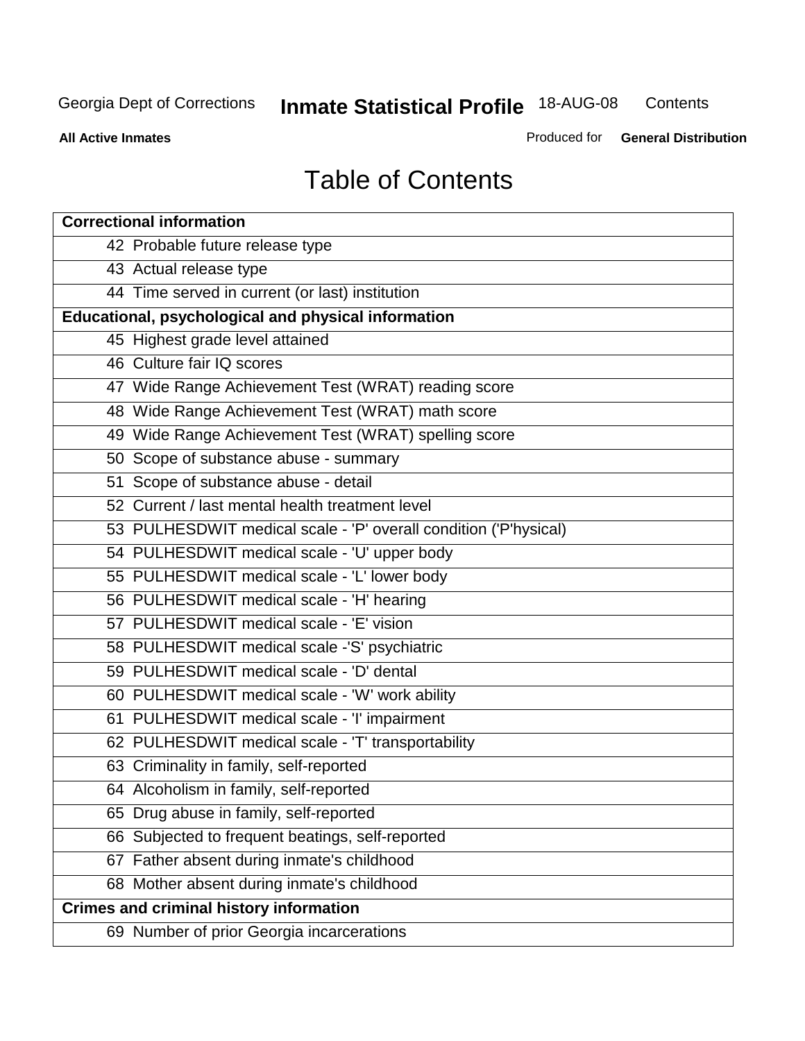# Table of Contents

| Correctional information |
|---|
| 42 Probable future release type |
| 43 Actual release type |
| 44 Time served in current (or last) institution |
| **Educational, psychological and physical information** |
| 45 Highest grade level attained |
| 46 Culture fair IQ scores |
| 47 Wide Range Achievement Test (WRAT) reading score |
| 48 Wide Range Achievement Test (WRAT) math score |
| 49 Wide Range Achievement Test (WRAT) spelling score |
| 50 Scope of substance abuse - summary |
| 51 Scope of substance abuse - detail |
| 52 Current / last mental health treatment level |
| 53 PULHESDWIT medical scale - 'P' overall condition ('P'hysical) |
| 54 PULHESDWIT medical scale - 'U' upper body |
| 55 PULHESDWIT medical scale - 'L' lower body |
| 56 PULHESDWIT medical scale - 'H' hearing |
| 57 PULHESDWIT medical scale - 'E' vision |
| 58 PULHESDWIT medical scale -'S' psychiatric |
| 59 PULHESDWIT medical scale - 'D' dental |
| 60 PULHESDWIT medical scale - 'W' work ability |
| 61 PULHESDWIT medical scale - 'I' impairment |
| 62 PULHESDWIT medical scale - 'T' transportability |
| 63 Criminality in family, self-reported |
| 64 Alcoholism in family, self-reported |
| 65 Drug abuse in family, self-reported |
| 66 Subjected to frequent beatings, self-reported |
| 67 Father absent during inmate's childhood |
| 68 Mother absent during inmate's childhood |
| **Crimes and criminal history information** |
| 69 Number of prior Georgia incarcerations |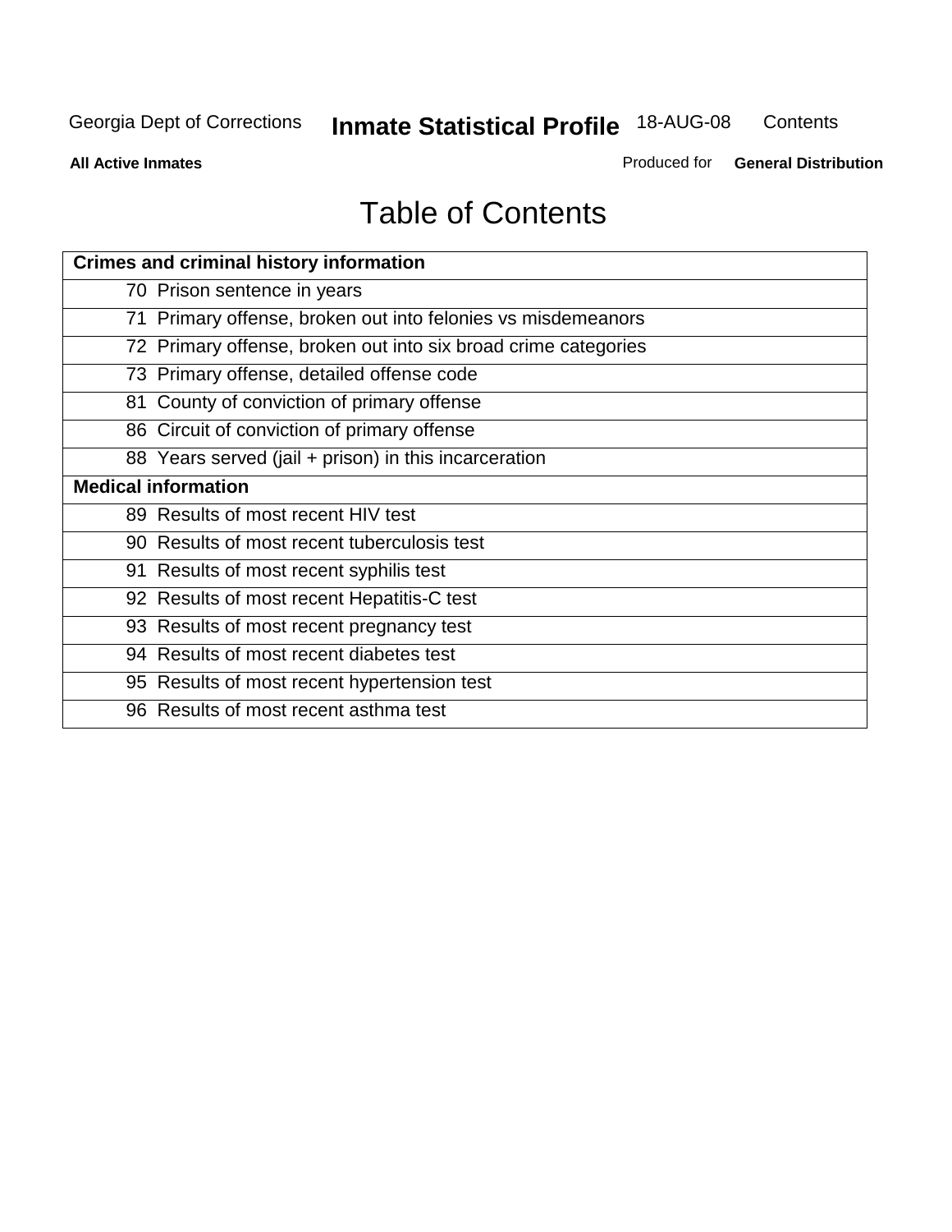# Table of Contents

| Crimes and criminal history information |
|---|
| 70 Prison sentence in years |
| 71 Primary offense, broken out into felonies vs misdemeanors |
| 72 Primary offense, broken out into six broad crime categories |
| 73 Primary offense, detailed offense code |
| 81 County of conviction of primary offense |
| 86 Circuit of conviction of primary offense |
| 88 Years served (jail + prison) in this incarceration |
| **Medical information** |
| 89 Results of most recent HIV test |
| 90 Results of most recent tuberculosis test |
| 91 Results of most recent syphilis test |
| 92 Results of most recent Hepatitis-C test |
| 93 Results of most recent pregnancy test |
| 94 Results of most recent diabetes test |
| 95 Results of most recent hypertension test |
| 96 Results of most recent asthma test |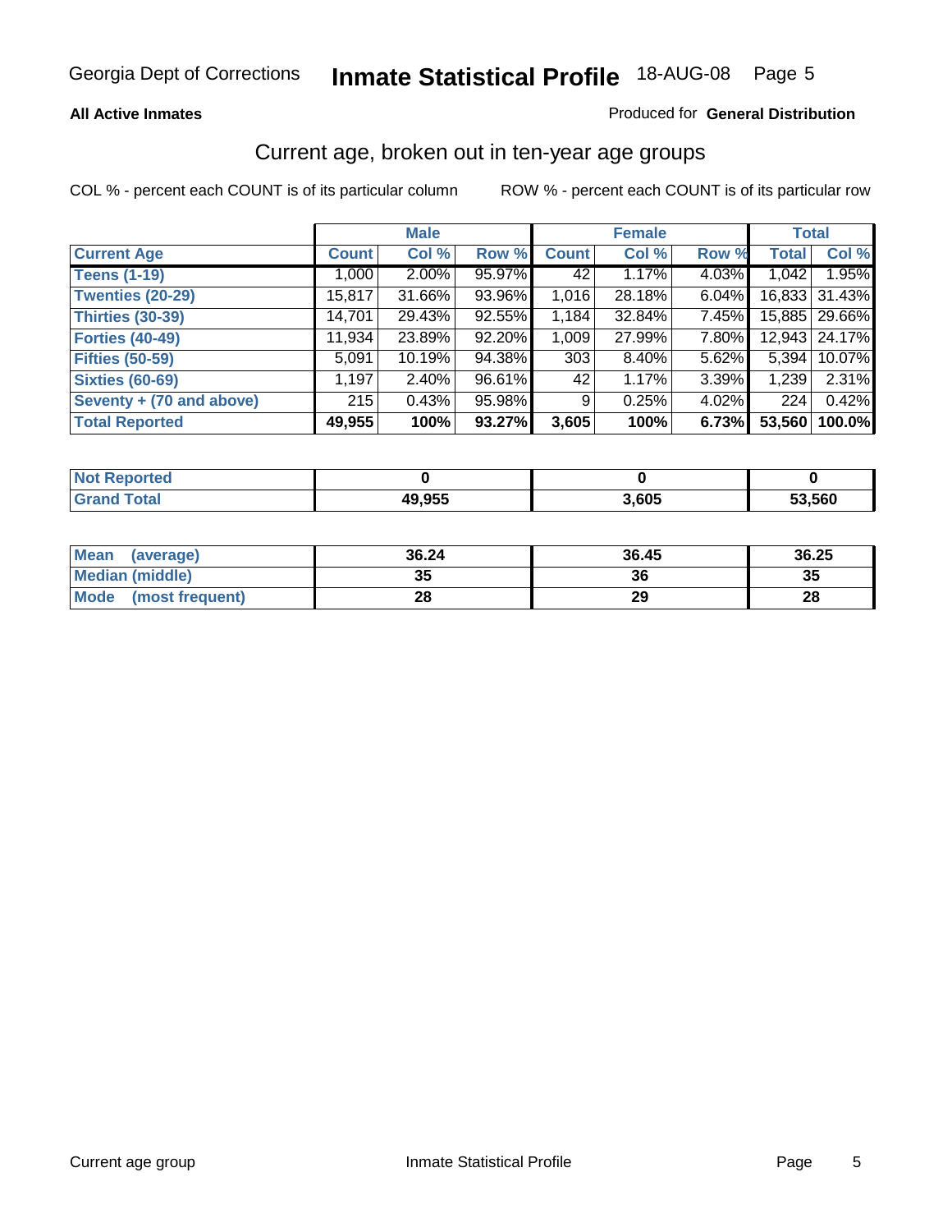# Georgia Dept of Corrections — Inmate Statistical Profile — 18-AUG-08

**All Active Inmates** — Produced for **General Distribution**

## Current age, broken out in ten-year age groups

COL % - percent each COUNT is of its particular column

ROW % - percent each COUNT is of its particular row

| | Male | | | Female | | | Total | |
|---|---|---|---|---|---|---|---|---|
| **Current Age** | **Count** | **Col %** | **Row %** | **Count** | **Col %** | **Row %** | **Total** | **Col %** |
| **Teens (1-19)** | 1,000 | 2.00% | 95.97% | 42 | 1.17% | 4.03% | 1,042 | 1.95% |
| **Twenties (20-29)** | 15,817 | 31.66% | 93.96% | 1,016 | 28.18% | 6.04% | 16,833 | 31.43% |
| **Thirties (30-39)** | 14,701 | 29.43% | 92.55% | 1,184 | 32.84% | 7.45% | 15,885 | 29.66% |
| **Forties (40-49)** | 11,934 | 23.89% | 92.20% | 1,009 | 27.99% | 7.80% | 12,943 | 24.17% |
| **Fifties (50-59)** | 5,091 | 10.19% | 94.38% | 303 | 8.40% | 5.62% | 5,394 | 10.07% |
| **Sixties (60-69)** | 1,197 | 2.40% | 96.61% | 42 | 1.17% | 3.39% | 1,239 | 2.31% |
| **Seventy + (70 and above)** | 215 | 0.43% | 95.98% | 9 | 0.25% | 4.02% | 224 | 0.42% |
| **Total Reported** | **49,955** | **100%** | **93.27%** | **3,605** | **100%** | **6.73%** | **53,560** | **100.0%** |

| | Male | Female | Total |
|---|---|---|---|
| **Not Reported** | **0** | **0** | **0** |
| **Grand Total** | **49,955** | **3,605** | **53,560** |

| | Male | Female | Total |
|---|---|---|---|
| **Mean (average)** | **36.24** | **36.45** | **36.25** |
| **Median (middle)** | **35** | **36** | **35** |
| **Mode (most frequent)** | **28** | **29** | **28** |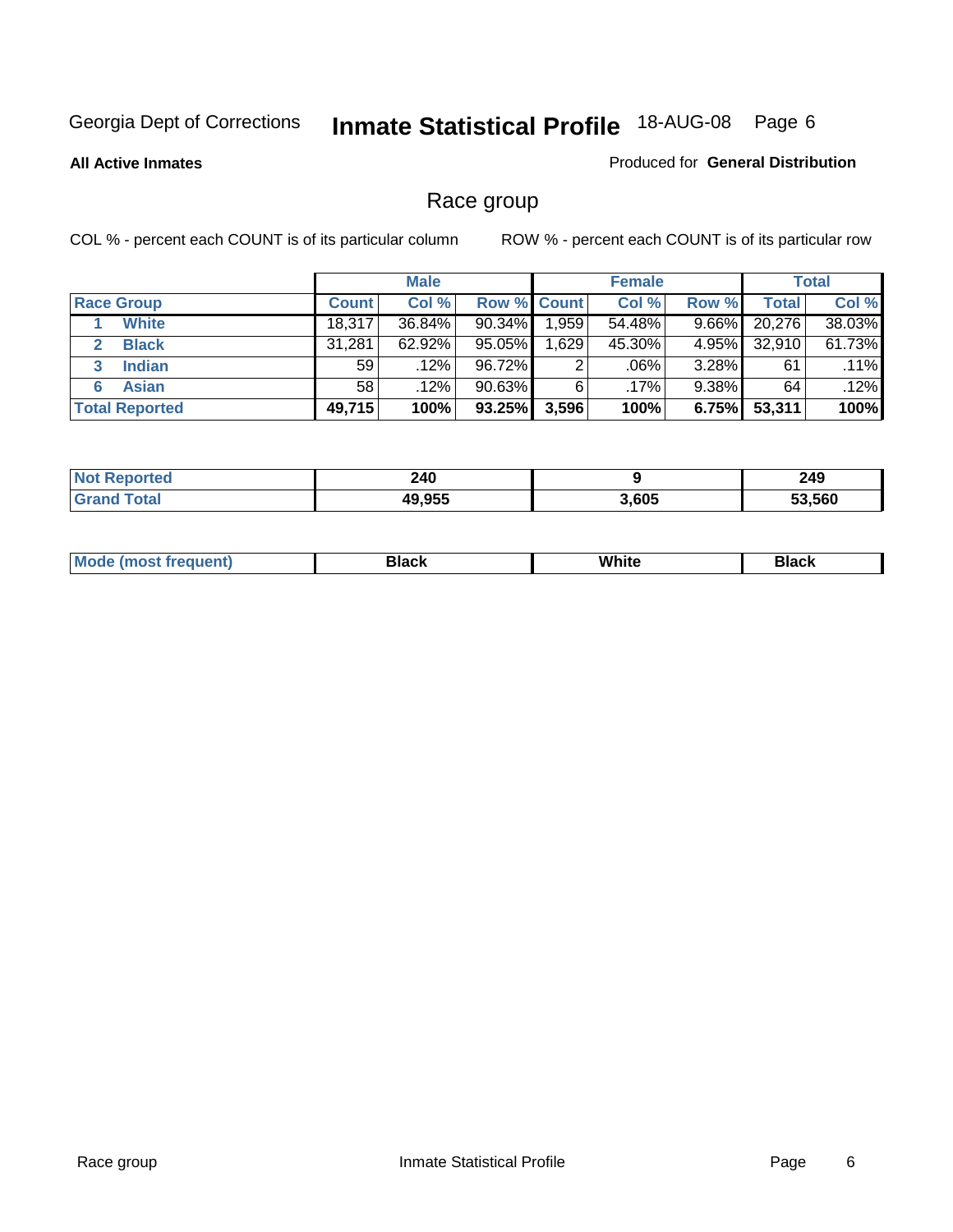Georgia Dept of Corrections **Inmate Statistical Profile** 18-AUG-08

**All Active Inmates**

Produced for **General Distribution**

## Race group

COL % - percent each COUNT is of its particular column

ROW % - percent each COUNT is of its particular row

| | Male | | | Female | | | Total | |
|---|---|---|---|---|---|---|---|---|
| **Race Group** | **Count** | **Col %** | **Row %** | **Count** | **Col %** | **Row %** | **Total** | **Col %** |
| 1 **White** | 18,317 | 36.84% | 90.34% | 1,959 | 54.48% | 9.66% | 20,276 | 38.03% |
| 2 **Black** | 31,281 | 62.92% | 95.05% | 1,629 | 45.30% | 4.95% | 32,910 | 61.73% |
| 3 **Indian** | 59 | .12% | 96.72% | 2 | .06% | 3.28% | 61 | .11% |
| 6 **Asian** | 58 | .12% | 90.63% | 6 | .17% | 9.38% | 64 | .12% |
| **Total Reported** | **49,715** | **100%** | **93.25%** | **3,596** | **100%** | **6.75%** | **53,311** | **100%** |

| | Male | Female | Total |
|---|---|---|---|
| **Not Reported** | **240** | **9** | **249** |
| **Grand Total** | **49,955** | **3,605** | **53,560** |

| | Male | Female | Total |
|---|---|---|---|
| **Mode (most frequent)** | **Black** | **White** | **Black** |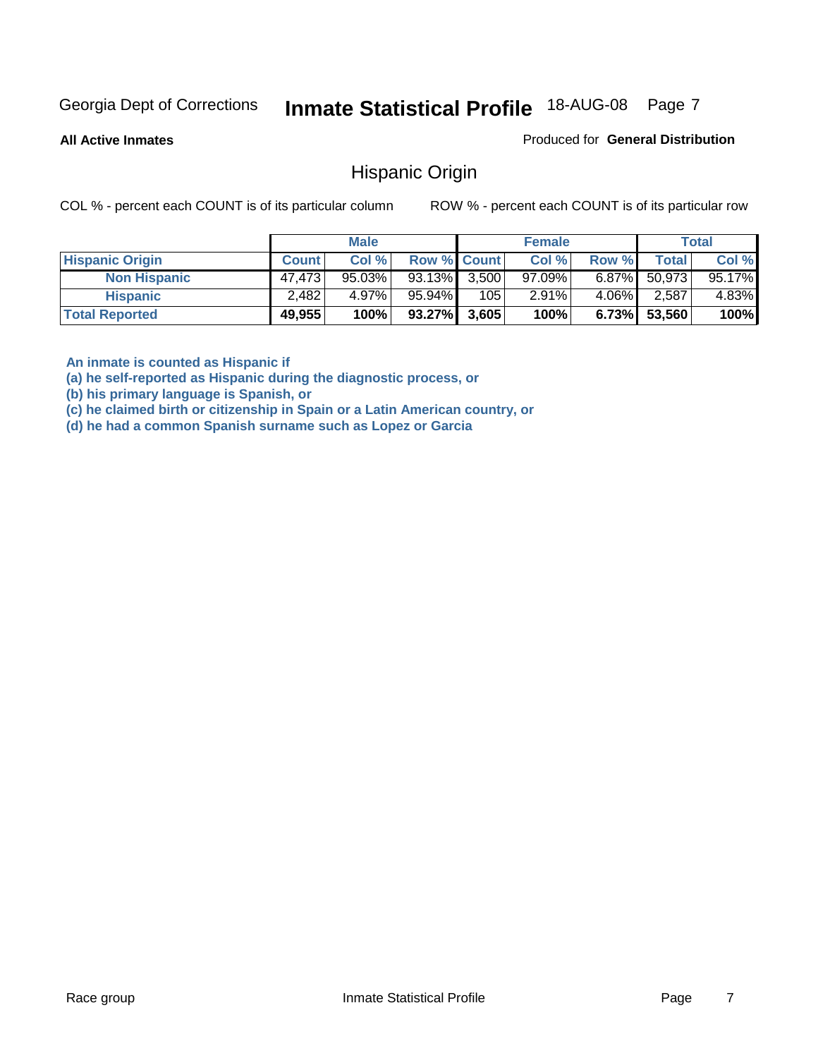# Georgia Dept of Corrections — Inmate Statistical Profile — 18-AUG-08

**All Active Inmates**

Produced for **General Distribution**

## Hispanic Origin

COL % - percent each COUNT is of its particular column

ROW % - percent each COUNT is of its particular row

| | Male | | | Female | | | Total | |
|---|---|---|---|---|---|---|---|---|
| **Hispanic Origin** | **Count** | **Col %** | **Row %** | **Count** | **Col %** | **Row %** | **Total** | **Col %** |
| **Non Hispanic** | 47,473 | 95.03% | 93.13% | 3,500 | 97.09% | 6.87% | 50,973 | 95.17% |
| **Hispanic** | 2,482 | 4.97% | 95.94% | 105 | 2.91% | 4.06% | 2,587 | 4.83% |
| **Total Reported** | **49,955** | **100%** | **93.27%** | **3,605** | **100%** | **6.73%** | **53,560** | **100%** |

**An inmate is counted as Hispanic if**
**(a) he self-reported as Hispanic during the diagnostic process, or**
**(b) his primary language is Spanish, or**
**(c) he claimed birth or citizenship in Spain or a Latin American country, or**
**(d) he had a common Spanish surname such as Lopez or Garcia**

Race group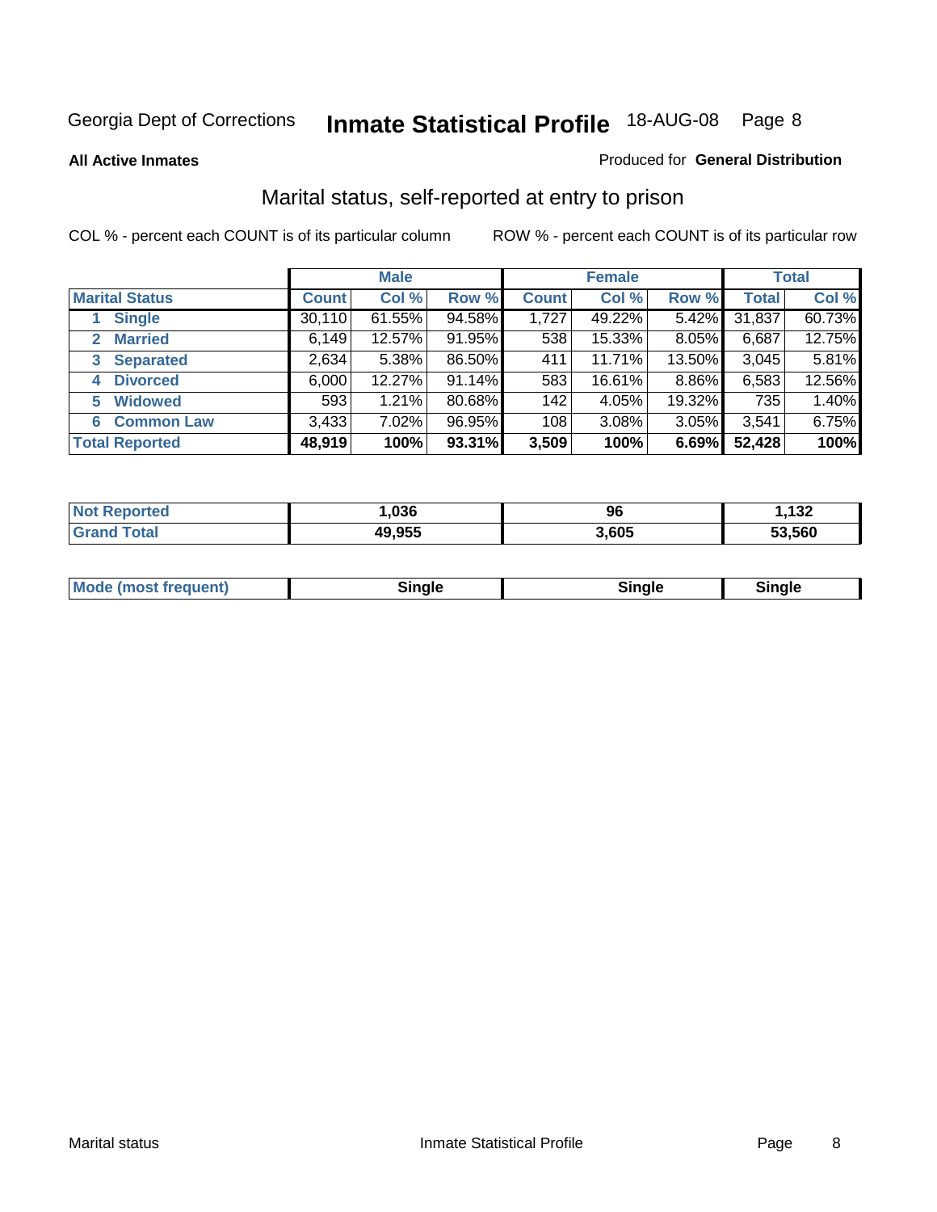Georgia Dept of Corrections **Inmate Statistical Profile** 18-AUG-08

**All Active Inmates**

Produced for **General Distribution**

## Marital status, self-reported at entry to prison

COL % - percent each COUNT is of its particular column

ROW % - percent each COUNT is of its particular row

| | Male | | | Female | | | Total | |
|---|---|---|---|---|---|---|---|---|
| **Marital Status** | **Count** | **Col %** | **Row %** | **Count** | **Col %** | **Row %** | **Total** | **Col %** |
| 1 **Single** | 30,110 | 61.55% | 94.58% | 1,727 | 49.22% | 5.42% | 31,837 | 60.73% |
| 2 **Married** | 6,149 | 12.57% | 91.95% | 538 | 15.33% | 8.05% | 6,687 | 12.75% |
| 3 **Separated** | 2,634 | 5.38% | 86.50% | 411 | 11.71% | 13.50% | 3,045 | 5.81% |
| 4 **Divorced** | 6,000 | 12.27% | 91.14% | 583 | 16.61% | 8.86% | 6,583 | 12.56% |
| 5 **Widowed** | 593 | 1.21% | 80.68% | 142 | 4.05% | 19.32% | 735 | 1.40% |
| 6 **Common Law** | 3,433 | 7.02% | 96.95% | 108 | 3.08% | 3.05% | 3,541 | 6.75% |
| **Total Reported** | **48,919** | **100%** | **93.31%** | **3,509** | **100%** | **6.69%** | **52,428** | **100%** |

| | Male | Female | Total |
|---|---|---|---|
| **Not Reported** | **1,036** | **96** | **1,132** |
| **Grand Total** | **49,955** | **3,605** | **53,560** |

| | Male | Female | Total |
|---|---|---|---|
| **Mode (most frequent)** | **Single** | **Single** | **Single** |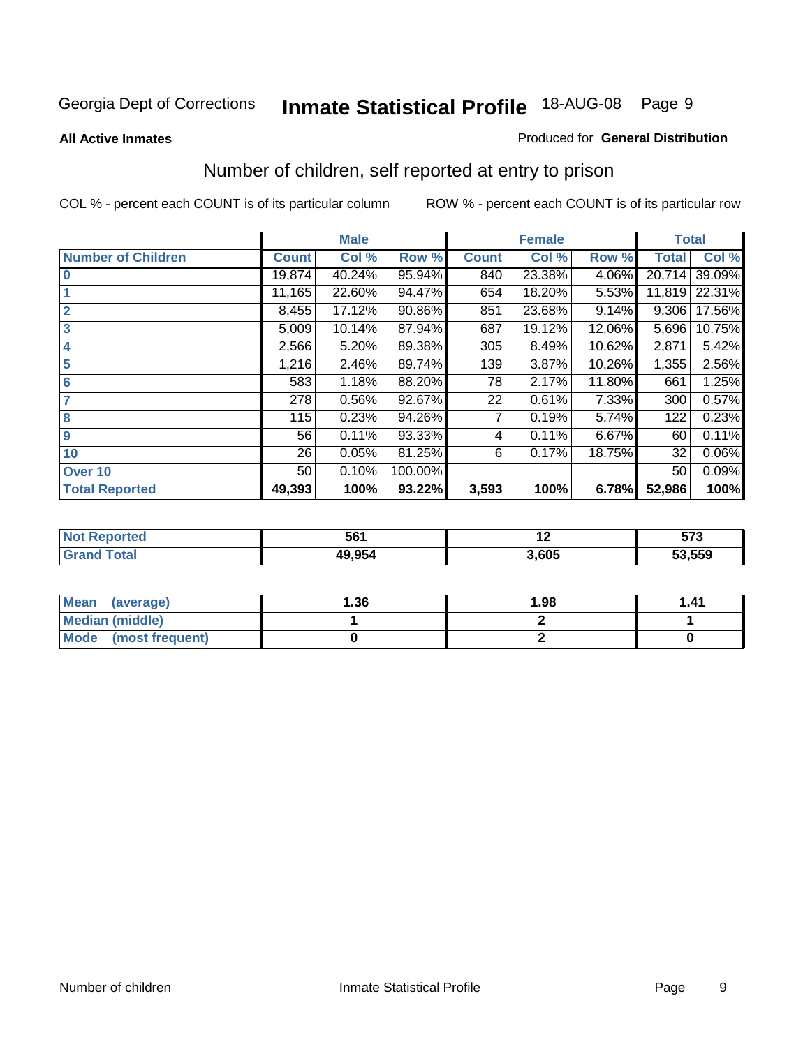Georgia Dept of Corrections **Inmate Statistical Profile** 18-AUG-08

**All Active Inmates**

Produced for **General Distribution**

## Number of children, self reported at entry to prison

COL % - percent each COUNT is of its particular column

ROW % - percent each COUNT is of its particular row

| | Male | | | Female | | | Total | |
|---|---|---|---|---|---|---|---|---|
| **Number of Children** | **Count** | **Col %** | **Row %** | **Count** | **Col %** | **Row %** | **Total** | **Col %** |
| **0** | 19,874 | 40.24% | 95.94% | 840 | 23.38% | 4.06% | 20,714 | 39.09% |
| **1** | 11,165 | 22.60% | 94.47% | 654 | 18.20% | 5.53% | 11,819 | 22.31% |
| **2** | 8,455 | 17.12% | 90.86% | 851 | 23.68% | 9.14% | 9,306 | 17.56% |
| **3** | 5,009 | 10.14% | 87.94% | 687 | 19.12% | 12.06% | 5,696 | 10.75% |
| **4** | 2,566 | 5.20% | 89.38% | 305 | 8.49% | 10.62% | 2,871 | 5.42% |
| **5** | 1,216 | 2.46% | 89.74% | 139 | 3.87% | 10.26% | 1,355 | 2.56% |
| **6** | 583 | 1.18% | 88.20% | 78 | 2.17% | 11.80% | 661 | 1.25% |
| **7** | 278 | 0.56% | 92.67% | 22 | 0.61% | 7.33% | 300 | 0.57% |
| **8** | 115 | 0.23% | 94.26% | 7 | 0.19% | 5.74% | 122 | 0.23% |
| **9** | 56 | 0.11% | 93.33% | 4 | 0.11% | 6.67% | 60 | 0.11% |
| **10** | 26 | 0.05% | 81.25% | 6 | 0.17% | 18.75% | 32 | 0.06% |
| **Over 10** | 50 | 0.10% | 100.00% | | | | 50 | 0.09% |
| **Total Reported** | **49,393** | **100%** | **93.22%** | **3,593** | **100%** | **6.78%** | **52,986** | **100%** |

| | Male | Female | Total |
|---|---|---|---|
| **Not Reported** | **561** | **12** | **573** |
| **Grand Total** | **49,954** | **3,605** | **53,559** |

| | Male | Female | Total |
|---|---|---|---|
| **Mean (average)** | **1.36** | **1.98** | **1.41** |
| **Median (middle)** | **1** | **2** | **1** |
| **Mode (most frequent)** | **0** | **2** | **0** |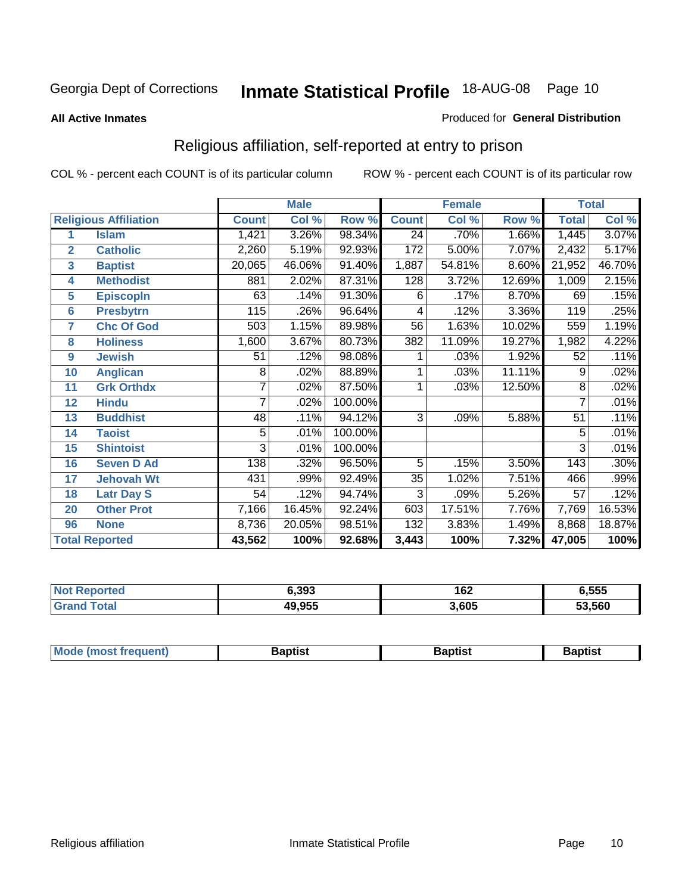Georgia Dept of Corrections **Inmate Statistical Profile** 18-AUG-08

**All Active Inmates**

Produced for **General Distribution**

## Religious affiliation, self-reported at entry to prison

COL % - percent each COUNT is of its particular column ROW % - percent each COUNT is of its particular row

| Religious Affiliation | | Male | | | Female | | | Total | |
|---|---|---|---|---|---|---|---|---|---|
| | | Count | Col % | Row % | Count | Col % | Row % | Total | Col % |
| 1 | Islam | 1,421 | 3.26% | 98.34% | 24 | .70% | 1.66% | 1,445 | 3.07% |
| 2 | Catholic | 2,260 | 5.19% | 92.93% | 172 | 5.00% | 7.07% | 2,432 | 5.17% |
| 3 | Baptist | 20,065 | 46.06% | 91.40% | 1,887 | 54.81% | 8.60% | 21,952 | 46.70% |
| 4 | Methodist | 881 | 2.02% | 87.31% | 128 | 3.72% | 12.69% | 1,009 | 2.15% |
| 5 | Episcopln | 63 | .14% | 91.30% | 6 | .17% | 8.70% | 69 | .15% |
| 6 | Presbytrn | 115 | .26% | 96.64% | 4 | .12% | 3.36% | 119 | .25% |
| 7 | Chc Of God | 503 | 1.15% | 89.98% | 56 | 1.63% | 10.02% | 559 | 1.19% |
| 8 | Holiness | 1,600 | 3.67% | 80.73% | 382 | 11.09% | 19.27% | 1,982 | 4.22% |
| 9 | Jewish | 51 | .12% | 98.08% | 1 | .03% | 1.92% | 52 | .11% |
| 10 | Anglican | 8 | .02% | 88.89% | 1 | .03% | 11.11% | 9 | .02% |
| 11 | Grk Orthdx | 7 | .02% | 87.50% | 1 | .03% | 12.50% | 8 | .02% |
| 12 | Hindu | 7 | .02% | 100.00% | | | | 7 | .01% |
| 13 | Buddhist | 48 | .11% | 94.12% | 3 | .09% | 5.88% | 51 | .11% |
| 14 | Taoist | 5 | .01% | 100.00% | | | | 5 | .01% |
| 15 | Shintoist | 3 | .01% | 100.00% | | | | 3 | .01% |
| 16 | Seven D Ad | 138 | .32% | 96.50% | 5 | .15% | 3.50% | 143 | .30% |
| 17 | Jehovah Wt | 431 | .99% | 92.49% | 35 | 1.02% | 7.51% | 466 | .99% |
| 18 | Latr Day S | 54 | .12% | 94.74% | 3 | .09% | 5.26% | 57 | .12% |
| 20 | Other Prot | 7,166 | 16.45% | 92.24% | 603 | 17.51% | 7.76% | 7,769 | 16.53% |
| 96 | None | 8,736 | 20.05% | 98.51% | 132 | 3.83% | 1.49% | 8,868 | 18.87% |
| **Total Reported** | | **43,562** | **100%** | **92.68%** | **3,443** | **100%** | **7.32%** | **47,005** | **100%** |

| | Male | Female | Total |
|---|---|---|---|
| Not Reported | 6,393 | 162 | 6,555 |
| Grand Total | 49,955 | 3,605 | 53,560 |

| | Male | Female | Total |
|---|---|---|---|
| Mode (most frequent) | Baptist | Baptist | Baptist |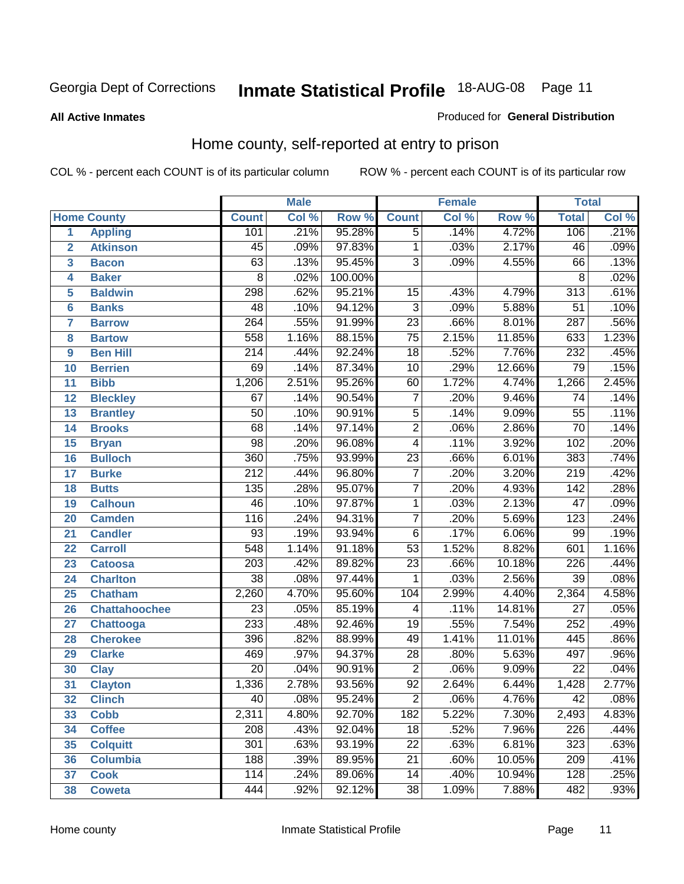Georgia Dept of Corrections **Inmate Statistical Profile** 18-AUG-08

**All Active Inmates**

Produced for **General Distribution**

## Home county, self-reported at entry to prison

COL % - percent each COUNT is of its particular column    ROW % - percent each COUNT is of its particular row

| | | Male | | | Female | | | Total | |
|---|---|---|---|---|---|---|---|---|---|
| **Home County** | | **Count** | **Col %** | **Row %** | **Count** | **Col %** | **Row %** | **Total** | **Col %** |
| 1 | Appling | 101 | .21% | 95.28% | 5 | .14% | 4.72% | 106 | .21% |
| 2 | Atkinson | 45 | .09% | 97.83% | 1 | .03% | 2.17% | 46 | .09% |
| 3 | Bacon | 63 | .13% | 95.45% | 3 | .09% | 4.55% | 66 | .13% |
| 4 | Baker | 8 | .02% | 100.00% | | | | 8 | .02% |
| 5 | Baldwin | 298 | .62% | 95.21% | 15 | .43% | 4.79% | 313 | .61% |
| 6 | Banks | 48 | .10% | 94.12% | 3 | .09% | 5.88% | 51 | .10% |
| 7 | Barrow | 264 | .55% | 91.99% | 23 | .66% | 8.01% | 287 | .56% |
| 8 | Bartow | 558 | 1.16% | 88.15% | 75 | 2.15% | 11.85% | 633 | 1.23% |
| 9 | Ben Hill | 214 | .44% | 92.24% | 18 | .52% | 7.76% | 232 | .45% |
| 10 | Berrien | 69 | .14% | 87.34% | 10 | .29% | 12.66% | 79 | .15% |
| 11 | Bibb | 1,206 | 2.51% | 95.26% | 60 | 1.72% | 4.74% | 1,266 | 2.45% |
| 12 | Bleckley | 67 | .14% | 90.54% | 7 | .20% | 9.46% | 74 | .14% |
| 13 | Brantley | 50 | .10% | 90.91% | 5 | .14% | 9.09% | 55 | .11% |
| 14 | Brooks | 68 | .14% | 97.14% | 2 | .06% | 2.86% | 70 | .14% |
| 15 | Bryan | 98 | .20% | 96.08% | 4 | .11% | 3.92% | 102 | .20% |
| 16 | Bulloch | 360 | .75% | 93.99% | 23 | .66% | 6.01% | 383 | .74% |
| 17 | Burke | 212 | .44% | 96.80% | 7 | .20% | 3.20% | 219 | .42% |
| 18 | Butts | 135 | .28% | 95.07% | 7 | .20% | 4.93% | 142 | .28% |
| 19 | Calhoun | 46 | .10% | 97.87% | 1 | .03% | 2.13% | 47 | .09% |
| 20 | Camden | 116 | .24% | 94.31% | 7 | .20% | 5.69% | 123 | .24% |
| 21 | Candler | 93 | .19% | 93.94% | 6 | .17% | 6.06% | 99 | .19% |
| 22 | Carroll | 548 | 1.14% | 91.18% | 53 | 1.52% | 8.82% | 601 | 1.16% |
| 23 | Catoosa | 203 | .42% | 89.82% | 23 | .66% | 10.18% | 226 | .44% |
| 24 | Charlton | 38 | .08% | 97.44% | 1 | .03% | 2.56% | 39 | .08% |
| 25 | Chatham | 2,260 | 4.70% | 95.60% | 104 | 2.99% | 4.40% | 2,364 | 4.58% |
| 26 | Chattahoochee | 23 | .05% | 85.19% | 4 | .11% | 14.81% | 27 | .05% |
| 27 | Chattooga | 233 | .48% | 92.46% | 19 | .55% | 7.54% | 252 | .49% |
| 28 | Cherokee | 396 | .82% | 88.99% | 49 | 1.41% | 11.01% | 445 | .86% |
| 29 | Clarke | 469 | .97% | 94.37% | 28 | .80% | 5.63% | 497 | .96% |
| 30 | Clay | 20 | .04% | 90.91% | 2 | .06% | 9.09% | 22 | .04% |
| 31 | Clayton | 1,336 | 2.78% | 93.56% | 92 | 2.64% | 6.44% | 1,428 | 2.77% |
| 32 | Clinch | 40 | .08% | 95.24% | 2 | .06% | 4.76% | 42 | .08% |
| 33 | Cobb | 2,311 | 4.80% | 92.70% | 182 | 5.22% | 7.30% | 2,493 | 4.83% |
| 34 | Coffee | 208 | .43% | 92.04% | 18 | .52% | 7.96% | 226 | .44% |
| 35 | Colquitt | 301 | .63% | 93.19% | 22 | .63% | 6.81% | 323 | .63% |
| 36 | Columbia | 188 | .39% | 89.95% | 21 | .60% | 10.05% | 209 | .41% |
| 37 | Cook | 114 | .24% | 89.06% | 14 | .40% | 10.94% | 128 | .25% |
| 38 | Coweta | 444 | .92% | 92.12% | 38 | 1.09% | 7.88% | 482 | .93% |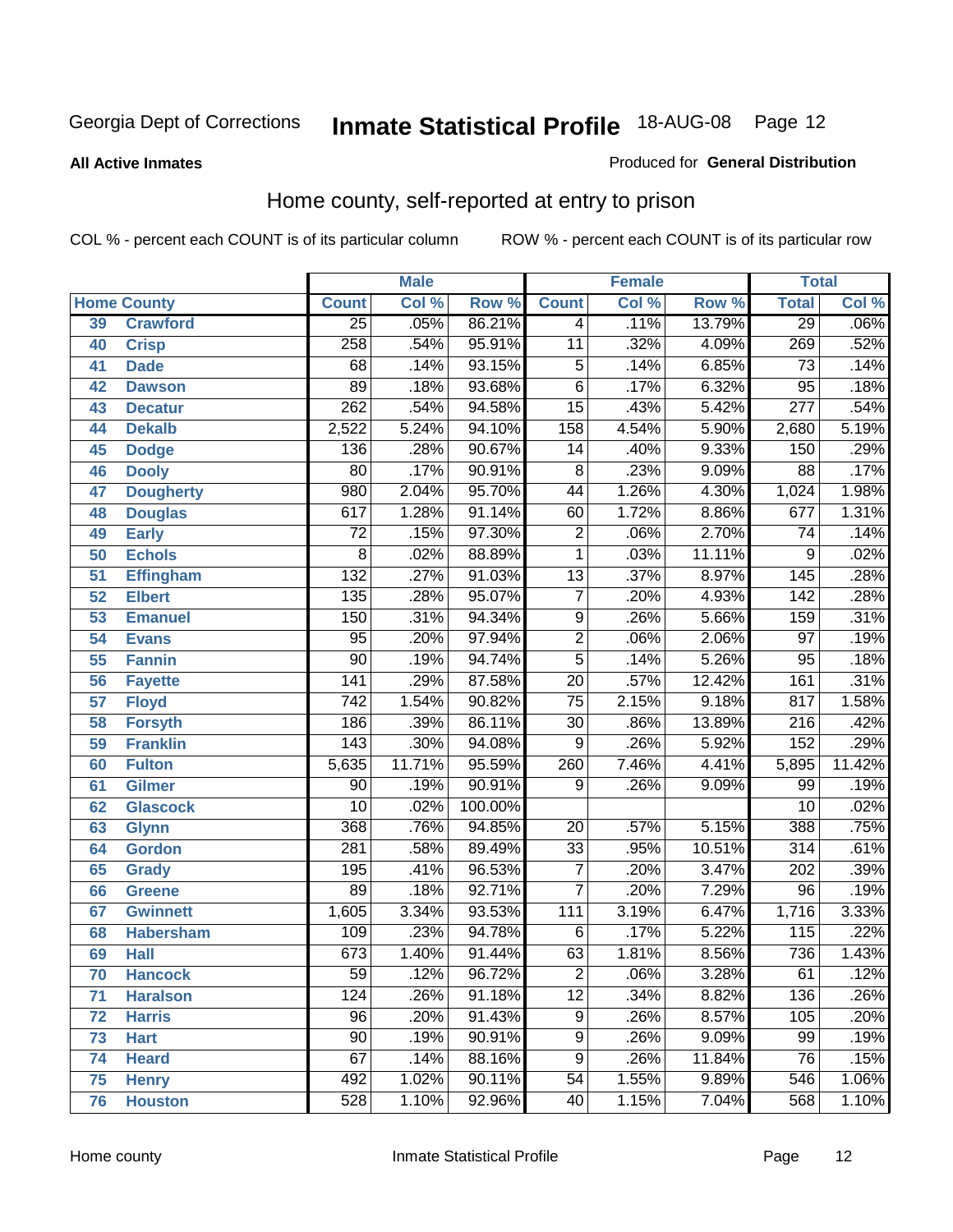Georgia Dept of Corrections **Inmate Statistical Profile** 18-AUG-08

**All Active Inmates**

Produced for **General Distribution**

## Home county, self-reported at entry to prison

COL % - percent each COUNT is of its particular column ROW % - percent each COUNT is of its particular row

| Home County | | Male | | | Female | | | Total | |
|---|---|---|---|---|---|---|---|---|---|
| | | Count | Col % | Row % | Count | Col % | Row % | Total | Col % |
| 39 | Crawford | 25 | .05% | 86.21% | 4 | .11% | 13.79% | 29 | .06% |
| 40 | Crisp | 258 | .54% | 95.91% | 11 | .32% | 4.09% | 269 | .52% |
| 41 | Dade | 68 | .14% | 93.15% | 5 | .14% | 6.85% | 73 | .14% |
| 42 | Dawson | 89 | .18% | 93.68% | 6 | .17% | 6.32% | 95 | .18% |
| 43 | Decatur | 262 | .54% | 94.58% | 15 | .43% | 5.42% | 277 | .54% |
| 44 | Dekalb | 2,522 | 5.24% | 94.10% | 158 | 4.54% | 5.90% | 2,680 | 5.19% |
| 45 | Dodge | 136 | .28% | 90.67% | 14 | .40% | 9.33% | 150 | .29% |
| 46 | Dooly | 80 | .17% | 90.91% | 8 | .23% | 9.09% | 88 | .17% |
| 47 | Dougherty | 980 | 2.04% | 95.70% | 44 | 1.26% | 4.30% | 1,024 | 1.98% |
| 48 | Douglas | 617 | 1.28% | 91.14% | 60 | 1.72% | 8.86% | 677 | 1.31% |
| 49 | Early | 72 | .15% | 97.30% | 2 | .06% | 2.70% | 74 | .14% |
| 50 | Echols | 8 | .02% | 88.89% | 1 | .03% | 11.11% | 9 | .02% |
| 51 | Effingham | 132 | .27% | 91.03% | 13 | .37% | 8.97% | 145 | .28% |
| 52 | Elbert | 135 | .28% | 95.07% | 7 | .20% | 4.93% | 142 | .28% |
| 53 | Emanuel | 150 | .31% | 94.34% | 9 | .26% | 5.66% | 159 | .31% |
| 54 | Evans | 95 | .20% | 97.94% | 2 | .06% | 2.06% | 97 | .19% |
| 55 | Fannin | 90 | .19% | 94.74% | 5 | .14% | 5.26% | 95 | .18% |
| 56 | Fayette | 141 | .29% | 87.58% | 20 | .57% | 12.42% | 161 | .31% |
| 57 | Floyd | 742 | 1.54% | 90.82% | 75 | 2.15% | 9.18% | 817 | 1.58% |
| 58 | Forsyth | 186 | .39% | 86.11% | 30 | .86% | 13.89% | 216 | .42% |
| 59 | Franklin | 143 | .30% | 94.08% | 9 | .26% | 5.92% | 152 | .29% |
| 60 | Fulton | 5,635 | 11.71% | 95.59% | 260 | 7.46% | 4.41% | 5,895 | 11.42% |
| 61 | Gilmer | 90 | .19% | 90.91% | 9 | .26% | 9.09% | 99 | .19% |
| 62 | Glascock | 10 | .02% | 100.00% | | | | 10 | .02% |
| 63 | Glynn | 368 | .76% | 94.85% | 20 | .57% | 5.15% | 388 | .75% |
| 64 | Gordon | 281 | .58% | 89.49% | 33 | .95% | 10.51% | 314 | .61% |
| 65 | Grady | 195 | .41% | 96.53% | 7 | .20% | 3.47% | 202 | .39% |
| 66 | Greene | 89 | .18% | 92.71% | 7 | .20% | 7.29% | 96 | .19% |
| 67 | Gwinnett | 1,605 | 3.34% | 93.53% | 111 | 3.19% | 6.47% | 1,716 | 3.33% |
| 68 | Habersham | 109 | .23% | 94.78% | 6 | .17% | 5.22% | 115 | .22% |
| 69 | Hall | 673 | 1.40% | 91.44% | 63 | 1.81% | 8.56% | 736 | 1.43% |
| 70 | Hancock | 59 | .12% | 96.72% | 2 | .06% | 3.28% | 61 | .12% |
| 71 | Haralson | 124 | .26% | 91.18% | 12 | .34% | 8.82% | 136 | .26% |
| 72 | Harris | 96 | .20% | 91.43% | 9 | .26% | 8.57% | 105 | .20% |
| 73 | Hart | 90 | .19% | 90.91% | 9 | .26% | 9.09% | 99 | .19% |
| 74 | Heard | 67 | .14% | 88.16% | 9 | .26% | 11.84% | 76 | .15% |
| 75 | Henry | 492 | 1.02% | 90.11% | 54 | 1.55% | 9.89% | 546 | 1.06% |
| 76 | Houston | 528 | 1.10% | 92.96% | 40 | 1.15% | 7.04% | 568 | 1.10% |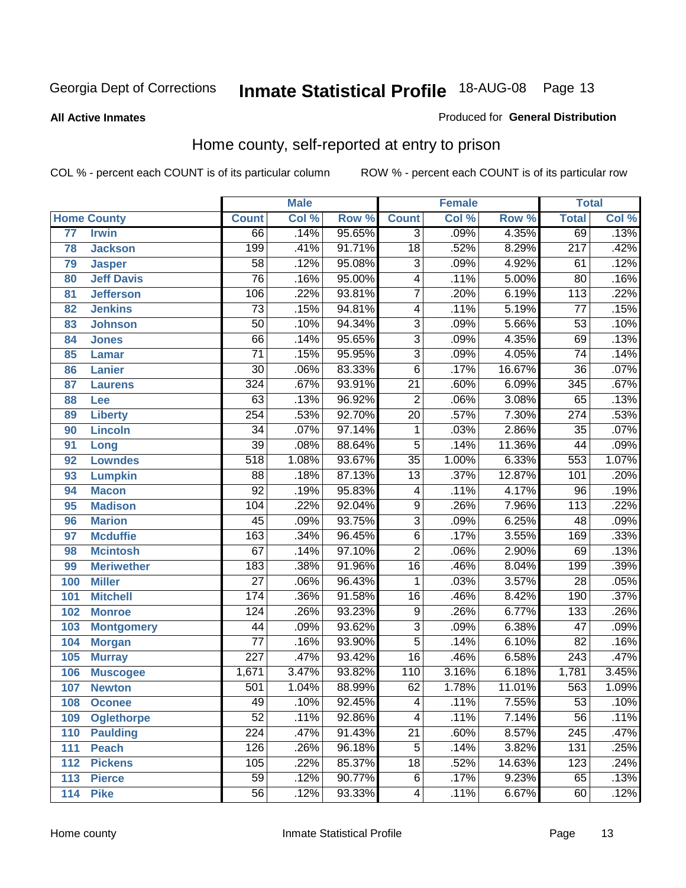Georgia Dept of Corrections **Inmate Statistical Profile** 18-AUG-08

**All Active Inmates**

Produced for **General Distribution**

## Home county, self-reported at entry to prison

COL % - percent each COUNT is of its particular column ROW % - percent each COUNT is of its particular row

| Home County | | Male | | | Female | | | Total | |
|---|---|---|---|---|---|---|---|---|---|
| | | Count | Col % | Row % | Count | Col % | Row % | Total | Col % |
| 77 | Irwin | 66 | .14% | 95.65% | 3 | .09% | 4.35% | 69 | .13% |
| 78 | Jackson | 199 | .41% | 91.71% | 18 | .52% | 8.29% | 217 | .42% |
| 79 | Jasper | 58 | .12% | 95.08% | 3 | .09% | 4.92% | 61 | .12% |
| 80 | Jeff Davis | 76 | .16% | 95.00% | 4 | .11% | 5.00% | 80 | .16% |
| 81 | Jefferson | 106 | .22% | 93.81% | 7 | .20% | 6.19% | 113 | .22% |
| 82 | Jenkins | 73 | .15% | 94.81% | 4 | .11% | 5.19% | 77 | .15% |
| 83 | Johnson | 50 | .10% | 94.34% | 3 | .09% | 5.66% | 53 | .10% |
| 84 | Jones | 66 | .14% | 95.65% | 3 | .09% | 4.35% | 69 | .13% |
| 85 | Lamar | 71 | .15% | 95.95% | 3 | .09% | 4.05% | 74 | .14% |
| 86 | Lanier | 30 | .06% | 83.33% | 6 | .17% | 16.67% | 36 | .07% |
| 87 | Laurens | 324 | .67% | 93.91% | 21 | .60% | 6.09% | 345 | .67% |
| 88 | Lee | 63 | .13% | 96.92% | 2 | .06% | 3.08% | 65 | .13% |
| 89 | Liberty | 254 | .53% | 92.70% | 20 | .57% | 7.30% | 274 | .53% |
| 90 | Lincoln | 34 | .07% | 97.14% | 1 | .03% | 2.86% | 35 | .07% |
| 91 | Long | 39 | .08% | 88.64% | 5 | .14% | 11.36% | 44 | .09% |
| 92 | Lowndes | 518 | 1.08% | 93.67% | 35 | 1.00% | 6.33% | 553 | 1.07% |
| 93 | Lumpkin | 88 | .18% | 87.13% | 13 | .37% | 12.87% | 101 | .20% |
| 94 | Macon | 92 | .19% | 95.83% | 4 | .11% | 4.17% | 96 | .19% |
| 95 | Madison | 104 | .22% | 92.04% | 9 | .26% | 7.96% | 113 | .22% |
| 96 | Marion | 45 | .09% | 93.75% | 3 | .09% | 6.25% | 48 | .09% |
| 97 | Mcduffie | 163 | .34% | 96.45% | 6 | .17% | 3.55% | 169 | .33% |
| 98 | Mcintosh | 67 | .14% | 97.10% | 2 | .06% | 2.90% | 69 | .13% |
| 99 | Meriwether | 183 | .38% | 91.96% | 16 | .46% | 8.04% | 199 | .39% |
| 100 | Miller | 27 | .06% | 96.43% | 1 | .03% | 3.57% | 28 | .05% |
| 101 | Mitchell | 174 | .36% | 91.58% | 16 | .46% | 8.42% | 190 | .37% |
| 102 | Monroe | 124 | .26% | 93.23% | 9 | .26% | 6.77% | 133 | .26% |
| 103 | Montgomery | 44 | .09% | 93.62% | 3 | .09% | 6.38% | 47 | .09% |
| 104 | Morgan | 77 | .16% | 93.90% | 5 | .14% | 6.10% | 82 | .16% |
| 105 | Murray | 227 | .47% | 93.42% | 16 | .46% | 6.58% | 243 | .47% |
| 106 | Muscogee | 1,671 | 3.47% | 93.82% | 110 | 3.16% | 6.18% | 1,781 | 3.45% |
| 107 | Newton | 501 | 1.04% | 88.99% | 62 | 1.78% | 11.01% | 563 | 1.09% |
| 108 | Oconee | 49 | .10% | 92.45% | 4 | .11% | 7.55% | 53 | .10% |
| 109 | Oglethorpe | 52 | .11% | 92.86% | 4 | .11% | 7.14% | 56 | .11% |
| 110 | Paulding | 224 | .47% | 91.43% | 21 | .60% | 8.57% | 245 | .47% |
| 111 | Peach | 126 | .26% | 96.18% | 5 | .14% | 3.82% | 131 | .25% |
| 112 | Pickens | 105 | .22% | 85.37% | 18 | .52% | 14.63% | 123 | .24% |
| 113 | Pierce | 59 | .12% | 90.77% | 6 | .17% | 9.23% | 65 | .13% |
| 114 | Pike | 56 | .12% | 93.33% | 4 | .11% | 6.67% | 60 | .12% |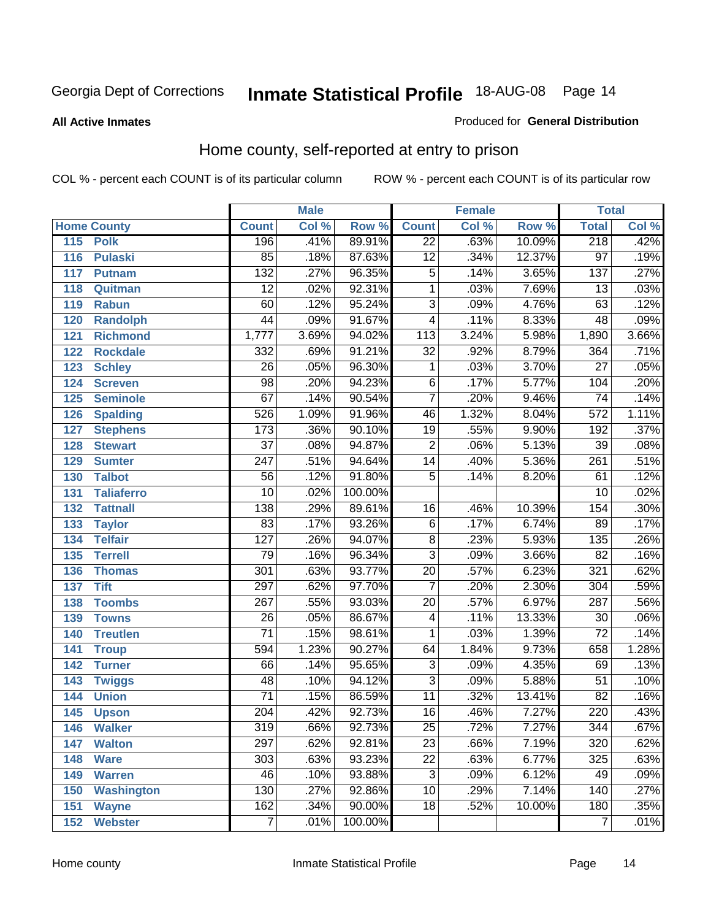Georgia Dept of Corrections **Inmate Statistical Profile** 18-AUG-08

**All Active Inmates**

Produced for **General Distribution**

## Home county, self-reported at entry to prison

COL % - percent each COUNT is of its particular column ROW % - percent each COUNT is of its particular row

| Home County | | Male | | | Female | | | Total | |
|---|---|---|---|---|---|---|---|---|---|
| | | Count | Col % | Row % | Count | Col % | Row % | Total | Col % |
| 115 | Polk | 196 | .41% | 89.91% | 22 | .63% | 10.09% | 218 | .42% |
| 116 | Pulaski | 85 | .18% | 87.63% | 12 | .34% | 12.37% | 97 | .19% |
| 117 | Putnam | 132 | .27% | 96.35% | 5 | .14% | 3.65% | 137 | .27% |
| 118 | Quitman | 12 | .02% | 92.31% | 1 | .03% | 7.69% | 13 | .03% |
| 119 | Rabun | 60 | .12% | 95.24% | 3 | .09% | 4.76% | 63 | .12% |
| 120 | Randolph | 44 | .09% | 91.67% | 4 | .11% | 8.33% | 48 | .09% |
| 121 | Richmond | 1,777 | 3.69% | 94.02% | 113 | 3.24% | 5.98% | 1,890 | 3.66% |
| 122 | Rockdale | 332 | .69% | 91.21% | 32 | .92% | 8.79% | 364 | .71% |
| 123 | Schley | 26 | .05% | 96.30% | 1 | .03% | 3.70% | 27 | .05% |
| 124 | Screven | 98 | .20% | 94.23% | 6 | .17% | 5.77% | 104 | .20% |
| 125 | Seminole | 67 | .14% | 90.54% | 7 | .20% | 9.46% | 74 | .14% |
| 126 | Spalding | 526 | 1.09% | 91.96% | 46 | 1.32% | 8.04% | 572 | 1.11% |
| 127 | Stephens | 173 | .36% | 90.10% | 19 | .55% | 9.90% | 192 | .37% |
| 128 | Stewart | 37 | .08% | 94.87% | 2 | .06% | 5.13% | 39 | .08% |
| 129 | Sumter | 247 | .51% | 94.64% | 14 | .40% | 5.36% | 261 | .51% |
| 130 | Talbot | 56 | .12% | 91.80% | 5 | .14% | 8.20% | 61 | .12% |
| 131 | Taliaferro | 10 | .02% | 100.00% | | | | 10 | .02% |
| 132 | Tattnall | 138 | .29% | 89.61% | 16 | .46% | 10.39% | 154 | .30% |
| 133 | Taylor | 83 | .17% | 93.26% | 6 | .17% | 6.74% | 89 | .17% |
| 134 | Telfair | 127 | .26% | 94.07% | 8 | .23% | 5.93% | 135 | .26% |
| 135 | Terrell | 79 | .16% | 96.34% | 3 | .09% | 3.66% | 82 | .16% |
| 136 | Thomas | 301 | .63% | 93.77% | 20 | .57% | 6.23% | 321 | .62% |
| 137 | Tift | 297 | .62% | 97.70% | 7 | .20% | 2.30% | 304 | .59% |
| 138 | Toombs | 267 | .55% | 93.03% | 20 | .57% | 6.97% | 287 | .56% |
| 139 | Towns | 26 | .05% | 86.67% | 4 | .11% | 13.33% | 30 | .06% |
| 140 | Treutlen | 71 | .15% | 98.61% | 1 | .03% | 1.39% | 72 | .14% |
| 141 | Troup | 594 | 1.23% | 90.27% | 64 | 1.84% | 9.73% | 658 | 1.28% |
| 142 | Turner | 66 | .14% | 95.65% | 3 | .09% | 4.35% | 69 | .13% |
| 143 | Twiggs | 48 | .10% | 94.12% | 3 | .09% | 5.88% | 51 | .10% |
| 144 | Union | 71 | .15% | 86.59% | 11 | .32% | 13.41% | 82 | .16% |
| 145 | Upson | 204 | .42% | 92.73% | 16 | .46% | 7.27% | 220 | .43% |
| 146 | Walker | 319 | .66% | 92.73% | 25 | .72% | 7.27% | 344 | .67% |
| 147 | Walton | 297 | .62% | 92.81% | 23 | .66% | 7.19% | 320 | .62% |
| 148 | Ware | 303 | .63% | 93.23% | 22 | .63% | 6.77% | 325 | .63% |
| 149 | Warren | 46 | .10% | 93.88% | 3 | .09% | 6.12% | 49 | .09% |
| 150 | Washington | 130 | .27% | 92.86% | 10 | .29% | 7.14% | 140 | .27% |
| 151 | Wayne | 162 | .34% | 90.00% | 18 | .52% | 10.00% | 180 | .35% |
| 152 | Webster | 7 | .01% | 100.00% | | | | 7 | .01% |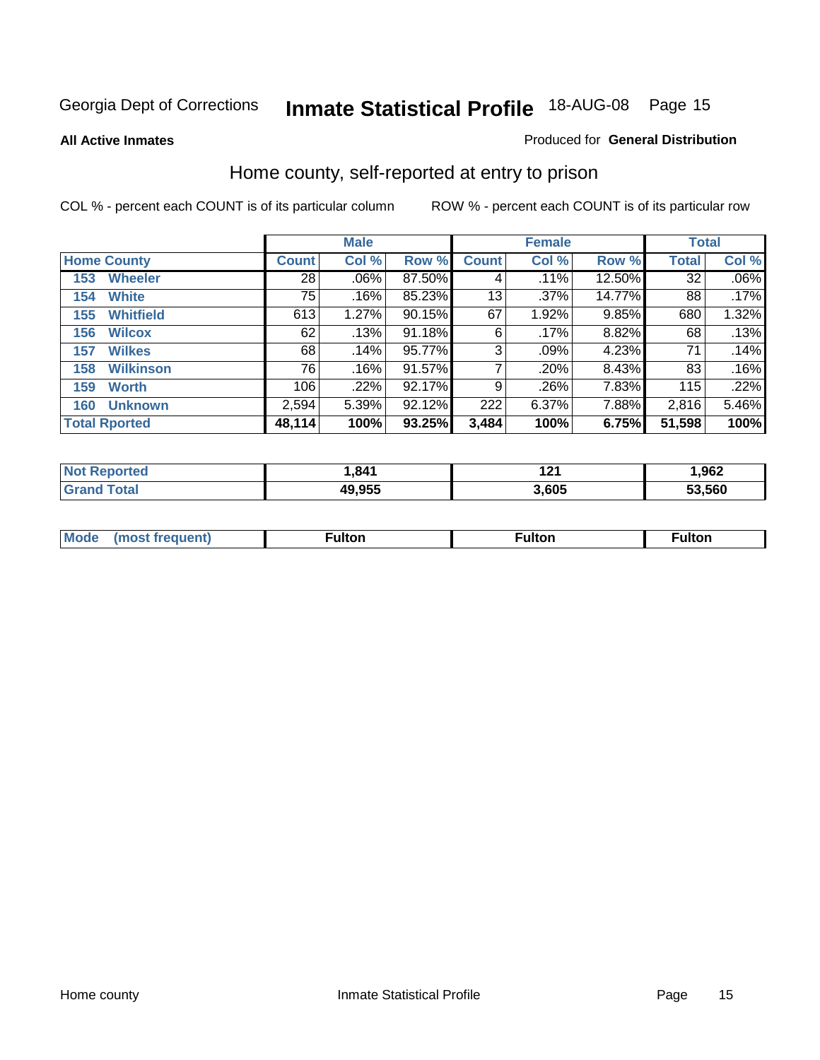Georgia Dept of Corrections **Inmate Statistical Profile** 18-AUG-08

**All Active Inmates**

Produced for **General Distribution**

## Home county, self-reported at entry to prison

COL % - percent each COUNT is of its particular column

ROW % - percent each COUNT is of its particular row

| | Male | | | Female | | | Total | |
|---|---|---|---|---|---|---|---|---|
| **Home County** | **Count** | **Col %** | **Row %** | **Count** | **Col %** | **Row %** | **Total** | **Col %** |
| 153 Wheeler | 28 | .06% | 87.50% | 4 | .11% | 12.50% | 32 | .06% |
| 154 White | 75 | .16% | 85.23% | 13 | .37% | 14.77% | 88 | .17% |
| 155 Whitfield | 613 | 1.27% | 90.15% | 67 | 1.92% | 9.85% | 680 | 1.32% |
| 156 Wilcox | 62 | .13% | 91.18% | 6 | .17% | 8.82% | 68 | .13% |
| 157 Wilkes | 68 | .14% | 95.77% | 3 | .09% | 4.23% | 71 | .14% |
| 158 Wilkinson | 76 | .16% | 91.57% | 7 | .20% | 8.43% | 83 | .16% |
| 159 Worth | 106 | .22% | 92.17% | 9 | .26% | 7.83% | 115 | .22% |
| 160 Unknown | 2,594 | 5.39% | 92.12% | 222 | 6.37% | 7.88% | 2,816 | 5.46% |
| **Total Rported** | **48,114** | **100%** | **93.25%** | **3,484** | **100%** | **6.75%** | **51,598** | **100%** |

| | Male | Female | Total |
|---|---|---|---|
| **Not Reported** | **1,841** | **121** | **1,962** |
| **Grand Total** | **49,955** | **3,605** | **53,560** |

| | Male | Female | Total |
|---|---|---|---|
| **Mode (most frequent)** | **Fulton** | **Fulton** | **Fulton** |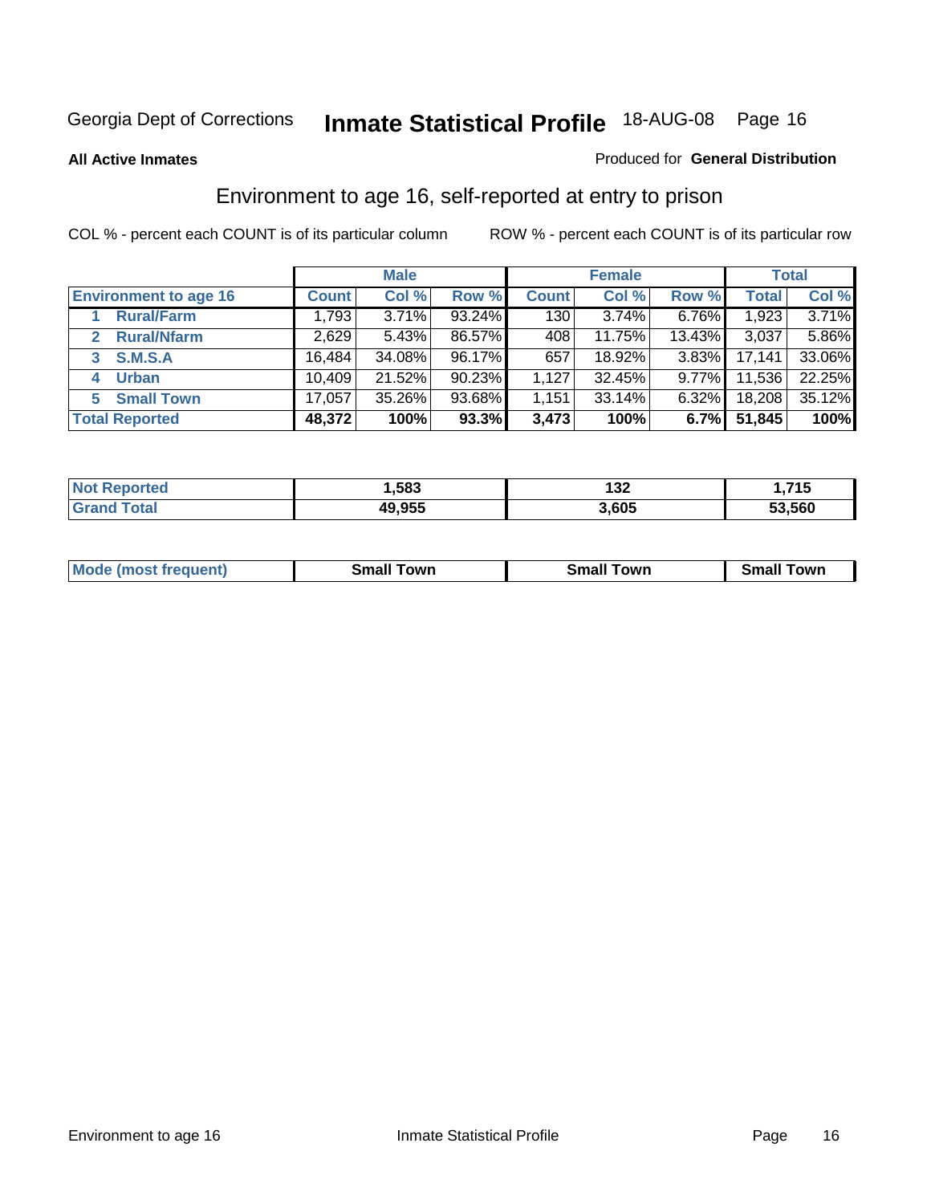Georgia Dept of Corrections **Inmate Statistical Profile** 18-AUG-08

**All Active Inmates**

Produced for **General Distribution**

## Environment to age 16, self-reported at entry to prison

COL % - percent each COUNT is of its particular column

ROW % - percent each COUNT is of its particular row

| Environment to age 16 | Male | | | Female | | | Total | |
|---|---|---|---|---|---|---|---|---|
| | Count | Col % | Row % | Count | Col % | Row % | Total | Col % |
| 1 Rural/Farm | 1,793 | 3.71% | 93.24% | 130 | 3.74% | 6.76% | 1,923 | 3.71% |
| 2 Rural/Nfarm | 2,629 | 5.43% | 86.57% | 408 | 11.75% | 13.43% | 3,037 | 5.86% |
| 3 S.M.S.A | 16,484 | 34.08% | 96.17% | 657 | 18.92% | 3.83% | 17,141 | 33.06% |
| 4 Urban | 10,409 | 21.52% | 90.23% | 1,127 | 32.45% | 9.77% | 11,536 | 22.25% |
| 5 Small Town | 17,057 | 35.26% | 93.68% | 1,151 | 33.14% | 6.32% | 18,208 | 35.12% |
| **Total Reported** | **48,372** | **100%** | **93.3%** | **3,473** | **100%** | **6.7%** | **51,845** | **100%** |

| | Male | Female | Total |
|---|---|---|---|
| Not Reported | 1,583 | 132 | 1,715 |
| Grand Total | 49,955 | 3,605 | 53,560 |

| | Male | Female | Total |
|---|---|---|---|
| Mode (most frequent) | Small Town | Small Town | Small Town |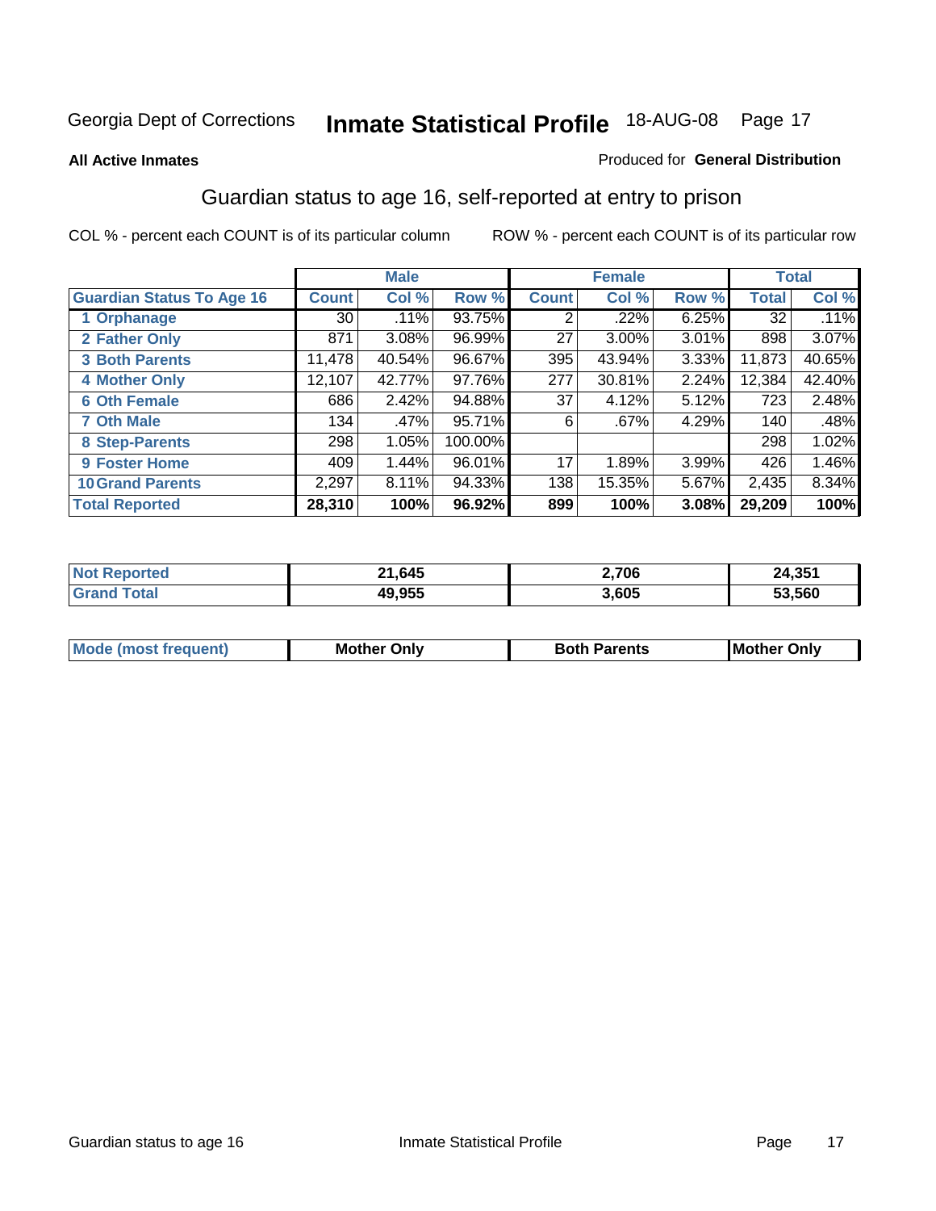Georgia Dept of Corrections **Inmate Statistical Profile** 18-AUG-08

**All Active Inmates**

Produced for **General Distribution**

## Guardian status to age 16, self-reported at entry to prison

COL % - percent each COUNT is of its particular column

ROW % - percent each COUNT is of its particular row

| | Male | | | Female | | | Total | |
|---|---|---|---|---|---|---|---|---|
| **Guardian Status To Age 16** | **Count** | **Col %** | **Row %** | **Count** | **Col %** | **Row %** | **Total** | **Col %** |
| 1 Orphanage | 30 | .11% | 93.75% | 2 | .22% | 6.25% | 32 | .11% |
| 2 Father Only | 871 | 3.08% | 96.99% | 27 | 3.00% | 3.01% | 898 | 3.07% |
| 3 Both Parents | 11,478 | 40.54% | 96.67% | 395 | 43.94% | 3.33% | 11,873 | 40.65% |
| 4 Mother Only | 12,107 | 42.77% | 97.76% | 277 | 30.81% | 2.24% | 12,384 | 42.40% |
| 6 Oth Female | 686 | 2.42% | 94.88% | 37 | 4.12% | 5.12% | 723 | 2.48% |
| 7 Oth Male | 134 | .47% | 95.71% | 6 | .67% | 4.29% | 140 | .48% |
| 8 Step-Parents | 298 | 1.05% | 100.00% | | | | 298 | 1.02% |
| 9 Foster Home | 409 | 1.44% | 96.01% | 17 | 1.89% | 3.99% | 426 | 1.46% |
| 10 Grand Parents | 2,297 | 8.11% | 94.33% | 138 | 15.35% | 5.67% | 2,435 | 8.34% |
| **Total Reported** | **28,310** | **100%** | **96.92%** | **899** | **100%** | **3.08%** | **29,209** | **100%** |

| | Male | Female | Total |
|---|---|---|---|
| Not Reported | 21,645 | 2,706 | 24,351 |
| Grand Total | 49,955 | 3,605 | 53,560 |

| | Male | Female | Total |
|---|---|---|---|
| Mode (most frequent) | Mother Only | Both Parents | Mother Only |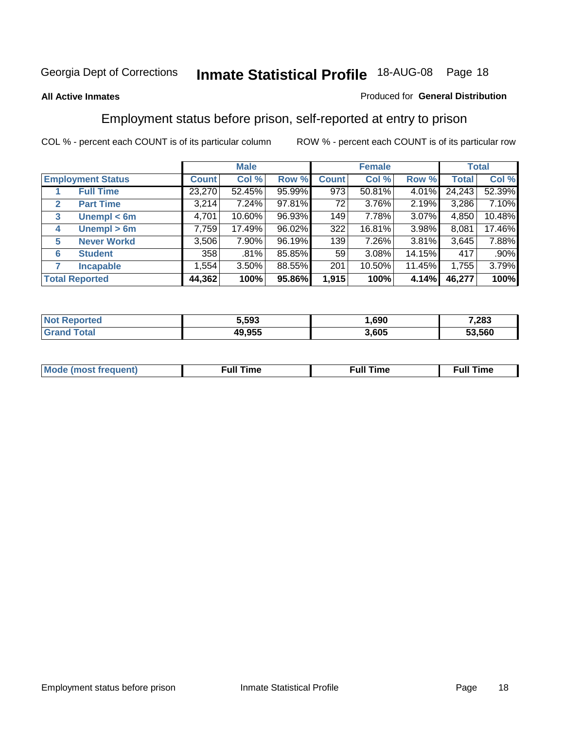## Georgia Dept of Corrections — Inmate Statistical Profile — 18-AUG-08

**All Active Inmates**

Produced for **General Distribution**

# Employment status before prison, self-reported at entry to prison

COL % - percent each COUNT is of its particular column

ROW % - percent each COUNT is of its particular row

| | | Male | | | Female | | | Total | |
|---|---|---|---|---|---|---|---|---|---|
| **Employment Status** | | **Count** | **Col %** | **Row %** | **Count** | **Col %** | **Row %** | **Total** | **Col %** |
| 1 | **Full Time** | 23,270 | 52.45% | 95.99% | 973 | 50.81% | 4.01% | 24,243 | 52.39% |
| 2 | **Part Time** | 3,214 | 7.24% | 97.81% | 72 | 3.76% | 2.19% | 3,286 | 7.10% |
| 3 | **Unempl < 6m** | 4,701 | 10.60% | 96.93% | 149 | 7.78% | 3.07% | 4,850 | 10.48% |
| 4 | **Unempl > 6m** | 7,759 | 17.49% | 96.02% | 322 | 16.81% | 3.98% | 8,081 | 17.46% |
| 5 | **Never Workd** | 3,506 | 7.90% | 96.19% | 139 | 7.26% | 3.81% | 3,645 | 7.88% |
| 6 | **Student** | 358 | .81% | 85.85% | 59 | 3.08% | 14.15% | 417 | .90% |
| 7 | **Incapable** | 1,554 | 3.50% | 88.55% | 201 | 10.50% | 11.45% | 1,755 | 3.79% |
| **Total Reported** | | **44,362** | **100%** | **95.86%** | **1,915** | **100%** | **4.14%** | **46,277** | **100%** |

| | Male | Female | Total |
|---|---|---|---|
| **Not Reported** | **5,593** | **1,690** | **7,283** |
| **Grand Total** | **49,955** | **3,605** | **53,560** |

| | Male | Female | Total |
|---|---|---|---|
| **Mode (most frequent)** | **Full Time** | **Full Time** | **Full Time** |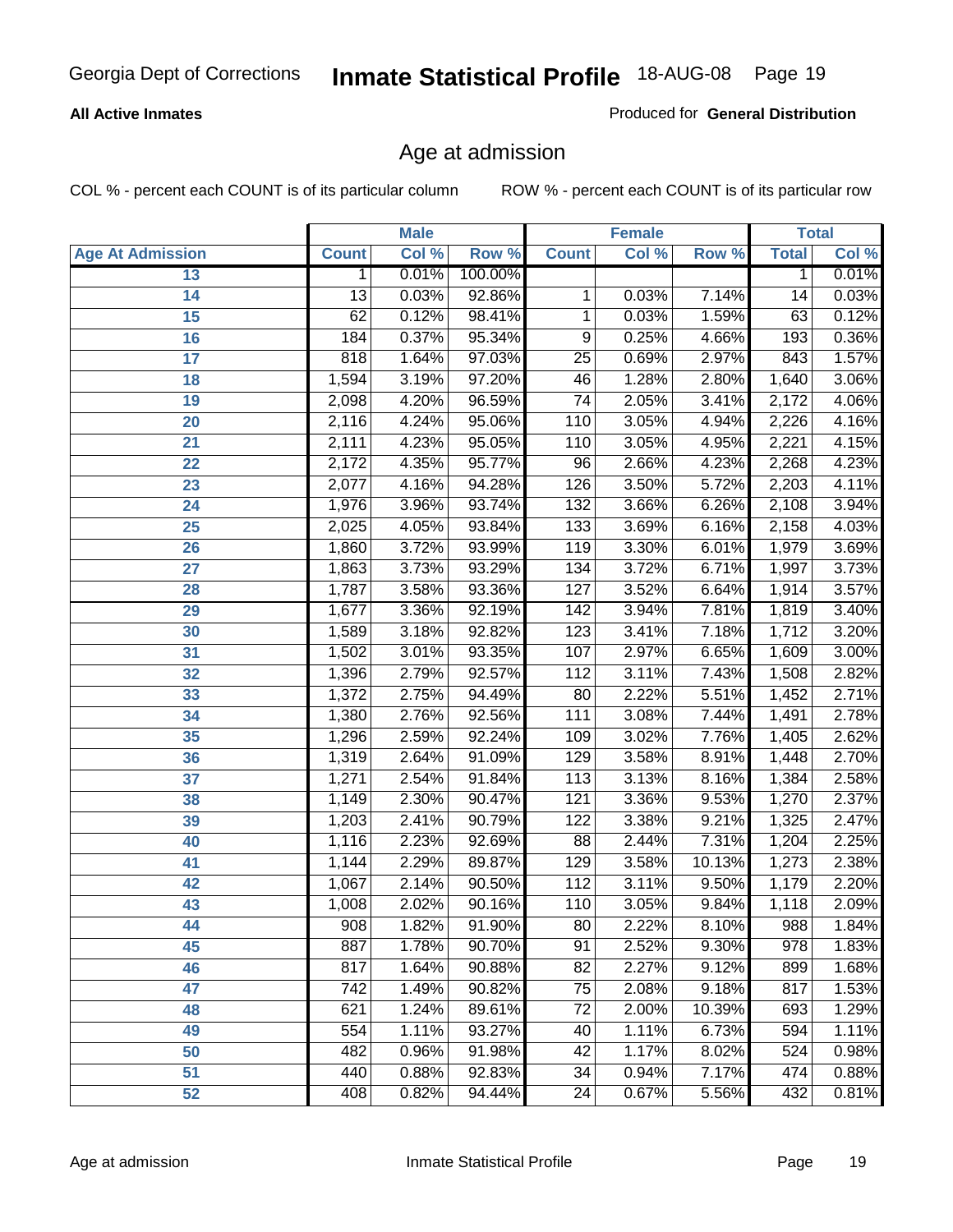**All Active Inmates**

Produced for **General Distribution**

## Age at admission

COL % - percent each COUNT is of its particular column

ROW % - percent each COUNT is of its particular row

| | Male | | | Female | | | Total | |
|---|---|---|---|---|---|---|---|---|
| Age At Admission | Count | Col % | Row % | Count | Col % | Row % | Total | Col % |
| 13 | 1 | 0.01% | 100.00% | | | | 1 | 0.01% |
| 14 | 13 | 0.03% | 92.86% | 1 | 0.03% | 7.14% | 14 | 0.03% |
| 15 | 62 | 0.12% | 98.41% | 1 | 0.03% | 1.59% | 63 | 0.12% |
| 16 | 184 | 0.37% | 95.34% | 9 | 0.25% | 4.66% | 193 | 0.36% |
| 17 | 818 | 1.64% | 97.03% | 25 | 0.69% | 2.97% | 843 | 1.57% |
| 18 | 1,594 | 3.19% | 97.20% | 46 | 1.28% | 2.80% | 1,640 | 3.06% |
| 19 | 2,098 | 4.20% | 96.59% | 74 | 2.05% | 3.41% | 2,172 | 4.06% |
| 20 | 2,116 | 4.24% | 95.06% | 110 | 3.05% | 4.94% | 2,226 | 4.16% |
| 21 | 2,111 | 4.23% | 95.05% | 110 | 3.05% | 4.95% | 2,221 | 4.15% |
| 22 | 2,172 | 4.35% | 95.77% | 96 | 2.66% | 4.23% | 2,268 | 4.23% |
| 23 | 2,077 | 4.16% | 94.28% | 126 | 3.50% | 5.72% | 2,203 | 4.11% |
| 24 | 1,976 | 3.96% | 93.74% | 132 | 3.66% | 6.26% | 2,108 | 3.94% |
| 25 | 2,025 | 4.05% | 93.84% | 133 | 3.69% | 6.16% | 2,158 | 4.03% |
| 26 | 1,860 | 3.72% | 93.99% | 119 | 3.30% | 6.01% | 1,979 | 3.69% |
| 27 | 1,863 | 3.73% | 93.29% | 134 | 3.72% | 6.71% | 1,997 | 3.73% |
| 28 | 1,787 | 3.58% | 93.36% | 127 | 3.52% | 6.64% | 1,914 | 3.57% |
| 29 | 1,677 | 3.36% | 92.19% | 142 | 3.94% | 7.81% | 1,819 | 3.40% |
| 30 | 1,589 | 3.18% | 92.82% | 123 | 3.41% | 7.18% | 1,712 | 3.20% |
| 31 | 1,502 | 3.01% | 93.35% | 107 | 2.97% | 6.65% | 1,609 | 3.00% |
| 32 | 1,396 | 2.79% | 92.57% | 112 | 3.11% | 7.43% | 1,508 | 2.82% |
| 33 | 1,372 | 2.75% | 94.49% | 80 | 2.22% | 5.51% | 1,452 | 2.71% |
| 34 | 1,380 | 2.76% | 92.56% | 111 | 3.08% | 7.44% | 1,491 | 2.78% |
| 35 | 1,296 | 2.59% | 92.24% | 109 | 3.02% | 7.76% | 1,405 | 2.62% |
| 36 | 1,319 | 2.64% | 91.09% | 129 | 3.58% | 8.91% | 1,448 | 2.70% |
| 37 | 1,271 | 2.54% | 91.84% | 113 | 3.13% | 8.16% | 1,384 | 2.58% |
| 38 | 1,149 | 2.30% | 90.47% | 121 | 3.36% | 9.53% | 1,270 | 2.37% |
| 39 | 1,203 | 2.41% | 90.79% | 122 | 3.38% | 9.21% | 1,325 | 2.47% |
| 40 | 1,116 | 2.23% | 92.69% | 88 | 2.44% | 7.31% | 1,204 | 2.25% |
| 41 | 1,144 | 2.29% | 89.87% | 129 | 3.58% | 10.13% | 1,273 | 2.38% |
| 42 | 1,067 | 2.14% | 90.50% | 112 | 3.11% | 9.50% | 1,179 | 2.20% |
| 43 | 1,008 | 2.02% | 90.16% | 110 | 3.05% | 9.84% | 1,118 | 2.09% |
| 44 | 908 | 1.82% | 91.90% | 80 | 2.22% | 8.10% | 988 | 1.84% |
| 45 | 887 | 1.78% | 90.70% | 91 | 2.52% | 9.30% | 978 | 1.83% |
| 46 | 817 | 1.64% | 90.88% | 82 | 2.27% | 9.12% | 899 | 1.68% |
| 47 | 742 | 1.49% | 90.82% | 75 | 2.08% | 9.18% | 817 | 1.53% |
| 48 | 621 | 1.24% | 89.61% | 72 | 2.00% | 10.39% | 693 | 1.29% |
| 49 | 554 | 1.11% | 93.27% | 40 | 1.11% | 6.73% | 594 | 1.11% |
| 50 | 482 | 0.96% | 91.98% | 42 | 1.17% | 8.02% | 524 | 0.98% |
| 51 | 440 | 0.88% | 92.83% | 34 | 0.94% | 7.17% | 474 | 0.88% |
| 52 | 408 | 0.82% | 94.44% | 24 | 0.67% | 5.56% | 432 | 0.81% |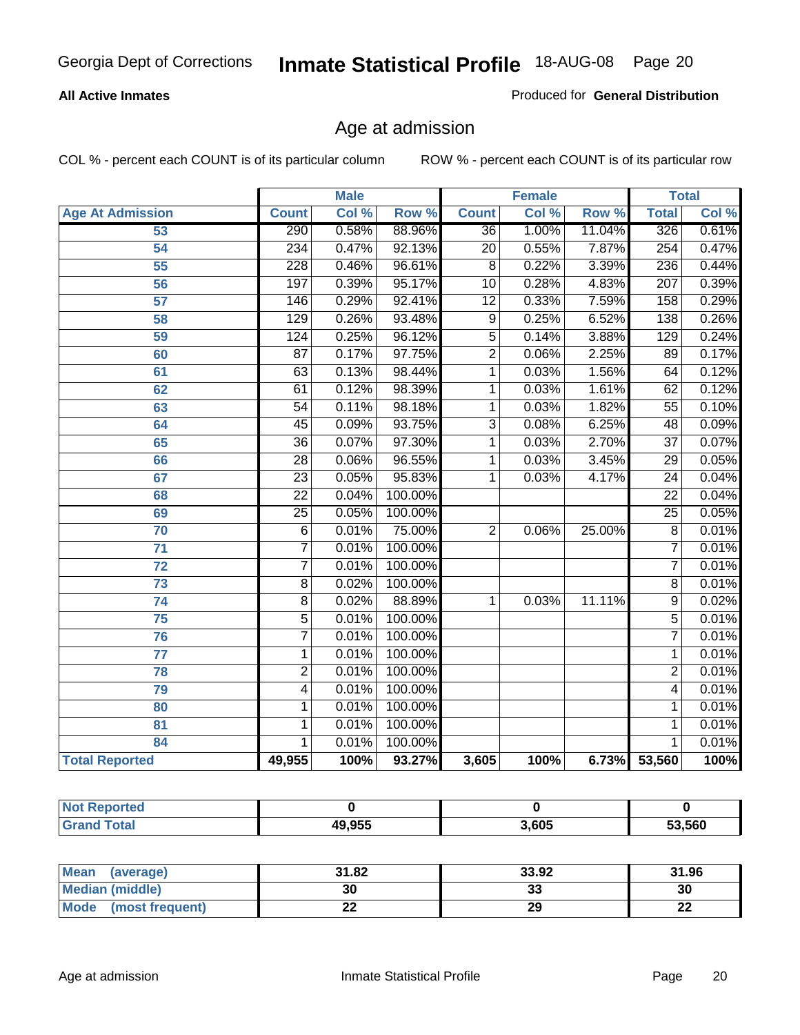Georgia Dept of Corrections **Inmate Statistical Profile** 18-AUG-08

**All Active Inmates**

Produced for **General Distribution**

## Age at admission

COL % - percent each COUNT is of its particular column ROW % - percent each COUNT is of its particular row

| | Male | | | Female | | | Total | |
|---|---|---|---|---|---|---|---|---|
| **Age At Admission** | **Count** | **Col %** | **Row %** | **Count** | **Col %** | **Row %** | **Total** | **Col %** |
| 53 | 290 | 0.58% | 88.96% | 36 | 1.00% | 11.04% | 326 | 0.61% |
| 54 | 234 | 0.47% | 92.13% | 20 | 0.55% | 7.87% | 254 | 0.47% |
| 55 | 228 | 0.46% | 96.61% | 8 | 0.22% | 3.39% | 236 | 0.44% |
| 56 | 197 | 0.39% | 95.17% | 10 | 0.28% | 4.83% | 207 | 0.39% |
| 57 | 146 | 0.29% | 92.41% | 12 | 0.33% | 7.59% | 158 | 0.29% |
| 58 | 129 | 0.26% | 93.48% | 9 | 0.25% | 6.52% | 138 | 0.26% |
| 59 | 124 | 0.25% | 96.12% | 5 | 0.14% | 3.88% | 129 | 0.24% |
| 60 | 87 | 0.17% | 97.75% | 2 | 0.06% | 2.25% | 89 | 0.17% |
| 61 | 63 | 0.13% | 98.44% | 1 | 0.03% | 1.56% | 64 | 0.12% |
| 62 | 61 | 0.12% | 98.39% | 1 | 0.03% | 1.61% | 62 | 0.12% |
| 63 | 54 | 0.11% | 98.18% | 1 | 0.03% | 1.82% | 55 | 0.10% |
| 64 | 45 | 0.09% | 93.75% | 3 | 0.08% | 6.25% | 48 | 0.09% |
| 65 | 36 | 0.07% | 97.30% | 1 | 0.03% | 2.70% | 37 | 0.07% |
| 66 | 28 | 0.06% | 96.55% | 1 | 0.03% | 3.45% | 29 | 0.05% |
| 67 | 23 | 0.05% | 95.83% | 1 | 0.03% | 4.17% | 24 | 0.04% |
| 68 | 22 | 0.04% | 100.00% | | | | 22 | 0.04% |
| 69 | 25 | 0.05% | 100.00% | | | | 25 | 0.05% |
| 70 | 6 | 0.01% | 75.00% | 2 | 0.06% | 25.00% | 8 | 0.01% |
| 71 | 7 | 0.01% | 100.00% | | | | 7 | 0.01% |
| 72 | 7 | 0.01% | 100.00% | | | | 7 | 0.01% |
| 73 | 8 | 0.02% | 100.00% | | | | 8 | 0.01% |
| 74 | 8 | 0.02% | 88.89% | 1 | 0.03% | 11.11% | 9 | 0.02% |
| 75 | 5 | 0.01% | 100.00% | | | | 5 | 0.01% |
| 76 | 7 | 0.01% | 100.00% | | | | 7 | 0.01% |
| 77 | 1 | 0.01% | 100.00% | | | | 1 | 0.01% |
| 78 | 2 | 0.01% | 100.00% | | | | 2 | 0.01% |
| 79 | 4 | 0.01% | 100.00% | | | | 4 | 0.01% |
| 80 | 1 | 0.01% | 100.00% | | | | 1 | 0.01% |
| 81 | 1 | 0.01% | 100.00% | | | | 1 | 0.01% |
| 84 | 1 | 0.01% | 100.00% | | | | 1 | 0.01% |
| **Total Reported** | **49,955** | **100%** | **93.27%** | **3,605** | **100%** | **6.73%** | **53,560** | **100%** |

| | Male | Female | Total |
|---|---|---|---|
| **Not Reported** | **0** | **0** | **0** |
| **Grand Total** | **49,955** | **3,605** | **53,560** |

| | Male | Female | Total |
|---|---|---|---|
| **Mean (average)** | **31.82** | **33.92** | **31.96** |
| **Median (middle)** | **30** | **33** | **30** |
| **Mode (most frequent)** | **22** | **29** | **22** |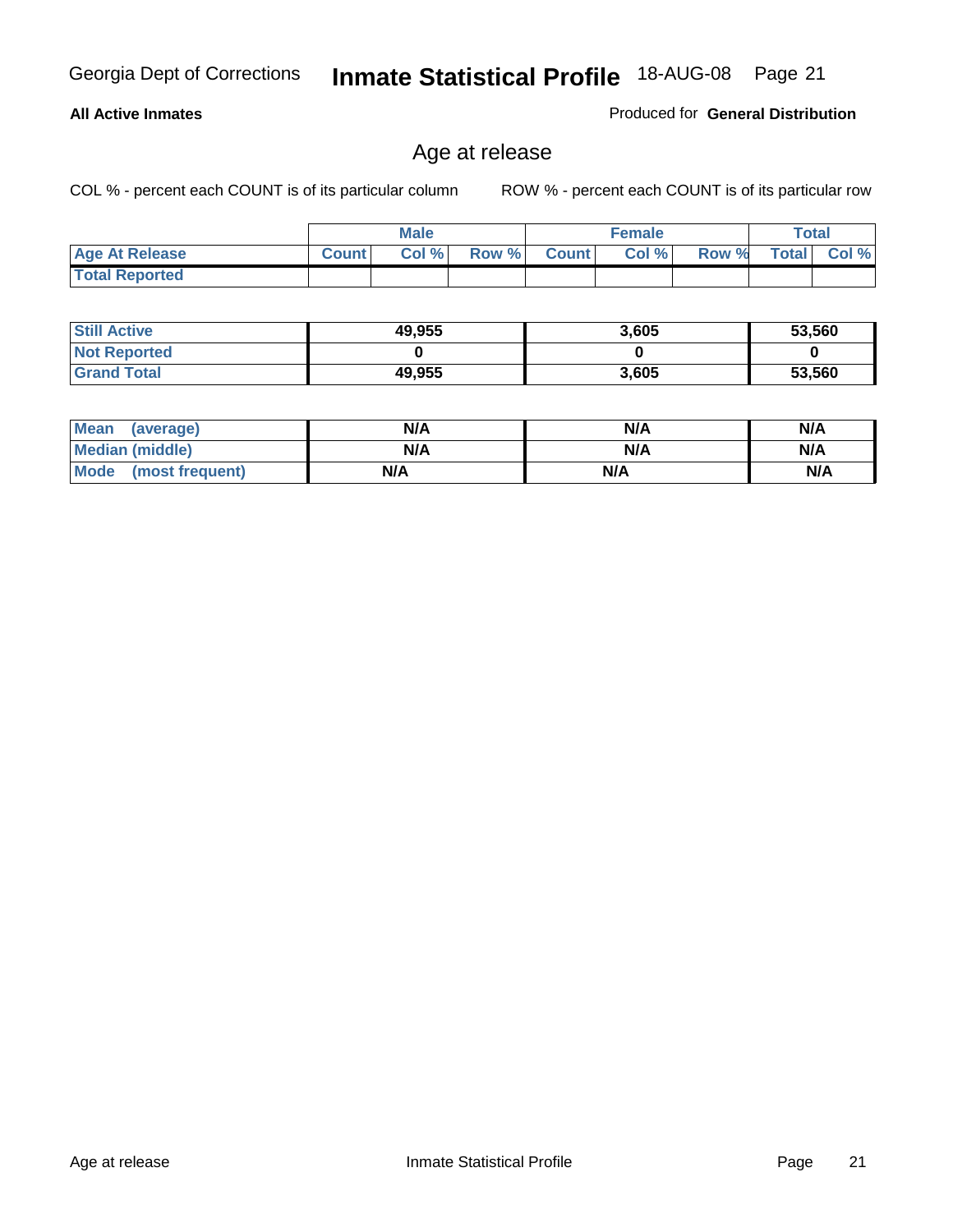Georgia Dept of Corrections **Inmate Statistical Profile** 18-AUG-08

**All Active Inmates**

Produced for **General Distribution**

## Age at release

COL % - percent each COUNT is of its particular column ROW % - percent each COUNT is of its particular row

| | Male | | | Female | | | Total | |
|---|---|---|---|---|---|---|---|---|
| **Age At Release** | **Count** | **Col %** | **Row %** | **Count** | **Col %** | **Row %** | **Total** | **Col %** |
| **Total Reported** | | | | | | | | |

| | Male | Female | Total |
|---|---|---|---|
| **Still Active** | **49,955** | **3,605** | **53,560** |
| **Not Reported** | **0** | **0** | **0** |
| **Grand Total** | **49,955** | **3,605** | **53,560** |

| | Male | Female | Total |
|---|---|---|---|
| **Mean (average)** | **N/A** | **N/A** | **N/A** |
| **Median (middle)** | **N/A** | **N/A** | **N/A** |
| **Mode (most frequent)** | **N/A** | **N/A** | **N/A** |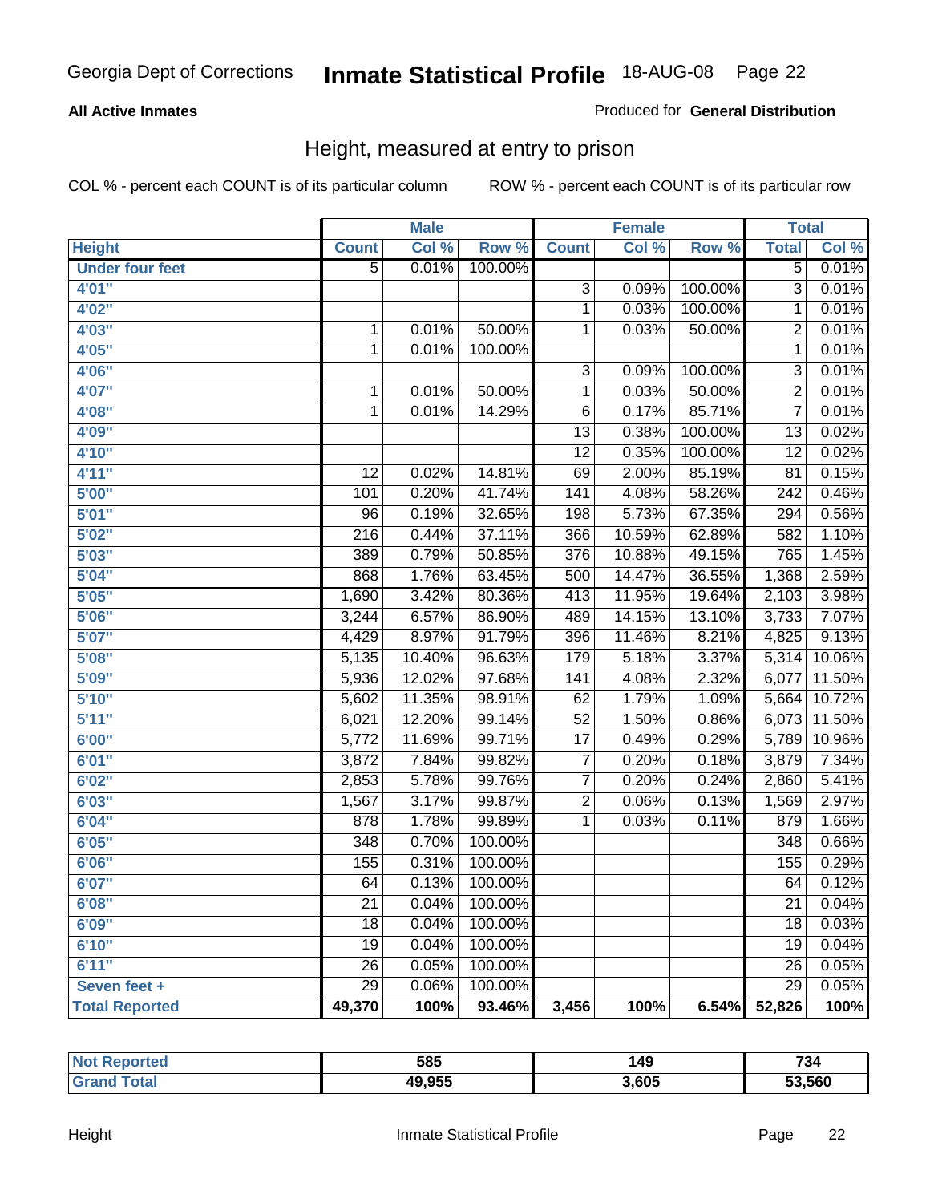Georgia Dept of Corrections **Inmate Statistical Profile** 18-AUG-08

**All Active Inmates**

Produced for **General Distribution**

## Height, measured at entry to prison

COL % - percent each COUNT is of its particular column ROW % - percent each COUNT is of its particular row

| | Male | | | Female | | | Total | |
|---|---|---|---|---|---|---|---|---|
| **Height** | **Count** | **Col %** | **Row %** | **Count** | **Col %** | **Row %** | **Total** | **Col %** |
| **Under four feet** | 5 | 0.01% | 100.00% | | | | 5 | 0.01% |
| **4'01"** | | | | 3 | 0.09% | 100.00% | 3 | 0.01% |
| **4'02"** | | | | 1 | 0.03% | 100.00% | 1 | 0.01% |
| **4'03"** | 1 | 0.01% | 50.00% | 1 | 0.03% | 50.00% | 2 | 0.01% |
| **4'05"** | 1 | 0.01% | 100.00% | | | | 1 | 0.01% |
| **4'06"** | | | | 3 | 0.09% | 100.00% | 3 | 0.01% |
| **4'07"** | 1 | 0.01% | 50.00% | 1 | 0.03% | 50.00% | 2 | 0.01% |
| **4'08"** | 1 | 0.01% | 14.29% | 6 | 0.17% | 85.71% | 7 | 0.01% |
| **4'09"** | | | | 13 | 0.38% | 100.00% | 13 | 0.02% |
| **4'10"** | | | | 12 | 0.35% | 100.00% | 12 | 0.02% |
| **4'11"** | 12 | 0.02% | 14.81% | 69 | 2.00% | 85.19% | 81 | 0.15% |
| **5'00"** | 101 | 0.20% | 41.74% | 141 | 4.08% | 58.26% | 242 | 0.46% |
| **5'01"** | 96 | 0.19% | 32.65% | 198 | 5.73% | 67.35% | 294 | 0.56% |
| **5'02"** | 216 | 0.44% | 37.11% | 366 | 10.59% | 62.89% | 582 | 1.10% |
| **5'03"** | 389 | 0.79% | 50.85% | 376 | 10.88% | 49.15% | 765 | 1.45% |
| **5'04"** | 868 | 1.76% | 63.45% | 500 | 14.47% | 36.55% | 1,368 | 2.59% |
| **5'05"** | 1,690 | 3.42% | 80.36% | 413 | 11.95% | 19.64% | 2,103 | 3.98% |
| **5'06"** | 3,244 | 6.57% | 86.90% | 489 | 14.15% | 13.10% | 3,733 | 7.07% |
| **5'07"** | 4,429 | 8.97% | 91.79% | 396 | 11.46% | 8.21% | 4,825 | 9.13% |
| **5'08"** | 5,135 | 10.40% | 96.63% | 179 | 5.18% | 3.37% | 5,314 | 10.06% |
| **5'09"** | 5,936 | 12.02% | 97.68% | 141 | 4.08% | 2.32% | 6,077 | 11.50% |
| **5'10"** | 5,602 | 11.35% | 98.91% | 62 | 1.79% | 1.09% | 5,664 | 10.72% |
| **5'11"** | 6,021 | 12.20% | 99.14% | 52 | 1.50% | 0.86% | 6,073 | 11.50% |
| **6'00"** | 5,772 | 11.69% | 99.71% | 17 | 0.49% | 0.29% | 5,789 | 10.96% |
| **6'01"** | 3,872 | 7.84% | 99.82% | 7 | 0.20% | 0.18% | 3,879 | 7.34% |
| **6'02"** | 2,853 | 5.78% | 99.76% | 7 | 0.20% | 0.24% | 2,860 | 5.41% |
| **6'03"** | 1,567 | 3.17% | 99.87% | 2 | 0.06% | 0.13% | 1,569 | 2.97% |
| **6'04"** | 878 | 1.78% | 99.89% | 1 | 0.03% | 0.11% | 879 | 1.66% |
| **6'05"** | 348 | 0.70% | 100.00% | | | | 348 | 0.66% |
| **6'06"** | 155 | 0.31% | 100.00% | | | | 155 | 0.29% |
| **6'07"** | 64 | 0.13% | 100.00% | | | | 64 | 0.12% |
| **6'08"** | 21 | 0.04% | 100.00% | | | | 21 | 0.04% |
| **6'09"** | 18 | 0.04% | 100.00% | | | | 18 | 0.03% |
| **6'10"** | 19 | 0.04% | 100.00% | | | | 19 | 0.04% |
| **6'11"** | 26 | 0.05% | 100.00% | | | | 26 | 0.05% |
| **Seven feet +** | 29 | 0.06% | 100.00% | | | | 29 | 0.05% |
| **Total Reported** | **49,370** | **100%** | **93.46%** | **3,456** | **100%** | **6.54%** | **52,826** | **100%** |

| | Male | Female | Total |
|---|---|---|---|
| **Not Reported** | **585** | **149** | **734** |
| **Grand Total** | **49,955** | **3,605** | **53,560** |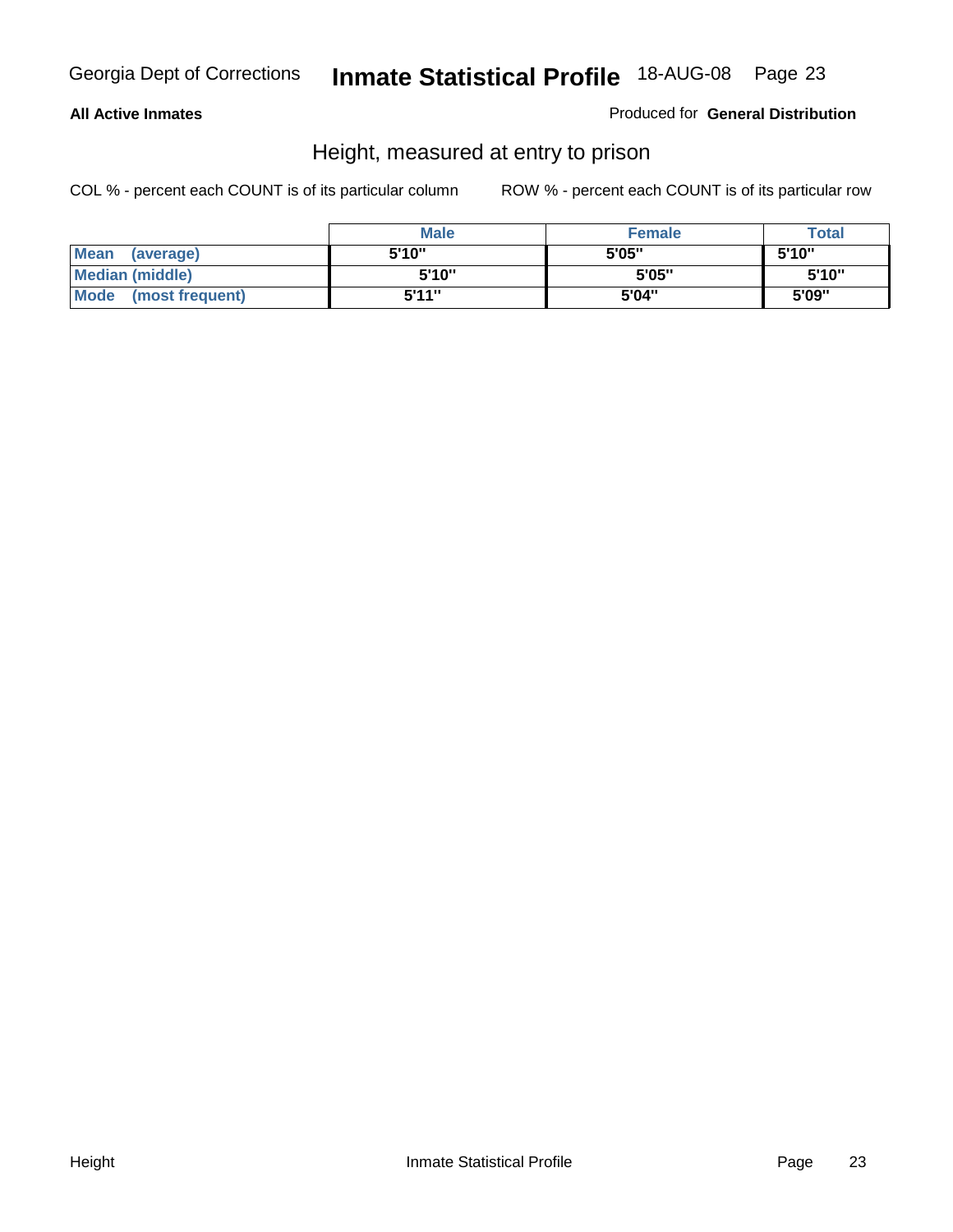**All Active Inmates** Produced for **General Distribution**

## Height, measured at entry to prison

COL % - percent each COUNT is of its particular column ROW % - percent each COUNT is of its particular row

| | Male | Female | Total |
|---|---|---|---|
| **Mean (average)** | 5'10" | 5'05" | 5'10" |
| **Median (middle)** | 5'10" | 5'05" | 5'10" |
| **Mode (most frequent)** | 5'11" | 5'04" | 5'09" |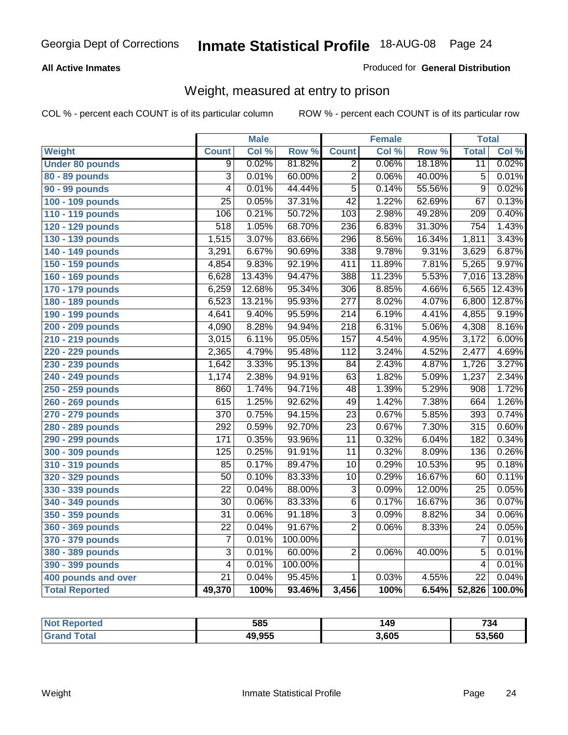Georgia Dept of Corrections **Inmate Statistical Profile** 18-AUG-08

**All Active Inmates**

Produced for **General Distribution**

## Weight, measured at entry to prison

COL % - percent each COUNT is of its particular column ROW % - percent each COUNT is of its particular row

| | Male | | | Female | | | Total | |
|---|---|---|---|---|---|---|---|---|
| **Weight** | **Count** | **Col %** | **Row %** | **Count** | **Col %** | **Row %** | **Total** | **Col %** |
| **Under 80 pounds** | 9 | 0.02% | 81.82% | 2 | 0.06% | 18.18% | 11 | 0.02% |
| **80 - 89 pounds** | 3 | 0.01% | 60.00% | 2 | 0.06% | 40.00% | 5 | 0.01% |
| **90 - 99 pounds** | 4 | 0.01% | 44.44% | 5 | 0.14% | 55.56% | 9 | 0.02% |
| **100 - 109 pounds** | 25 | 0.05% | 37.31% | 42 | 1.22% | 62.69% | 67 | 0.13% |
| **110 - 119 pounds** | 106 | 0.21% | 50.72% | 103 | 2.98% | 49.28% | 209 | 0.40% |
| **120 - 129 pounds** | 518 | 1.05% | 68.70% | 236 | 6.83% | 31.30% | 754 | 1.43% |
| **130 - 139 pounds** | 1,515 | 3.07% | 83.66% | 296 | 8.56% | 16.34% | 1,811 | 3.43% |
| **140 - 149 pounds** | 3,291 | 6.67% | 90.69% | 338 | 9.78% | 9.31% | 3,629 | 6.87% |
| **150 - 159 pounds** | 4,854 | 9.83% | 92.19% | 411 | 11.89% | 7.81% | 5,265 | 9.97% |
| **160 - 169 pounds** | 6,628 | 13.43% | 94.47% | 388 | 11.23% | 5.53% | 7,016 | 13.28% |
| **170 - 179 pounds** | 6,259 | 12.68% | 95.34% | 306 | 8.85% | 4.66% | 6,565 | 12.43% |
| **180 - 189 pounds** | 6,523 | 13.21% | 95.93% | 277 | 8.02% | 4.07% | 6,800 | 12.87% |
| **190 - 199 pounds** | 4,641 | 9.40% | 95.59% | 214 | 6.19% | 4.41% | 4,855 | 9.19% |
| **200 - 209 pounds** | 4,090 | 8.28% | 94.94% | 218 | 6.31% | 5.06% | 4,308 | 8.16% |
| **210 - 219 pounds** | 3,015 | 6.11% | 95.05% | 157 | 4.54% | 4.95% | 3,172 | 6.00% |
| **220 - 229 pounds** | 2,365 | 4.79% | 95.48% | 112 | 3.24% | 4.52% | 2,477 | 4.69% |
| **230 - 239 pounds** | 1,642 | 3.33% | 95.13% | 84 | 2.43% | 4.87% | 1,726 | 3.27% |
| **240 - 249 pounds** | 1,174 | 2.38% | 94.91% | 63 | 1.82% | 5.09% | 1,237 | 2.34% |
| **250 - 259 pounds** | 860 | 1.74% | 94.71% | 48 | 1.39% | 5.29% | 908 | 1.72% |
| **260 - 269 pounds** | 615 | 1.25% | 92.62% | 49 | 1.42% | 7.38% | 664 | 1.26% |
| **270 - 279 pounds** | 370 | 0.75% | 94.15% | 23 | 0.67% | 5.85% | 393 | 0.74% |
| **280 - 289 pounds** | 292 | 0.59% | 92.70% | 23 | 0.67% | 7.30% | 315 | 0.60% |
| **290 - 299 pounds** | 171 | 0.35% | 93.96% | 11 | 0.32% | 6.04% | 182 | 0.34% |
| **300 - 309 pounds** | 125 | 0.25% | 91.91% | 11 | 0.32% | 8.09% | 136 | 0.26% |
| **310 - 319 pounds** | 85 | 0.17% | 89.47% | 10 | 0.29% | 10.53% | 95 | 0.18% |
| **320 - 329 pounds** | 50 | 0.10% | 83.33% | 10 | 0.29% | 16.67% | 60 | 0.11% |
| **330 - 339 pounds** | 22 | 0.04% | 88.00% | 3 | 0.09% | 12.00% | 25 | 0.05% |
| **340 - 349 pounds** | 30 | 0.06% | 83.33% | 6 | 0.17% | 16.67% | 36 | 0.07% |
| **350 - 359 pounds** | 31 | 0.06% | 91.18% | 3 | 0.09% | 8.82% | 34 | 0.06% |
| **360 - 369 pounds** | 22 | 0.04% | 91.67% | 2 | 0.06% | 8.33% | 24 | 0.05% |
| **370 - 379 pounds** | 7 | 0.01% | 100.00% | | | | 7 | 0.01% |
| **380 - 389 pounds** | 3 | 0.01% | 60.00% | 2 | 0.06% | 40.00% | 5 | 0.01% |
| **390 - 399 pounds** | 4 | 0.01% | 100.00% | | | | 4 | 0.01% |
| **400 pounds and over** | 21 | 0.04% | 95.45% | 1 | 0.03% | 4.55% | 22 | 0.04% |
| **Total Reported** | **49,370** | **100%** | **93.46%** | **3,456** | **100%** | **6.54%** | **52,826** | **100.0%** |

| | Male | Female | Total |
|---|---|---|---|
| **Not Reported** | **585** | **149** | **734** |
| **Grand Total** | **49,955** | **3,605** | **53,560** |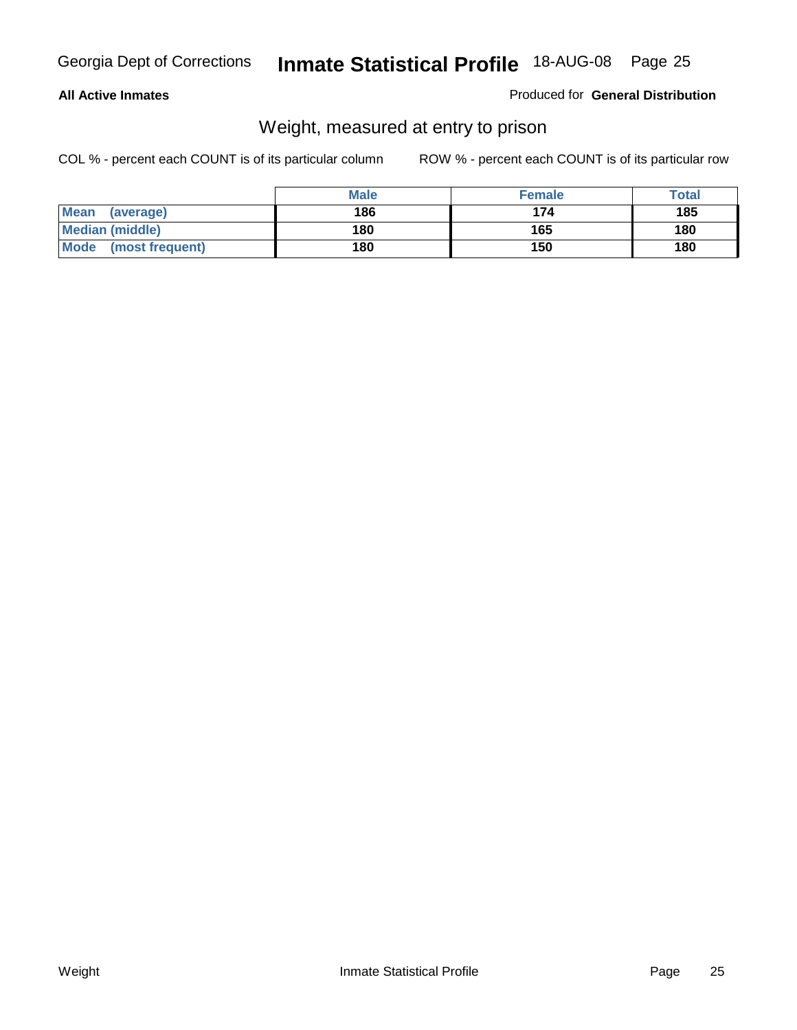**All Active Inmates**

Produced for **General Distribution**

## Weight, measured at entry to prison

COL % - percent each COUNT is of its particular column

ROW % - percent each COUNT is of its particular row

| | Male | Female | Total |
|---|---|---|---|
| **Mean (average)** | 186 | 174 | 185 |
| **Median (middle)** | 180 | 165 | 180 |
| **Mode (most frequent)** | 180 | 150 | 180 |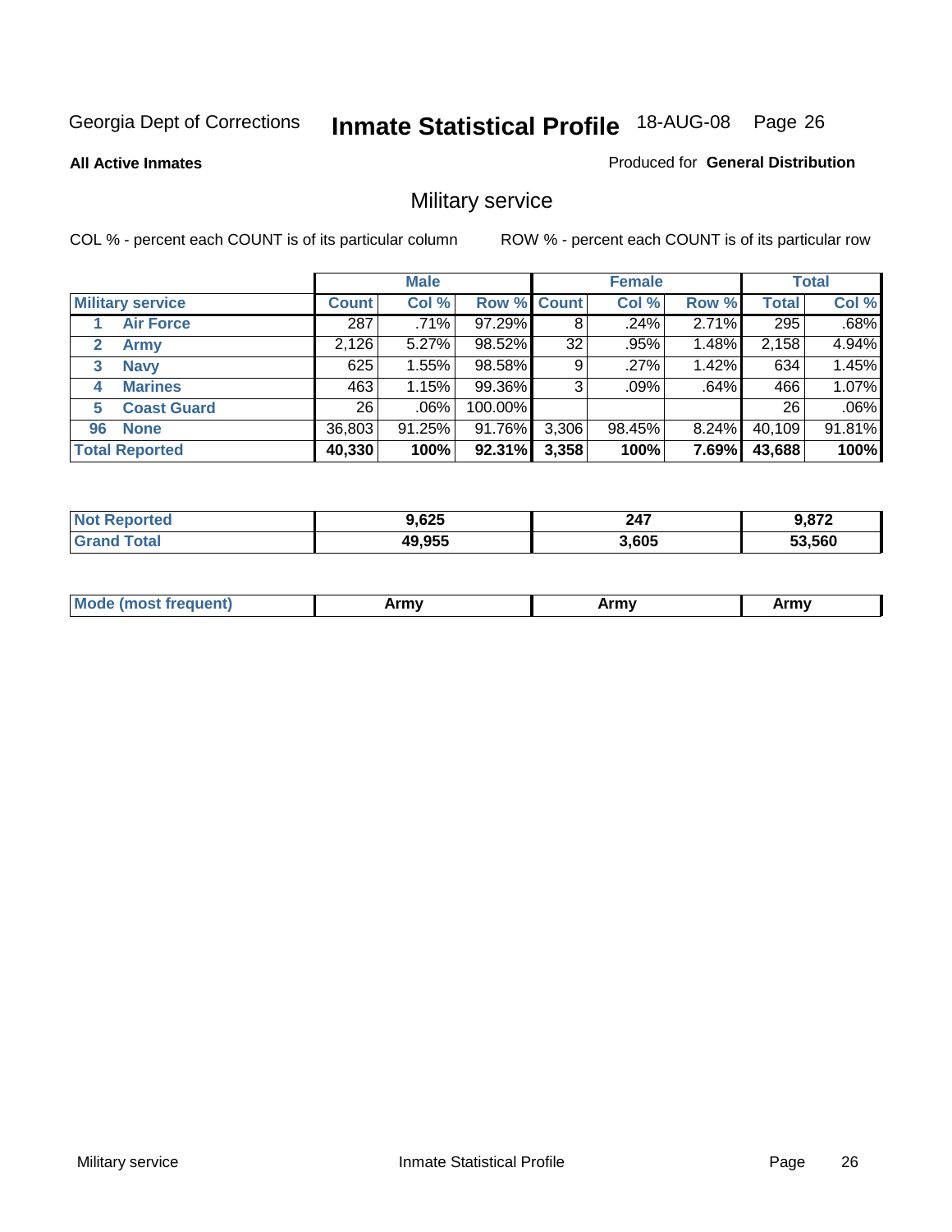Georgia Dept of Corrections **Inmate Statistical Profile** 18-AUG-08

**All Active Inmates**

Produced for **General Distribution**

## Military service

COL % - percent each COUNT is of its particular column

ROW % - percent each COUNT is of its particular row

| | Male | | | Female | | | Total | |
|---|---|---|---|---|---|---|---|---|
| **Military service** | **Count** | **Col %** | **Row %** | **Count** | **Col %** | **Row %** | **Total** | **Col %** |
| 1 Air Force | 287 | .71% | 97.29% | 8 | .24% | 2.71% | 295 | .68% |
| 2 Army | 2,126 | 5.27% | 98.52% | 32 | .95% | 1.48% | 2,158 | 4.94% |
| 3 Navy | 625 | 1.55% | 98.58% | 9 | .27% | 1.42% | 634 | 1.45% |
| 4 Marines | 463 | 1.15% | 99.36% | 3 | .09% | .64% | 466 | 1.07% |
| 5 Coast Guard | 26 | .06% | 100.00% | | | | 26 | .06% |
| 96 None | 36,803 | 91.25% | 91.76% | 3,306 | 98.45% | 8.24% | 40,109 | 91.81% |
| **Total Reported** | **40,330** | **100%** | **92.31%** | **3,358** | **100%** | **7.69%** | **43,688** | **100%** |

| | Male | Female | Total |
|---|---|---|---|
| Not Reported | **9,625** | **247** | **9,872** |
| Grand Total | **49,955** | **3,605** | **53,560** |

| | Male | Female | Total |
|---|---|---|---|
| Mode (most frequent) | **Army** | **Army** | **Army** |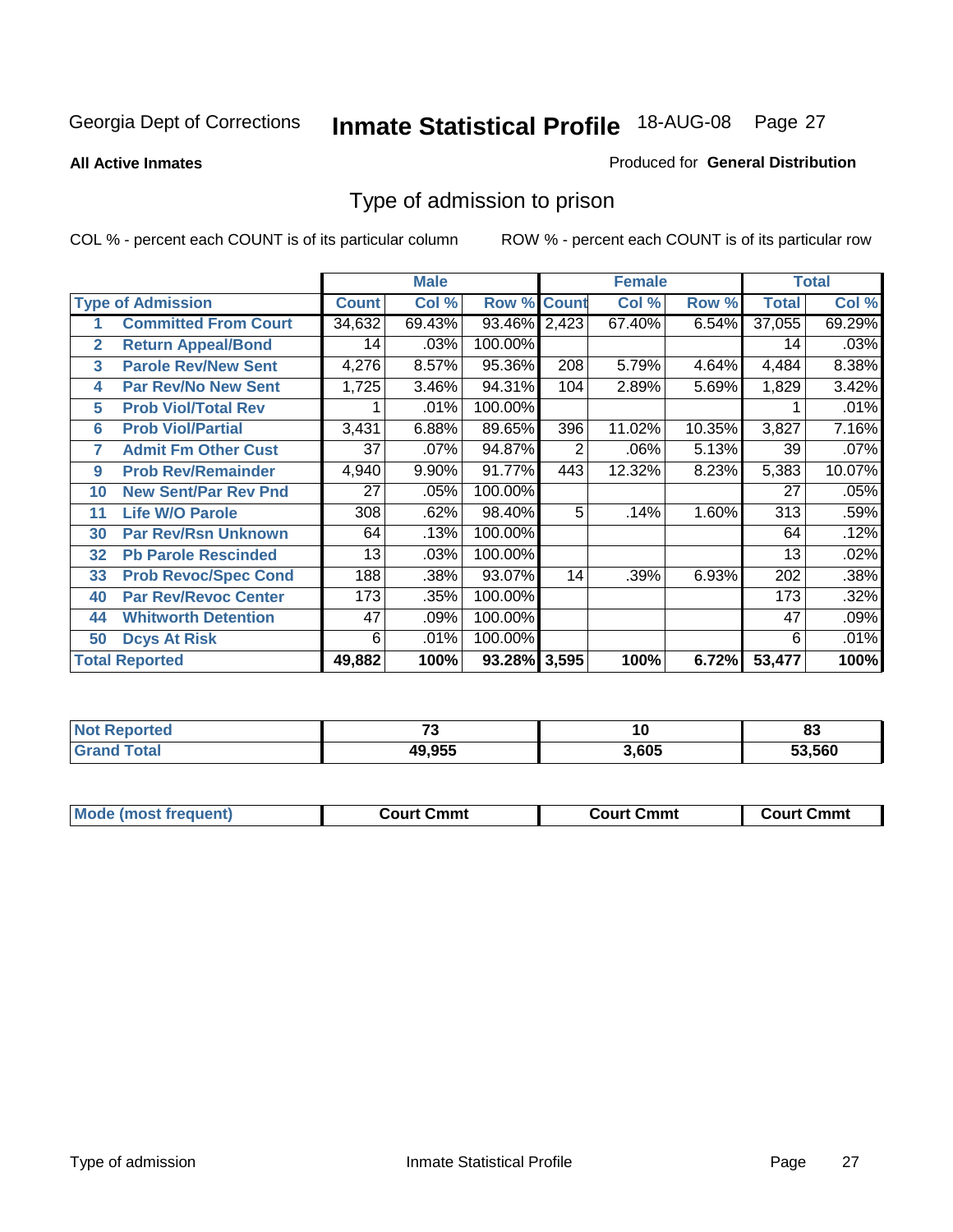Georgia Dept of Corrections **Inmate Statistical Profile** 18-AUG-08

**All Active Inmates**

Produced for **General Distribution**

## Type of admission to prison

COL % - percent each COUNT is of its particular column

ROW % - percent each COUNT is of its particular row

| | | Male | | | Female | | | Total | |
|---|---|---|---|---|---|---|---|---|---|
| **Type of Admission** | | **Count** | **Col %** | **Row %** | **Count** | **Col %** | **Row %** | **Total** | **Col %** |
| 1 | Committed From Court | 34,632 | 69.43% | 93.46% | 2,423 | 67.40% | 6.54% | 37,055 | 69.29% |
| 2 | Return Appeal/Bond | 14 | .03% | 100.00% | | | | 14 | .03% |
| 3 | Parole Rev/New Sent | 4,276 | 8.57% | 95.36% | 208 | 5.79% | 4.64% | 4,484 | 8.38% |
| 4 | Par Rev/No New Sent | 1,725 | 3.46% | 94.31% | 104 | 2.89% | 5.69% | 1,829 | 3.42% |
| 5 | Prob Viol/Total Rev | 1 | .01% | 100.00% | | | | 1 | .01% |
| 6 | Prob Viol/Partial | 3,431 | 6.88% | 89.65% | 396 | 11.02% | 10.35% | 3,827 | 7.16% |
| 7 | Admit Fm Other Cust | 37 | .07% | 94.87% | 2 | .06% | 5.13% | 39 | .07% |
| 9 | Prob Rev/Remainder | 4,940 | 9.90% | 91.77% | 443 | 12.32% | 8.23% | 5,383 | 10.07% |
| 10 | New Sent/Par Rev Pnd | 27 | .05% | 100.00% | | | | 27 | .05% |
| 11 | Life W/O Parole | 308 | .62% | 98.40% | 5 | .14% | 1.60% | 313 | .59% |
| 30 | Par Rev/Rsn Unknown | 64 | .13% | 100.00% | | | | 64 | .12% |
| 32 | Pb Parole Rescinded | 13 | .03% | 100.00% | | | | 13 | .02% |
| 33 | Prob Revoc/Spec Cond | 188 | .38% | 93.07% | 14 | .39% | 6.93% | 202 | .38% |
| 40 | Par Rev/Revoc Center | 173 | .35% | 100.00% | | | | 173 | .32% |
| 44 | Whitworth Detention | 47 | .09% | 100.00% | | | | 47 | .09% |
| 50 | Dcys At Risk | 6 | .01% | 100.00% | | | | 6 | .01% |
| **Total Reported** | | **49,882** | **100%** | **93.28%** | **3,595** | **100%** | **6.72%** | **53,477** | **100%** |

| | Male | Female | Total |
|---|---|---|---|
| **Not Reported** | **73** | **10** | **83** |
| **Grand Total** | **49,955** | **3,605** | **53,560** |

| | Male | Female | Total |
|---|---|---|---|
| **Mode (most frequent)** | **Court Cmmt** | **Court Cmmt** | **Court Cmmt** |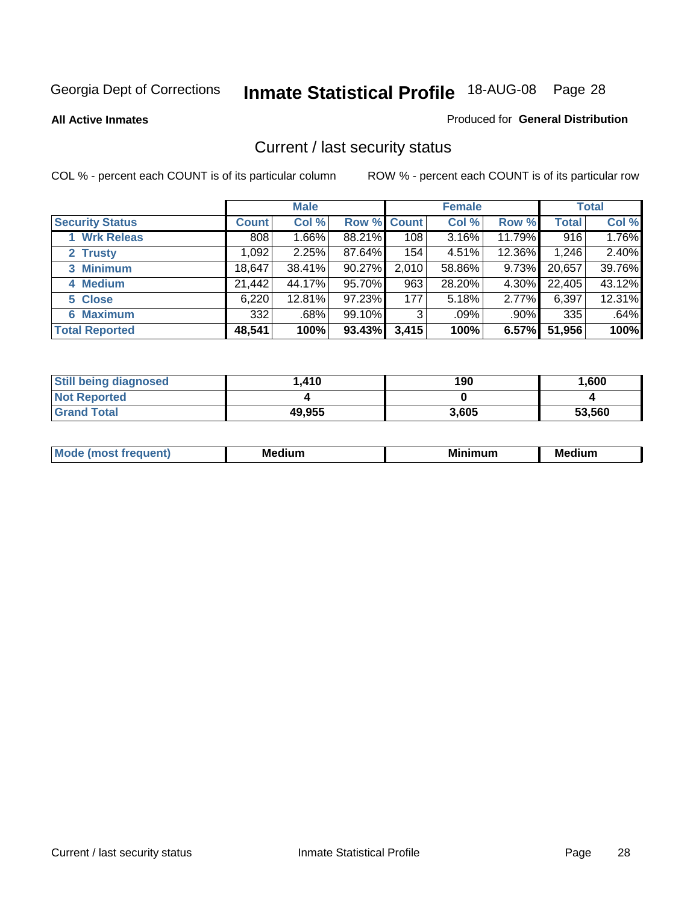Georgia Dept of Corrections **Inmate Statistical Profile** 18-AUG-08 Page 28

**All Active Inmates**

Produced for **General Distribution**

## Current / last security status

COL % - percent each COUNT is of its particular column

ROW % - percent each COUNT is of its particular row

| | Male | | | Female | | | Total | |
|---|---|---|---|---|---|---|---|---|
| **Security Status** | **Count** | **Col %** | **Row %** | **Count** | **Col %** | **Row %** | **Total** | **Col %** |
| 1 Wrk Releas | 808 | 1.66% | 88.21% | 108 | 3.16% | 11.79% | 916 | 1.76% |
| 2 Trusty | 1,092 | 2.25% | 87.64% | 154 | 4.51% | 12.36% | 1,246 | 2.40% |
| 3 Minimum | 18,647 | 38.41% | 90.27% | 2,010 | 58.86% | 9.73% | 20,657 | 39.76% |
| 4 Medium | 21,442 | 44.17% | 95.70% | 963 | 28.20% | 4.30% | 22,405 | 43.12% |
| 5 Close | 6,220 | 12.81% | 97.23% | 177 | 5.18% | 2.77% | 6,397 | 12.31% |
| 6 Maximum | 332 | .68% | 99.10% | 3 | .09% | .90% | 335 | .64% |
| **Total Reported** | **48,541** | **100%** | **93.43%** | **3,415** | **100%** | **6.57%** | **51,956** | **100%** |

| | Male | Female | Total |
|---|---|---|---|
| Still being diagnosed | 1,410 | 190 | 1,600 |
| Not Reported | 4 | 0 | 4 |
| Grand Total | 49,955 | 3,605 | 53,560 |

| | Male | Female | Total |
|---|---|---|---|
| Mode (most frequent) | Medium | Minimum | Medium |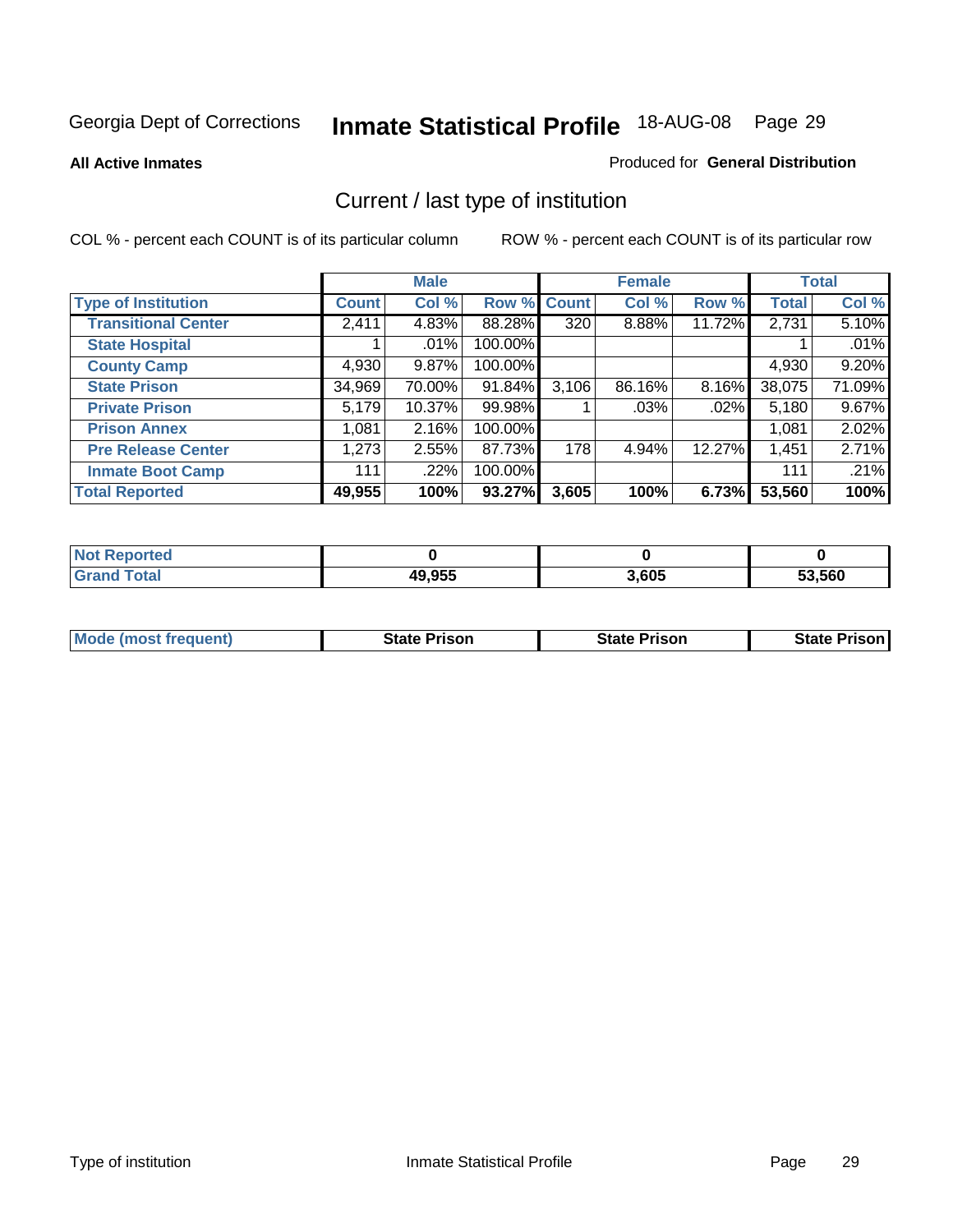Georgia Dept of Corrections **Inmate Statistical Profile** 18-AUG-08

**All Active Inmates**

Produced for **General Distribution**

## Current / last type of institution

COL % - percent each COUNT is of its particular column

ROW % - percent each COUNT is of its particular row

| | Male | | | Female | | | Total | |
|---|---|---|---|---|---|---|---|---|
| **Type of Institution** | **Count** | **Col %** | **Row %** | **Count** | **Col %** | **Row %** | **Total** | **Col %** |
| **Transitional Center** | 2,411 | 4.83% | 88.28% | 320 | 8.88% | 11.72% | 2,731 | 5.10% |
| **State Hospital** | 1 | .01% | 100.00% | | | | 1 | .01% |
| **County Camp** | 4,930 | 9.87% | 100.00% | | | | 4,930 | 9.20% |
| **State Prison** | 34,969 | 70.00% | 91.84% | 3,106 | 86.16% | 8.16% | 38,075 | 71.09% |
| **Private Prison** | 5,179 | 10.37% | 99.98% | 1 | .03% | .02% | 5,180 | 9.67% |
| **Prison Annex** | 1,081 | 2.16% | 100.00% | | | | 1,081 | 2.02% |
| **Pre Release Center** | 1,273 | 2.55% | 87.73% | 178 | 4.94% | 12.27% | 1,451 | 2.71% |
| **Inmate Boot Camp** | 111 | .22% | 100.00% | | | | 111 | .21% |
| **Total Reported** | **49,955** | **100%** | **93.27%** | **3,605** | **100%** | **6.73%** | **53,560** | **100%** |

| | Male | Female | Total |
|---|---|---|---|
| **Not Reported** | **0** | **0** | **0** |
| **Grand Total** | **49,955** | **3,605** | **53,560** |

| | Male | Female | Total |
|---|---|---|---|
| **Mode (most frequent)** | **State Prison** | **State Prison** | **State Prison** |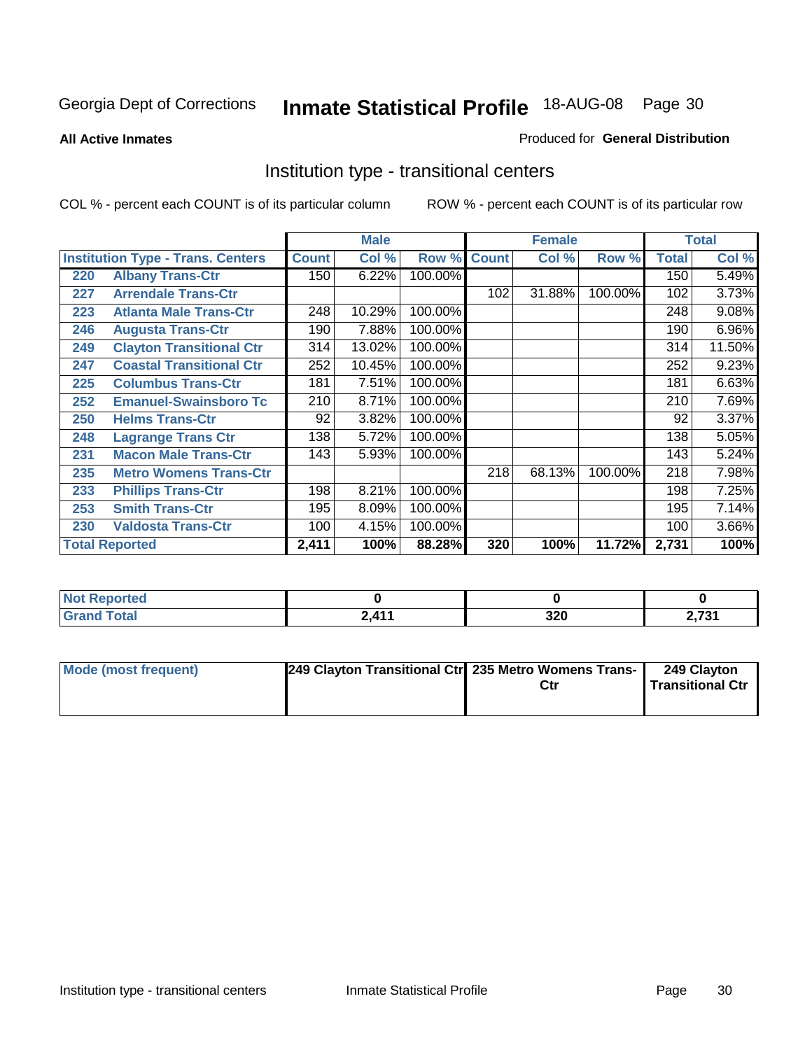Georgia Dept of Corrections **Inmate Statistical Profile** 18-AUG-08

**All Active Inmates**

Produced for **General Distribution**

## Institution type - transitional centers

COL % - percent each COUNT is of its particular column

ROW % - percent each COUNT is of its particular row

| | | Male | | | Female | | | Total | |
|---|---|---|---|---|---|---|---|---|---|
| **Institution Type - Trans. Centers** | | **Count** | **Col %** | **Row %** | **Count** | **Col %** | **Row %** | **Total** | **Col %** |
| 220 | Albany Trans-Ctr | 150 | 6.22% | 100.00% | | | | 150 | 5.49% |
| 227 | Arrendale Trans-Ctr | | | | 102 | 31.88% | 100.00% | 102 | 3.73% |
| 223 | Atlanta Male Trans-Ctr | 248 | 10.29% | 100.00% | | | | 248 | 9.08% |
| 246 | Augusta Trans-Ctr | 190 | 7.88% | 100.00% | | | | 190 | 6.96% |
| 249 | Clayton Transitional Ctr | 314 | 13.02% | 100.00% | | | | 314 | 11.50% |
| 247 | Coastal Transitional Ctr | 252 | 10.45% | 100.00% | | | | 252 | 9.23% |
| 225 | Columbus Trans-Ctr | 181 | 7.51% | 100.00% | | | | 181 | 6.63% |
| 252 | Emanuel-Swainsboro Tc | 210 | 8.71% | 100.00% | | | | 210 | 7.69% |
| 250 | Helms Trans-Ctr | 92 | 3.82% | 100.00% | | | | 92 | 3.37% |
| 248 | Lagrange Trans Ctr | 138 | 5.72% | 100.00% | | | | 138 | 5.05% |
| 231 | Macon Male Trans-Ctr | 143 | 5.93% | 100.00% | | | | 143 | 5.24% |
| 235 | Metro Womens Trans-Ctr | | | | 218 | 68.13% | 100.00% | 218 | 7.98% |
| 233 | Phillips Trans-Ctr | 198 | 8.21% | 100.00% | | | | 198 | 7.25% |
| 253 | Smith Trans-Ctr | 195 | 8.09% | 100.00% | | | | 195 | 7.14% |
| 230 | Valdosta Trans-Ctr | 100 | 4.15% | 100.00% | | | | 100 | 3.66% |
| **Total Reported** | | **2,411** | **100%** | **88.28%** | **320** | **100%** | **11.72%** | **2,731** | **100%** |

| | Male | Female | Total |
|---|---|---|---|
| **Not Reported** | **0** | **0** | **0** |
| **Grand Total** | **2,411** | **320** | **2,731** |

| | Male | Female | Total |
|---|---|---|---|
| **Mode (most frequent)** | **249 Clayton Transitional Ctr** | **235 Metro Womens Trans-Ctr** | **249 Clayton Transitional Ctr** |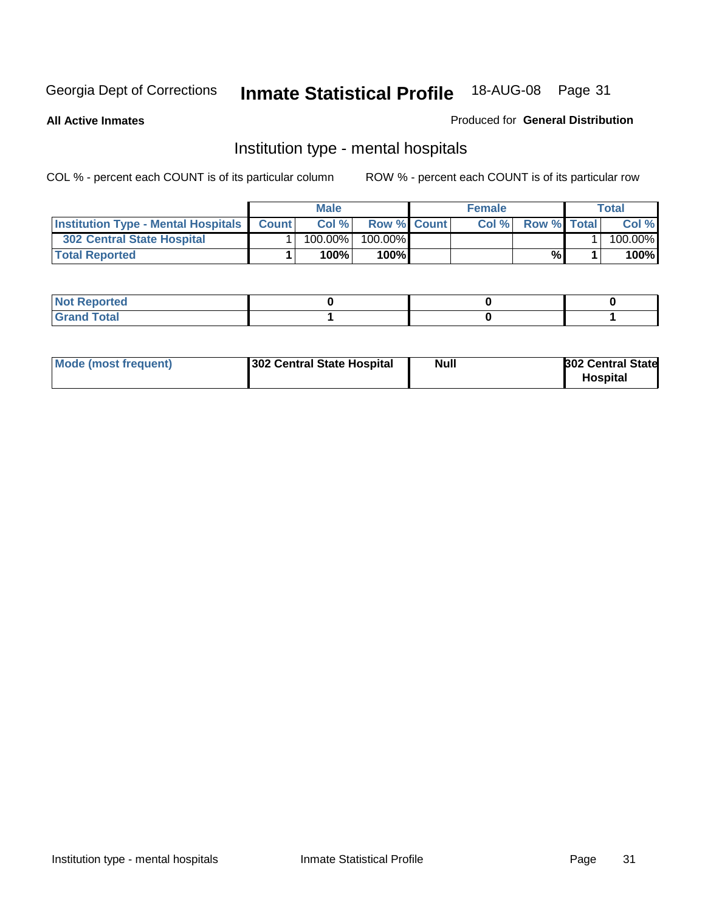Georgia Dept of Corrections **Inmate Statistical Profile** 18-AUG-08

**All Active Inmates**

Produced for **General Distribution**

## Institution type - mental hospitals

COL % - percent each COUNT is of its particular column

ROW % - percent each COUNT is of its particular row

| | Male | | | Female | | | Total | |
|---|---|---|---|---|---|---|---|---|
| **Institution Type - Mental Hospitals** | **Count** | **Col %** | **Row %** | **Count** | **Col %** | **Row %** | **Total** | **Col %** |
| **302 Central State Hospital** | 1 | 100.00% | 100.00% | | | | 1 | 100.00% |
| **Total Reported** | **1** | **100%** | **100%** | | | **%** | **1** | **100%** |

| | Male | Female | Total |
|---|---|---|---|
| **Not Reported** | **0** | **0** | **0** |
| **Grand Total** | **1** | **0** | **1** |

| | Male | Female | Total |
|---|---|---|---|
| **Mode (most frequent)** | **302 Central State Hospital** | **Null** | **302 Central State Hospital** |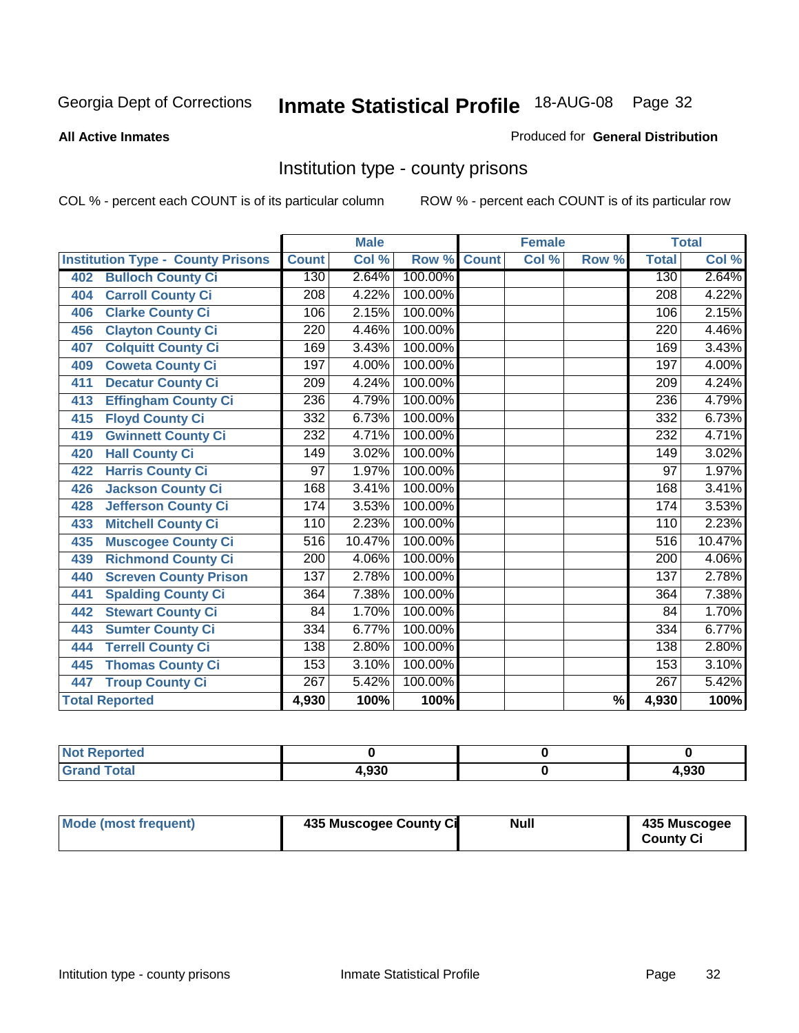Georgia Dept of Corrections **Inmate Statistical Profile** 18-AUG-08 Page 32

**All Active Inmates**

Produced for **General Distribution**

## Institution type - county prisons

COL % - percent each COUNT is of its particular column

ROW % - percent each COUNT is of its particular row

| Institution Type - County Prisons | Male | | | Female | | | Total | |
|---|---|---|---|---|---|---|---|---|
| | Count | Col % | Row % | Count | Col % | Row % | Total | Col % |
| 402 Bulloch County Ci | 130 | 2.64% | 100.00% | | | | 130 | 2.64% |
| 404 Carroll County Ci | 208 | 4.22% | 100.00% | | | | 208 | 4.22% |
| 406 Clarke County Ci | 106 | 2.15% | 100.00% | | | | 106 | 2.15% |
| 456 Clayton County Ci | 220 | 4.46% | 100.00% | | | | 220 | 4.46% |
| 407 Colquitt County Ci | 169 | 3.43% | 100.00% | | | | 169 | 3.43% |
| 409 Coweta County Ci | 197 | 4.00% | 100.00% | | | | 197 | 4.00% |
| 411 Decatur County Ci | 209 | 4.24% | 100.00% | | | | 209 | 4.24% |
| 413 Effingham County Ci | 236 | 4.79% | 100.00% | | | | 236 | 4.79% |
| 415 Floyd County Ci | 332 | 6.73% | 100.00% | | | | 332 | 6.73% |
| 419 Gwinnett County Ci | 232 | 4.71% | 100.00% | | | | 232 | 4.71% |
| 420 Hall County Ci | 149 | 3.02% | 100.00% | | | | 149 | 3.02% |
| 422 Harris County Ci | 97 | 1.97% | 100.00% | | | | 97 | 1.97% |
| 426 Jackson County Ci | 168 | 3.41% | 100.00% | | | | 168 | 3.41% |
| 428 Jefferson County Ci | 174 | 3.53% | 100.00% | | | | 174 | 3.53% |
| 433 Mitchell County Ci | 110 | 2.23% | 100.00% | | | | 110 | 2.23% |
| 435 Muscogee County Ci | 516 | 10.47% | 100.00% | | | | 516 | 10.47% |
| 439 Richmond County Ci | 200 | 4.06% | 100.00% | | | | 200 | 4.06% |
| 440 Screven County Prison | 137 | 2.78% | 100.00% | | | | 137 | 2.78% |
| 441 Spalding County Ci | 364 | 7.38% | 100.00% | | | | 364 | 7.38% |
| 442 Stewart County Ci | 84 | 1.70% | 100.00% | | | | 84 | 1.70% |
| 443 Sumter County Ci | 334 | 6.77% | 100.00% | | | | 334 | 6.77% |
| 444 Terrell County Ci | 138 | 2.80% | 100.00% | | | | 138 | 2.80% |
| 445 Thomas County Ci | 153 | 3.10% | 100.00% | | | | 153 | 3.10% |
| 447 Troup County Ci | 267 | 5.42% | 100.00% | | | | 267 | 5.42% |
| **Total Reported** | **4,930** | **100%** | **100%** | | | **%** | **4,930** | **100%** |

| | Male | Female | Total |
|---|---|---|---|
| Not Reported | 0 | 0 | 0 |
| Grand Total | 4,930 | 0 | 4,930 |

| | Male | Female | Total |
|---|---|---|---|
| Mode (most frequent) | 435 Muscogee County Ci | Null | 435 Muscogee County Ci |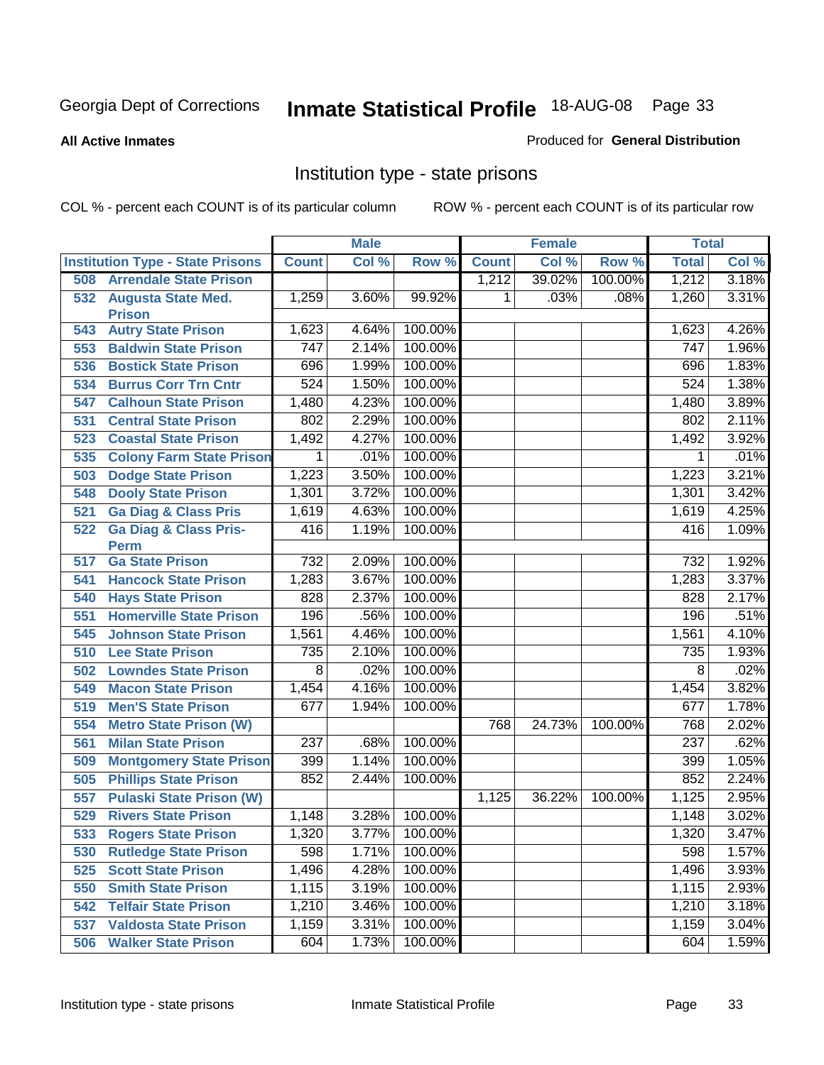Georgia Dept of Corrections **Inmate Statistical Profile** 18-AUG-08 Page 33

**All Active Inmates**

Produced for **General Distribution**

## Institution type - state prisons

COL % - percent each COUNT is of its particular column ROW % - percent each COUNT is of its particular row

| | Male | | | Female | | | Total | |
|---|---|---|---|---|---|---|---|---|
| **Institution Type - State Prisons** | **Count** | **Col %** | **Row %** | **Count** | **Col %** | **Row %** | **Total** | **Col %** |
| 508 Arrendale State Prison | | | | 1,212 | 39.02% | 100.00% | 1,212 | 3.18% |
| 532 Augusta State Med. Prison | 1,259 | 3.60% | 99.92% | 1 | .03% | .08% | 1,260 | 3.31% |
| 543 Autry State Prison | 1,623 | 4.64% | 100.00% | | | | 1,623 | 4.26% |
| 553 Baldwin State Prison | 747 | 2.14% | 100.00% | | | | 747 | 1.96% |
| 536 Bostick State Prison | 696 | 1.99% | 100.00% | | | | 696 | 1.83% |
| 534 Burrus Corr Trn Cntr | 524 | 1.50% | 100.00% | | | | 524 | 1.38% |
| 547 Calhoun State Prison | 1,480 | 4.23% | 100.00% | | | | 1,480 | 3.89% |
| 531 Central State Prison | 802 | 2.29% | 100.00% | | | | 802 | 2.11% |
| 523 Coastal State Prison | 1,492 | 4.27% | 100.00% | | | | 1,492 | 3.92% |
| 535 Colony Farm State Prison | 1 | .01% | 100.00% | | | | 1 | .01% |
| 503 Dodge State Prison | 1,223 | 3.50% | 100.00% | | | | 1,223 | 3.21% |
| 548 Dooly State Prison | 1,301 | 3.72% | 100.00% | | | | 1,301 | 3.42% |
| 521 Ga Diag & Class Pris | 1,619 | 4.63% | 100.00% | | | | 1,619 | 4.25% |
| 522 Ga Diag & Class Pris-Perm | 416 | 1.19% | 100.00% | | | | 416 | 1.09% |
| 517 Ga State Prison | 732 | 2.09% | 100.00% | | | | 732 | 1.92% |
| 541 Hancock State Prison | 1,283 | 3.67% | 100.00% | | | | 1,283 | 3.37% |
| 540 Hays State Prison | 828 | 2.37% | 100.00% | | | | 828 | 2.17% |
| 551 Homerville State Prison | 196 | .56% | 100.00% | | | | 196 | .51% |
| 545 Johnson State Prison | 1,561 | 4.46% | 100.00% | | | | 1,561 | 4.10% |
| 510 Lee State Prison | 735 | 2.10% | 100.00% | | | | 735 | 1.93% |
| 502 Lowndes State Prison | 8 | .02% | 100.00% | | | | 8 | .02% |
| 549 Macon State Prison | 1,454 | 4.16% | 100.00% | | | | 1,454 | 3.82% |
| 519 Men'S State Prison | 677 | 1.94% | 100.00% | | | | 677 | 1.78% |
| 554 Metro State Prison (W) | | | | 768 | 24.73% | 100.00% | 768 | 2.02% |
| 561 Milan State Prison | 237 | .68% | 100.00% | | | | 237 | .62% |
| 509 Montgomery State Prison | 399 | 1.14% | 100.00% | | | | 399 | 1.05% |
| 505 Phillips State Prison | 852 | 2.44% | 100.00% | | | | 852 | 2.24% |
| 557 Pulaski State Prison (W) | | | | 1,125 | 36.22% | 100.00% | 1,125 | 2.95% |
| 529 Rivers State Prison | 1,148 | 3.28% | 100.00% | | | | 1,148 | 3.02% |
| 533 Rogers State Prison | 1,320 | 3.77% | 100.00% | | | | 1,320 | 3.47% |
| 530 Rutledge State Prison | 598 | 1.71% | 100.00% | | | | 598 | 1.57% |
| 525 Scott State Prison | 1,496 | 4.28% | 100.00% | | | | 1,496 | 3.93% |
| 550 Smith State Prison | 1,115 | 3.19% | 100.00% | | | | 1,115 | 2.93% |
| 542 Telfair State Prison | 1,210 | 3.46% | 100.00% | | | | 1,210 | 3.18% |
| 537 Valdosta State Prison | 1,159 | 3.31% | 100.00% | | | | 1,159 | 3.04% |
| 506 Walker State Prison | 604 | 1.73% | 100.00% | | | | 604 | 1.59% |

Institution type - state prisons Inmate Statistical Profile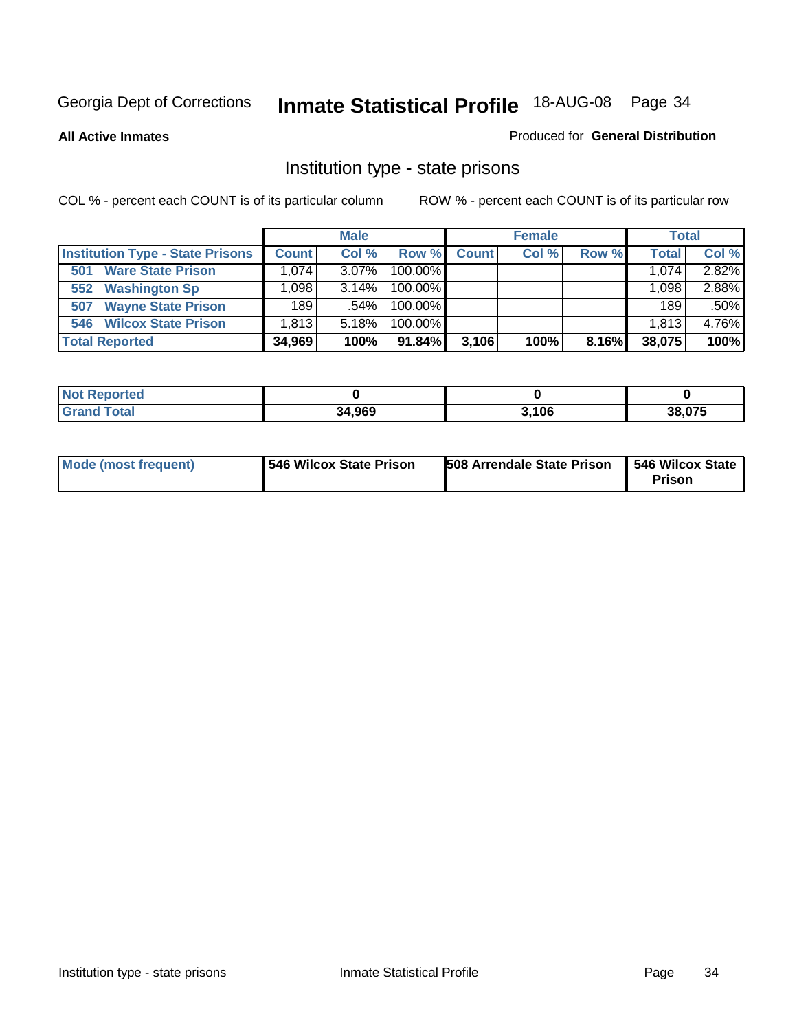Georgia Dept of Corrections **Inmate Statistical Profile** 18-AUG-08 Page 34

**All Active Inmates**

Produced for **General Distribution**

## Institution type - state prisons

COL % - percent each COUNT is of its particular column

ROW % - percent each COUNT is of its particular row

| | Male | | | Female | | | Total | |
|---|---|---|---|---|---|---|---|---|
| **Institution Type - State Prisons** | **Count** | **Col %** | **Row %** | **Count** | **Col %** | **Row %** | **Total** | **Col %** |
| **501 Ware State Prison** | 1,074 | 3.07% | 100.00% | | | | 1,074 | 2.82% |
| **552 Washington Sp** | 1,098 | 3.14% | 100.00% | | | | 1,098 | 2.88% |
| **507 Wayne State Prison** | 189 | .54% | 100.00% | | | | 189 | .50% |
| **546 Wilcox State Prison** | 1,813 | 5.18% | 100.00% | | | | 1,813 | 4.76% |
| **Total Reported** | **34,969** | **100%** | **91.84%** | **3,106** | **100%** | **8.16%** | **38,075** | **100%** |

| | Male | Female | Total |
|---|---|---|---|
| **Not Reported** | **0** | **0** | **0** |
| **Grand Total** | **34,969** | **3,106** | **38,075** |

| | Male | Female | Total |
|---|---|---|---|
| **Mode (most frequent)** | **546 Wilcox State Prison** | **508 Arrendale State Prison** | **546 Wilcox State Prison** |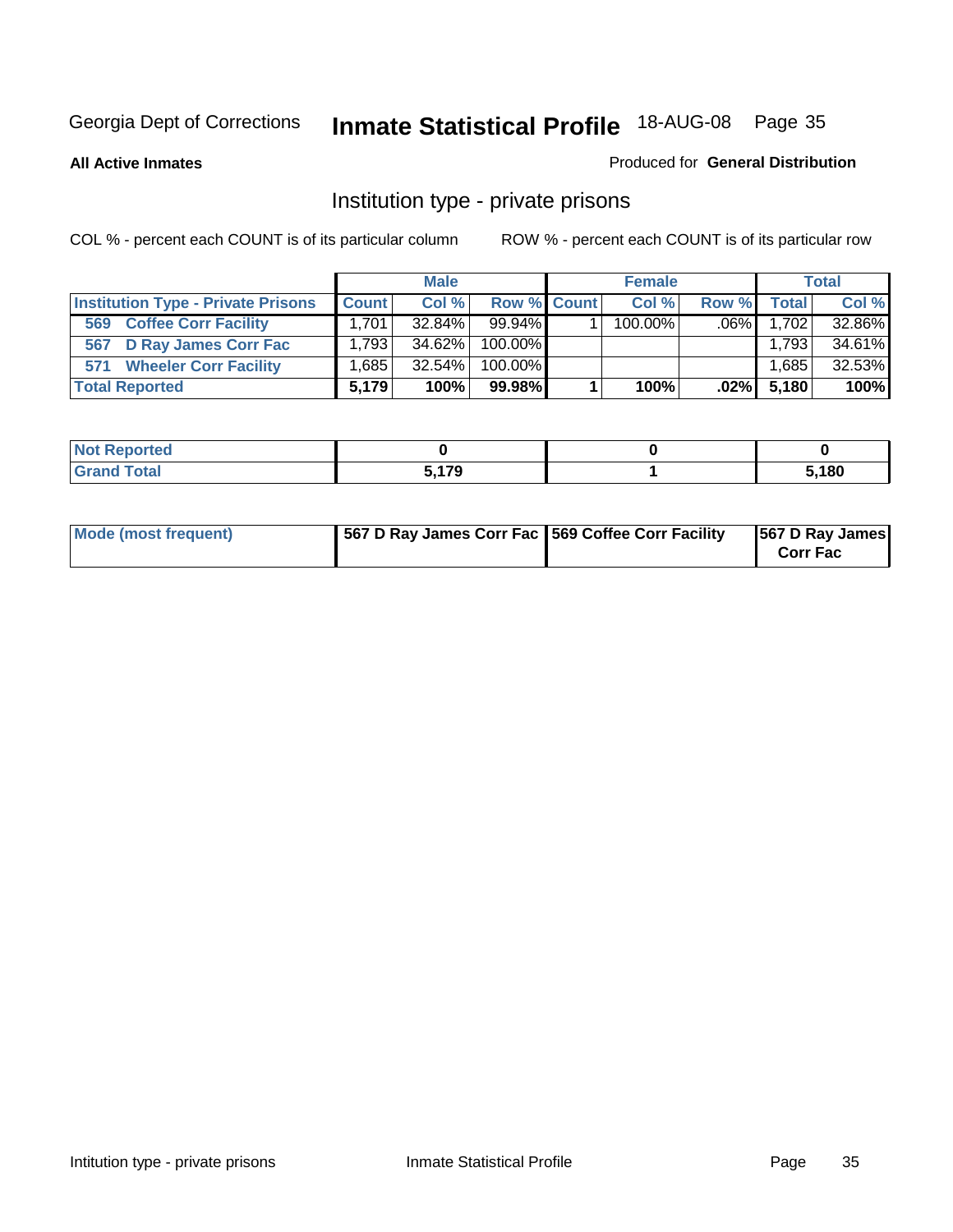Georgia Dept of Corrections **Inmate Statistical Profile** 18-AUG-08

**All Active Inmates**

Produced for **General Distribution**

## Institution type - private prisons

COL % - percent each COUNT is of its particular column

ROW % - percent each COUNT is of its particular row

| | Male | | | Female | | | Total | |
|---|---|---|---|---|---|---|---|---|
| **Institution Type - Private Prisons** | **Count** | **Col %** | **Row %** | **Count** | **Col %** | **Row %** | **Total** | **Col %** |
| 569 Coffee Corr Facility | 1,701 | 32.84% | 99.94% | 1 | 100.00% | .06% | 1,702 | 32.86% |
| 567 D Ray James Corr Fac | 1,793 | 34.62% | 100.00% | | | | 1,793 | 34.61% |
| 571 Wheeler Corr Facility | 1,685 | 32.54% | 100.00% | | | | 1,685 | 32.53% |
| **Total Reported** | **5,179** | **100%** | **99.98%** | **1** | **100%** | **.02%** | **5,180** | **100%** |

| | Male | Female | Total |
|---|---|---|---|
| Not Reported | 0 | 0 | 0 |
| Grand Total | 5,179 | 1 | 5,180 |

| | Male | Female | Total |
|---|---|---|---|
| Mode (most frequent) | 567 D Ray James Corr Fac | 569 Coffee Corr Facility | 567 D Ray James Corr Fac |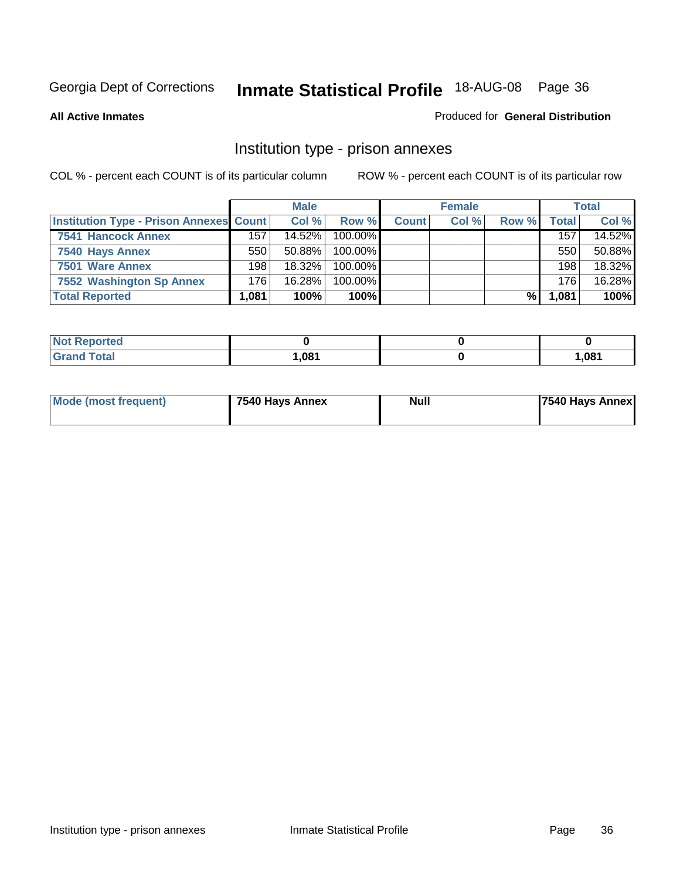Georgia Dept of Corrections **Inmate Statistical Profile** 18-AUG-08 Page 36

**All Active Inmates**

Produced for **General Distribution**

## Institution type - prison annexes

COL % - percent each COUNT is of its particular column

ROW % - percent each COUNT is of its particular row

| | Male | | | Female | | | Total | |
|---|---|---|---|---|---|---|---|---|
| Institution Type - Prison Annexes | Count | Col % | Row % | Count | Col % | Row % | Total | Col % |
| 7541 Hancock Annex | 157 | 14.52% | 100.00% | | | | 157 | 14.52% |
| 7540 Hays Annex | 550 | 50.88% | 100.00% | | | | 550 | 50.88% |
| 7501 Ware Annex | 198 | 18.32% | 100.00% | | | | 198 | 18.32% |
| 7552 Washington Sp Annex | 176 | 16.28% | 100.00% | | | | 176 | 16.28% |
| **Total Reported** | **1,081** | **100%** | **100%** | | | **%** | **1,081** | **100%** |

| | Male | Female | Total |
|---|---|---|---|
| Not Reported | 0 | 0 | 0 |
| Grand Total | 1,081 | 0 | 1,081 |

| | Male | Female | Total |
|---|---|---|---|
| Mode (most frequent) | 7540 Hays Annex | Null | 7540 Hays Annex |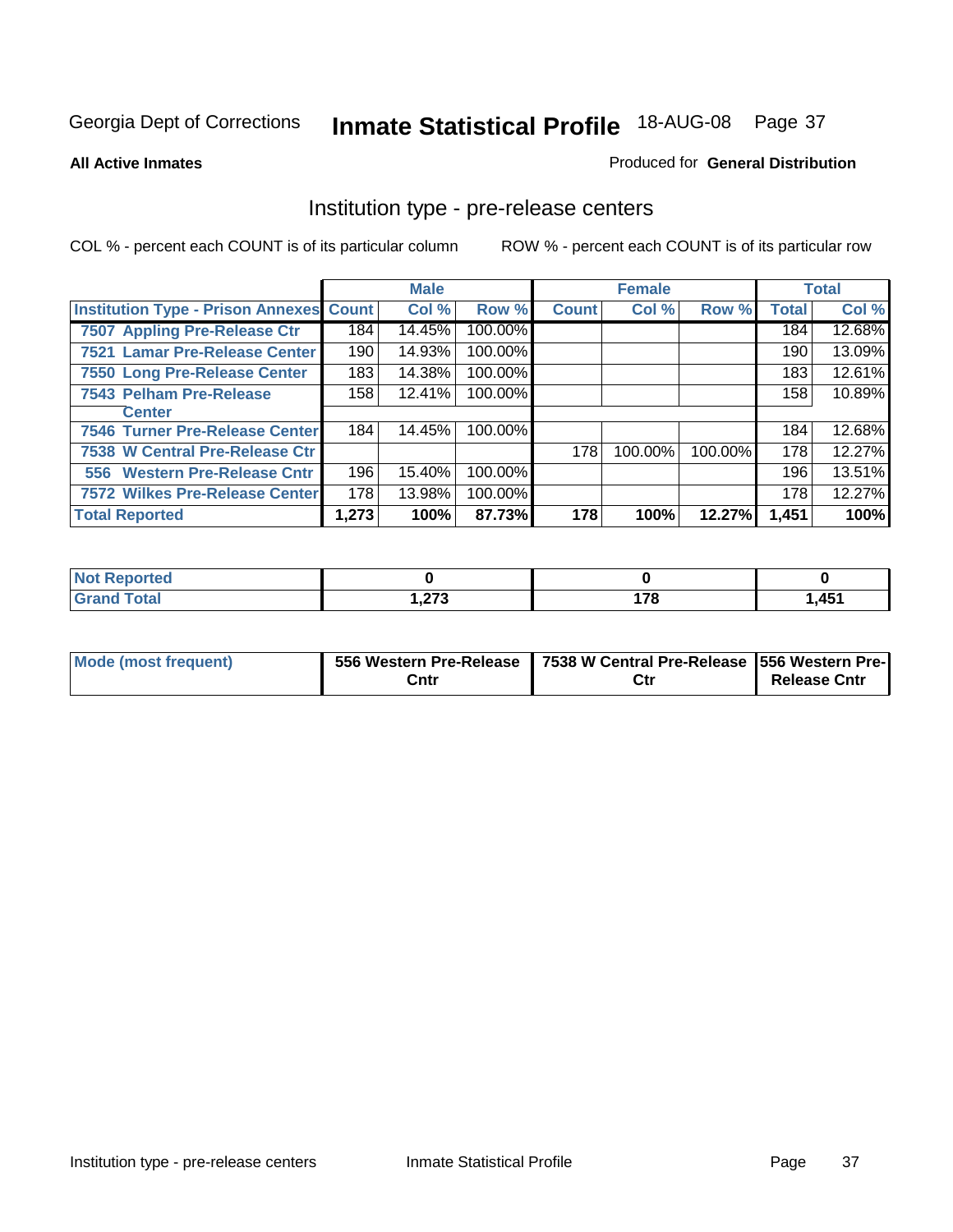Georgia Dept of Corrections **Inmate Statistical Profile** 18-AUG-08

**All Active Inmates**

Produced for **General Distribution**

## Institution type - pre-release centers

COL % - percent each COUNT is of its particular column

ROW % - percent each COUNT is of its particular row

| | Male | | | Female | | | Total | |
|---|---|---|---|---|---|---|---|---|
| **Institution Type - Prison Annexes** | **Count** | **Col %** | **Row %** | **Count** | **Col %** | **Row %** | **Total** | **Col %** |
| 7507 Appling Pre-Release Ctr | 184 | 14.45% | 100.00% | | | | 184 | 12.68% |
| 7521 Lamar Pre-Release Center | 190 | 14.93% | 100.00% | | | | 190 | 13.09% |
| 7550 Long Pre-Release Center | 183 | 14.38% | 100.00% | | | | 183 | 12.61% |
| 7543 Pelham Pre-Release Center | 158 | 12.41% | 100.00% | | | | 158 | 10.89% |
| 7546 Turner Pre-Release Center | 184 | 14.45% | 100.00% | | | | 184 | 12.68% |
| 7538 W Central Pre-Release Ctr | | | | 178 | 100.00% | 100.00% | 178 | 12.27% |
| 556 Western Pre-Release Cntr | 196 | 15.40% | 100.00% | | | | 196 | 13.51% |
| 7572 Wilkes Pre-Release Center | 178 | 13.98% | 100.00% | | | | 178 | 12.27% |
| **Total Reported** | **1,273** | **100%** | **87.73%** | **178** | **100%** | **12.27%** | **1,451** | **100%** |

| | Male | Female | Total |
|---|---|---|---|
| **Not Reported** | **0** | **0** | **0** |
| **Grand Total** | **1,273** | **178** | **1,451** |

| | Male | Female | Total |
|---|---|---|---|
| **Mode (most frequent)** | **556 Western Pre-Release Cntr** | **7538 W Central Pre-Release Ctr** | **556 Western Pre-Release Cntr** |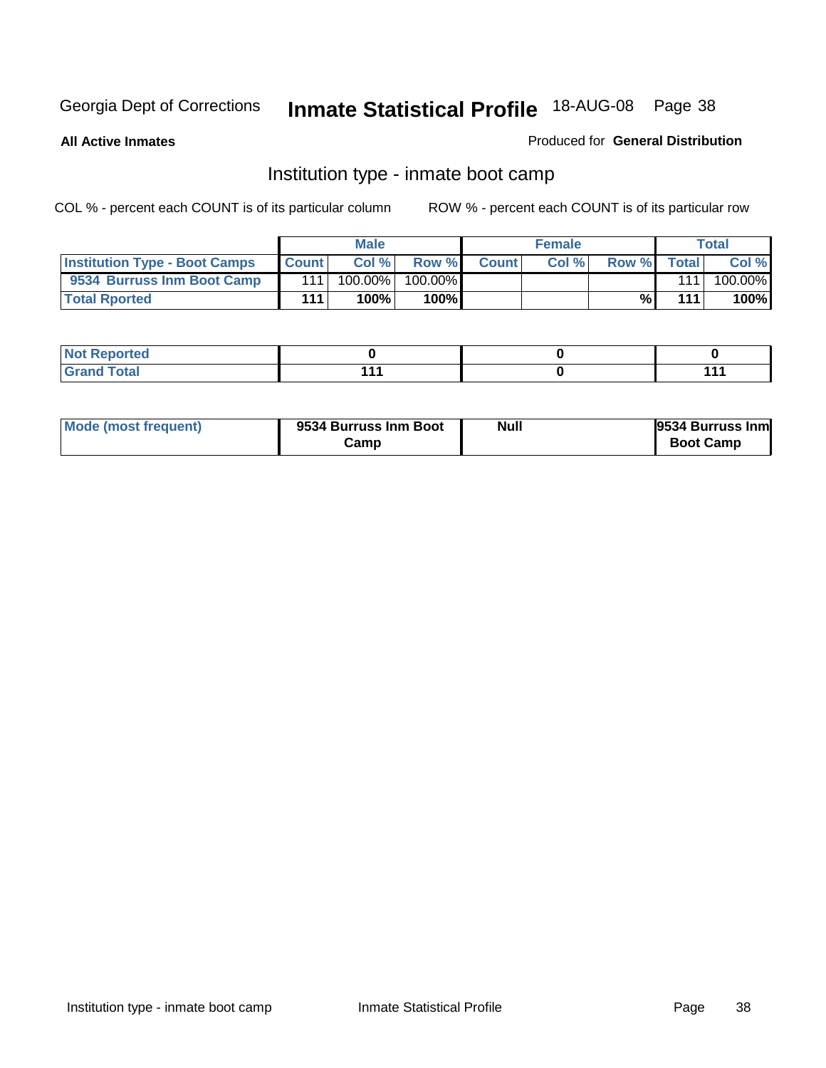Georgia Dept of Corrections **Inmate Statistical Profile** 18-AUG-08

**All Active Inmates**

Produced for **General Distribution**

## Institution type - inmate boot camp

COL % - percent each COUNT is of its particular column

ROW % - percent each COUNT is of its particular row

| | Male | | | Female | | | Total | |
|---|---|---|---|---|---|---|---|---|
| **Institution Type - Boot Camps** | **Count** | **Col %** | **Row %** | **Count** | **Col %** | **Row %** | **Total** | **Col %** |
| **9534 Burruss Inm Boot Camp** | 111 | 100.00% | 100.00% | | | | 111 | 100.00% |
| **Total Rported** | **111** | **100%** | **100%** | | | **%** | **111** | **100%** |

| | Male | Female | Total |
|---|---|---|---|
| **Not Reported** | **0** | **0** | **0** |
| **Grand Total** | **111** | **0** | **111** |

| | Male | Female | Total |
|---|---|---|---|
| **Mode (most frequent)** | **9534 Burruss Inm Boot Camp** | **Null** | **9534 Burruss Inm Boot Camp** |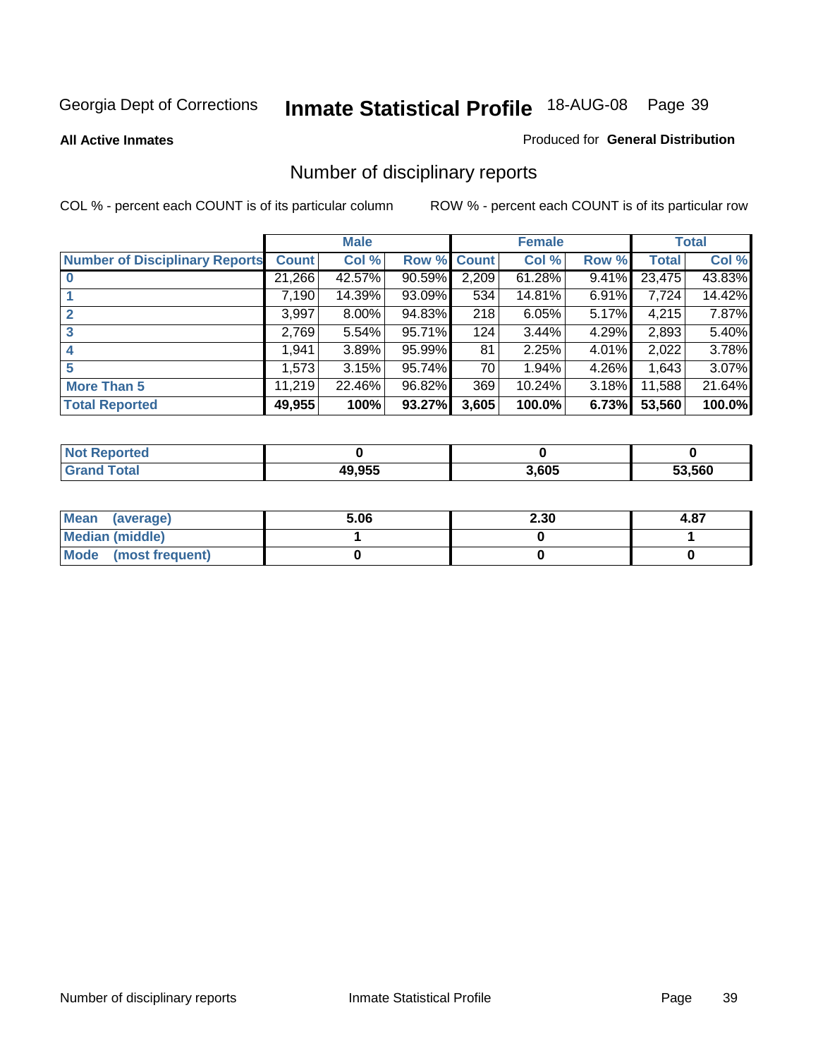Georgia Dept of Corrections **Inmate Statistical Profile** 18-AUG-08

**All Active Inmates**

Produced for **General Distribution**

## Number of disciplinary reports

COL % - percent each COUNT is of its particular column

ROW % - percent each COUNT is of its particular row

| | Male | | | Female | | | Total | |
|---|---|---|---|---|---|---|---|---|
| **Number of Disciplinary Reports** | **Count** | **Col %** | **Row %** | **Count** | **Col %** | **Row %** | **Total** | **Col %** |
| **0** | 21,266 | 42.57% | 90.59% | 2,209 | 61.28% | 9.41% | 23,475 | 43.83% |
| **1** | 7,190 | 14.39% | 93.09% | 534 | 14.81% | 6.91% | 7,724 | 14.42% |
| **2** | 3,997 | 8.00% | 94.83% | 218 | 6.05% | 5.17% | 4,215 | 7.87% |
| **3** | 2,769 | 5.54% | 95.71% | 124 | 3.44% | 4.29% | 2,893 | 5.40% |
| **4** | 1,941 | 3.89% | 95.99% | 81 | 2.25% | 4.01% | 2,022 | 3.78% |
| **5** | 1,573 | 3.15% | 95.74% | 70 | 1.94% | 4.26% | 1,643 | 3.07% |
| **More Than 5** | 11,219 | 22.46% | 96.82% | 369 | 10.24% | 3.18% | 11,588 | 21.64% |
| **Total Reported** | **49,955** | **100%** | **93.27%** | **3,605** | **100.0%** | **6.73%** | **53,560** | **100.0%** |

| | Male | Female | Total |
|---|---|---|---|
| **Not Reported** | **0** | **0** | **0** |
| **Grand Total** | **49,955** | **3,605** | **53,560** |

| | Male | Female | Total |
|---|---|---|---|
| **Mean (average)** | **5.06** | **2.30** | **4.87** |
| **Median (middle)** | **1** | **0** | **1** |
| **Mode (most frequent)** | **0** | **0** | **0** |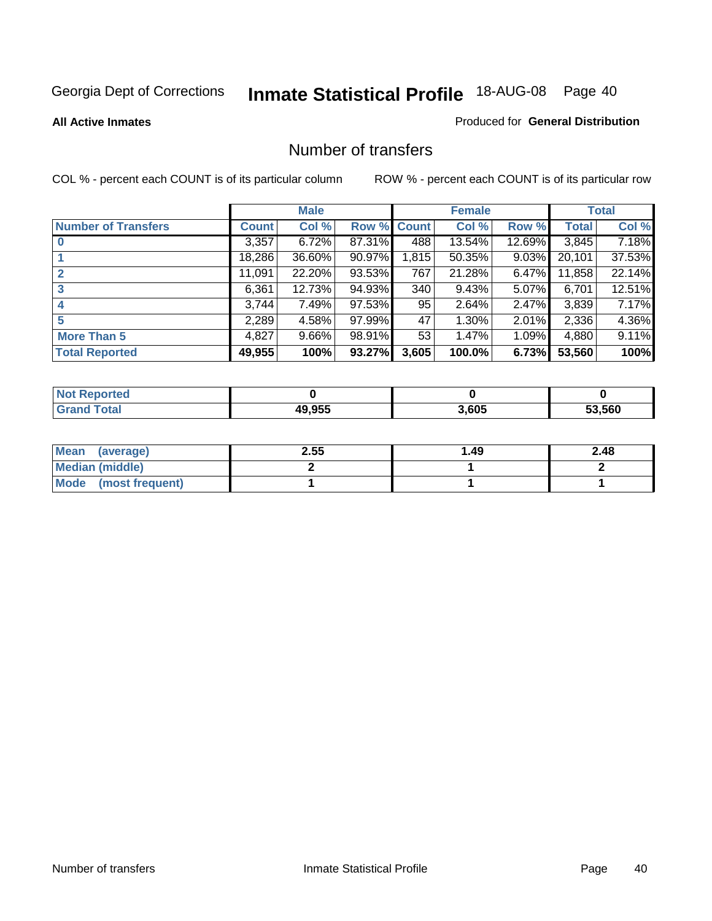Georgia Dept of Corrections **Inmate Statistical Profile** 18-AUG-08 Page 40

**All Active Inmates**

Produced for **General Distribution**

# Number of transfers

COL % - percent each COUNT is of its particular column

ROW % - percent each COUNT is of its particular row

| | Male | | | Female | | | Total | |
|---|---|---|---|---|---|---|---|---|
| Number of Transfers | Count | Col % | Row % | Count | Col % | Row % | Total | Col % |
| 0 | 3,357 | 6.72% | 87.31% | 488 | 13.54% | 12.69% | 3,845 | 7.18% |
| 1 | 18,286 | 36.60% | 90.97% | 1,815 | 50.35% | 9.03% | 20,101 | 37.53% |
| 2 | 11,091 | 22.20% | 93.53% | 767 | 21.28% | 6.47% | 11,858 | 22.14% |
| 3 | 6,361 | 12.73% | 94.93% | 340 | 9.43% | 5.07% | 6,701 | 12.51% |
| 4 | 3,744 | 7.49% | 97.53% | 95 | 2.64% | 2.47% | 3,839 | 7.17% |
| 5 | 2,289 | 4.58% | 97.99% | 47 | 1.30% | 2.01% | 2,336 | 4.36% |
| More Than 5 | 4,827 | 9.66% | 98.91% | 53 | 1.47% | 1.09% | 4,880 | 9.11% |
| **Total Reported** | **49,955** | **100%** | **93.27%** | **3,605** | **100.0%** | **6.73%** | **53,560** | **100%** |

| | Male | Female | Total |
|---|---|---|---|
| Not Reported | 0 | 0 | 0 |
| Grand Total | 49,955 | 3,605 | 53,560 |

| | Male | Female | Total |
|---|---|---|---|
| Mean (average) | 2.55 | 1.49 | 2.48 |
| Median (middle) | 2 | 1 | 2 |
| Mode (most frequent) | 1 | 1 | 1 |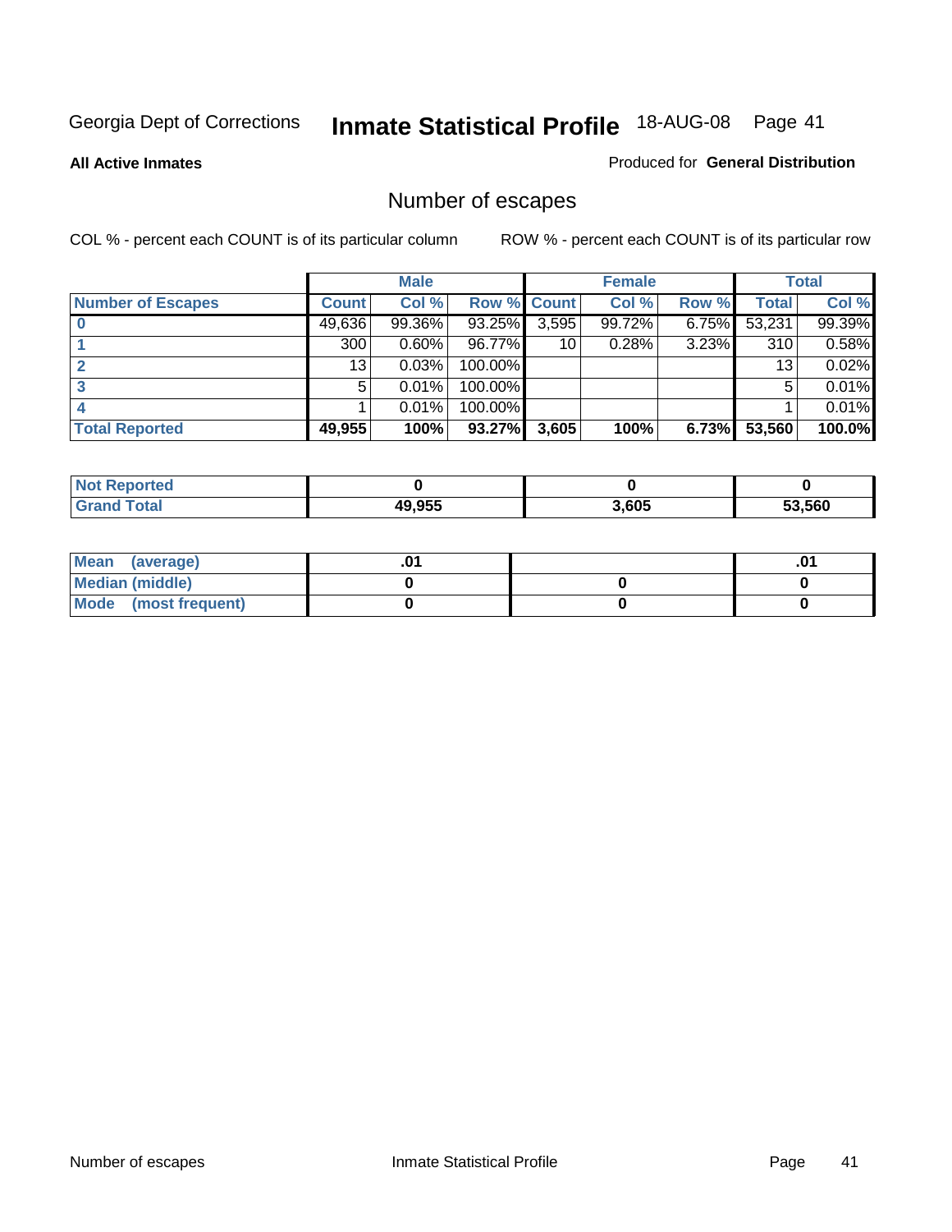Georgia Dept of Corrections **Inmate Statistical Profile** 18-AUG-08

**All Active Inmates**

Produced for **General Distribution**

# Number of escapes

COL % - percent each COUNT is of its particular column

ROW % - percent each COUNT is of its particular row

| | Male | | | Female | | | Total | |
|---|---|---|---|---|---|---|---|---|
| **Number of Escapes** | **Count** | **Col %** | **Row %** | **Count** | **Col %** | **Row %** | **Total** | **Col %** |
| **0** | 49,636 | 99.36% | 93.25% | 3,595 | 99.72% | 6.75% | 53,231 | 99.39% |
| **1** | 300 | 0.60% | 96.77% | 10 | 0.28% | 3.23% | 310 | 0.58% |
| **2** | 13 | 0.03% | 100.00% | | | | 13 | 0.02% |
| **3** | 5 | 0.01% | 100.00% | | | | 5 | 0.01% |
| **4** | 1 | 0.01% | 100.00% | | | | 1 | 0.01% |
| **Total Reported** | **49,955** | **100%** | **93.27%** | **3,605** | **100%** | **6.73%** | **53,560** | **100.0%** |

| | Male | Female | Total |
|---|---|---|---|
| **Not Reported** | **0** | **0** | **0** |
| **Grand Total** | **49,955** | **3,605** | **53,560** |

| | Male | Female | Total |
|---|---|---|---|
| **Mean (average)** | **.01** | | **.01** |
| **Median (middle)** | **0** | **0** | **0** |
| **Mode (most frequent)** | **0** | **0** | **0** |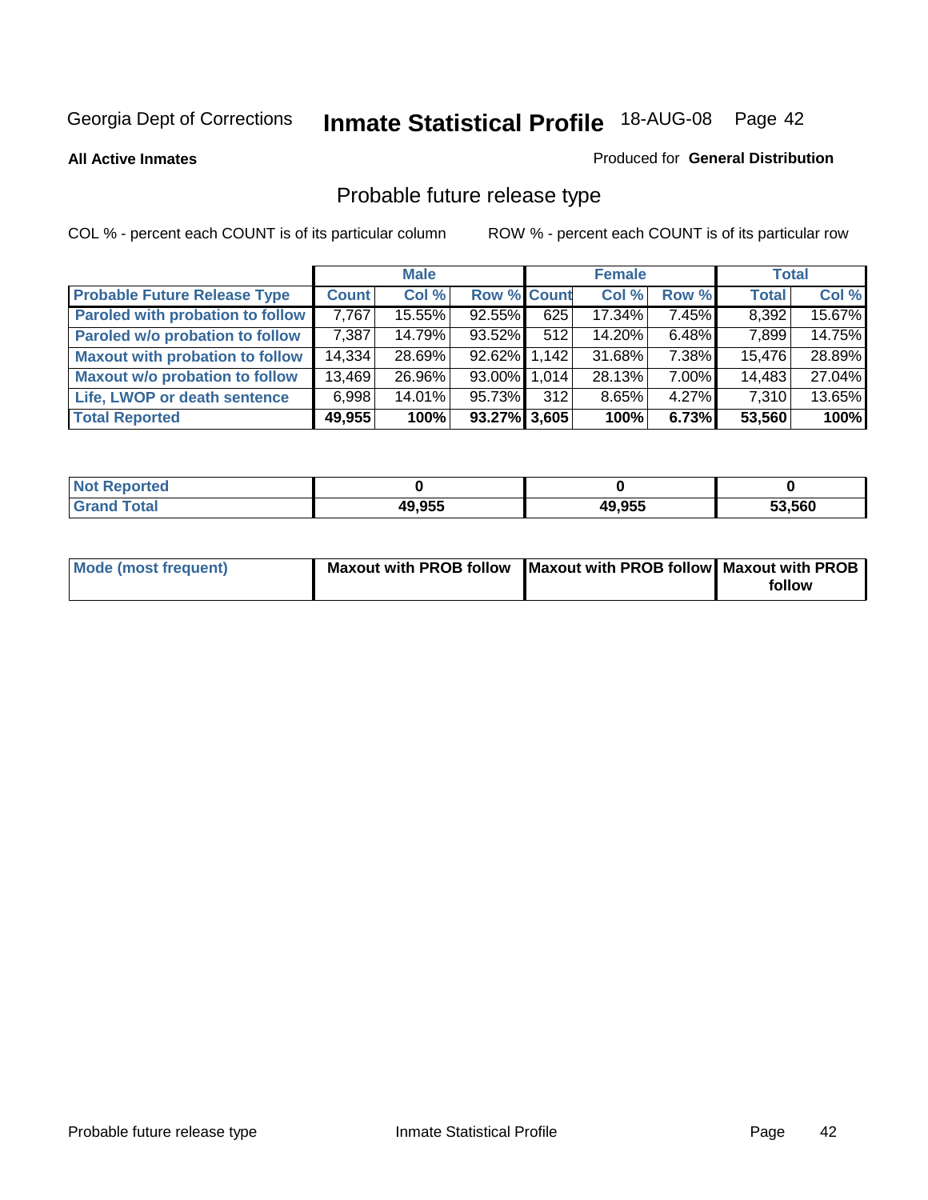Georgia Dept of Corrections **Inmate Statistical Profile** 18-AUG-08 Page 42

**All Active Inmates**

Produced for **General Distribution**

# Probable future release type

COL % - percent each COUNT is of its particular column

ROW % - percent each COUNT is of its particular row

| | Male | | | Female | | | Total | |
|---|---|---|---|---|---|---|---|---|
| **Probable Future Release Type** | **Count** | **Col %** | **Row %** | **Count** | **Col %** | **Row %** | **Total** | **Col %** |
| **Paroled with probation to follow** | 7,767 | 15.55% | 92.55% | 625 | 17.34% | 7.45% | 8,392 | 15.67% |
| **Paroled w/o probation to follow** | 7,387 | 14.79% | 93.52% | 512 | 14.20% | 6.48% | 7,899 | 14.75% |
| **Maxout with probation to follow** | 14,334 | 28.69% | 92.62% | 1,142 | 31.68% | 7.38% | 15,476 | 28.89% |
| **Maxout w/o probation to follow** | 13,469 | 26.96% | 93.00% | 1,014 | 28.13% | 7.00% | 14,483 | 27.04% |
| **Life, LWOP or death sentence** | 6,998 | 14.01% | 95.73% | 312 | 8.65% | 4.27% | 7,310 | 13.65% |
| **Total Reported** | **49,955** | **100%** | **93.27%** | **3,605** | **100%** | **6.73%** | **53,560** | **100%** |

| | Male | Female | Total |
|---|---|---|---|
| **Not Reported** | **0** | **0** | **0** |
| **Grand Total** | **49,955** | **49,955** | **53,560** |

| | Male | Female | Total |
|---|---|---|---|
| **Mode (most frequent)** | **Maxout with PROB follow** | **Maxout with PROB follow** | **Maxout with PROB follow** |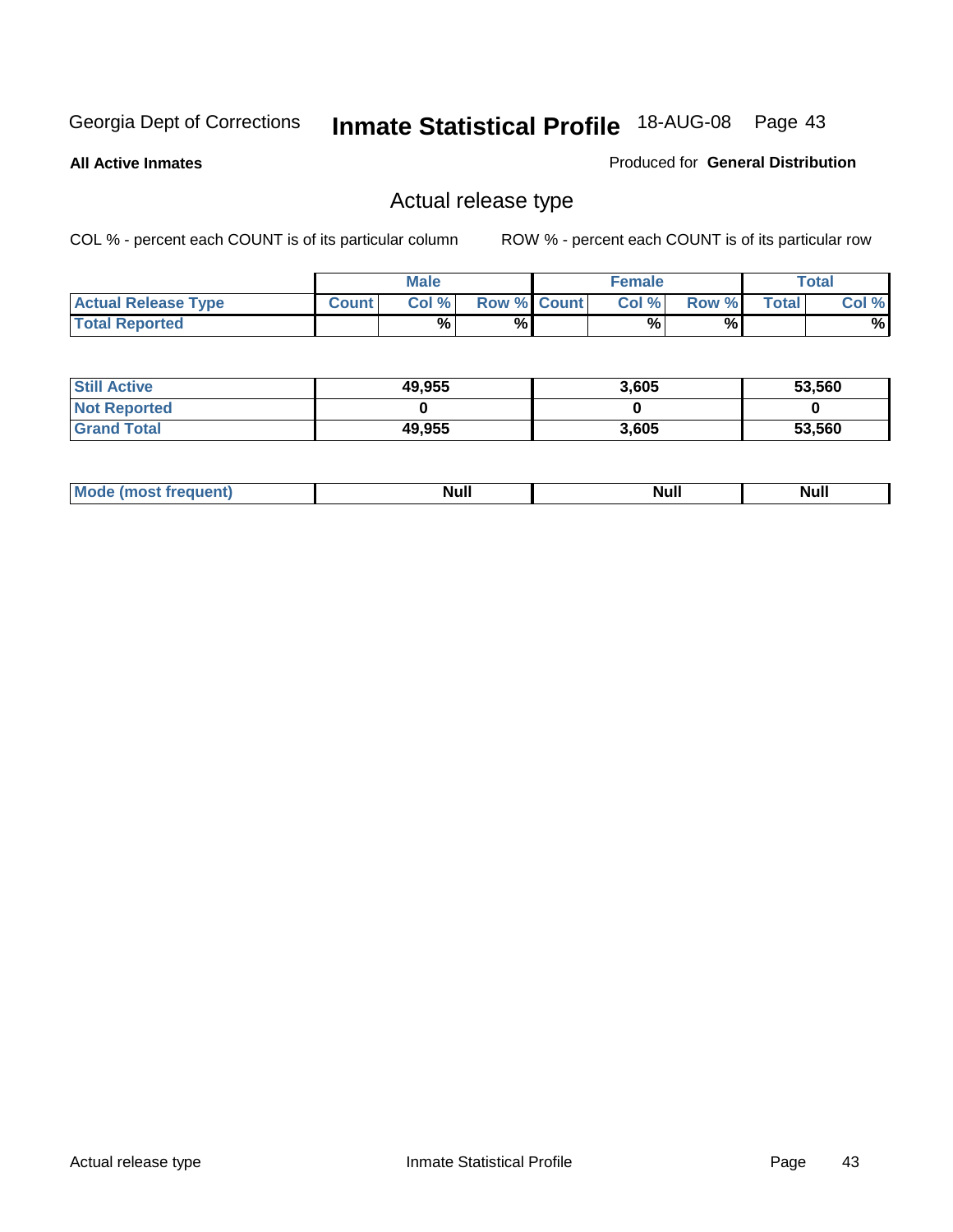Georgia Dept of Corrections **Inmate Statistical Profile** 18-AUG-08

**All Active Inmates**

Produced for **General Distribution**

## Actual release type

COL % - percent each COUNT is of its particular column

ROW % - percent each COUNT is of its particular row

| | Male | | | Female | | | Total | |
|---|---|---|---|---|---|---|---|---|
| **Actual Release Type** | Count | Col % | Row % | Count | Col % | Row % | Total | Col % |
| **Total Reported** | | % | % | | % | % | | % |
| **Still Active** | 49,955 | | | 3,605 | | | 53,560 | |
| **Not Reported** | 0 | | | 0 | | | 0 | |
| **Grand Total** | 49,955 | | | 3,605 | | | 53,560 | |
| **Mode (most frequent)** | Null | | | Null | | | Null | |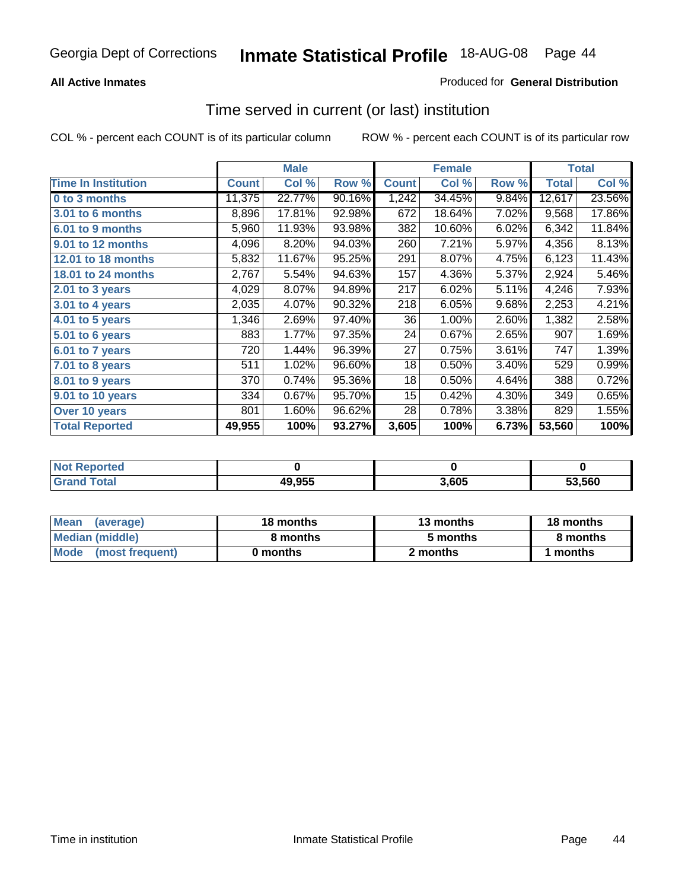**All Active Inmates**

Produced for **General Distribution**

## Time served in current (or last) institution

COL % - percent each COUNT is of its particular column

ROW % - percent each COUNT is of its particular row

| | Male | | | Female | | | Total | |
|---|---|---|---|---|---|---|---|---|
| **Time In Institution** | **Count** | **Col %** | **Row %** | **Count** | **Col %** | **Row %** | **Total** | **Col %** |
| 0 to 3 months | 11,375 | 22.77% | 90.16% | 1,242 | 34.45% | 9.84% | 12,617 | 23.56% |
| 3.01 to 6 months | 8,896 | 17.81% | 92.98% | 672 | 18.64% | 7.02% | 9,568 | 17.86% |
| 6.01 to 9 months | 5,960 | 11.93% | 93.98% | 382 | 10.60% | 6.02% | 6,342 | 11.84% |
| 9.01 to 12 months | 4,096 | 8.20% | 94.03% | 260 | 7.21% | 5.97% | 4,356 | 8.13% |
| 12.01 to 18 months | 5,832 | 11.67% | 95.25% | 291 | 8.07% | 4.75% | 6,123 | 11.43% |
| 18.01 to 24 months | 2,767 | 5.54% | 94.63% | 157 | 4.36% | 5.37% | 2,924 | 5.46% |
| 2.01 to 3 years | 4,029 | 8.07% | 94.89% | 217 | 6.02% | 5.11% | 4,246 | 7.93% |
| 3.01 to 4 years | 2,035 | 4.07% | 90.32% | 218 | 6.05% | 9.68% | 2,253 | 4.21% |
| 4.01 to 5 years | 1,346 | 2.69% | 97.40% | 36 | 1.00% | 2.60% | 1,382 | 2.58% |
| 5.01 to 6 years | 883 | 1.77% | 97.35% | 24 | 0.67% | 2.65% | 907 | 1.69% |
| 6.01 to 7 years | 720 | 1.44% | 96.39% | 27 | 0.75% | 3.61% | 747 | 1.39% |
| 7.01 to 8 years | 511 | 1.02% | 96.60% | 18 | 0.50% | 3.40% | 529 | 0.99% |
| 8.01 to 9 years | 370 | 0.74% | 95.36% | 18 | 0.50% | 4.64% | 388 | 0.72% |
| 9.01 to 10 years | 334 | 0.67% | 95.70% | 15 | 0.42% | 4.30% | 349 | 0.65% |
| Over 10 years | 801 | 1.60% | 96.62% | 28 | 0.78% | 3.38% | 829 | 1.55% |
| **Total Reported** | **49,955** | **100%** | **93.27%** | **3,605** | **100%** | **6.73%** | **53,560** | **100%** |

| | Male | Female | Total |
|---|---|---|---|
| Not Reported | 0 | 0 | 0 |
| Grand Total | 49,955 | 3,605 | 53,560 |

| | Male | Female | Total |
|---|---|---|---|
| Mean (average) | 18 months | 13 months | 18 months |
| Median (middle) | 8 months | 5 months | 8 months |
| Mode (most frequent) | 0 months | 2 months | 1 months |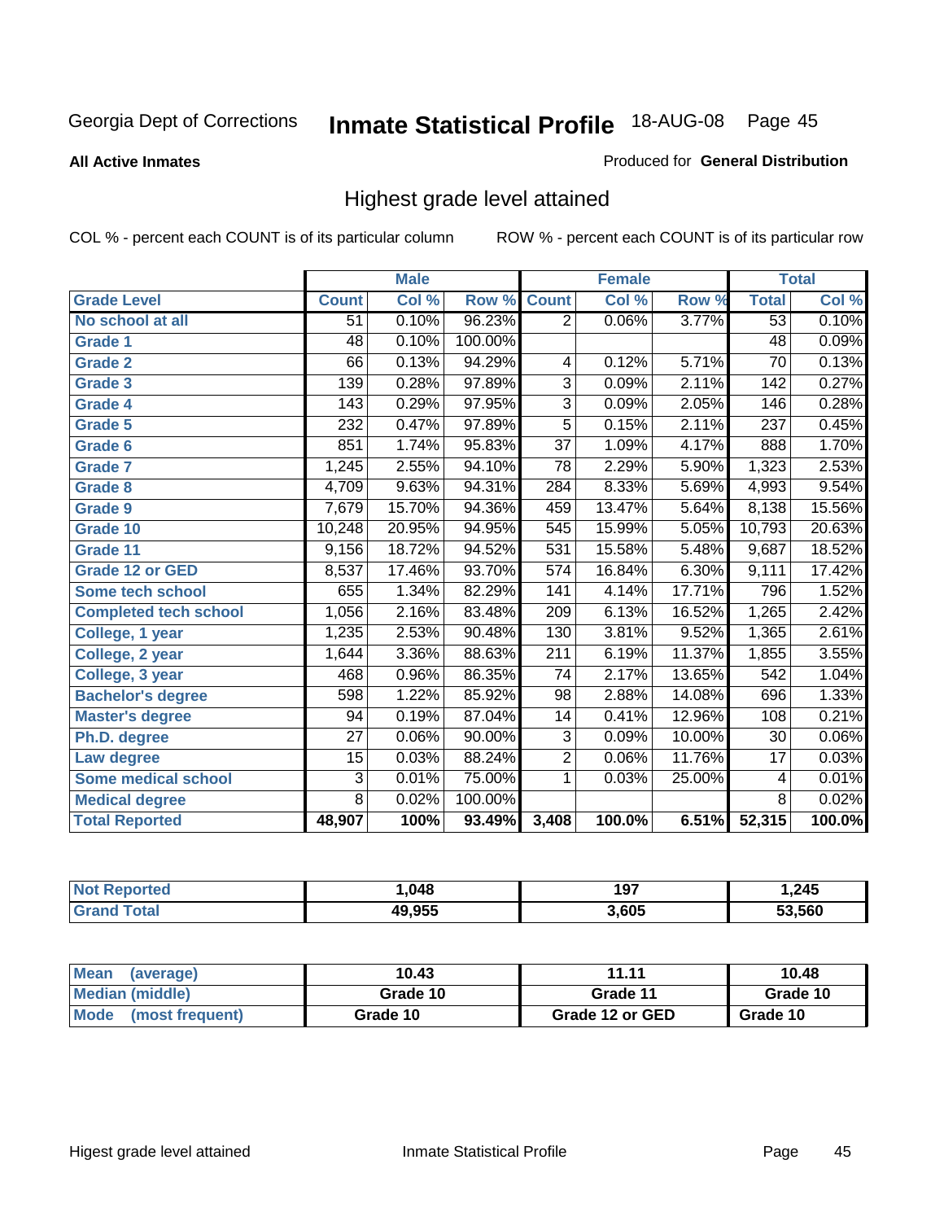Georgia Dept of Corrections **Inmate Statistical Profile** 18-AUG-08

**All Active Inmates**

Produced for **General Distribution**

## Highest grade level attained

COL % - percent each COUNT is of its particular column

ROW % - percent each COUNT is of its particular row

| | Male | | | Female | | | Total | |
|---|---|---|---|---|---|---|---|---|
| **Grade Level** | **Count** | **Col %** | **Row %** | **Count** | **Col %** | **Row %** | **Total** | **Col %** |
| No school at all | 51 | 0.10% | 96.23% | 2 | 0.06% | 3.77% | 53 | 0.10% |
| Grade 1 | 48 | 0.10% | 100.00% | | | | 48 | 0.09% |
| Grade 2 | 66 | 0.13% | 94.29% | 4 | 0.12% | 5.71% | 70 | 0.13% |
| Grade 3 | 139 | 0.28% | 97.89% | 3 | 0.09% | 2.11% | 142 | 0.27% |
| Grade 4 | 143 | 0.29% | 97.95% | 3 | 0.09% | 2.05% | 146 | 0.28% |
| Grade 5 | 232 | 0.47% | 97.89% | 5 | 0.15% | 2.11% | 237 | 0.45% |
| Grade 6 | 851 | 1.74% | 95.83% | 37 | 1.09% | 4.17% | 888 | 1.70% |
| Grade 7 | 1,245 | 2.55% | 94.10% | 78 | 2.29% | 5.90% | 1,323 | 2.53% |
| Grade 8 | 4,709 | 9.63% | 94.31% | 284 | 8.33% | 5.69% | 4,993 | 9.54% |
| Grade 9 | 7,679 | 15.70% | 94.36% | 459 | 13.47% | 5.64% | 8,138 | 15.56% |
| Grade 10 | 10,248 | 20.95% | 94.95% | 545 | 15.99% | 5.05% | 10,793 | 20.63% |
| Grade 11 | 9,156 | 18.72% | 94.52% | 531 | 15.58% | 5.48% | 9,687 | 18.52% |
| Grade 12 or GED | 8,537 | 17.46% | 93.70% | 574 | 16.84% | 6.30% | 9,111 | 17.42% |
| Some tech school | 655 | 1.34% | 82.29% | 141 | 4.14% | 17.71% | 796 | 1.52% |
| Completed tech school | 1,056 | 2.16% | 83.48% | 209 | 6.13% | 16.52% | 1,265 | 2.42% |
| College, 1 year | 1,235 | 2.53% | 90.48% | 130 | 3.81% | 9.52% | 1,365 | 2.61% |
| College, 2 year | 1,644 | 3.36% | 88.63% | 211 | 6.19% | 11.37% | 1,855 | 3.55% |
| College, 3 year | 468 | 0.96% | 86.35% | 74 | 2.17% | 13.65% | 542 | 1.04% |
| Bachelor's degree | 598 | 1.22% | 85.92% | 98 | 2.88% | 14.08% | 696 | 1.33% |
| Master's degree | 94 | 0.19% | 87.04% | 14 | 0.41% | 12.96% | 108 | 0.21% |
| Ph.D. degree | 27 | 0.06% | 90.00% | 3 | 0.09% | 10.00% | 30 | 0.06% |
| Law degree | 15 | 0.03% | 88.24% | 2 | 0.06% | 11.76% | 17 | 0.03% |
| Some medical school | 3 | 0.01% | 75.00% | 1 | 0.03% | 25.00% | 4 | 0.01% |
| Medical degree | 8 | 0.02% | 100.00% | | | | 8 | 0.02% |
| **Total Reported** | **48,907** | **100%** | **93.49%** | **3,408** | **100.0%** | **6.51%** | **52,315** | **100.0%** |

| | Male | Female | Total |
|---|---|---|---|
| Not Reported | 1,048 | 197 | 1,245 |
| Grand Total | 49,955 | 3,605 | 53,560 |

| | Male | Female | Total |
|---|---|---|---|
| Mean (average) | 10.43 | 11.11 | 10.48 |
| Median (middle) | Grade 10 | Grade 11 | Grade 10 |
| Mode (most frequent) | Grade 10 | Grade 12 or GED | Grade 10 |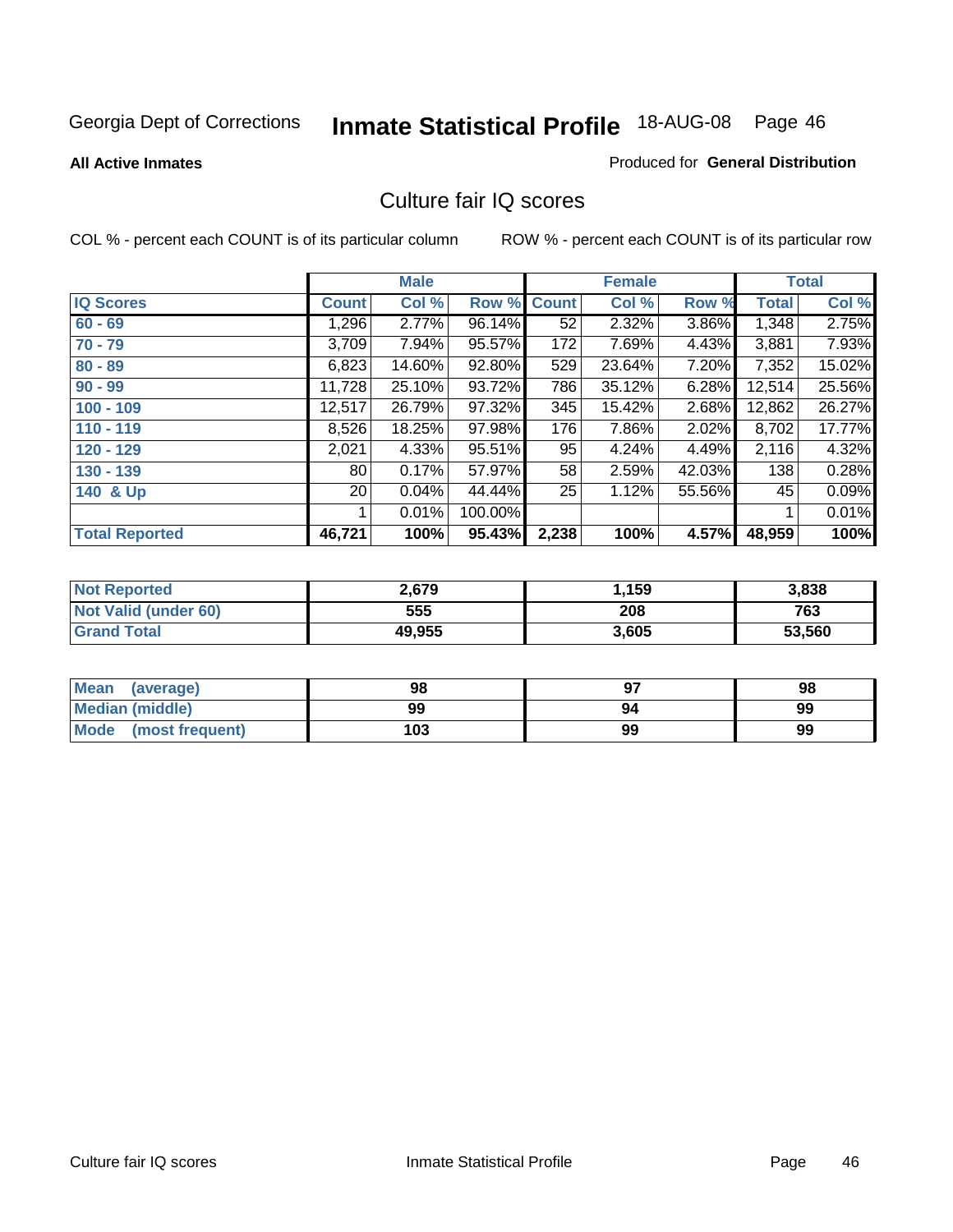Georgia Dept of Corrections **Inmate Statistical Profile** 18-AUG-08 Page 46

**All Active Inmates**

Produced for **General Distribution**

## Culture fair IQ scores

COL % - percent each COUNT is of its particular column

ROW % - percent each COUNT is of its particular row

| | Male | | | Female | | | Total | |
|---|---|---|---|---|---|---|---|---|
| **IQ Scores** | **Count** | **Col %** | **Row %** | **Count** | **Col %** | **Row %** | **Total** | **Col %** |
| **60 - 69** | 1,296 | 2.77% | 96.14% | 52 | 2.32% | 3.86% | 1,348 | 2.75% |
| **70 - 79** | 3,709 | 7.94% | 95.57% | 172 | 7.69% | 4.43% | 3,881 | 7.93% |
| **80 - 89** | 6,823 | 14.60% | 92.80% | 529 | 23.64% | 7.20% | 7,352 | 15.02% |
| **90 - 99** | 11,728 | 25.10% | 93.72% | 786 | 35.12% | 6.28% | 12,514 | 25.56% |
| **100 - 109** | 12,517 | 26.79% | 97.32% | 345 | 15.42% | 2.68% | 12,862 | 26.27% |
| **110 - 119** | 8,526 | 18.25% | 97.98% | 176 | 7.86% | 2.02% | 8,702 | 17.77% |
| **120 - 129** | 2,021 | 4.33% | 95.51% | 95 | 4.24% | 4.49% | 2,116 | 4.32% |
| **130 - 139** | 80 | 0.17% | 57.97% | 58 | 2.59% | 42.03% | 138 | 0.28% |
| **140 & Up** | 20 | 0.04% | 44.44% | 25 | 1.12% | 55.56% | 45 | 0.09% |
| | 1 | 0.01% | 100.00% | | | | 1 | 0.01% |
| **Total Reported** | **46,721** | **100%** | **95.43%** | **2,238** | **100%** | **4.57%** | **48,959** | **100%** |

| | Male | Female | Total |
|---|---|---|---|
| **Not Reported** | **2,679** | **1,159** | **3,838** |
| **Not Valid (under 60)** | **555** | **208** | **763** |
| **Grand Total** | **49,955** | **3,605** | **53,560** |

| | Male | Female | Total |
|---|---|---|---|
| **Mean (average)** | **98** | **97** | **98** |
| **Median (middle)** | **99** | **94** | **99** |
| **Mode (most frequent)** | **103** | **99** | **99** |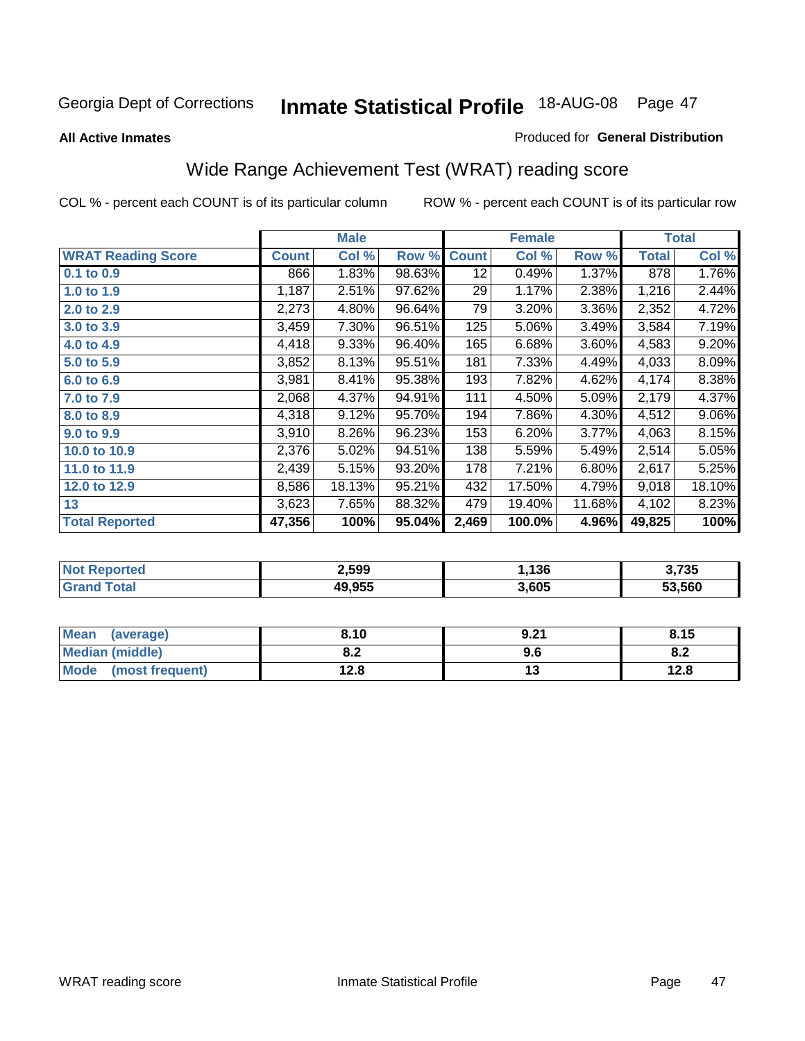Georgia Dept of Corrections **Inmate Statistical Profile** 18-AUG-08

**All Active Inmates**

Produced for **General Distribution**

## Wide Range Achievement Test (WRAT) reading score

COL % - percent each COUNT is of its particular column

ROW % - percent each COUNT is of its particular row

| | Male | | | Female | | | Total | |
|---|---|---|---|---|---|---|---|---|
| **WRAT Reading Score** | **Count** | **Col %** | **Row %** | **Count** | **Col %** | **Row %** | **Total** | **Col %** |
| **0.1 to 0.9** | 866 | 1.83% | 98.63% | 12 | 0.49% | 1.37% | 878 | 1.76% |
| **1.0 to 1.9** | 1,187 | 2.51% | 97.62% | 29 | 1.17% | 2.38% | 1,216 | 2.44% |
| **2.0 to 2.9** | 2,273 | 4.80% | 96.64% | 79 | 3.20% | 3.36% | 2,352 | 4.72% |
| **3.0 to 3.9** | 3,459 | 7.30% | 96.51% | 125 | 5.06% | 3.49% | 3,584 | 7.19% |
| **4.0 to 4.9** | 4,418 | 9.33% | 96.40% | 165 | 6.68% | 3.60% | 4,583 | 9.20% |
| **5.0 to 5.9** | 3,852 | 8.13% | 95.51% | 181 | 7.33% | 4.49% | 4,033 | 8.09% |
| **6.0 to 6.9** | 3,981 | 8.41% | 95.38% | 193 | 7.82% | 4.62% | 4,174 | 8.38% |
| **7.0 to 7.9** | 2,068 | 4.37% | 94.91% | 111 | 4.50% | 5.09% | 2,179 | 4.37% |
| **8.0 to 8.9** | 4,318 | 9.12% | 95.70% | 194 | 7.86% | 4.30% | 4,512 | 9.06% |
| **9.0 to 9.9** | 3,910 | 8.26% | 96.23% | 153 | 6.20% | 3.77% | 4,063 | 8.15% |
| **10.0 to 10.9** | 2,376 | 5.02% | 94.51% | 138 | 5.59% | 5.49% | 2,514 | 5.05% |
| **11.0 to 11.9** | 2,439 | 5.15% | 93.20% | 178 | 7.21% | 6.80% | 2,617 | 5.25% |
| **12.0 to 12.9** | 8,586 | 18.13% | 95.21% | 432 | 17.50% | 4.79% | 9,018 | 18.10% |
| **13** | 3,623 | 7.65% | 88.32% | 479 | 19.40% | 11.68% | 4,102 | 8.23% |
| **Total Reported** | **47,356** | **100%** | **95.04%** | **2,469** | **100.0%** | **4.96%** | **49,825** | **100%** |

| | Male | Female | Total |
|---|---|---|---|
| **Not Reported** | **2,599** | **1,136** | **3,735** |
| **Grand Total** | **49,955** | **3,605** | **53,560** |

| | Male | Female | Total |
|---|---|---|---|
| **Mean (average)** | **8.10** | **9.21** | **8.15** |
| **Median (middle)** | **8.2** | **9.6** | **8.2** |
| **Mode (most frequent)** | **12.8** | **13** | **12.8** |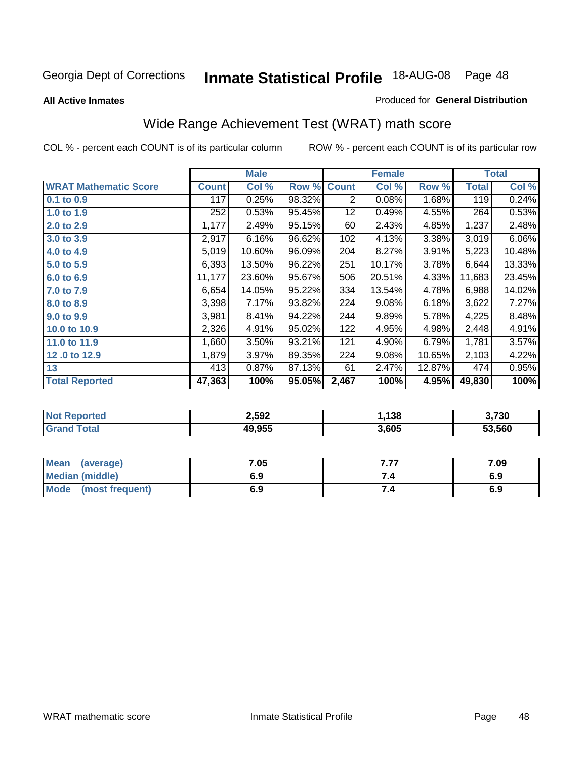Georgia Dept of Corrections **Inmate Statistical Profile** 18-AUG-08

**All Active Inmates**

Produced for **General Distribution**

## Wide Range Achievement Test (WRAT) math score

COL % - percent each COUNT is of its particular column ROW % - percent each COUNT is of its particular row

| | Male | | | Female | | | Total | |
|---|---|---|---|---|---|---|---|---|
| **WRAT Mathematic Score** | **Count** | **Col %** | **Row %** | **Count** | **Col %** | **Row %** | **Total** | **Col %** |
| 0.1 to 0.9 | 117 | 0.25% | 98.32% | 2 | 0.08% | 1.68% | 119 | 0.24% |
| 1.0 to 1.9 | 252 | 0.53% | 95.45% | 12 | 0.49% | 4.55% | 264 | 0.53% |
| 2.0 to 2.9 | 1,177 | 2.49% | 95.15% | 60 | 2.43% | 4.85% | 1,237 | 2.48% |
| 3.0 to 3.9 | 2,917 | 6.16% | 96.62% | 102 | 4.13% | 3.38% | 3,019 | 6.06% |
| 4.0 to 4.9 | 5,019 | 10.60% | 96.09% | 204 | 8.27% | 3.91% | 5,223 | 10.48% |
| 5.0 to 5.9 | 6,393 | 13.50% | 96.22% | 251 | 10.17% | 3.78% | 6,644 | 13.33% |
| 6.0 to 6.9 | 11,177 | 23.60% | 95.67% | 506 | 20.51% | 4.33% | 11,683 | 23.45% |
| 7.0 to 7.9 | 6,654 | 14.05% | 95.22% | 334 | 13.54% | 4.78% | 6,988 | 14.02% |
| 8.0 to 8.9 | 3,398 | 7.17% | 93.82% | 224 | 9.08% | 6.18% | 3,622 | 7.27% |
| 9.0 to 9.9 | 3,981 | 8.41% | 94.22% | 244 | 9.89% | 5.78% | 4,225 | 8.48% |
| 10.0 to 10.9 | 2,326 | 4.91% | 95.02% | 122 | 4.95% | 4.98% | 2,448 | 4.91% |
| 11.0 to 11.9 | 1,660 | 3.50% | 93.21% | 121 | 4.90% | 6.79% | 1,781 | 3.57% |
| 12 .0 to 12.9 | 1,879 | 3.97% | 89.35% | 224 | 9.08% | 10.65% | 2,103 | 4.22% |
| 13 | 413 | 0.87% | 87.13% | 61 | 2.47% | 12.87% | 474 | 0.95% |
| **Total Reported** | **47,363** | **100%** | **95.05%** | **2,467** | **100%** | **4.95%** | **49,830** | **100%** |

| | Male | Female | Total |
|---|---|---|---|
| Not Reported | 2,592 | 1,138 | 3,730 |
| Grand Total | 49,955 | 3,605 | 53,560 |

| | Male | Female | Total |
|---|---|---|---|
| Mean (average) | 7.05 | 7.77 | 7.09 |
| Median (middle) | 6.9 | 7.4 | 6.9 |
| Mode (most frequent) | 6.9 | 7.4 | 6.9 |

WRAT mathematic score Inmate Statistical Profile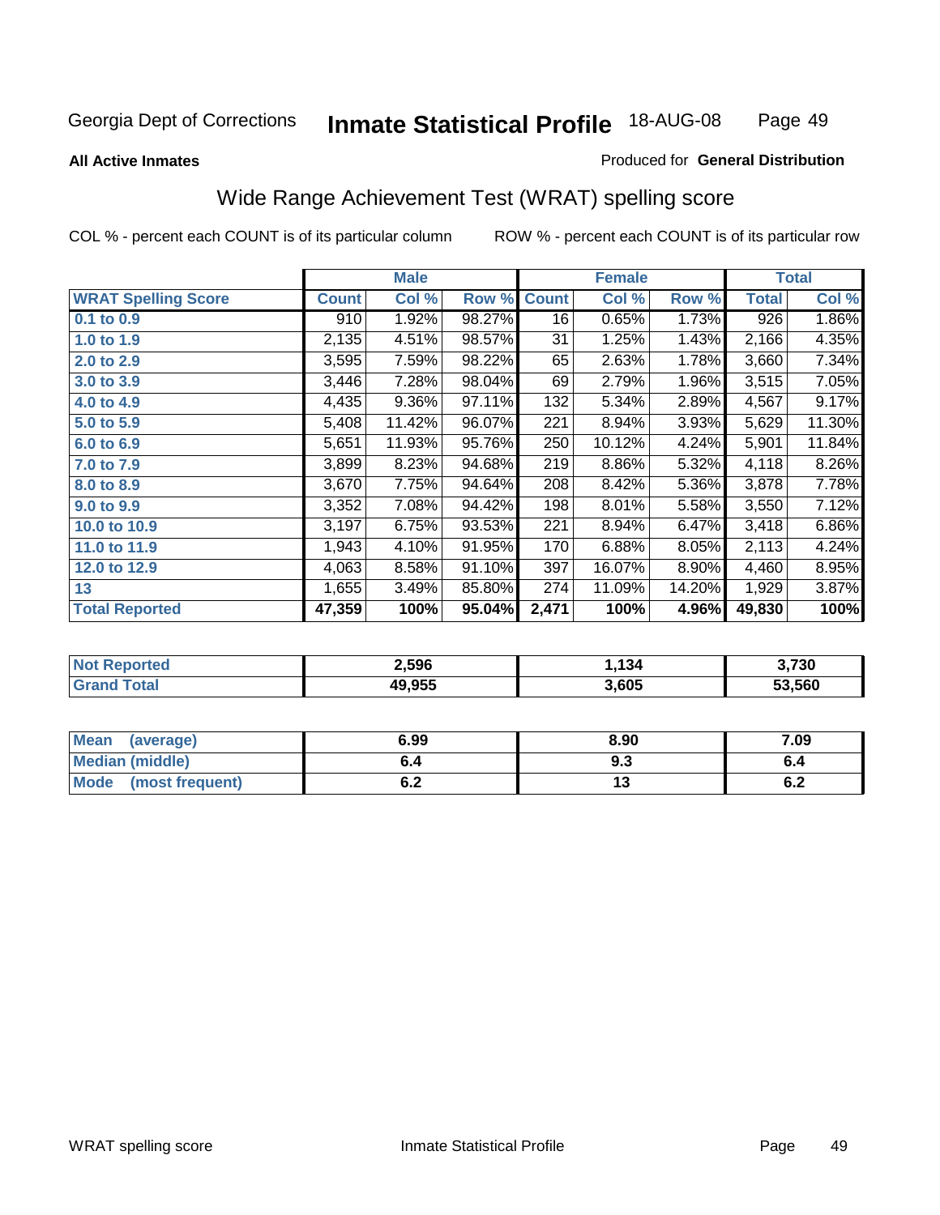Georgia Dept of Corrections **Inmate Statistical Profile** 18-AUG-08

**All Active Inmates**

Produced for **General Distribution**

## Wide Range Achievement Test (WRAT) spelling score

COL % - percent each COUNT is of its particular column

ROW % - percent each COUNT is of its particular row

| | Male | | | Female | | | Total | |
|---|---|---|---|---|---|---|---|---|
| **WRAT Spelling Score** | **Count** | **Col %** | **Row %** | **Count** | **Col %** | **Row %** | **Total** | **Col %** |
| **0.1 to 0.9** | 910 | 1.92% | 98.27% | 16 | 0.65% | 1.73% | 926 | 1.86% |
| **1.0 to 1.9** | 2,135 | 4.51% | 98.57% | 31 | 1.25% | 1.43% | 2,166 | 4.35% |
| **2.0 to 2.9** | 3,595 | 7.59% | 98.22% | 65 | 2.63% | 1.78% | 3,660 | 7.34% |
| **3.0 to 3.9** | 3,446 | 7.28% | 98.04% | 69 | 2.79% | 1.96% | 3,515 | 7.05% |
| **4.0 to 4.9** | 4,435 | 9.36% | 97.11% | 132 | 5.34% | 2.89% | 4,567 | 9.17% |
| **5.0 to 5.9** | 5,408 | 11.42% | 96.07% | 221 | 8.94% | 3.93% | 5,629 | 11.30% |
| **6.0 to 6.9** | 5,651 | 11.93% | 95.76% | 250 | 10.12% | 4.24% | 5,901 | 11.84% |
| **7.0 to 7.9** | 3,899 | 8.23% | 94.68% | 219 | 8.86% | 5.32% | 4,118 | 8.26% |
| **8.0 to 8.9** | 3,670 | 7.75% | 94.64% | 208 | 8.42% | 5.36% | 3,878 | 7.78% |
| **9.0 to 9.9** | 3,352 | 7.08% | 94.42% | 198 | 8.01% | 5.58% | 3,550 | 7.12% |
| **10.0 to 10.9** | 3,197 | 6.75% | 93.53% | 221 | 8.94% | 6.47% | 3,418 | 6.86% |
| **11.0 to 11.9** | 1,943 | 4.10% | 91.95% | 170 | 6.88% | 8.05% | 2,113 | 4.24% |
| **12.0 to 12.9** | 4,063 | 8.58% | 91.10% | 397 | 16.07% | 8.90% | 4,460 | 8.95% |
| **13** | 1,655 | 3.49% | 85.80% | 274 | 11.09% | 14.20% | 1,929 | 3.87% |
| **Total Reported** | **47,359** | **100%** | **95.04%** | **2,471** | **100%** | **4.96%** | **49,830** | **100%** |

| | Male | Female | Total |
|---|---|---|---|
| **Not Reported** | **2,596** | **1,134** | **3,730** |
| **Grand Total** | **49,955** | **3,605** | **53,560** |

| | Male | Female | Total |
|---|---|---|---|
| **Mean (average)** | **6.99** | **8.90** | **7.09** |
| **Median (middle)** | **6.4** | **9.3** | **6.4** |
| **Mode (most frequent)** | **6.2** | **13** | **6.2** |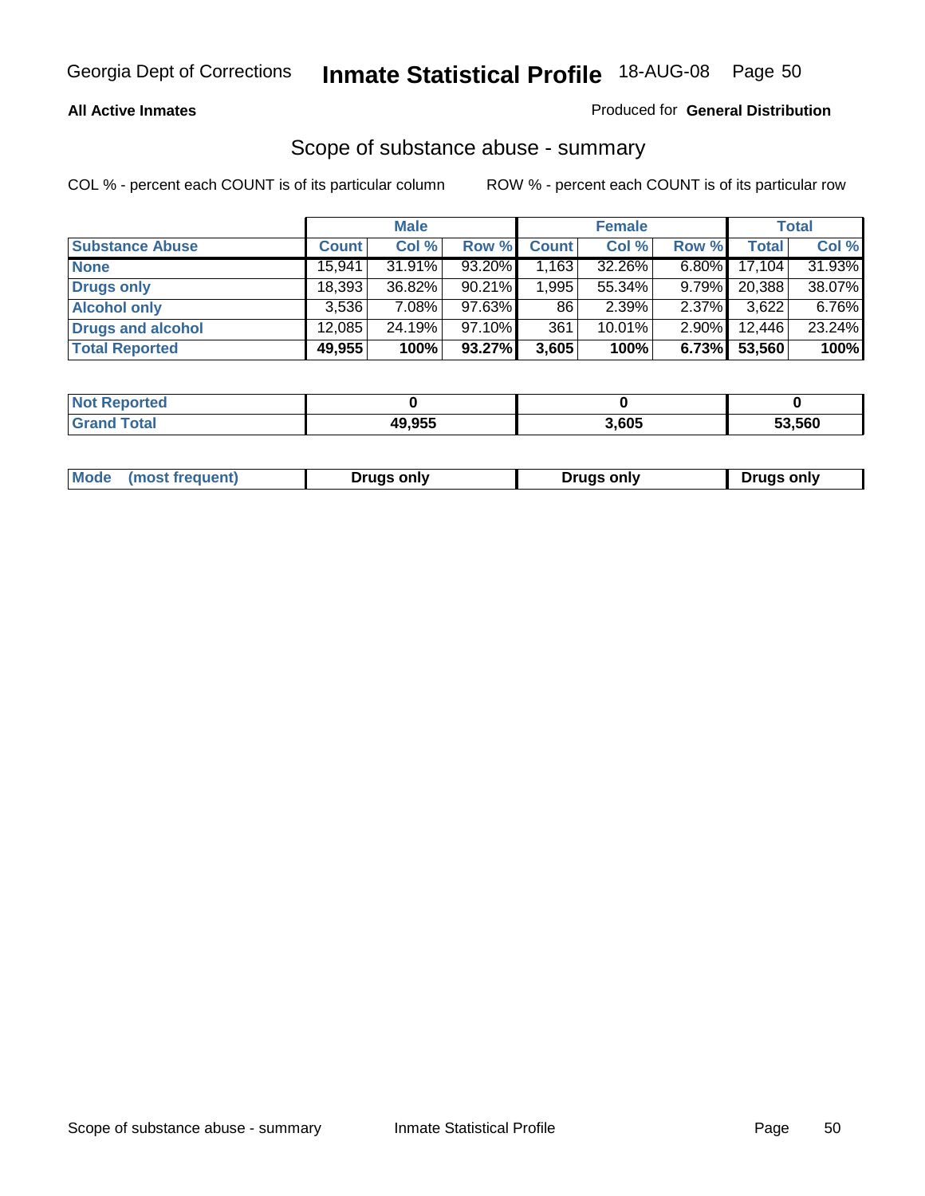**All Active Inmates**

Produced for **General Distribution**

## Scope of substance abuse - summary

COL % - percent each COUNT is of its particular column

ROW % - percent each COUNT is of its particular row

| | Male | | | Female | | | Total | |
|---|---|---|---|---|---|---|---|---|
| **Substance Abuse** | **Count** | **Col %** | **Row %** | **Count** | **Col %** | **Row %** | **Total** | **Col %** |
| **None** | 15,941 | 31.91% | 93.20% | 1,163 | 32.26% | 6.80% | 17,104 | 31.93% |
| **Drugs only** | 18,393 | 36.82% | 90.21% | 1,995 | 55.34% | 9.79% | 20,388 | 38.07% |
| **Alcohol only** | 3,536 | 7.08% | 97.63% | 86 | 2.39% | 2.37% | 3,622 | 6.76% |
| **Drugs and alcohol** | 12,085 | 24.19% | 97.10% | 361 | 10.01% | 2.90% | 12,446 | 23.24% |
| **Total Reported** | **49,955** | **100%** | **93.27%** | **3,605** | **100%** | **6.73%** | **53,560** | **100%** |

| | Male | Female | Total |
|---|---|---|---|
| **Not Reported** | **0** | **0** | **0** |
| **Grand Total** | **49,955** | **3,605** | **53,560** |

| | Male | Female | Total |
|---|---|---|---|
| **Mode (most frequent)** | **Drugs only** | **Drugs only** | **Drugs only** |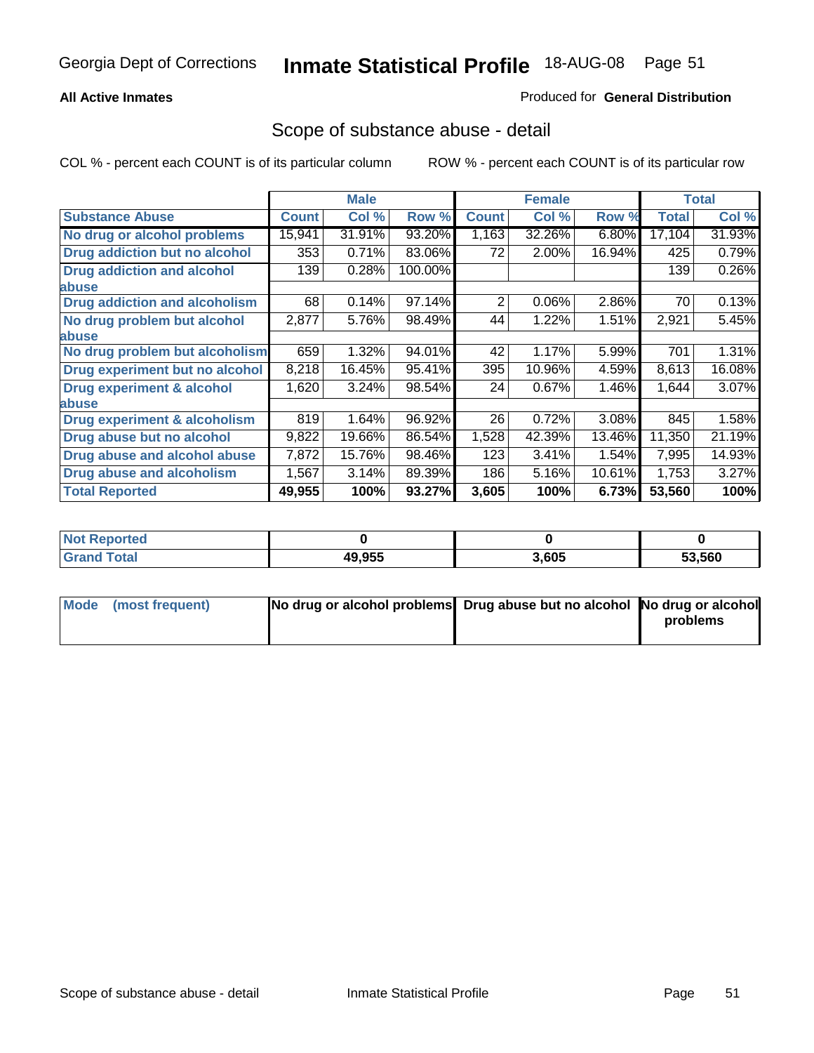Georgia Dept of Corrections **Inmate Statistical Profile** 18-AUG-08

**All Active Inmates**

Produced for **General Distribution**

## Scope of substance abuse - detail

COL % - percent each COUNT is of its particular column

ROW % - percent each COUNT is of its particular row

| | Male | | | Female | | | Total | |
|---|---|---|---|---|---|---|---|---|
| **Substance Abuse** | **Count** | **Col %** | **Row %** | **Count** | **Col %** | **Row %** | **Total** | **Col %** |
| **No drug or alcohol problems** | 15,941 | 31.91% | 93.20% | 1,163 | 32.26% | 6.80% | 17,104 | 31.93% |
| **Drug addiction but no alcohol** | 353 | 0.71% | 83.06% | 72 | 2.00% | 16.94% | 425 | 0.79% |
| **Drug addiction and alcohol abuse** | 139 | 0.28% | 100.00% | | | | 139 | 0.26% |
| **Drug addiction and alcoholism** | 68 | 0.14% | 97.14% | 2 | 0.06% | 2.86% | 70 | 0.13% |
| **No drug problem but alcohol abuse** | 2,877 | 5.76% | 98.49% | 44 | 1.22% | 1.51% | 2,921 | 5.45% |
| **No drug problem but alcoholism** | 659 | 1.32% | 94.01% | 42 | 1.17% | 5.99% | 701 | 1.31% |
| **Drug experiment but no alcohol** | 8,218 | 16.45% | 95.41% | 395 | 10.96% | 4.59% | 8,613 | 16.08% |
| **Drug experiment & alcohol abuse** | 1,620 | 3.24% | 98.54% | 24 | 0.67% | 1.46% | 1,644 | 3.07% |
| **Drug experiment & alcoholism** | 819 | 1.64% | 96.92% | 26 | 0.72% | 3.08% | 845 | 1.58% |
| **Drug abuse but no alcohol** | 9,822 | 19.66% | 86.54% | 1,528 | 42.39% | 13.46% | 11,350 | 21.19% |
| **Drug abuse and alcohol abuse** | 7,872 | 15.76% | 98.46% | 123 | 3.41% | 1.54% | 7,995 | 14.93% |
| **Drug abuse and alcoholism** | 1,567 | 3.14% | 89.39% | 186 | 5.16% | 10.61% | 1,753 | 3.27% |
| **Total Reported** | **49,955** | **100%** | **93.27%** | **3,605** | **100%** | **6.73%** | **53,560** | **100%** |

| | Male | Female | Total |
|---|---|---|---|
| **Not Reported** | **0** | **0** | **0** |
| **Grand Total** | **49,955** | **3,605** | **53,560** |

| | Male | Female | Total |
|---|---|---|---|
| **Mode (most frequent)** | **No drug or alcohol problems** | **Drug abuse but no alcohol** | **No drug or alcohol problems** |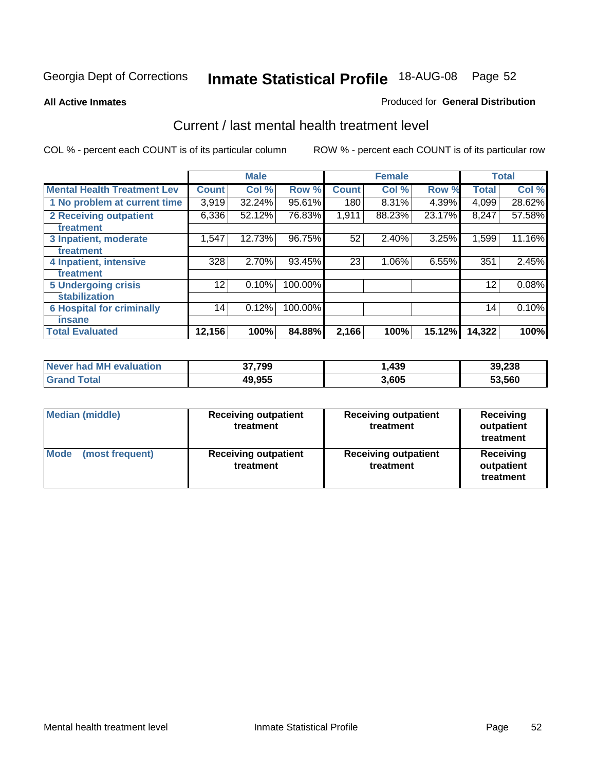Georgia Dept of Corrections **Inmate Statistical Profile** 18-AUG-08

**All Active Inmates**

Produced for **General Distribution**

## Current / last mental health treatment level

COL % - percent each COUNT is of its particular column

ROW % - percent each COUNT is of its particular row

| | Male | | | Female | | | Total | |
|---|---|---|---|---|---|---|---|---|
| **Mental Health Treatment Lev** | **Count** | **Col %** | **Row %** | **Count** | **Col %** | **Row %** | **Total** | **Col %** |
| 1 No problem at current time | 3,919 | 32.24% | 95.61% | 180 | 8.31% | 4.39% | 4,099 | 28.62% |
| 2 Receiving outpatient treatment | 6,336 | 52.12% | 76.83% | 1,911 | 88.23% | 23.17% | 8,247 | 57.58% |
| 3 Inpatient, moderate treatment | 1,547 | 12.73% | 96.75% | 52 | 2.40% | 3.25% | 1,599 | 11.16% |
| 4 Inpatient, intensive treatment | 328 | 2.70% | 93.45% | 23 | 1.06% | 6.55% | 351 | 2.45% |
| 5 Undergoing crisis stabilization | 12 | 0.10% | 100.00% | | | | 12 | 0.08% |
| 6 Hospital for criminally insane | 14 | 0.12% | 100.00% | | | | 14 | 0.10% |
| **Total Evaluated** | **12,156** | **100%** | **84.88%** | **2,166** | **100%** | **15.12%** | **14,322** | **100%** |

| | Male | Female | Total |
|---|---|---|---|
| Never had MH evaluation | 37,799 | 1,439 | 39,238 |
| Grand Total | 49,955 | 3,605 | 53,560 |

| | Male | Female | Total |
|---|---|---|---|
| Median (middle) | Receiving outpatient treatment | Receiving outpatient treatment | Receiving outpatient treatment |
| Mode (most frequent) | Receiving outpatient treatment | Receiving outpatient treatment | Receiving outpatient treatment |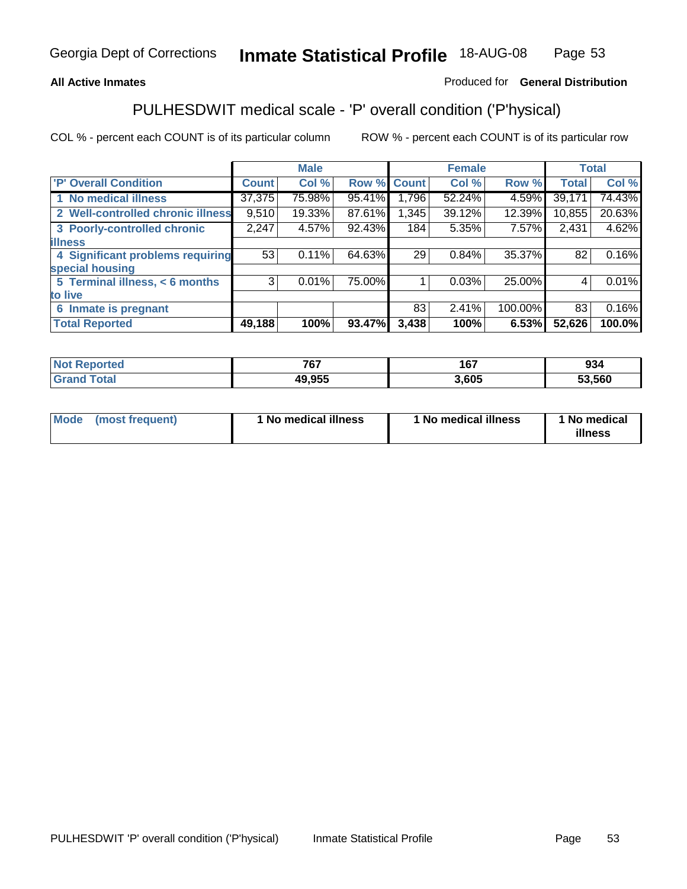Georgia Dept of Corrections **Inmate Statistical Profile** 18-AUG-08

**All Active Inmates**

Produced for **General Distribution**

## PULHESDWIT medical scale - 'P' overall condition ('P'hysical)

COL % - percent each COUNT is of its particular column

ROW % - percent each COUNT is of its particular row

| | Male | | | Female | | | Total | |
|---|---|---|---|---|---|---|---|---|
| **'P' Overall Condition** | **Count** | **Col %** | **Row %** | **Count** | **Col %** | **Row %** | **Total** | **Col %** |
| **1 No medical illness** | 37,375 | 75.98% | 95.41% | 1,796 | 52.24% | 4.59% | 39,171 | 74.43% |
| **2 Well-controlled chronic illness** | 9,510 | 19.33% | 87.61% | 1,345 | 39.12% | 12.39% | 10,855 | 20.63% |
| **3 Poorly-controlled chronic illness** | 2,247 | 4.57% | 92.43% | 184 | 5.35% | 7.57% | 2,431 | 4.62% |
| **4 Significant problems requiring special housing** | 53 | 0.11% | 64.63% | 29 | 0.84% | 35.37% | 82 | 0.16% |
| **5 Terminal illness, < 6 months to live** | 3 | 0.01% | 75.00% | 1 | 0.03% | 25.00% | 4 | 0.01% |
| **6 Inmate is pregnant** | | | | 83 | 2.41% | 100.00% | 83 | 0.16% |
| **Total Reported** | **49,188** | **100%** | **93.47%** | **3,438** | **100%** | **6.53%** | **52,626** | **100.0%** |

| | Male | Female | Total |
|---|---|---|---|
| **Not Reported** | **767** | **167** | **934** |
| **Grand Total** | **49,955** | **3,605** | **53,560** |

| | Male | Female | Total |
|---|---|---|---|
| **Mode (most frequent)** | **1 No medical illness** | **1 No medical illness** | **1 No medical illness** |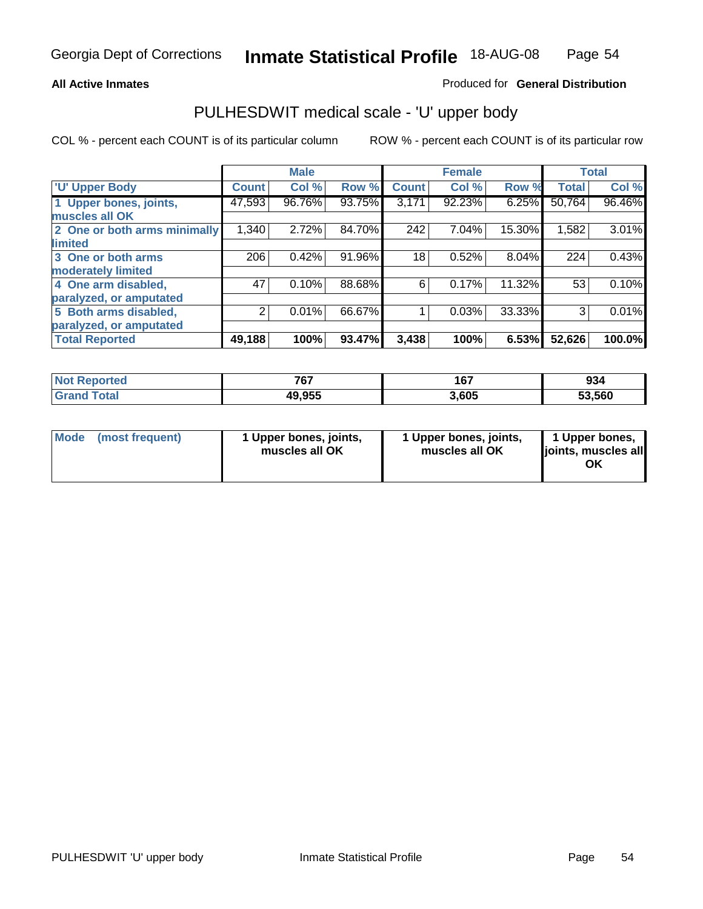**All Active Inmates**

Produced for **General Distribution**

## PULHESDWIT medical scale - 'U' upper body

COL % - percent each COUNT is of its particular column

ROW % - percent each COUNT is of its particular row

| | Male | | | Female | | | Total | |
|---|---|---|---|---|---|---|---|---|
| 'U' Upper Body | Count | Col % | Row % | Count | Col % | Row % | Total | Col % |
| 1 Upper bones, joints, muscles all OK | 47,593 | 96.76% | 93.75% | 3,171 | 92.23% | 6.25% | 50,764 | 96.46% |
| 2 One or both arms minimally limited | 1,340 | 2.72% | 84.70% | 242 | 7.04% | 15.30% | 1,582 | 3.01% |
| 3 One or both arms moderately limited | 206 | 0.42% | 91.96% | 18 | 0.52% | 8.04% | 224 | 0.43% |
| 4 One arm disabled, paralyzed, or amputated | 47 | 0.10% | 88.68% | 6 | 0.17% | 11.32% | 53 | 0.10% |
| 5 Both arms disabled, paralyzed, or amputated | 2 | 0.01% | 66.67% | 1 | 0.03% | 33.33% | 3 | 0.01% |
| **Total Reported** | **49,188** | **100%** | **93.47%** | **3,438** | **100%** | **6.53%** | **52,626** | **100.0%** |

| | Male | Female | Total |
|---|---|---|---|
| Not Reported | 767 | 167 | 934 |
| Grand Total | 49,955 | 3,605 | 53,560 |

| | Male | Female | Total |
|---|---|---|---|
| Mode (most frequent) | 1 Upper bones, joints, muscles all OK | 1 Upper bones, joints, muscles all OK | 1 Upper bones, joints, muscles all OK |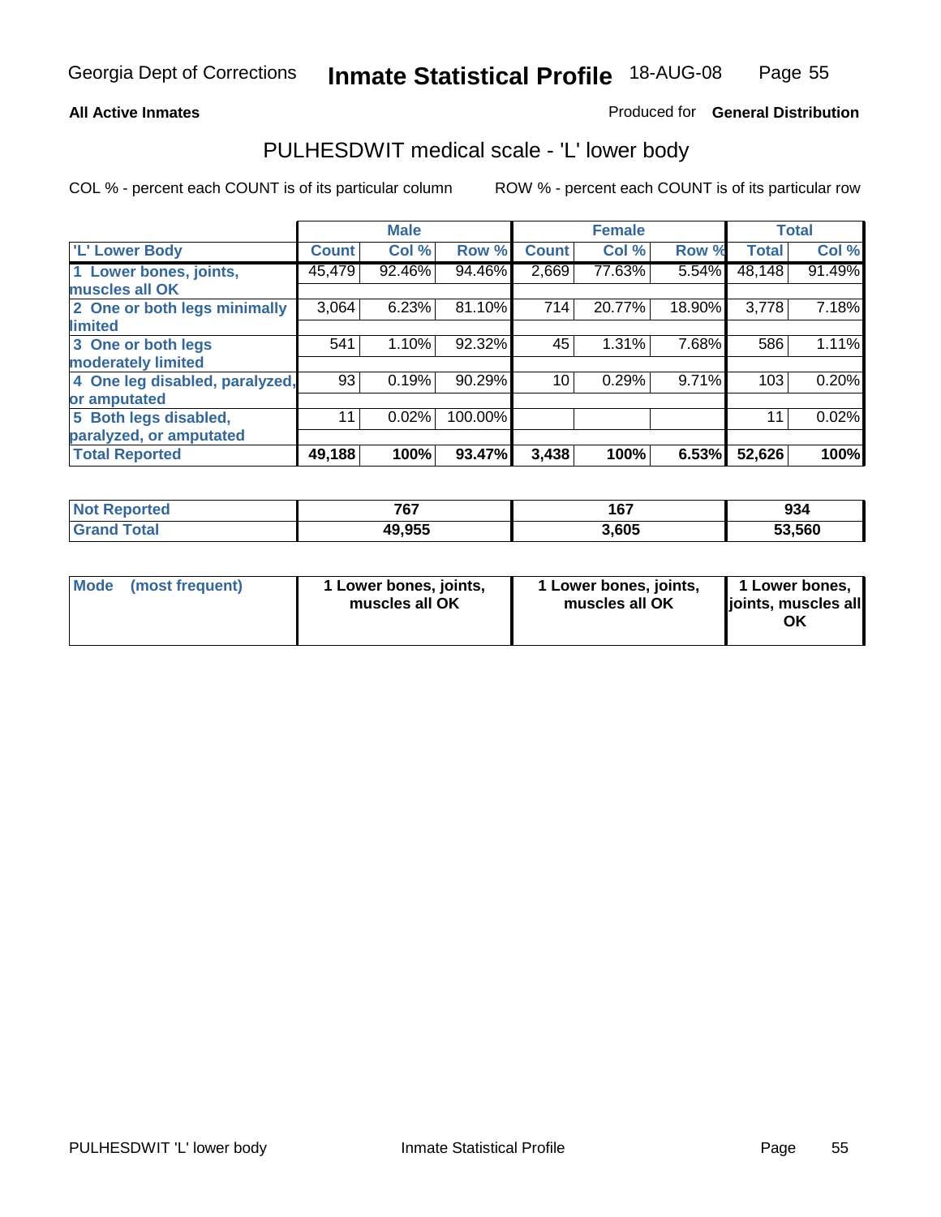Georgia Dept of Corrections **Inmate Statistical Profile** 18-AUG-08

**All Active Inmates**

Produced for **General Distribution**

## PULHESDWIT medical scale - 'L' lower body

COL % - percent each COUNT is of its particular column

ROW % - percent each COUNT is of its particular row

| | Male | | | Female | | | Total | |
|---|---|---|---|---|---|---|---|---|
| 'L' Lower Body | Count | Col % | Row % | Count | Col % | Row % | Total | Col % |
| 1 Lower bones, joints, muscles all OK | 45,479 | 92.46% | 94.46% | 2,669 | 77.63% | 5.54% | 48,148 | 91.49% |
| 2 One or both legs minimally limited | 3,064 | 6.23% | 81.10% | 714 | 20.77% | 18.90% | 3,778 | 7.18% |
| 3 One or both legs moderately limited | 541 | 1.10% | 92.32% | 45 | 1.31% | 7.68% | 586 | 1.11% |
| 4 One leg disabled, paralyzed, or amputated | 93 | 0.19% | 90.29% | 10 | 0.29% | 9.71% | 103 | 0.20% |
| 5 Both legs disabled, paralyzed, or amputated | 11 | 0.02% | 100.00% | | | | 11 | 0.02% |
| **Total Reported** | **49,188** | **100%** | **93.47%** | **3,438** | **100%** | **6.53%** | **52,626** | **100%** |

| | Male | Female | Total |
|---|---|---|---|
| Not Reported | 767 | 167 | 934 |
| Grand Total | 49,955 | 3,605 | 53,560 |

| | Male | Female | Total |
|---|---|---|---|
| Mode (most frequent) | 1 Lower bones, joints, muscles all OK | 1 Lower bones, joints, muscles all OK | 1 Lower bones, joints, muscles all OK |

PULHESDWIT 'L' lower body

Inmate Statistical Profile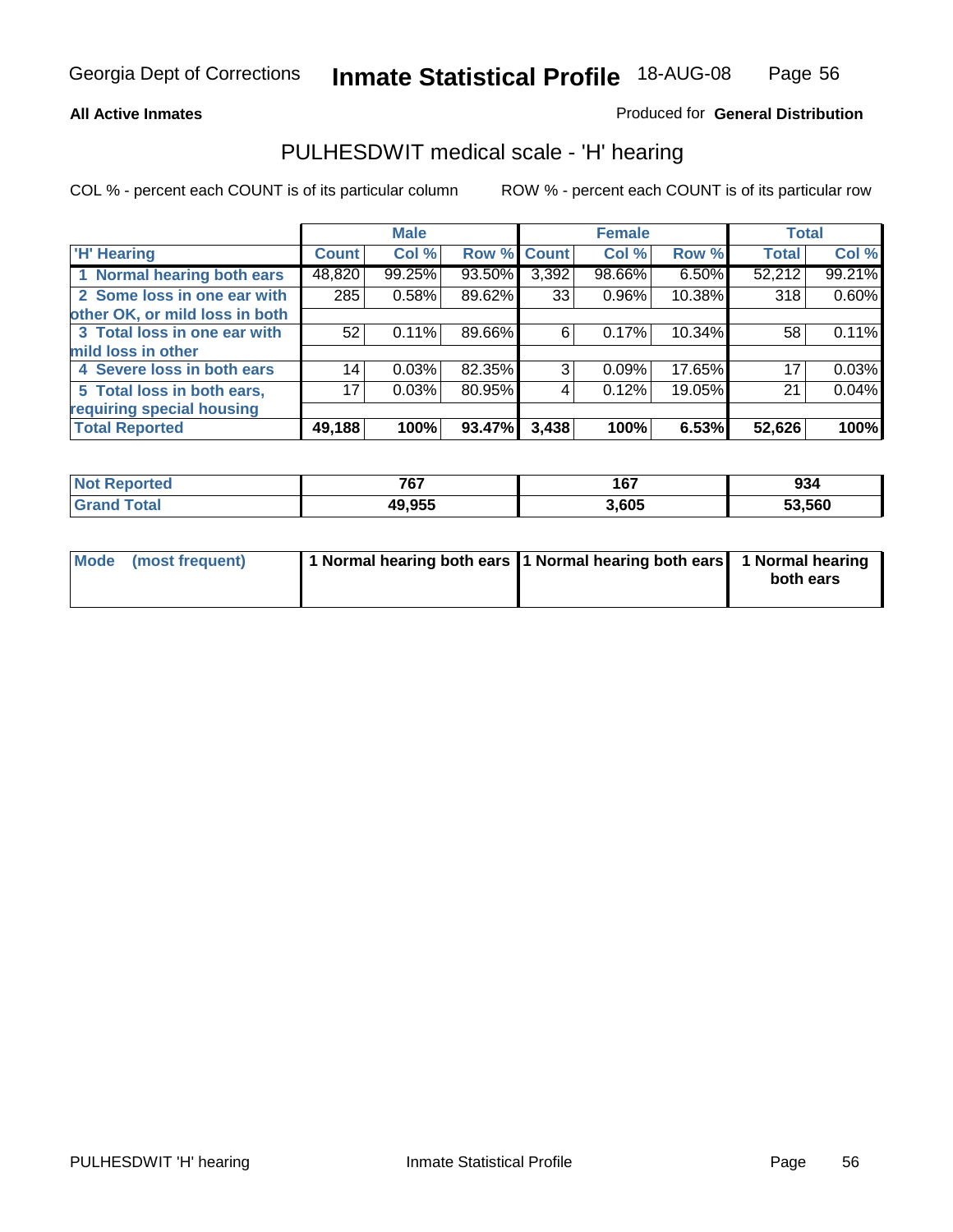Georgia Dept of Corrections **Inmate Statistical Profile** 18-AUG-08

**All Active Inmates**

Produced for **General Distribution**

## PULHESDWIT medical scale - 'H' hearing

COL % - percent each COUNT is of its particular column

ROW % - percent each COUNT is of its particular row

| | Male | | | Female | | | Total | |
|---|---|---|---|---|---|---|---|---|
| 'H' Hearing | Count | Col % | Row % | Count | Col % | Row % | Total | Col % |
| 1 Normal hearing both ears | 48,820 | 99.25% | 93.50% | 3,392 | 98.66% | 6.50% | 52,212 | 99.21% |
| 2 Some loss in one ear with other OK, or mild loss in both | 285 | 0.58% | 89.62% | 33 | 0.96% | 10.38% | 318 | 0.60% |
| 3 Total loss in one ear with mild loss in other | 52 | 0.11% | 89.66% | 6 | 0.17% | 10.34% | 58 | 0.11% |
| 4 Severe loss in both ears | 14 | 0.03% | 82.35% | 3 | 0.09% | 17.65% | 17 | 0.03% |
| 5 Total loss in both ears, requiring special housing | 17 | 0.03% | 80.95% | 4 | 0.12% | 19.05% | 21 | 0.04% |
| **Total Reported** | **49,188** | **100%** | **93.47%** | **3,438** | **100%** | **6.53%** | **52,626** | **100%** |

| | Male | Female | Total |
|---|---|---|---|
| Not Reported | 767 | 167 | 934 |
| Grand Total | 49,955 | 3,605 | 53,560 |

| | Male | Female | Total |
|---|---|---|---|
| Mode (most frequent) | 1 Normal hearing both ears | 1 Normal hearing both ears | 1 Normal hearing both ears |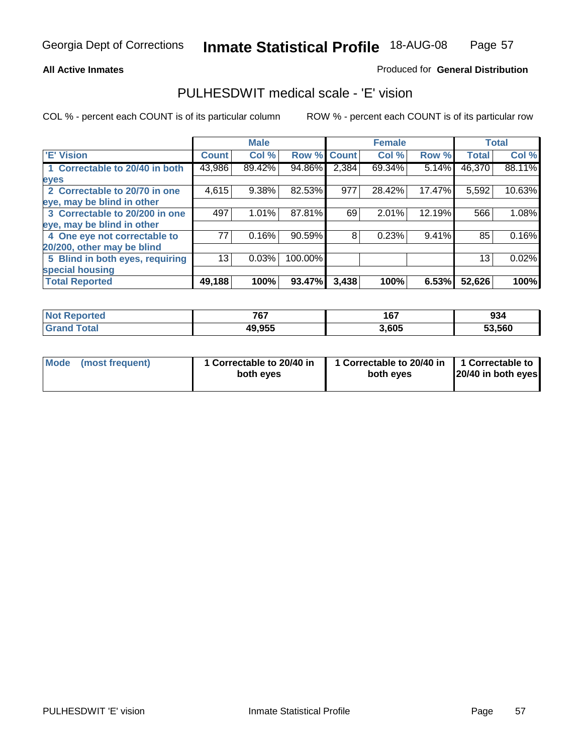Georgia Dept of Corrections **Inmate Statistical Profile** 18-AUG-08

**All Active Inmates**

Produced for **General Distribution**

## PULHESDWIT medical scale - 'E' vision

COL % - percent each COUNT is of its particular column ROW % - percent each COUNT is of its particular row

| 'E' Vision | Male | | | Female | | | Total | |
|---|---|---|---|---|---|---|---|---|
| | Count | Col % | Row % | Count | Col % | Row % | Total | Col % |
| 1 Correctable to 20/40 in both eyes | 43,986 | 89.42% | 94.86% | 2,384 | 69.34% | 5.14% | 46,370 | 88.11% |
| 2 Correctable to 20/70 in one eye, may be blind in other | 4,615 | 9.38% | 82.53% | 977 | 28.42% | 17.47% | 5,592 | 10.63% |
| 3 Correctable to 20/200 in one eye, may be blind in other | 497 | 1.01% | 87.81% | 69 | 2.01% | 12.19% | 566 | 1.08% |
| 4 One eye not correctable to 20/200, other may be blind | 77 | 0.16% | 90.59% | 8 | 0.23% | 9.41% | 85 | 0.16% |
| 5 Blind in both eyes, requiring special housing | 13 | 0.03% | 100.00% | | | | 13 | 0.02% |
| **Total Reported** | **49,188** | **100%** | **93.47%** | **3,438** | **100%** | **6.53%** | **52,626** | **100%** |

| | Male | Female | Total |
|---|---|---|---|
| **Not Reported** | **767** | **167** | **934** |
| **Grand Total** | **49,955** | **3,605** | **53,560** |

| | Male | Female | Total |
|---|---|---|---|
| **Mode (most frequent)** | **1 Correctable to 20/40 in both eyes** | **1 Correctable to 20/40 in both eyes** | **1 Correctable to 20/40 in both eyes** |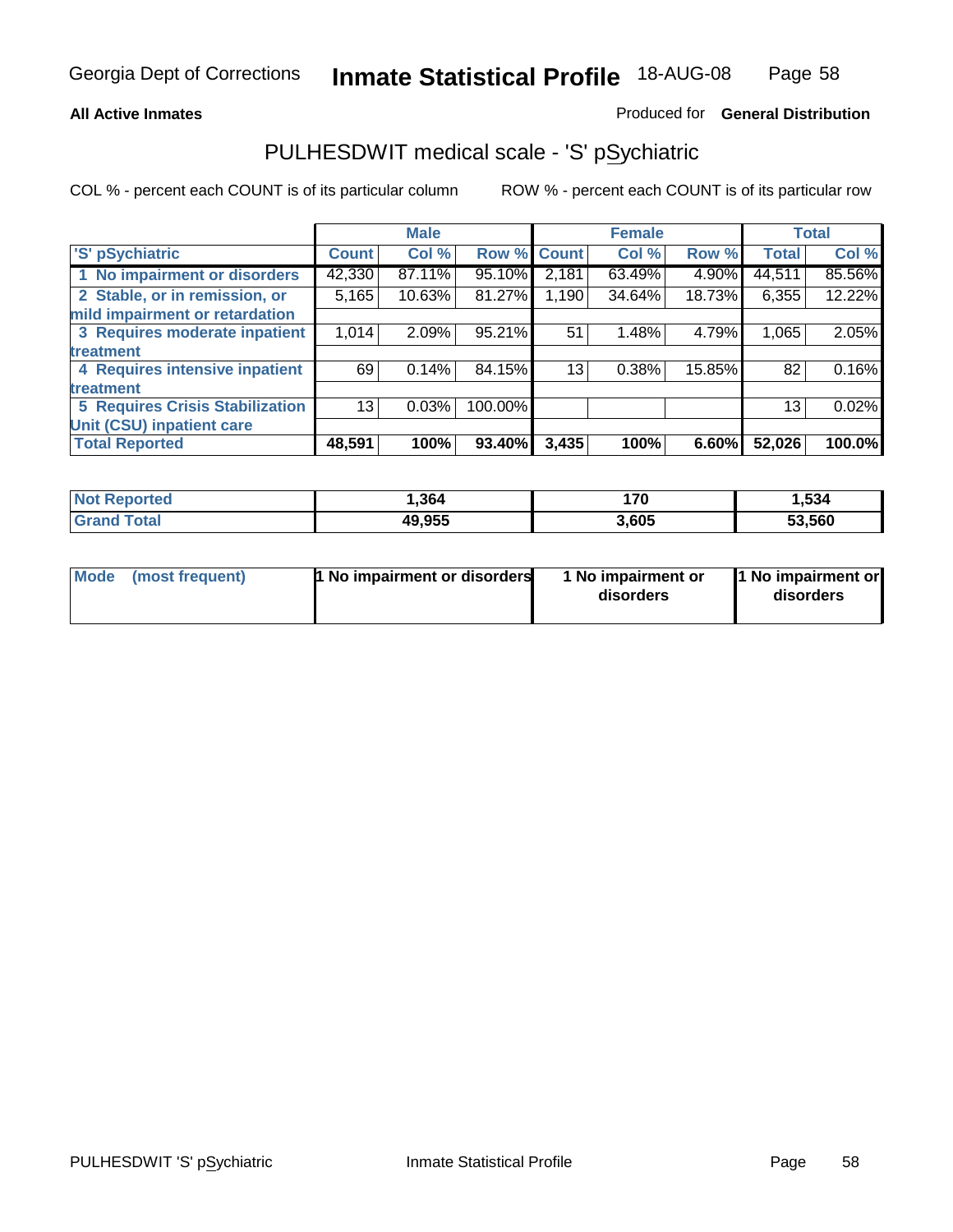Georgia Dept of Corrections **Inmate Statistical Profile** 18-AUG-08

**All Active Inmates** Produced for **General Distribution**

## PULHESDWIT medical scale - 'S' pSychiatric

COL % - percent each COUNT is of its particular column ROW % - percent each COUNT is of its particular row

| | Male | | | Female | | | Total | |
|---|---|---|---|---|---|---|---|---|
| 'S' pSychiatric | Count | Col % | Row % | Count | Col % | Row % | Total | Col % |
| 1 No impairment or disorders | 42,330 | 87.11% | 95.10% | 2,181 | 63.49% | 4.90% | 44,511 | 85.56% |
| 2 Stable, or in remission, or mild impairment or retardation | 5,165 | 10.63% | 81.27% | 1,190 | 34.64% | 18.73% | 6,355 | 12.22% |
| 3 Requires moderate inpatient treatment | 1,014 | 2.09% | 95.21% | 51 | 1.48% | 4.79% | 1,065 | 2.05% |
| 4 Requires intensive inpatient treatment | 69 | 0.14% | 84.15% | 13 | 0.38% | 15.85% | 82 | 0.16% |
| 5 Requires Crisis Stabilization Unit (CSU) inpatient care | 13 | 0.03% | 100.00% | | | | 13 | 0.02% |
| **Total Reported** | **48,591** | **100%** | **93.40%** | **3,435** | **100%** | **6.60%** | **52,026** | **100.0%** |

| | Male | Female | Total |
|---|---|---|---|
| Not Reported | 1,364 | 170 | 1,534 |
| Grand Total | 49,955 | 3,605 | 53,560 |

| | Male | Female | Total |
|---|---|---|---|
| Mode (most frequent) | 1 No impairment or disorders | 1 No impairment or disorders | 1 No impairment or disorders |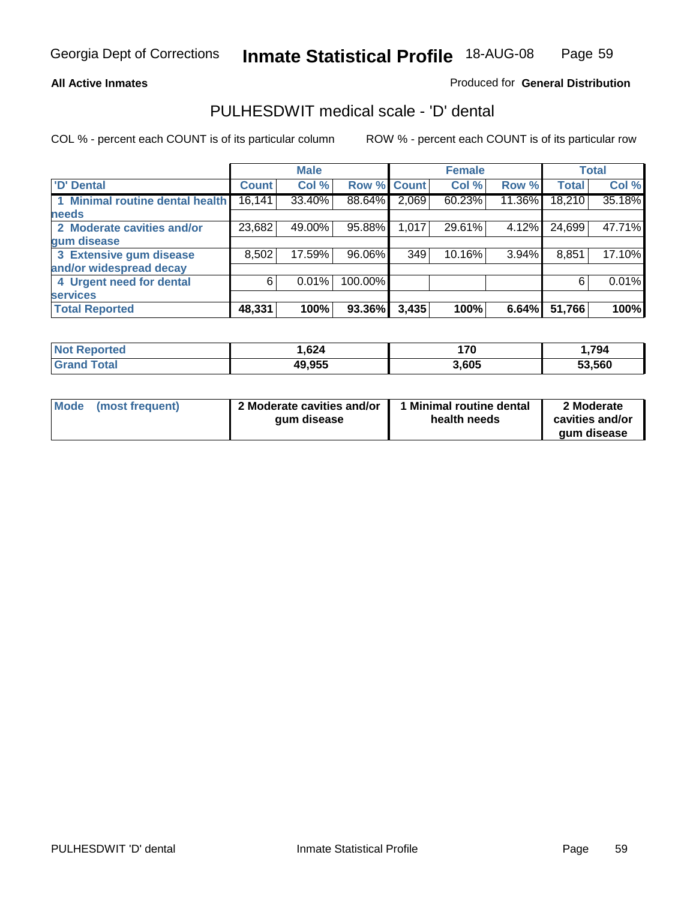Georgia Dept of Corrections **Inmate Statistical Profile** 18-AUG-08

**All Active Inmates**

Produced for **General Distribution**

## PULHESDWIT medical scale - 'D' dental

COL % - percent each COUNT is of its particular column

ROW % - percent each COUNT is of its particular row

| | Male | | | Female | | | Total | |
|---|---|---|---|---|---|---|---|---|
| 'D' Dental | Count | Col % | Row % | Count | Col % | Row % | Total | Col % |
| 1 Minimal routine dental health needs | 16,141 | 33.40% | 88.64% | 2,069 | 60.23% | 11.36% | 18,210 | 35.18% |
| 2 Moderate cavities and/or gum disease | 23,682 | 49.00% | 95.88% | 1,017 | 29.61% | 4.12% | 24,699 | 47.71% |
| 3 Extensive gum disease and/or widespread decay | 8,502 | 17.59% | 96.06% | 349 | 10.16% | 3.94% | 8,851 | 17.10% |
| 4 Urgent need for dental services | 6 | 0.01% | 100.00% | | | | 6 | 0.01% |
| **Total Reported** | **48,331** | **100%** | **93.36%** | **3,435** | **100%** | **6.64%** | **51,766** | **100%** |

| | Male | Female | Total |
|---|---|---|---|
| Not Reported | 1,624 | 170 | 1,794 |
| Grand Total | 49,955 | 3,605 | 53,560 |

| | Male | Female | Total |
|---|---|---|---|
| Mode (most frequent) | 2 Moderate cavities and/or gum disease | 1 Minimal routine dental health needs | 2 Moderate cavities and/or gum disease |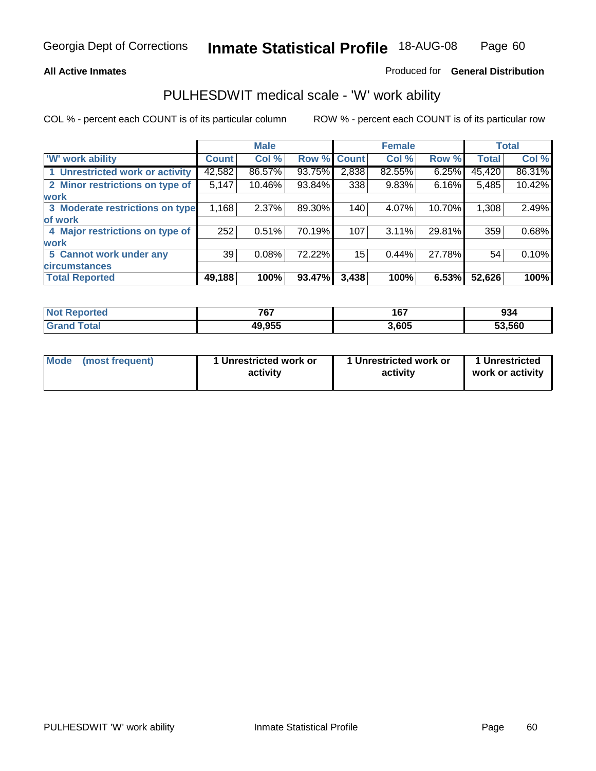**All Active Inmates**

Produced for **General Distribution**

## PULHESDWIT medical scale - 'W' work ability

COL % - percent each COUNT is of its particular column

ROW % - percent each COUNT is of its particular row

| | Male | | | Female | | | Total | |
|---|---|---|---|---|---|---|---|---|
| 'W' work ability | Count | Col % | Row % | Count | Col % | Row % | Total | Col % |
| 1 Unrestricted work or activity | 42,582 | 86.57% | 93.75% | 2,838 | 82.55% | 6.25% | 45,420 | 86.31% |
| 2 Minor restrictions on type of work | 5,147 | 10.46% | 93.84% | 338 | 9.83% | 6.16% | 5,485 | 10.42% |
| 3 Moderate restrictions on type of work | 1,168 | 2.37% | 89.30% | 140 | 4.07% | 10.70% | 1,308 | 2.49% |
| 4 Major restrictions on type of work | 252 | 0.51% | 70.19% | 107 | 3.11% | 29.81% | 359 | 0.68% |
| 5 Cannot work under any circumstances | 39 | 0.08% | 72.22% | 15 | 0.44% | 27.78% | 54 | 0.10% |
| **Total Reported** | **49,188** | **100%** | **93.47%** | **3,438** | **100%** | **6.53%** | **52,626** | **100%** |

| | Male | Female | Total |
|---|---|---|---|
| Not Reported | 767 | 167 | 934 |
| Grand Total | 49,955 | 3,605 | 53,560 |

| | Male | Female | Total |
|---|---|---|---|
| Mode (most frequent) | 1 Unrestricted work or activity | 1 Unrestricted work or activity | 1 Unrestricted work or activity |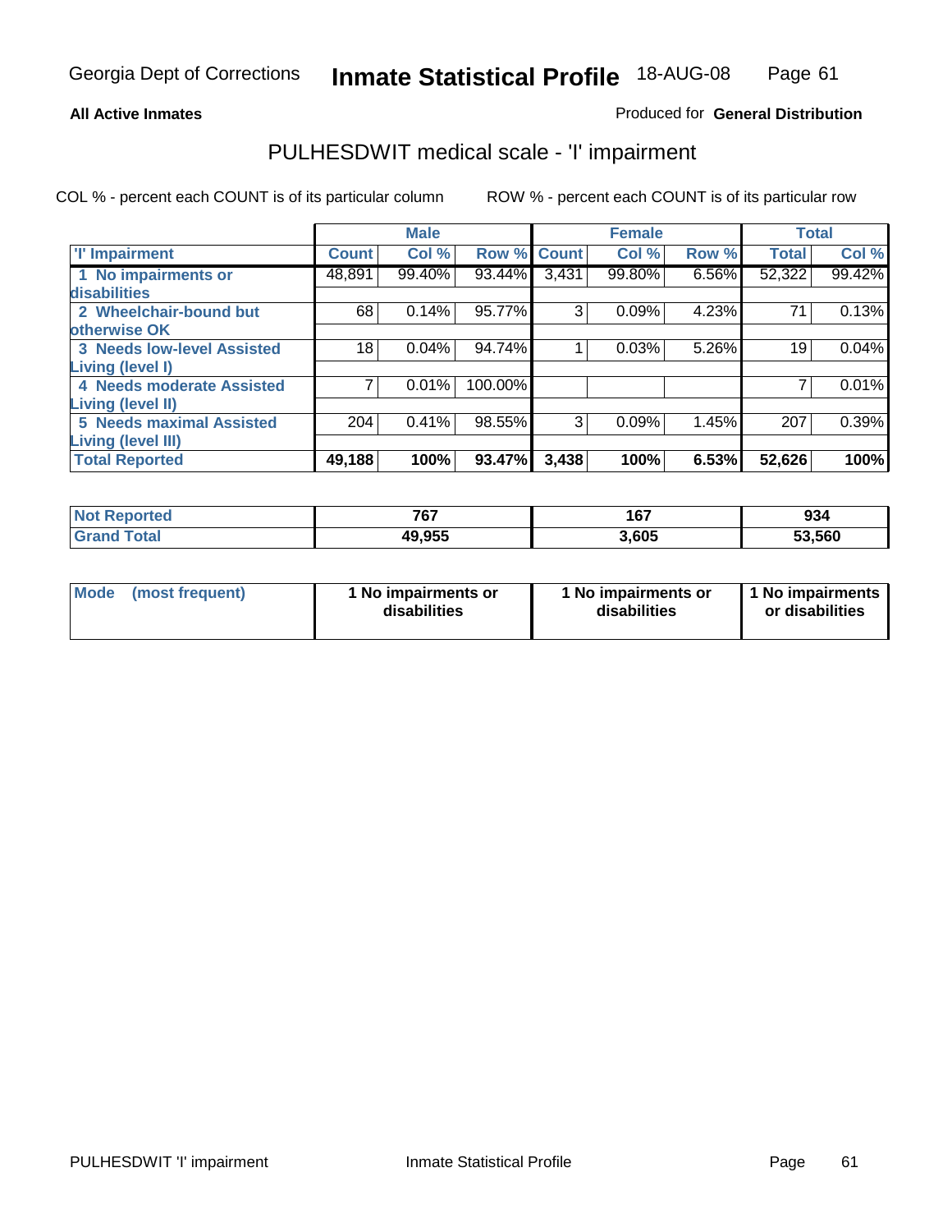**All Active Inmates**

Produced for **General Distribution**

## PULHESDWIT medical scale - 'I' impairment

COL % - percent each COUNT is of its particular column

ROW % - percent each COUNT is of its particular row

| | Male | | | Female | | | Total | |
|---|---|---|---|---|---|---|---|---|
| 'I' Impairment | Count | Col % | Row % | Count | Col % | Row % | Total | Col % |
| 1 No impairments or disabilities | 48,891 | 99.40% | 93.44% | 3,431 | 99.80% | 6.56% | 52,322 | 99.42% |
| 2 Wheelchair-bound but otherwise OK | 68 | 0.14% | 95.77% | 3 | 0.09% | 4.23% | 71 | 0.13% |
| 3 Needs low-level Assisted Living (level I) | 18 | 0.04% | 94.74% | 1 | 0.03% | 5.26% | 19 | 0.04% |
| 4 Needs moderate Assisted Living (level II) | 7 | 0.01% | 100.00% | | | | 7 | 0.01% |
| 5 Needs maximal Assisted Living (level III) | 204 | 0.41% | 98.55% | 3 | 0.09% | 1.45% | 207 | 0.39% |
| **Total Reported** | **49,188** | **100%** | **93.47%** | **3,438** | **100%** | **6.53%** | **52,626** | **100%** |

| | Male | Female | Total |
|---|---|---|---|
| Not Reported | 767 | 167 | 934 |
| Grand Total | 49,955 | 3,605 | 53,560 |

| | Male | Female | Total |
|---|---|---|---|
| Mode (most frequent) | 1 No impairments or disabilities | 1 No impairments or disabilities | 1 No impairments or disabilities |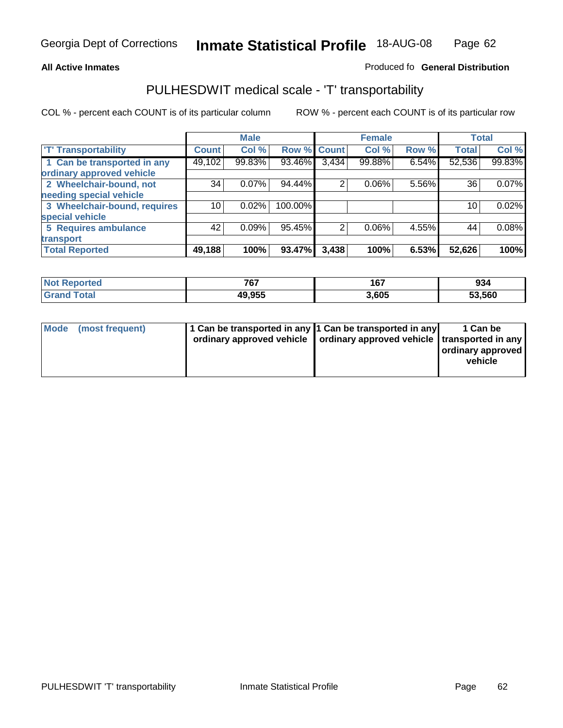Georgia Dept of Corrections **Inmate Statistical Profile** 18-AUG-08

**All Active Inmates**

Produced fo **General Distribution**

## PULHESDWIT medical scale - 'T' transportability

COL % - percent each COUNT is of its particular column

ROW % - percent each COUNT is of its particular row

| | Male | | | Female | | | Total | |
|---|---|---|---|---|---|---|---|---|
| 'T' Transportability | Count | Col % | Row % | Count | Col % | Row % | Total | Col % |
| 1 Can be transported in any ordinary approved vehicle | 49,102 | 99.83% | 93.46% | 3,434 | 99.88% | 6.54% | 52,536 | 99.83% |
| 2 Wheelchair-bound, not needing special vehicle | 34 | 0.07% | 94.44% | 2 | 0.06% | 5.56% | 36 | 0.07% |
| 3 Wheelchair-bound, requires special vehicle | 10 | 0.02% | 100.00% | | | | 10 | 0.02% |
| 5 Requires ambulance transport | 42 | 0.09% | 95.45% | 2 | 0.06% | 4.55% | 44 | 0.08% |
| **Total Reported** | **49,188** | **100%** | **93.47%** | **3,438** | **100%** | **6.53%** | **52,626** | **100%** |

| | Male | Female | Total |
|---|---|---|---|
| **Not Reported** | **767** | **167** | **934** |
| **Grand Total** | **49,955** | **3,605** | **53,560** |

| | Male | Female | Total |
|---|---|---|---|
| **Mode (most frequent)** | **1 Can be transported in any ordinary approved vehicle** | **1 Can be transported in any ordinary approved vehicle** | **1 Can be transported in any ordinary approved vehicle** |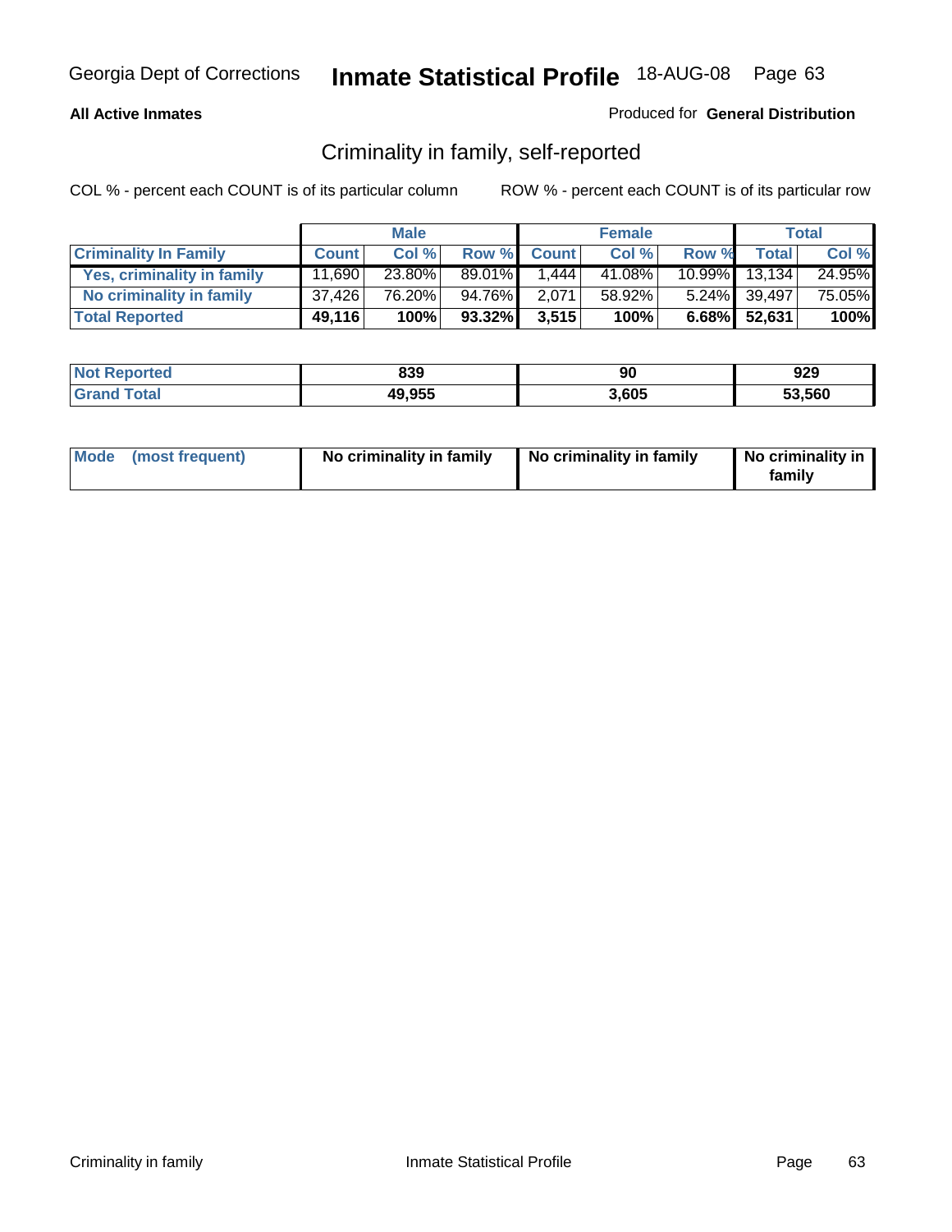Georgia Dept of Corrections **Inmate Statistical Profile** 18-AUG-08

**All Active Inmates**

Produced for **General Distribution**

## Criminality in family, self-reported

COL % - percent each COUNT is of its particular column    ROW % - percent each COUNT is of its particular row

| | Male | | | Female | | | Total | |
|---|---|---|---|---|---|---|---|---|
| **Criminality In Family** | **Count** | **Col %** | **Row %** | **Count** | **Col %** | **Row %** | **Total** | **Col %** |
| **Yes, criminality in family** | 11,690 | 23.80% | 89.01% | 1,444 | 41.08% | 10.99% | 13,134 | 24.95% |
| **No criminality in family** | 37,426 | 76.20% | 94.76% | 2,071 | 58.92% | 5.24% | 39,497 | 75.05% |
| **Total Reported** | **49,116** | **100%** | **93.32%** | **3,515** | **100%** | **6.68%** | **52,631** | **100%** |

| | Male | Female | Total |
|---|---|---|---|
| **Not Reported** | 839 | 90 | 929 |
| **Grand Total** | 49,955 | 3,605 | 53,560 |

| | Male | Female | Total |
|---|---|---|---|
| **Mode (most frequent)** | No criminality in family | No criminality in family | No criminality in family |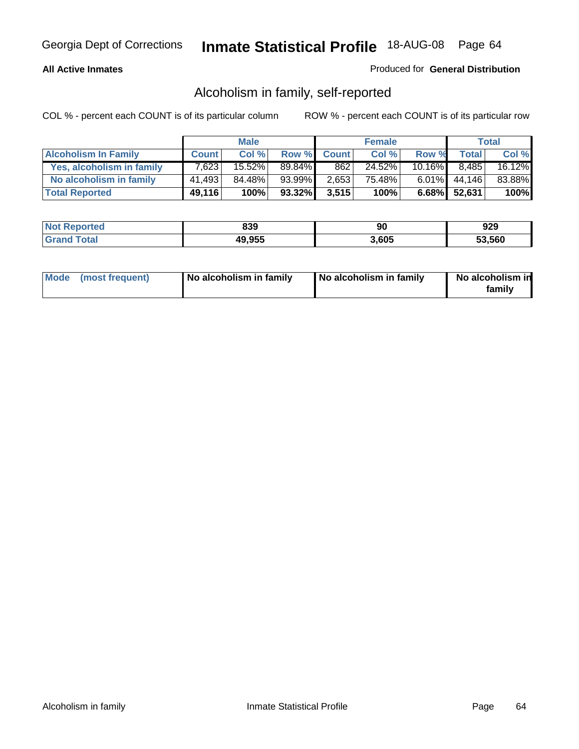Georgia Dept of Corrections **Inmate Statistical Profile** 18-AUG-08

**All Active Inmates**

Produced for **General Distribution**

## Alcoholism in family, self-reported

COL % - percent each COUNT is of its particular column

ROW % - percent each COUNT is of its particular row

| | Male | | | Female | | | Total | |
|---|---|---|---|---|---|---|---|---|
| **Alcoholism In Family** | **Count** | **Col %** | **Row %** | **Count** | **Col %** | **Row %** | **Total** | **Col %** |
| **Yes, alcoholism in family** | 7,623 | 15.52% | 89.84% | 862 | 24.52% | 10.16% | 8,485 | 16.12% |
| **No alcoholism in family** | 41,493 | 84.48% | 93.99% | 2,653 | 75.48% | 6.01% | 44,146 | 83.88% |
| **Total Reported** | **49,116** | **100%** | **93.32%** | **3,515** | **100%** | **6.68%** | **52,631** | **100%** |

| | Male | Female | Total |
|---|---|---|---|
| **Not Reported** | **839** | **90** | **929** |
| **Grand Total** | **49,955** | **3,605** | **53,560** |

| | Male | Female | Total |
|---|---|---|---|
| **Mode (most frequent)** | **No alcoholism in family** | **No alcoholism in family** | **No alcoholism in family** |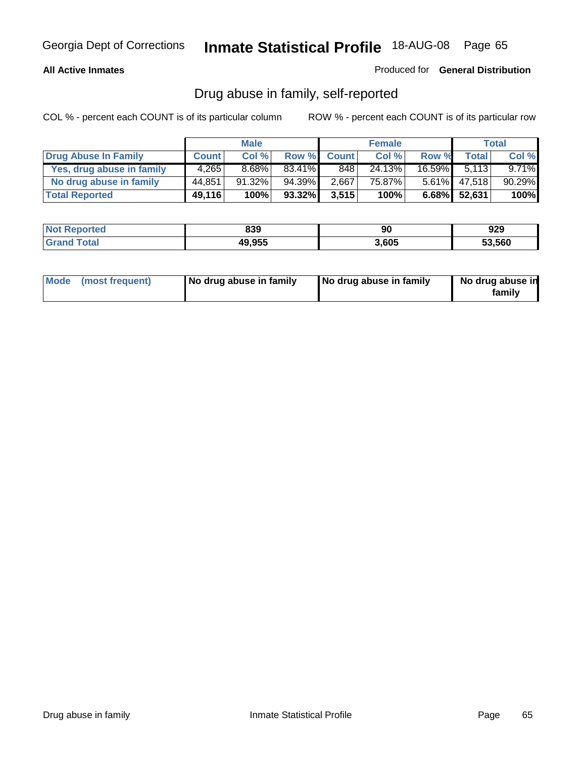Georgia Dept of Corrections **Inmate Statistical Profile** 18-AUG-08

**All Active Inmates**

Produced for **General Distribution**

## Drug abuse in family, self-reported

COL % - percent each COUNT is of its particular column ROW % - percent each COUNT is of its particular row

| | Male | | | Female | | | Total | |
|---|---|---|---|---|---|---|---|---|
| **Drug Abuse In Family** | **Count** | **Col %** | **Row %** | **Count** | **Col %** | **Row %** | **Total** | **Col %** |
| **Yes, drug abuse in family** | 4,265 | 8.68% | 83.41% | 848 | 24.13% | 16.59% | 5,113 | 9.71% |
| **No drug abuse in family** | 44,851 | 91.32% | 94.39% | 2,667 | 75.87% | 5.61% | 47,518 | 90.29% |
| **Total Reported** | **49,116** | **100%** | **93.32%** | **3,515** | **100%** | **6.68%** | **52,631** | **100%** |

| | Male | Female | Total |
|---|---|---|---|
| **Not Reported** | **839** | **90** | **929** |
| **Grand Total** | **49,955** | **3,605** | **53,560** |

| | Male | Female | Total |
|---|---|---|---|
| **Mode (most frequent)** | **No drug abuse in family** | **No drug abuse in family** | **No drug abuse in family** |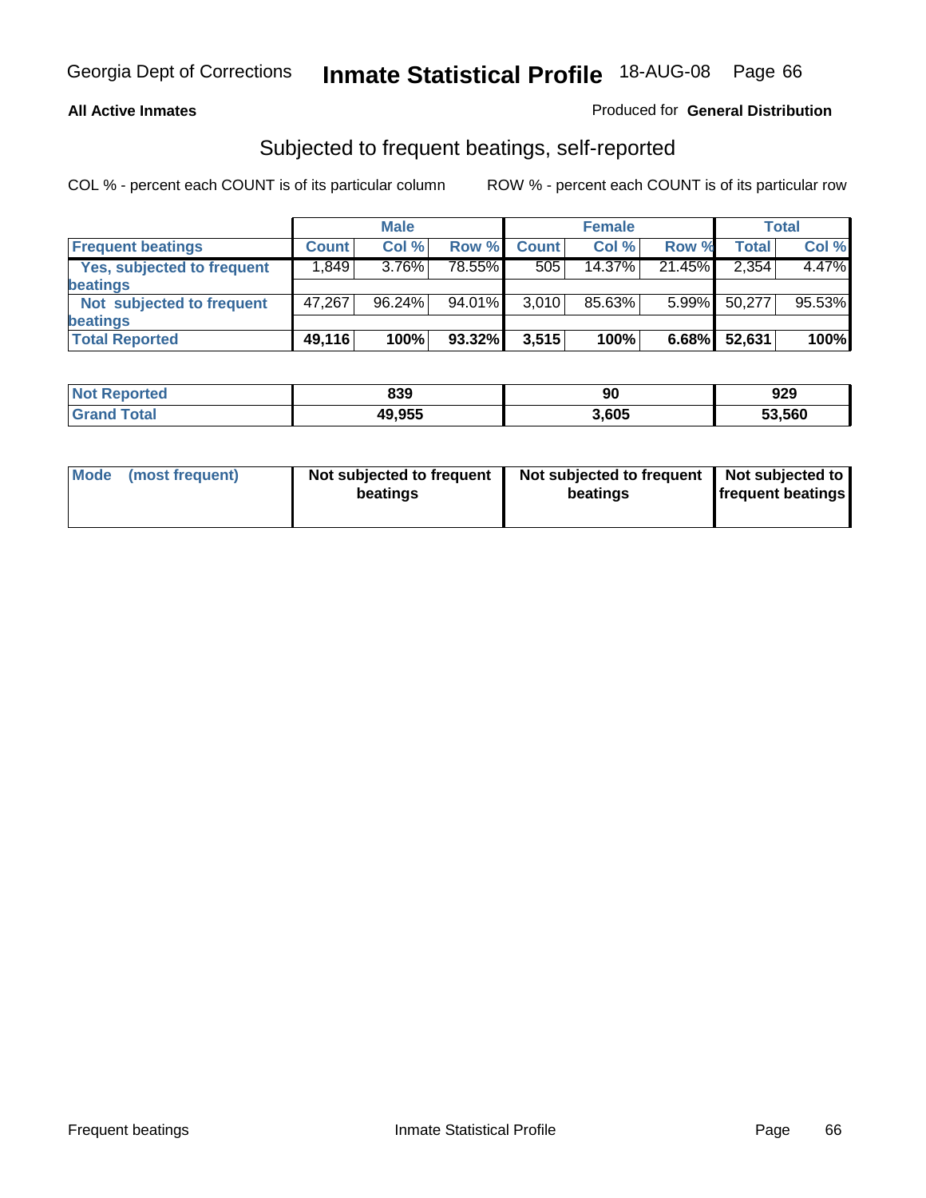Georgia Dept of Corrections **Inmate Statistical Profile** 18-AUG-08

**All Active Inmates**

Produced for **General Distribution**

## Subjected to frequent beatings, self-reported

COL % - percent each COUNT is of its particular column

ROW % - percent each COUNT is of its particular row

| | Male | | | Female | | | Total | |
|---|---|---|---|---|---|---|---|---|
| **Frequent beatings** | **Count** | **Col %** | **Row %** | **Count** | **Col %** | **Row %** | **Total** | **Col %** |
| **Yes, subjected to frequent beatings** | 1,849 | 3.76% | 78.55% | 505 | 14.37% | 21.45% | 2,354 | 4.47% |
| **Not subjected to frequent beatings** | 47,267 | 96.24% | 94.01% | 3,010 | 85.63% | 5.99% | 50,277 | 95.53% |
| **Total Reported** | **49,116** | **100%** | **93.32%** | **3,515** | **100%** | **6.68%** | **52,631** | **100%** |

| | Male | Female | Total |
|---|---|---|---|
| **Not Reported** | **839** | **90** | **929** |
| **Grand Total** | **49,955** | **3,605** | **53,560** |

| | Male | Female | Total |
|---|---|---|---|
| **Mode (most frequent)** | **Not subjected to frequent beatings** | **Not subjected to frequent beatings** | **Not subjected to frequent beatings** |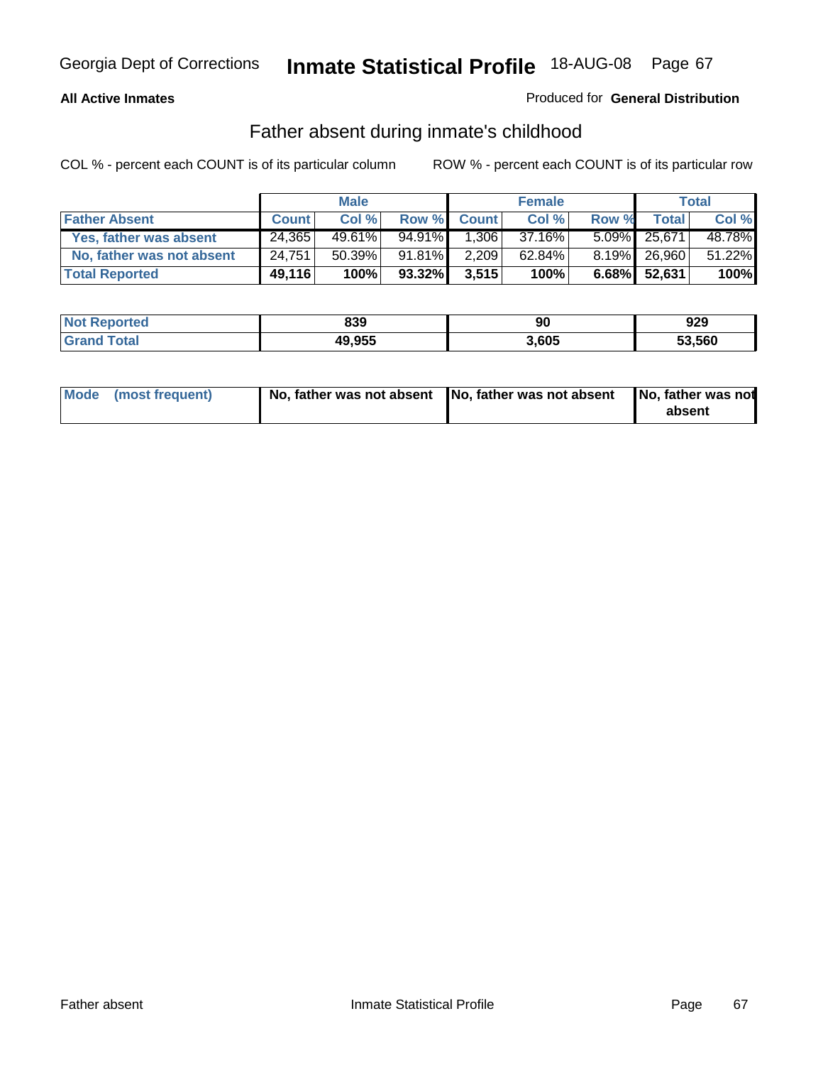Georgia Dept of Corrections **Inmate Statistical Profile** 18-AUG-08

**All Active Inmates**

Produced for **General Distribution**

## Father absent during inmate's childhood

COL % - percent each COUNT is of its particular column

ROW % - percent each COUNT is of its particular row

| | Male | | | Female | | | Total | |
|---|---|---|---|---|---|---|---|---|
| **Father Absent** | **Count** | **Col %** | **Row %** | **Count** | **Col %** | **Row %** | **Total** | **Col %** |
| **Yes, father was absent** | 24,365 | 49.61% | 94.91% | 1,306 | 37.16% | 5.09% | 25,671 | 48.78% |
| **No, father was not absent** | 24,751 | 50.39% | 91.81% | 2,209 | 62.84% | 8.19% | 26,960 | 51.22% |
| **Total Reported** | **49,116** | **100%** | **93.32%** | **3,515** | **100%** | **6.68%** | **52,631** | **100%** |

| | Male | Female | Total |
|---|---|---|---|
| **Not Reported** | **839** | **90** | **929** |
| **Grand Total** | **49,955** | **3,605** | **53,560** |

| | Male | Female | Total |
|---|---|---|---|
| **Mode (most frequent)** | **No, father was not absent** | **No, father was not absent** | **No, father was not absent** |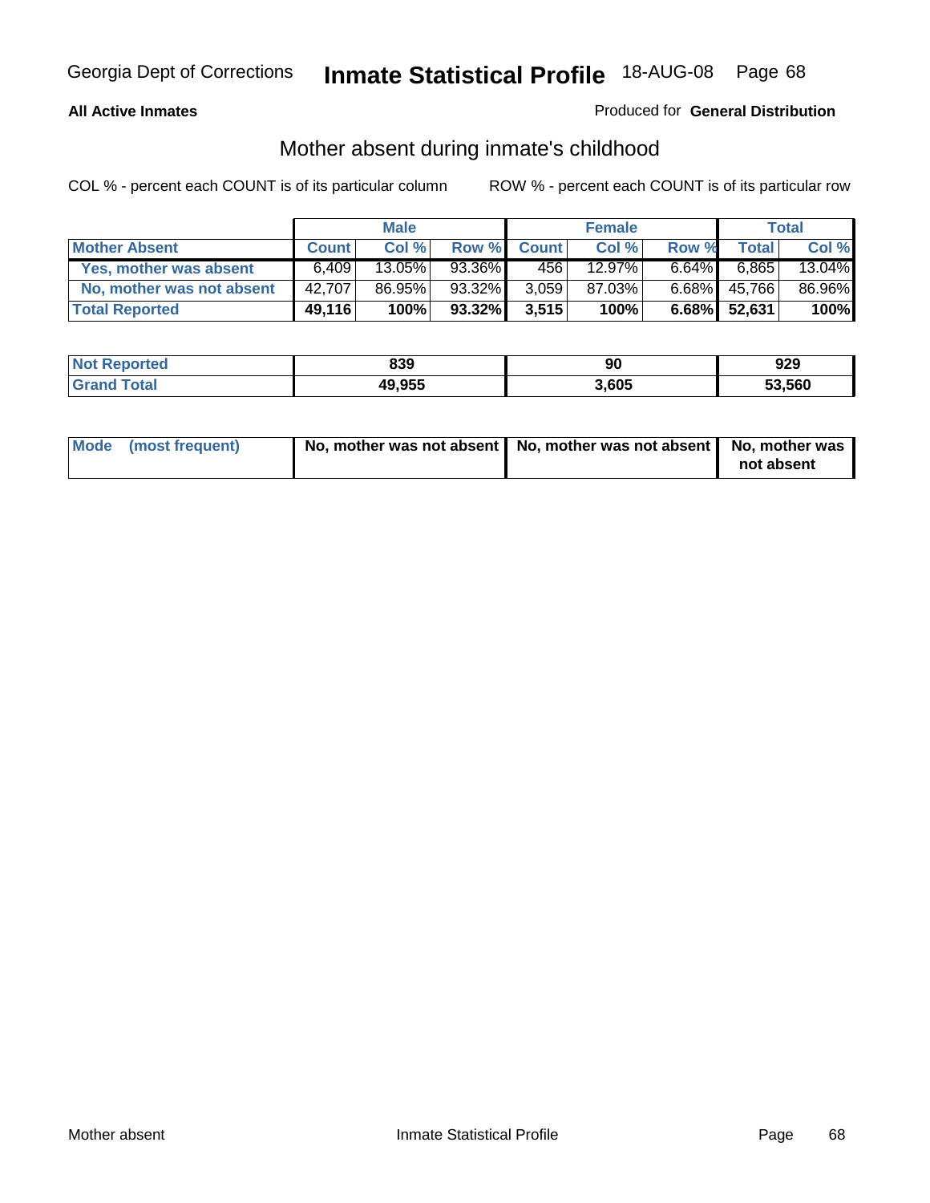# Inmate Statistical Profile

Georgia Dept of Corrections — 18-AUG-08

**All Active Inmates**

Produced for **General Distribution**

## Mother absent during inmate's childhood

COL % - percent each COUNT is of its particular column     ROW % - percent each COUNT is of its particular row

| | Male | | | Female | | | Total | |
|---|---|---|---|---|---|---|---|---|
| **Mother Absent** | **Count** | **Col %** | **Row %** | **Count** | **Col %** | **Row %** | **Total** | **Col %** |
| **Yes, mother was absent** | 6,409 | 13.05% | 93.36% | 456 | 12.97% | 6.64% | 6,865 | 13.04% |
| **No, mother was not absent** | 42,707 | 86.95% | 93.32% | 3,059 | 87.03% | 6.68% | 45,766 | 86.96% |
| **Total Reported** | **49,116** | **100%** | **93.32%** | **3,515** | **100%** | **6.68%** | **52,631** | **100%** |

| | Male | Female | Total |
|---|---|---|---|
| **Not Reported** | **839** | **90** | **929** |
| **Grand Total** | **49,955** | **3,605** | **53,560** |

| | Male | Female | Total |
|---|---|---|---|
| **Mode (most frequent)** | **No, mother was not absent** | **No, mother was not absent** | **No, mother was not absent** |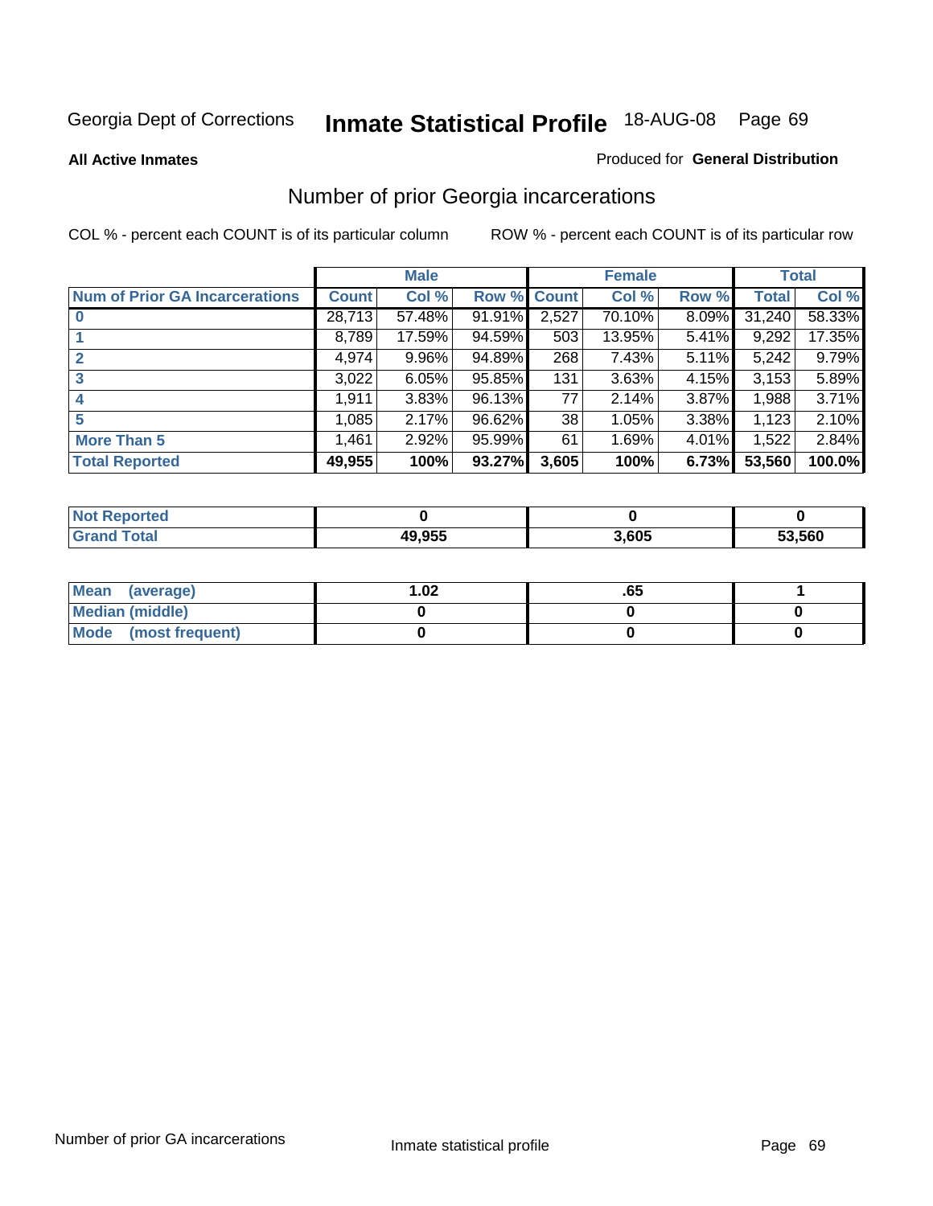Georgia Dept of Corrections **Inmate Statistical Profile** 18-AUG-08

**All Active Inmates**

Produced for **General Distribution**

## Number of prior Georgia incarcerations

COL % - percent each COUNT is of its particular column

ROW % - percent each COUNT is of its particular row

| | Male | | | Female | | | Total | |
|---|---|---|---|---|---|---|---|---|
| **Num of Prior GA Incarcerations** | **Count** | **Col %** | **Row %** | **Count** | **Col %** | **Row %** | **Total** | **Col %** |
| **0** | 28,713 | 57.48% | 91.91% | 2,527 | 70.10% | 8.09% | 31,240 | 58.33% |
| **1** | 8,789 | 17.59% | 94.59% | 503 | 13.95% | 5.41% | 9,292 | 17.35% |
| **2** | 4,974 | 9.96% | 94.89% | 268 | 7.43% | 5.11% | 5,242 | 9.79% |
| **3** | 3,022 | 6.05% | 95.85% | 131 | 3.63% | 4.15% | 3,153 | 5.89% |
| **4** | 1,911 | 3.83% | 96.13% | 77 | 2.14% | 3.87% | 1,988 | 3.71% |
| **5** | 1,085 | 2.17% | 96.62% | 38 | 1.05% | 3.38% | 1,123 | 2.10% |
| **More Than 5** | 1,461 | 2.92% | 95.99% | 61 | 1.69% | 4.01% | 1,522 | 2.84% |
| **Total Reported** | **49,955** | **100%** | **93.27%** | **3,605** | **100%** | **6.73%** | **53,560** | **100.0%** |

| | Male | Female | Total |
|---|---|---|---|
| **Not Reported** | **0** | **0** | **0** |
| **Grand Total** | **49,955** | **3,605** | **53,560** |

| | Male | Female | Total |
|---|---|---|---|
| **Mean (average)** | **1.02** | **.65** | **1** |
| **Median (middle)** | **0** | **0** | **0** |
| **Mode (most frequent)** | **0** | **0** | **0** |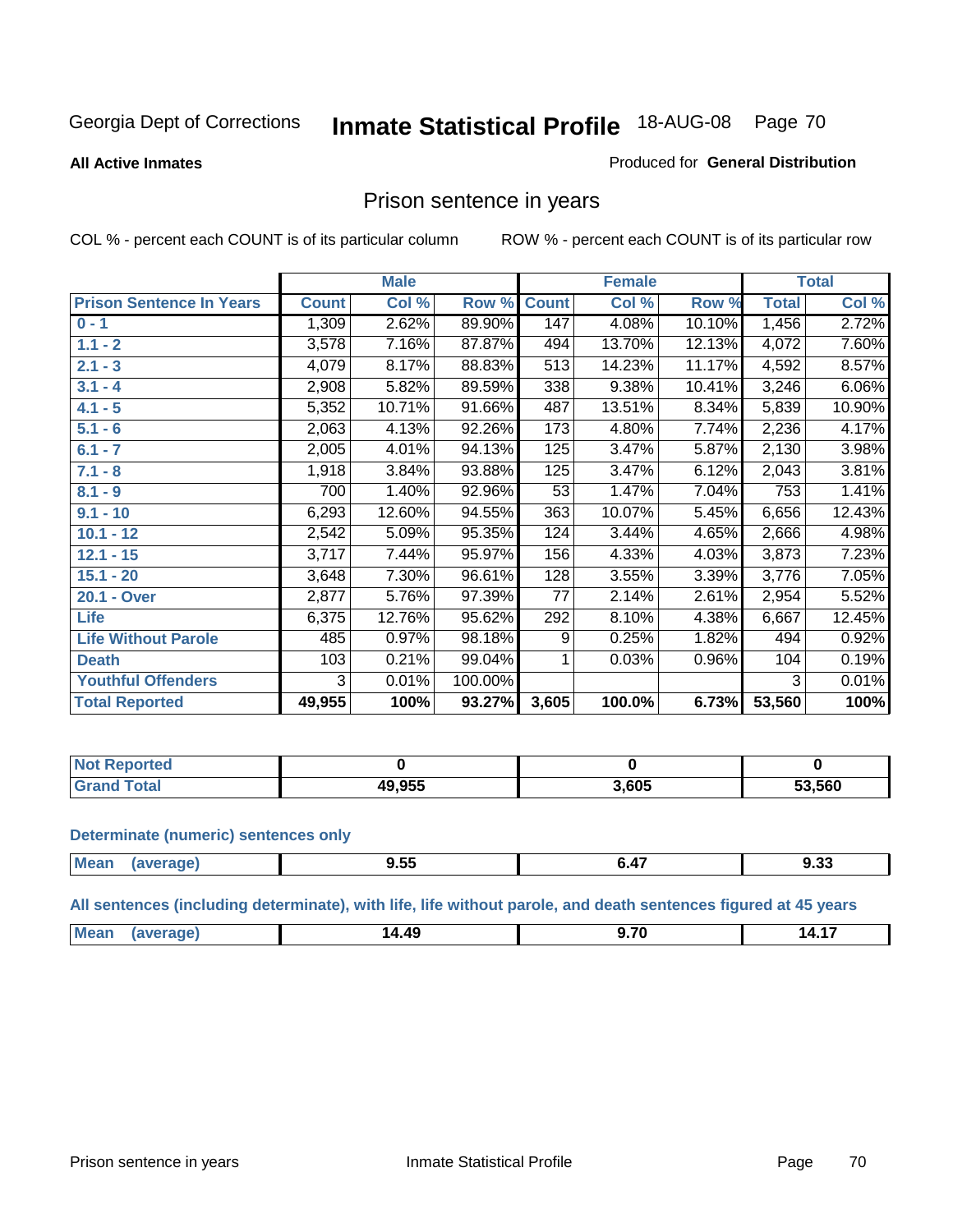# Georgia Dept of Corrections — Inmate Statistical Profile — 18-AUG-08

**All Active Inmates**

Produced for **General Distribution**

## Prison sentence in years

COL % - percent each COUNT is of its particular column

ROW % - percent each COUNT is of its particular row

| | Male | | | Female | | | Total | |
|---|---|---|---|---|---|---|---|---|
| **Prison Sentence In Years** | **Count** | **Col %** | **Row %** | **Count** | **Col %** | **Row %** | **Total** | **Col %** |
| **0 - 1** | 1,309 | 2.62% | 89.90% | 147 | 4.08% | 10.10% | 1,456 | 2.72% |
| **1.1 - 2** | 3,578 | 7.16% | 87.87% | 494 | 13.70% | 12.13% | 4,072 | 7.60% |
| **2.1 - 3** | 4,079 | 8.17% | 88.83% | 513 | 14.23% | 11.17% | 4,592 | 8.57% |
| **3.1 - 4** | 2,908 | 5.82% | 89.59% | 338 | 9.38% | 10.41% | 3,246 | 6.06% |
| **4.1 - 5** | 5,352 | 10.71% | 91.66% | 487 | 13.51% | 8.34% | 5,839 | 10.90% |
| **5.1 - 6** | 2,063 | 4.13% | 92.26% | 173 | 4.80% | 7.74% | 2,236 | 4.17% |
| **6.1 - 7** | 2,005 | 4.01% | 94.13% | 125 | 3.47% | 5.87% | 2,130 | 3.98% |
| **7.1 - 8** | 1,918 | 3.84% | 93.88% | 125 | 3.47% | 6.12% | 2,043 | 3.81% |
| **8.1 - 9** | 700 | 1.40% | 92.96% | 53 | 1.47% | 7.04% | 753 | 1.41% |
| **9.1 - 10** | 6,293 | 12.60% | 94.55% | 363 | 10.07% | 5.45% | 6,656 | 12.43% |
| **10.1 - 12** | 2,542 | 5.09% | 95.35% | 124 | 3.44% | 4.65% | 2,666 | 4.98% |
| **12.1 - 15** | 3,717 | 7.44% | 95.97% | 156 | 4.33% | 4.03% | 3,873 | 7.23% |
| **15.1 - 20** | 3,648 | 7.30% | 96.61% | 128 | 3.55% | 3.39% | 3,776 | 7.05% |
| **20.1 - Over** | 2,877 | 5.76% | 97.39% | 77 | 2.14% | 2.61% | 2,954 | 5.52% |
| **Life** | 6,375 | 12.76% | 95.62% | 292 | 8.10% | 4.38% | 6,667 | 12.45% |
| **Life Without Parole** | 485 | 0.97% | 98.18% | 9 | 0.25% | 1.82% | 494 | 0.92% |
| **Death** | 103 | 0.21% | 99.04% | 1 | 0.03% | 0.96% | 104 | 0.19% |
| **Youthful Offenders** | 3 | 0.01% | 100.00% | | | | 3 | 0.01% |
| **Total Reported** | **49,955** | **100%** | **93.27%** | **3,605** | **100.0%** | **6.73%** | **53,560** | **100%** |

| | Male | Female | Total |
|---|---|---|---|
| **Not Reported** | **0** | **0** | **0** |
| **Grand Total** | **49,955** | **3,605** | **53,560** |

**Determinate (numeric) sentences only**

| | Male | Female | Total |
|---|---|---|---|
| **Mean (average)** | **9.55** | **6.47** | **9.33** |

**All sentences (including determinate), with life, life without parole, and death sentences figured at 45 years**

| | Male | Female | Total |
|---|---|---|---|
| **Mean (average)** | **14.49** | **9.70** | **14.17** |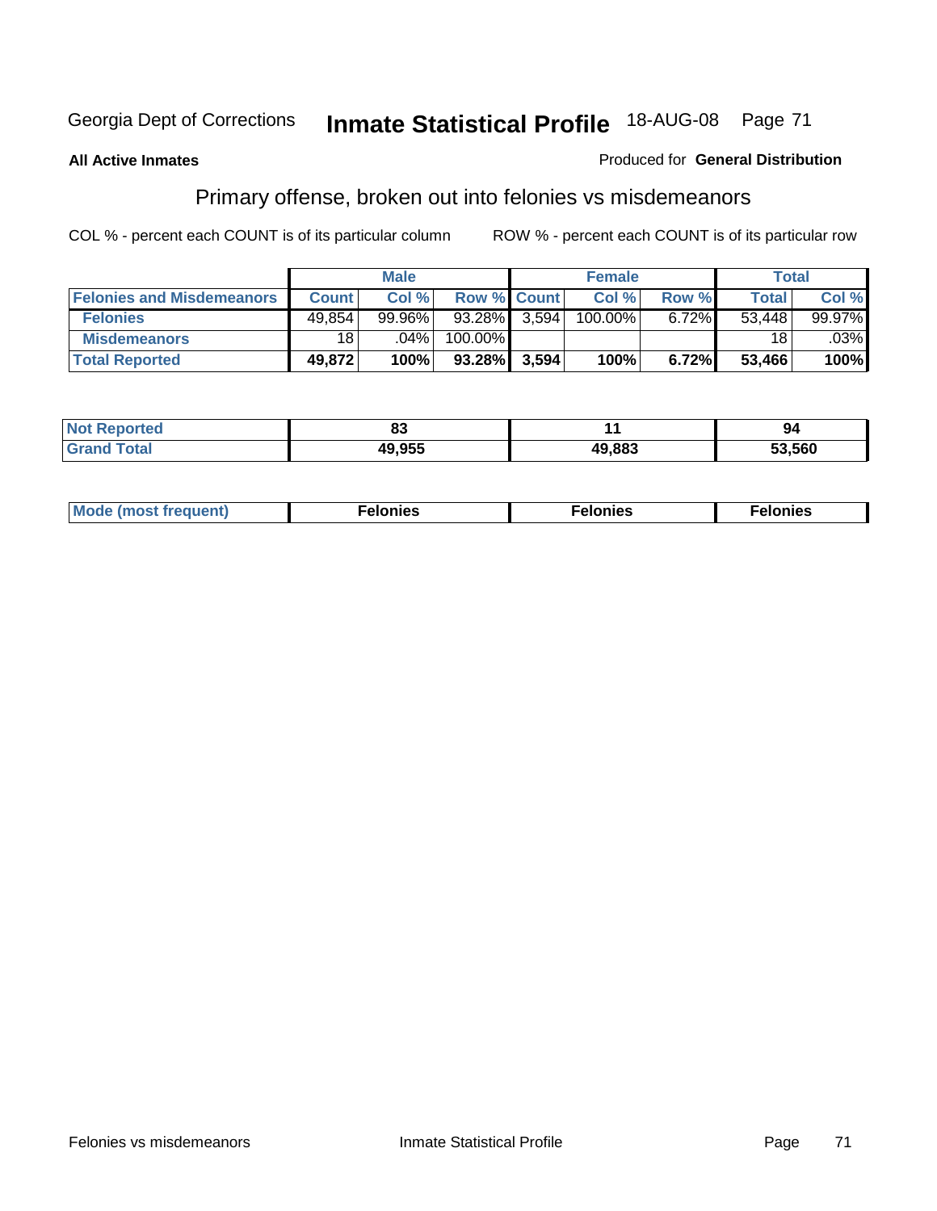# Georgia Dept of Corrections — Inmate Statistical Profile — 18-AUG-08

**All Active Inmates**

Produced for **General Distribution**

## Primary offense, broken out into felonies vs misdemeanors

COL % - percent each COUNT is of its particular column

ROW % - percent each COUNT is of its particular row

| Felonies and Misdemeanors | Male | | | Female | | | Total | |
|---|---|---|---|---|---|---|---|---|
| | Count | Col % | Row % | Count | Col % | Row % | Total | Col % |
| Felonies | 49,854 | 99.96% | 93.28% | 3,594 | 100.00% | 6.72% | 53,448 | 99.97% |
| Misdemeanors | 18 | .04% | 100.00% | | | | 18 | .03% |
| **Total Reported** | **49,872** | **100%** | **93.28%** | **3,594** | **100%** | **6.72%** | **53,466** | **100%** |

| | Male | Female | Total |
|---|---|---|---|
| Not Reported | 83 | 11 | 94 |
| Grand Total | 49,955 | 49,883 | 53,560 |

| | Male | Female | Total |
|---|---|---|---|
| Mode (most frequent) | Felonies | Felonies | Felonies |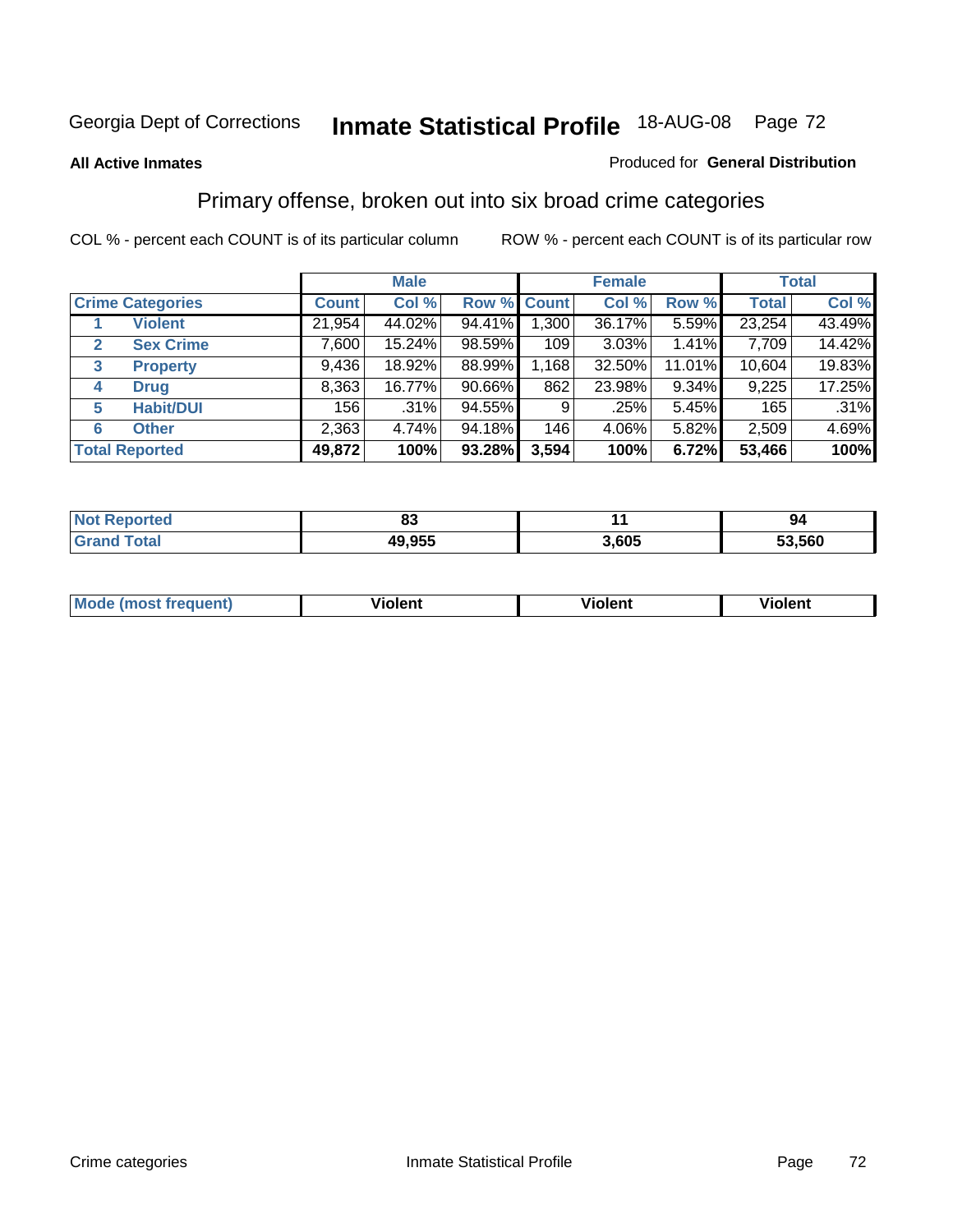Georgia Dept of Corrections **Inmate Statistical Profile** 18-AUG-08

**All Active Inmates**

Produced for **General Distribution**

## Primary offense, broken out into six broad crime categories

COL % - percent each COUNT is of its particular column

ROW % - percent each COUNT is of its particular row

| | | Male | | | Female | | | Total | |
|---|---|---|---|---|---|---|---|---|---|
| **Crime Categories** | | **Count** | **Col %** | **Row %** | **Count** | **Col %** | **Row %** | **Total** | **Col %** |
| 1 | **Violent** | 21,954 | 44.02% | 94.41% | 1,300 | 36.17% | 5.59% | 23,254 | 43.49% |
| 2 | **Sex Crime** | 7,600 | 15.24% | 98.59% | 109 | 3.03% | 1.41% | 7,709 | 14.42% |
| 3 | **Property** | 9,436 | 18.92% | 88.99% | 1,168 | 32.50% | 11.01% | 10,604 | 19.83% |
| 4 | **Drug** | 8,363 | 16.77% | 90.66% | 862 | 23.98% | 9.34% | 9,225 | 17.25% |
| 5 | **Habit/DUI** | 156 | .31% | 94.55% | 9 | .25% | 5.45% | 165 | .31% |
| 6 | **Other** | 2,363 | 4.74% | 94.18% | 146 | 4.06% | 5.82% | 2,509 | 4.69% |
| **Total Reported** | | **49,872** | **100%** | **93.28%** | **3,594** | **100%** | **6.72%** | **53,466** | **100%** |

| | Male | Female | Total |
|---|---|---|---|
| **Not Reported** | **83** | **11** | **94** |
| **Grand Total** | **49,955** | **3,605** | **53,560** |

| | Male | Female | Total |
|---|---|---|---|
| **Mode (most frequent)** | **Violent** | **Violent** | **Violent** |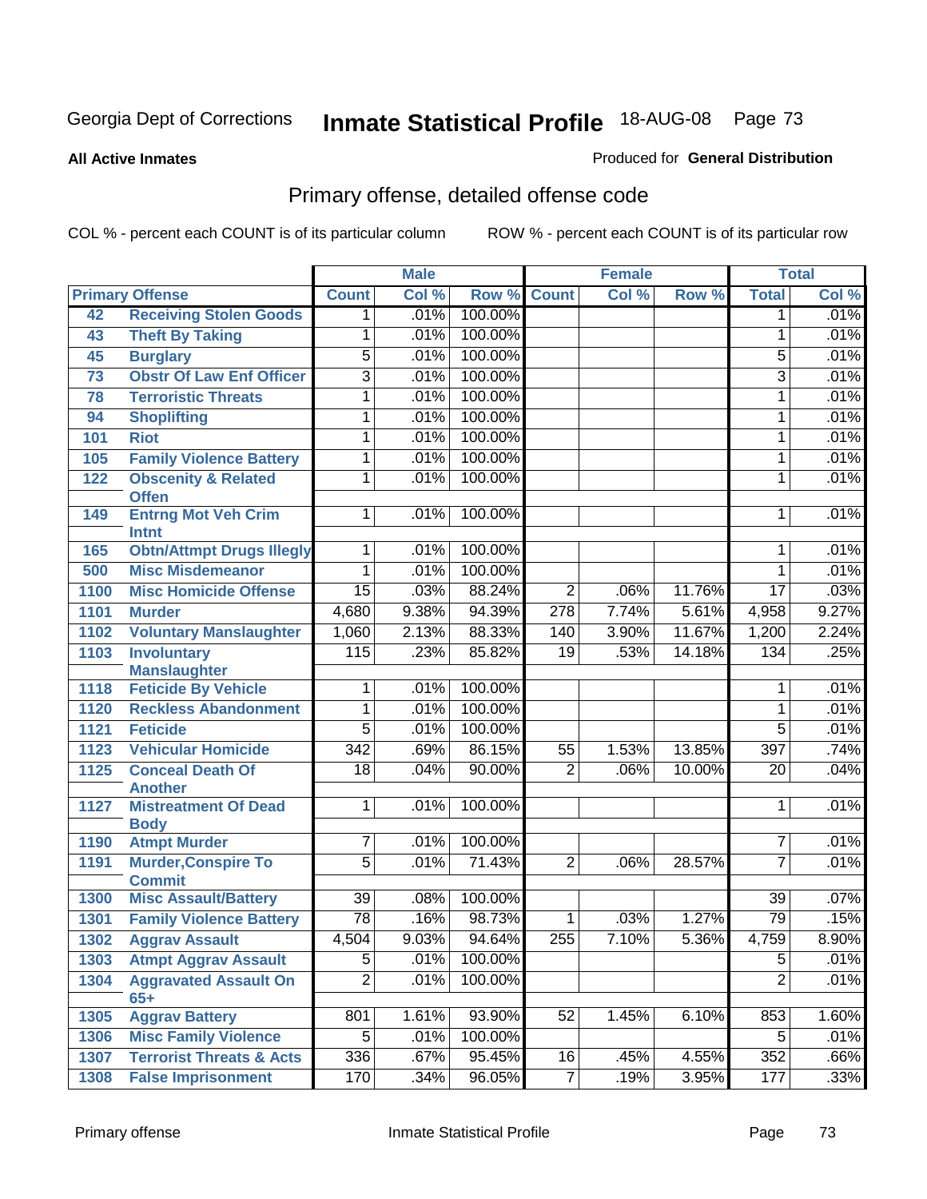Georgia Dept of Corrections **Inmate Statistical Profile** 18-AUG-08

**All Active Inmates**

Produced for **General Distribution**

## Primary offense, detailed offense code

COL % - percent each COUNT is of its particular column ROW % - percent each COUNT is of its particular row

| Primary Offense | | Male | | | Female | | | Total | |
|---|---|---|---|---|---|---|---|---|---|
| | | Count | Col % | Row % | Count | Col % | Row % | Total | Col % |
| 42 | Receiving Stolen Goods | 1 | .01% | 100.00% | | | | 1 | .01% |
| 43 | Theft By Taking | 1 | .01% | 100.00% | | | | 1 | .01% |
| 45 | Burglary | 5 | .01% | 100.00% | | | | 5 | .01% |
| 73 | Obstr Of Law Enf Officer | 3 | .01% | 100.00% | | | | 3 | .01% |
| 78 | Terroristic Threats | 1 | .01% | 100.00% | | | | 1 | .01% |
| 94 | Shoplifting | 1 | .01% | 100.00% | | | | 1 | .01% |
| 101 | Riot | 1 | .01% | 100.00% | | | | 1 | .01% |
| 105 | Family Violence Battery | 1 | .01% | 100.00% | | | | 1 | .01% |
| 122 | Obscenity & Related Offen | 1 | .01% | 100.00% | | | | 1 | .01% |
| 149 | Entrng Mot Veh Crim Intnt | 1 | .01% | 100.00% | | | | 1 | .01% |
| 165 | Obtn/Attmpt Drugs Illegly | 1 | .01% | 100.00% | | | | 1 | .01% |
| 500 | Misc Misdemeanor | 1 | .01% | 100.00% | | | | 1 | .01% |
| 1100 | Misc Homicide Offense | 15 | .03% | 88.24% | 2 | .06% | 11.76% | 17 | .03% |
| 1101 | Murder | 4,680 | 9.38% | 94.39% | 278 | 7.74% | 5.61% | 4,958 | 9.27% |
| 1102 | Voluntary Manslaughter | 1,060 | 2.13% | 88.33% | 140 | 3.90% | 11.67% | 1,200 | 2.24% |
| 1103 | Involuntary Manslaughter | 115 | .23% | 85.82% | 19 | .53% | 14.18% | 134 | .25% |
| 1118 | Feticide By Vehicle | 1 | .01% | 100.00% | | | | 1 | .01% |
| 1120 | Reckless Abandonment | 1 | .01% | 100.00% | | | | 1 | .01% |
| 1121 | Feticide | 5 | .01% | 100.00% | | | | 5 | .01% |
| 1123 | Vehicular Homicide | 342 | .69% | 86.15% | 55 | 1.53% | 13.85% | 397 | .74% |
| 1125 | Conceal Death Of Another | 18 | .04% | 90.00% | 2 | .06% | 10.00% | 20 | .04% |
| 1127 | Mistreatment Of Dead Body | 1 | .01% | 100.00% | | | | 1 | .01% |
| 1190 | Atmpt Murder | 7 | .01% | 100.00% | | | | 7 | .01% |
| 1191 | Murder,Conspire To Commit | 5 | .01% | 71.43% | 2 | .06% | 28.57% | 7 | .01% |
| 1300 | Misc Assault/Battery | 39 | .08% | 100.00% | | | | 39 | .07% |
| 1301 | Family Violence Battery | 78 | .16% | 98.73% | 1 | .03% | 1.27% | 79 | .15% |
| 1302 | Aggrav Assault | 4,504 | 9.03% | 94.64% | 255 | 7.10% | 5.36% | 4,759 | 8.90% |
| 1303 | Atmpt Aggrav Assault | 5 | .01% | 100.00% | | | | 5 | .01% |
| 1304 | Aggravated Assault On 65+ | 2 | .01% | 100.00% | | | | 2 | .01% |
| 1305 | Aggrav Battery | 801 | 1.61% | 93.90% | 52 | 1.45% | 6.10% | 853 | 1.60% |
| 1306 | Misc Family Violence | 5 | .01% | 100.00% | | | | 5 | .01% |
| 1307 | Terrorist Threats & Acts | 336 | .67% | 95.45% | 16 | .45% | 4.55% | 352 | .66% |
| 1308 | False Imprisonment | 170 | .34% | 96.05% | 7 | .19% | 3.95% | 177 | .33% |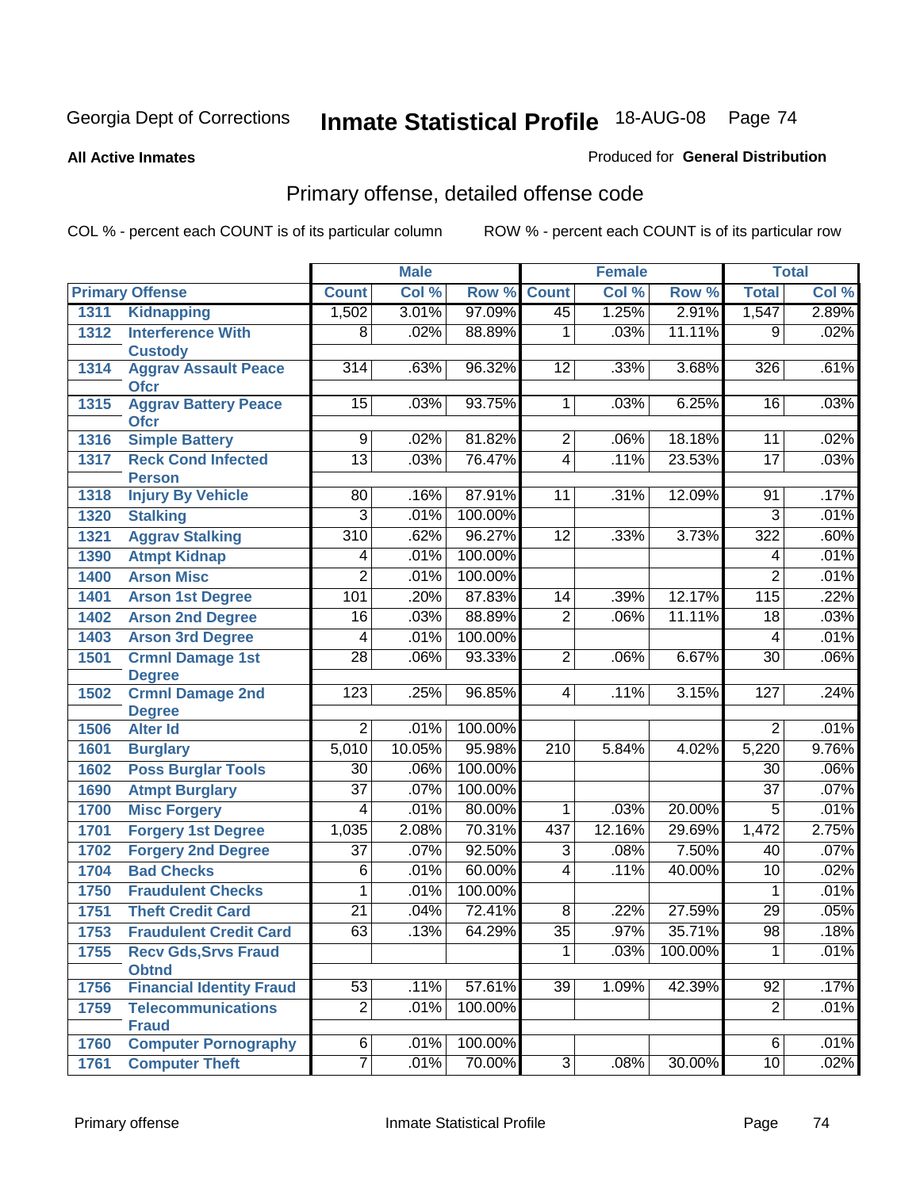Georgia Dept of Corrections **Inmate Statistical Profile** 18-AUG-08

**All Active Inmates** Produced for **General Distribution**

## Primary offense, detailed offense code

COL % - percent each COUNT is of its particular column ROW % - percent each COUNT is of its particular row

| Primary Offense | | Male | | | Female | | | Total | |
|---|---|---|---|---|---|---|---|---|---|
| | | Count | Col % | Row % | Count | Col % | Row % | Total | Col % |
| 1311 | Kidnapping | 1,502 | 3.01% | 97.09% | 45 | 1.25% | 2.91% | 1,547 | 2.89% |
| 1312 | Interference With Custody | 8 | .02% | 88.89% | 1 | .03% | 11.11% | 9 | .02% |
| 1314 | Aggrav Assault Peace Ofcr | 314 | .63% | 96.32% | 12 | .33% | 3.68% | 326 | .61% |
| 1315 | Aggrav Battery Peace Ofcr | 15 | .03% | 93.75% | 1 | .03% | 6.25% | 16 | .03% |
| 1316 | Simple Battery | 9 | .02% | 81.82% | 2 | .06% | 18.18% | 11 | .02% |
| 1317 | Reck Cond Infected Person | 13 | .03% | 76.47% | 4 | .11% | 23.53% | 17 | .03% |
| 1318 | Injury By Vehicle | 80 | .16% | 87.91% | 11 | .31% | 12.09% | 91 | .17% |
| 1320 | Stalking | 3 | .01% | 100.00% | | | | 3 | .01% |
| 1321 | Aggrav Stalking | 310 | .62% | 96.27% | 12 | .33% | 3.73% | 322 | .60% |
| 1390 | Atmpt Kidnap | 4 | .01% | 100.00% | | | | 4 | .01% |
| 1400 | Arson Misc | 2 | .01% | 100.00% | | | | 2 | .01% |
| 1401 | Arson 1st Degree | 101 | .20% | 87.83% | 14 | .39% | 12.17% | 115 | .22% |
| 1402 | Arson 2nd Degree | 16 | .03% | 88.89% | 2 | .06% | 11.11% | 18 | .03% |
| 1403 | Arson 3rd Degree | 4 | .01% | 100.00% | | | | 4 | .01% |
| 1501 | Crmnl Damage 1st Degree | 28 | .06% | 93.33% | 2 | .06% | 6.67% | 30 | .06% |
| 1502 | Crmnl Damage 2nd Degree | 123 | .25% | 96.85% | 4 | .11% | 3.15% | 127 | .24% |
| 1506 | Alter Id | 2 | .01% | 100.00% | | | | 2 | .01% |
| 1601 | Burglary | 5,010 | 10.05% | 95.98% | 210 | 5.84% | 4.02% | 5,220 | 9.76% |
| 1602 | Poss Burglar Tools | 30 | .06% | 100.00% | | | | 30 | .06% |
| 1690 | Atmpt Burglary | 37 | .07% | 100.00% | | | | 37 | .07% |
| 1700 | Misc Forgery | 4 | .01% | 80.00% | 1 | .03% | 20.00% | 5 | .01% |
| 1701 | Forgery 1st Degree | 1,035 | 2.08% | 70.31% | 437 | 12.16% | 29.69% | 1,472 | 2.75% |
| 1702 | Forgery 2nd Degree | 37 | .07% | 92.50% | 3 | .08% | 7.50% | 40 | .07% |
| 1704 | Bad Checks | 6 | .01% | 60.00% | 4 | .11% | 40.00% | 10 | .02% |
| 1750 | Fraudulent Checks | 1 | .01% | 100.00% | | | | 1 | .01% |
| 1751 | Theft Credit Card | 21 | .04% | 72.41% | 8 | .22% | 27.59% | 29 | .05% |
| 1753 | Fraudulent Credit Card | 63 | .13% | 64.29% | 35 | .97% | 35.71% | 98 | .18% |
| 1755 | Recv Gds,Srvs Fraud Obtnd | | | | 1 | .03% | 100.00% | 1 | .01% |
| 1756 | Financial Identity Fraud | 53 | .11% | 57.61% | 39 | 1.09% | 42.39% | 92 | .17% |
| 1759 | Telecommunications Fraud | 2 | .01% | 100.00% | | | | 2 | .01% |
| 1760 | Computer Pornography | 6 | .01% | 100.00% | | | | 6 | .01% |
| 1761 | Computer Theft | 7 | .01% | 70.00% | 3 | .08% | 30.00% | 10 | .02% |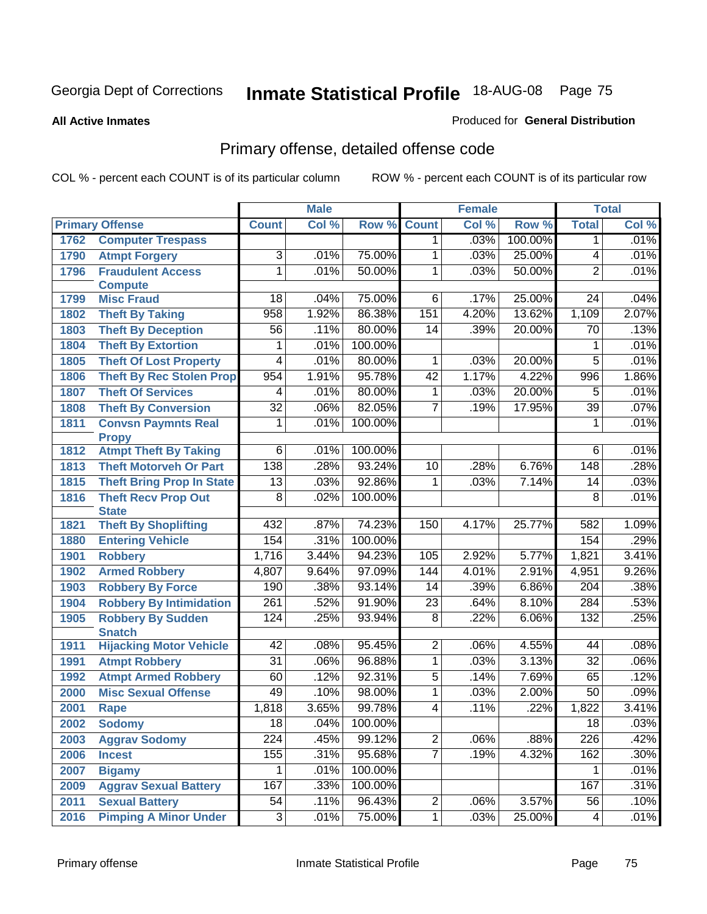Georgia Dept of Corrections **Inmate Statistical Profile** 18-AUG-08

**All Active Inmates**

Produced for **General Distribution**

## Primary offense, detailed offense code

COL % - percent each COUNT is of its particular column

ROW % - percent each COUNT is of its particular row

| Primary Offense | | Male | | | Female | | | Total | |
|---|---|---|---|---|---|---|---|---|---|
| | | Count | Col % | Row % | Count | Col % | Row % | Total | Col % |
| 1762 | Computer Trespass | | | | 1 | .03% | 100.00% | 1 | .01% |
| 1790 | Atmpt Forgery | 3 | .01% | 75.00% | 1 | .03% | 25.00% | 4 | .01% |
| 1796 | Fraudulent Access Compute | 1 | .01% | 50.00% | 1 | .03% | 50.00% | 2 | .01% |
| 1799 | Misc Fraud | 18 | .04% | 75.00% | 6 | .17% | 25.00% | 24 | .04% |
| 1802 | Theft By Taking | 958 | 1.92% | 86.38% | 151 | 4.20% | 13.62% | 1,109 | 2.07% |
| 1803 | Theft By Deception | 56 | .11% | 80.00% | 14 | .39% | 20.00% | 70 | .13% |
| 1804 | Theft By Extortion | 1 | .01% | 100.00% | | | | 1 | .01% |
| 1805 | Theft Of Lost Property | 4 | .01% | 80.00% | 1 | .03% | 20.00% | 5 | .01% |
| 1806 | Theft By Rec Stolen Prop | 954 | 1.91% | 95.78% | 42 | 1.17% | 4.22% | 996 | 1.86% |
| 1807 | Theft Of Services | 4 | .01% | 80.00% | 1 | .03% | 20.00% | 5 | .01% |
| 1808 | Theft By Conversion | 32 | .06% | 82.05% | 7 | .19% | 17.95% | 39 | .07% |
| 1811 | Convsn Paymnts Real Propy | 1 | .01% | 100.00% | | | | 1 | .01% |
| 1812 | Atmpt Theft By Taking | 6 | .01% | 100.00% | | | | 6 | .01% |
| 1813 | Theft Motorveh Or Part | 138 | .28% | 93.24% | 10 | .28% | 6.76% | 148 | .28% |
| 1815 | Theft Bring Prop In State | 13 | .03% | 92.86% | 1 | .03% | 7.14% | 14 | .03% |
| 1816 | Theft Recv Prop Out State | 8 | .02% | 100.00% | | | | 8 | .01% |
| 1821 | Theft By Shoplifting | 432 | .87% | 74.23% | 150 | 4.17% | 25.77% | 582 | 1.09% |
| 1880 | Entering Vehicle | 154 | .31% | 100.00% | | | | 154 | .29% |
| 1901 | Robbery | 1,716 | 3.44% | 94.23% | 105 | 2.92% | 5.77% | 1,821 | 3.41% |
| 1902 | Armed Robbery | 4,807 | 9.64% | 97.09% | 144 | 4.01% | 2.91% | 4,951 | 9.26% |
| 1903 | Robbery By Force | 190 | .38% | 93.14% | 14 | .39% | 6.86% | 204 | .38% |
| 1904 | Robbery By Intimidation | 261 | .52% | 91.90% | 23 | .64% | 8.10% | 284 | .53% |
| 1905 | Robbery By Sudden Snatch | 124 | .25% | 93.94% | 8 | .22% | 6.06% | 132 | .25% |
| 1911 | Hijacking Motor Vehicle | 42 | .08% | 95.45% | 2 | .06% | 4.55% | 44 | .08% |
| 1991 | Atmpt Robbery | 31 | .06% | 96.88% | 1 | .03% | 3.13% | 32 | .06% |
| 1992 | Atmpt Armed Robbery | 60 | .12% | 92.31% | 5 | .14% | 7.69% | 65 | .12% |
| 2000 | Misc Sexual Offense | 49 | .10% | 98.00% | 1 | .03% | 2.00% | 50 | .09% |
| 2001 | Rape | 1,818 | 3.65% | 99.78% | 4 | .11% | .22% | 1,822 | 3.41% |
| 2002 | Sodomy | 18 | .04% | 100.00% | | | | 18 | .03% |
| 2003 | Aggrav Sodomy | 224 | .45% | 99.12% | 2 | .06% | .88% | 226 | .42% |
| 2006 | Incest | 155 | .31% | 95.68% | 7 | .19% | 4.32% | 162 | .30% |
| 2007 | Bigamy | 1 | .01% | 100.00% | | | | 1 | .01% |
| 2009 | Aggrav Sexual Battery | 167 | .33% | 100.00% | | | | 167 | .31% |
| 2011 | Sexual Battery | 54 | .11% | 96.43% | 2 | .06% | 3.57% | 56 | .10% |
| 2016 | Pimping A Minor Under | 3 | .01% | 75.00% | 1 | .03% | 25.00% | 4 | .01% |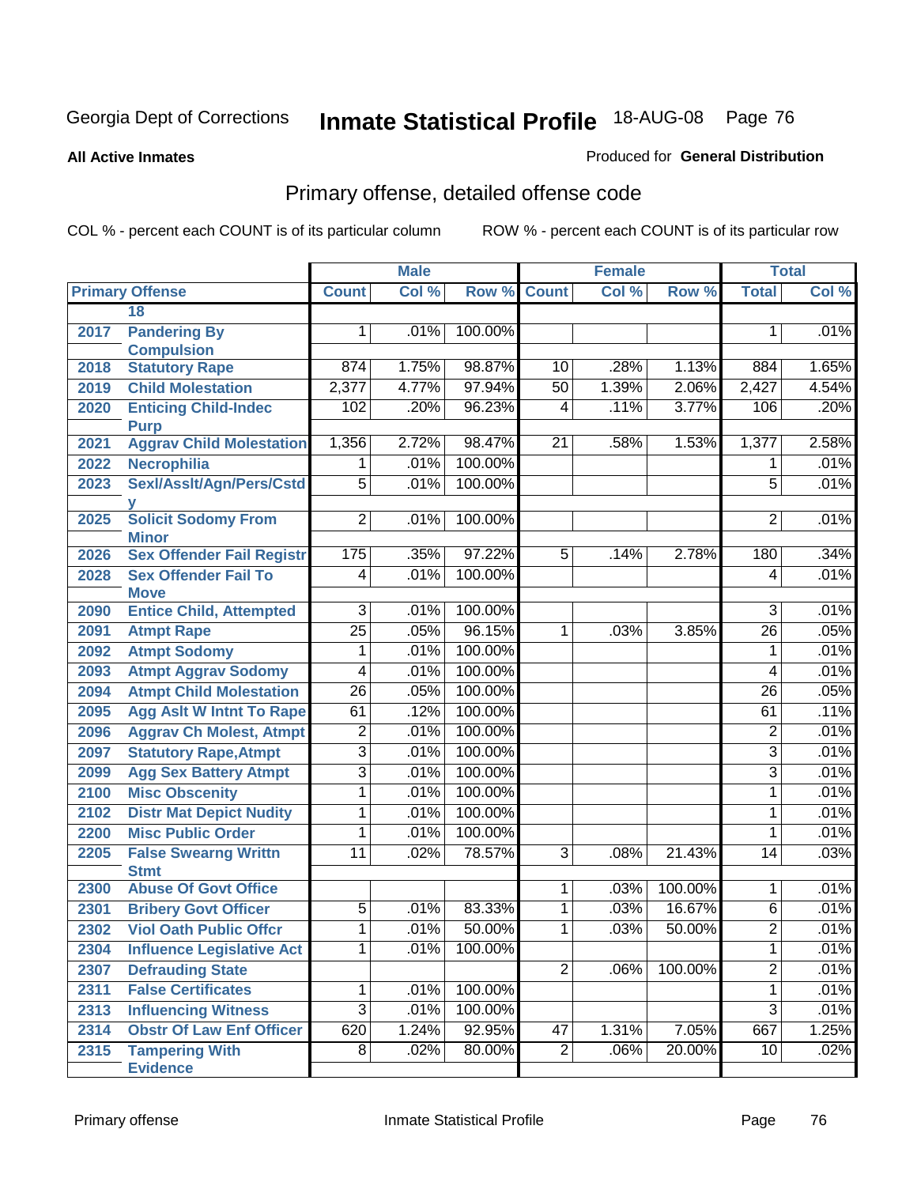Georgia Dept of Corrections **Inmate Statistical Profile** 18-AUG-08

**All Active Inmates**

Produced for **General Distribution**

## Primary offense, detailed offense code

COL % - percent each COUNT is of its particular column ROW % - percent each COUNT is of its particular row

| Primary Offense | | Male | | | Female | | | Total | |
|---|---|---|---|---|---|---|---|---|---|
| | | Count | Col % | Row % | Count | Col % | Row % | Total | Col % |
| | 18 | | | | | | | | |
| 2017 | Pandering By Compulsion | 1 | .01% | 100.00% | | | | 1 | .01% |
| 2018 | Statutory Rape | 874 | 1.75% | 98.87% | 10 | .28% | 1.13% | 884 | 1.65% |
| 2019 | Child Molestation | 2,377 | 4.77% | 97.94% | 50 | 1.39% | 2.06% | 2,427 | 4.54% |
| 2020 | Enticing Child-Indec Purp | 102 | .20% | 96.23% | 4 | .11% | 3.77% | 106 | .20% |
| 2021 | Aggrav Child Molestation | 1,356 | 2.72% | 98.47% | 21 | .58% | 1.53% | 1,377 | 2.58% |
| 2022 | Necrophilia | 1 | .01% | 100.00% | | | | 1 | .01% |
| 2023 | Sexl/Asslt/Agn/Pers/Cstdy | 5 | .01% | 100.00% | | | | 5 | .01% |
| 2025 | Solicit Sodomy From Minor | 2 | .01% | 100.00% | | | | 2 | .01% |
| 2026 | Sex Offender Fail Registr | 175 | .35% | 97.22% | 5 | .14% | 2.78% | 180 | .34% |
| 2028 | Sex Offender Fail To Move | 4 | .01% | 100.00% | | | | 4 | .01% |
| 2090 | Entice Child, Attempted | 3 | .01% | 100.00% | | | | 3 | .01% |
| 2091 | Atmpt Rape | 25 | .05% | 96.15% | 1 | .03% | 3.85% | 26 | .05% |
| 2092 | Atmpt Sodomy | 1 | .01% | 100.00% | | | | 1 | .01% |
| 2093 | Atmpt Aggrav Sodomy | 4 | .01% | 100.00% | | | | 4 | .01% |
| 2094 | Atmpt Child Molestation | 26 | .05% | 100.00% | | | | 26 | .05% |
| 2095 | Agg Aslt W Intnt To Rape | 61 | .12% | 100.00% | | | | 61 | .11% |
| 2096 | Aggrav Ch Molest, Atmpt | 2 | .01% | 100.00% | | | | 2 | .01% |
| 2097 | Statutory Rape,Atmpt | 3 | .01% | 100.00% | | | | 3 | .01% |
| 2099 | Agg Sex Battery Atmpt | 3 | .01% | 100.00% | | | | 3 | .01% |
| 2100 | Misc Obscenity | 1 | .01% | 100.00% | | | | 1 | .01% |
| 2102 | Distr Mat Depict Nudity | 1 | .01% | 100.00% | | | | 1 | .01% |
| 2200 | Misc Public Order | 1 | .01% | 100.00% | | | | 1 | .01% |
| 2205 | False Swearng Writtn Stmt | 11 | .02% | 78.57% | 3 | .08% | 21.43% | 14 | .03% |
| 2300 | Abuse Of Govt Office | | | | 1 | .03% | 100.00% | 1 | .01% |
| 2301 | Bribery Govt Officer | 5 | .01% | 83.33% | 1 | .03% | 16.67% | 6 | .01% |
| 2302 | Viol Oath Public Offcr | 1 | .01% | 50.00% | 1 | .03% | 50.00% | 2 | .01% |
| 2304 | Influence Legislative Act | 1 | .01% | 100.00% | | | | 1 | .01% |
| 2307 | Defrauding State | | | | 2 | .06% | 100.00% | 2 | .01% |
| 2311 | False Certificates | 1 | .01% | 100.00% | | | | 1 | .01% |
| 2313 | Influencing Witness | 3 | .01% | 100.00% | | | | 3 | .01% |
| 2314 | Obstr Of Law Enf Officer | 620 | 1.24% | 92.95% | 47 | 1.31% | 7.05% | 667 | 1.25% |
| 2315 | Tampering With Evidence | 8 | .02% | 80.00% | 2 | .06% | 20.00% | 10 | .02% |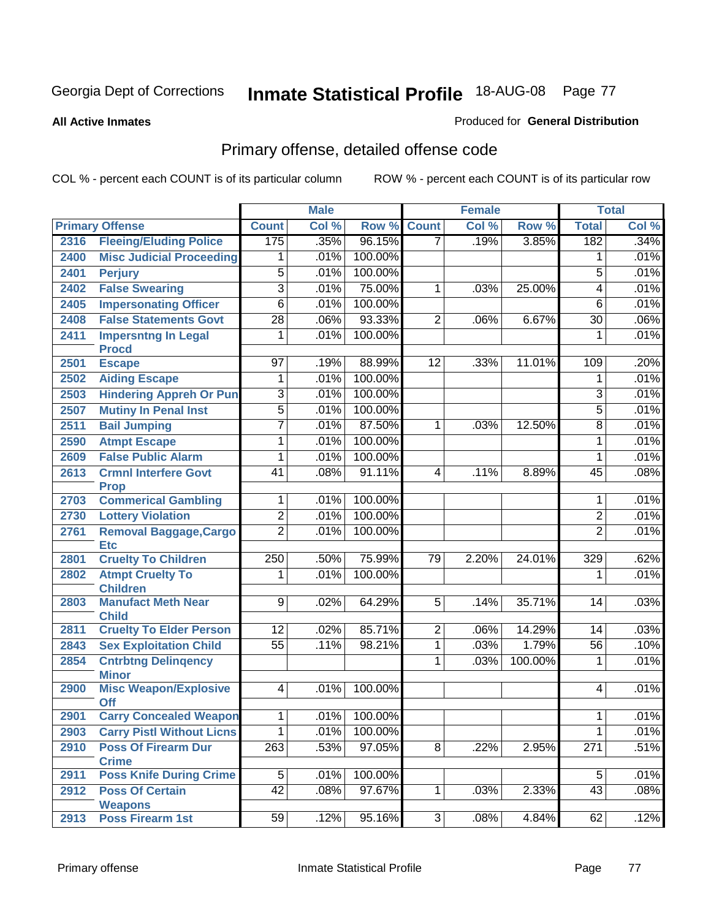Georgia Dept of Corrections **Inmate Statistical Profile** 18-AUG-08 Page 77

**All Active Inmates**

Produced for **General Distribution**

## Primary offense, detailed offense code

COL % - percent each COUNT is of its particular column    ROW % - percent each COUNT is of its particular row

| Primary Offense | | Male | | | Female | | | Total | |
|---|---|---|---|---|---|---|---|---|---|
| | | Count | Col % | Row % | Count | Col % | Row % | Total | Col % |
| 2316 | Fleeing/Eluding Police | 175 | .35% | 96.15% | 7 | .19% | 3.85% | 182 | .34% |
| 2400 | Misc Judicial Proceeding | 1 | .01% | 100.00% | | | | 1 | .01% |
| 2401 | Perjury | 5 | .01% | 100.00% | | | | 5 | .01% |
| 2402 | False Swearing | 3 | .01% | 75.00% | 1 | .03% | 25.00% | 4 | .01% |
| 2405 | Impersonating Officer | 6 | .01% | 100.00% | | | | 6 | .01% |
| 2408 | False Statements Govt | 28 | .06% | 93.33% | 2 | .06% | 6.67% | 30 | .06% |
| 2411 | Impersntng In Legal Procd | 1 | .01% | 100.00% | | | | 1 | .01% |
| 2501 | Escape | 97 | .19% | 88.99% | 12 | .33% | 11.01% | 109 | .20% |
| 2502 | Aiding Escape | 1 | .01% | 100.00% | | | | 1 | .01% |
| 2503 | Hindering Appreh Or Pun | 3 | .01% | 100.00% | | | | 3 | .01% |
| 2507 | Mutiny In Penal Inst | 5 | .01% | 100.00% | | | | 5 | .01% |
| 2511 | Bail Jumping | 7 | .01% | 87.50% | 1 | .03% | 12.50% | 8 | .01% |
| 2590 | Atmpt Escape | 1 | .01% | 100.00% | | | | 1 | .01% |
| 2609 | False Public Alarm | 1 | .01% | 100.00% | | | | 1 | .01% |
| 2613 | Crmnl Interfere Govt Prop | 41 | .08% | 91.11% | 4 | .11% | 8.89% | 45 | .08% |
| 2703 | Commerical Gambling | 1 | .01% | 100.00% | | | | 1 | .01% |
| 2730 | Lottery Violation | 2 | .01% | 100.00% | | | | 2 | .01% |
| 2761 | Removal Baggage,Cargo Etc | 2 | .01% | 100.00% | | | | 2 | .01% |
| 2801 | Cruelty To Children | 250 | .50% | 75.99% | 79 | 2.20% | 24.01% | 329 | .62% |
| 2802 | Atmpt Cruelty To Children | 1 | .01% | 100.00% | | | | 1 | .01% |
| 2803 | Manufact Meth Near Child | 9 | .02% | 64.29% | 5 | .14% | 35.71% | 14 | .03% |
| 2811 | Cruelty To Elder Person | 12 | .02% | 85.71% | 2 | .06% | 14.29% | 14 | .03% |
| 2843 | Sex Exploitation Child | 55 | .11% | 98.21% | 1 | .03% | 1.79% | 56 | .10% |
| 2854 | Cntrbtng Delinqency Minor | | | | 1 | .03% | 100.00% | 1 | .01% |
| 2900 | Misc Weapon/Explosive Off | 4 | .01% | 100.00% | | | | 4 | .01% |
| 2901 | Carry Concealed Weapon | 1 | .01% | 100.00% | | | | 1 | .01% |
| 2903 | Carry Pistl Without Licns | 1 | .01% | 100.00% | | | | 1 | .01% |
| 2910 | Poss Of Firearm Dur Crime | 263 | .53% | 97.05% | 8 | .22% | 2.95% | 271 | .51% |
| 2911 | Poss Knife During Crime | 5 | .01% | 100.00% | | | | 5 | .01% |
| 2912 | Poss Of Certain Weapons | 42 | .08% | 97.67% | 1 | .03% | 2.33% | 43 | .08% |
| 2913 | Poss Firearm 1st | 59 | .12% | 95.16% | 3 | .08% | 4.84% | 62 | .12% |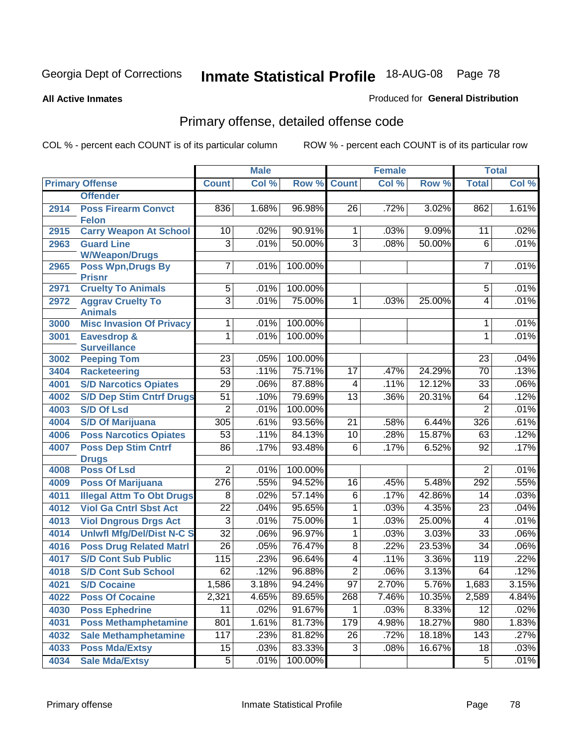**All Active Inmates**

Produced for **General Distribution**

## Primary offense, detailed offense code

COL % - percent each COUNT is of its particular column

ROW % - percent each COUNT is of its particular row

| Primary Offense | | Male | | | Female | | | Total | |
|---|---|---|---|---|---|---|---|---|---|
| | | Count | Col % | Row % | Count | Col % | Row % | Total | Col % |
| | Offender | | | | | | | | |
| 2914 | Poss Firearm Convct Felon | 836 | 1.68% | 96.98% | 26 | .72% | 3.02% | 862 | 1.61% |
| 2915 | Carry Weapon At School | 10 | .02% | 90.91% | 1 | .03% | 9.09% | 11 | .02% |
| 2963 | Guard Line W/Weapon/Drugs | 3 | .01% | 50.00% | 3 | .08% | 50.00% | 6 | .01% |
| 2965 | Poss Wpn,Drugs By Prisnr | 7 | .01% | 100.00% | | | | 7 | .01% |
| 2971 | Cruelty To Animals | 5 | .01% | 100.00% | | | | 5 | .01% |
| 2972 | Aggrav Cruelty To Animals | 3 | .01% | 75.00% | 1 | .03% | 25.00% | 4 | .01% |
| 3000 | Misc Invasion Of Privacy | 1 | .01% | 100.00% | | | | 1 | .01% |
| 3001 | Eavesdrop & Surveillance | 1 | .01% | 100.00% | | | | 1 | .01% |
| 3002 | Peeping Tom | 23 | .05% | 100.00% | | | | 23 | .04% |
| 3404 | Racketeering | 53 | .11% | 75.71% | 17 | .47% | 24.29% | 70 | .13% |
| 4001 | S/D Narcotics Opiates | 29 | .06% | 87.88% | 4 | .11% | 12.12% | 33 | .06% |
| 4002 | S/D Dep Stim Cntrf Drugs | 51 | .10% | 79.69% | 13 | .36% | 20.31% | 64 | .12% |
| 4003 | S/D Of Lsd | 2 | .01% | 100.00% | | | | 2 | .01% |
| 4004 | S/D Of Marijuana | 305 | .61% | 93.56% | 21 | .58% | 6.44% | 326 | .61% |
| 4006 | Poss Narcotics Opiates | 53 | .11% | 84.13% | 10 | .28% | 15.87% | 63 | .12% |
| 4007 | Poss Dep Stim Cntrf Drugs | 86 | .17% | 93.48% | 6 | .17% | 6.52% | 92 | .17% |
| 4008 | Poss Of Lsd | 2 | .01% | 100.00% | | | | 2 | .01% |
| 4009 | Poss Of Marijuana | 276 | .55% | 94.52% | 16 | .45% | 5.48% | 292 | .55% |
| 4011 | Illegal Attm To Obt Drugs | 8 | .02% | 57.14% | 6 | .17% | 42.86% | 14 | .03% |
| 4012 | Viol Ga Cntrl Sbst Act | 22 | .04% | 95.65% | 1 | .03% | 4.35% | 23 | .04% |
| 4013 | Viol Dngrous Drgs Act | 3 | .01% | 75.00% | 1 | .03% | 25.00% | 4 | .01% |
| 4014 | Unlwfl Mfg/Del/Dist N-C S | 32 | .06% | 96.97% | 1 | .03% | 3.03% | 33 | .06% |
| 4016 | Poss Drug Related Matrl | 26 | .05% | 76.47% | 8 | .22% | 23.53% | 34 | .06% |
| 4017 | S/D Cont Sub Public | 115 | .23% | 96.64% | 4 | .11% | 3.36% | 119 | .22% |
| 4018 | S/D Cont Sub School | 62 | .12% | 96.88% | 2 | .06% | 3.13% | 64 | .12% |
| 4021 | S/D Cocaine | 1,586 | 3.18% | 94.24% | 97 | 2.70% | 5.76% | 1,683 | 3.15% |
| 4022 | Poss Of Cocaine | 2,321 | 4.65% | 89.65% | 268 | 7.46% | 10.35% | 2,589 | 4.84% |
| 4030 | Poss Ephedrine | 11 | .02% | 91.67% | 1 | .03% | 8.33% | 12 | .02% |
| 4031 | Poss Methamphetamine | 801 | 1.61% | 81.73% | 179 | 4.98% | 18.27% | 980 | 1.83% |
| 4032 | Sale Methamphetamine | 117 | .23% | 81.82% | 26 | .72% | 18.18% | 143 | .27% |
| 4033 | Poss Mda/Extsy | 15 | .03% | 83.33% | 3 | .08% | 16.67% | 18 | .03% |
| 4034 | Sale Mda/Extsy | 5 | .01% | 100.00% | | | | 5 | .01% |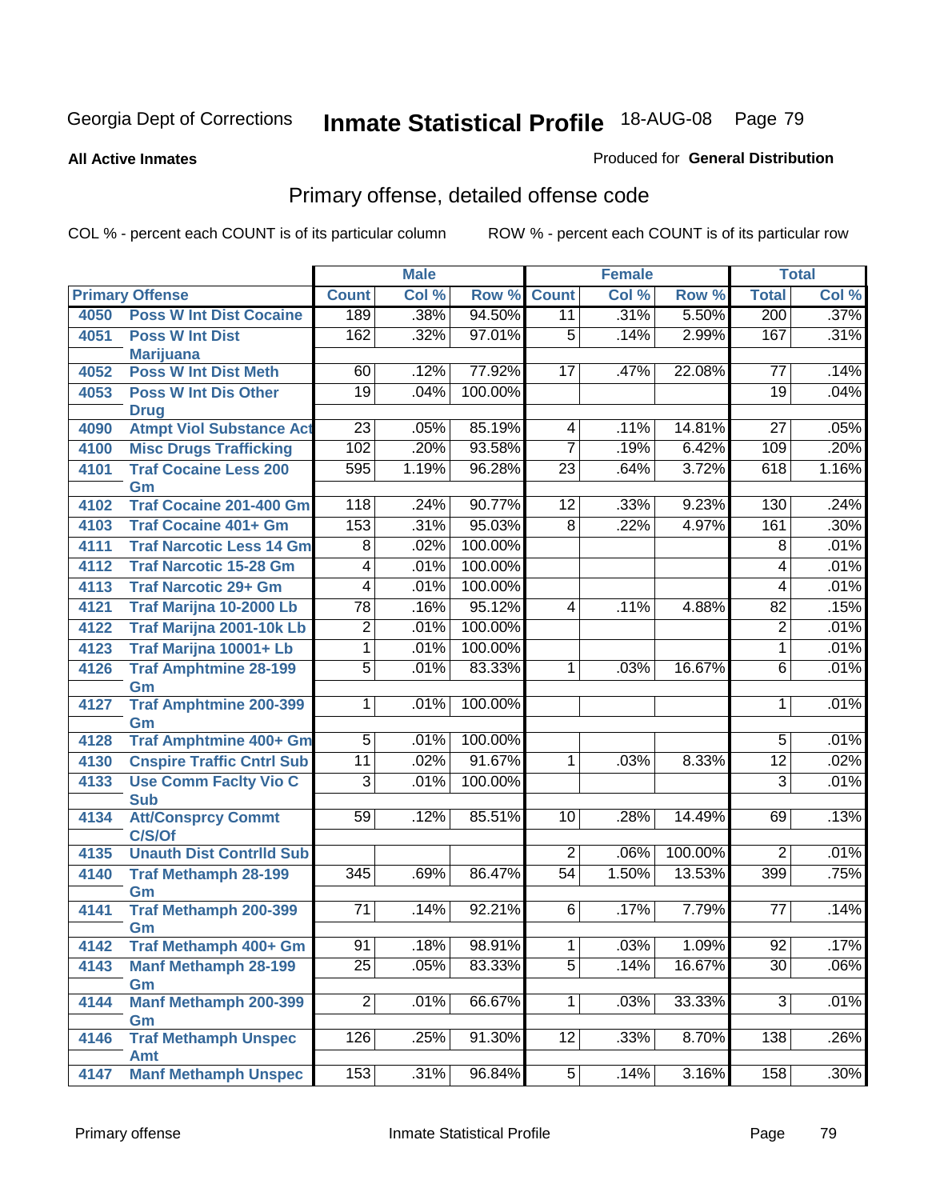Georgia Dept of Corrections **Inmate Statistical Profile** 18-AUG-08

**All Active Inmates**

Produced for **General Distribution**

## Primary offense, detailed offense code

COL % - percent each COUNT is of its particular column    ROW % - percent each COUNT is of its particular row

| Primary Offense | | Male | | | Female | | | Total | |
|---|---|---|---|---|---|---|---|---|---|
| | | Count | Col % | Row % | Count | Col % | Row % | Total | Col % |
| 4050 | Poss W Int Dist Cocaine | 189 | .38% | 94.50% | 11 | .31% | 5.50% | 200 | .37% |
| 4051 | Poss W Int Dist Marijuana | 162 | .32% | 97.01% | 5 | .14% | 2.99% | 167 | .31% |
| 4052 | Poss W Int Dist Meth | 60 | .12% | 77.92% | 17 | .47% | 22.08% | 77 | .14% |
| 4053 | Poss W Int Dis Other Drug | 19 | .04% | 100.00% | | | | 19 | .04% |
| 4090 | Atmpt Viol Substance Act | 23 | .05% | 85.19% | 4 | .11% | 14.81% | 27 | .05% |
| 4100 | Misc Drugs Trafficking | 102 | .20% | 93.58% | 7 | .19% | 6.42% | 109 | .20% |
| 4101 | Traf Cocaine Less 200 Gm | 595 | 1.19% | 96.28% | 23 | .64% | 3.72% | 618 | 1.16% |
| 4102 | Traf Cocaine 201-400 Gm | 118 | .24% | 90.77% | 12 | .33% | 9.23% | 130 | .24% |
| 4103 | Traf Cocaine 401+ Gm | 153 | .31% | 95.03% | 8 | .22% | 4.97% | 161 | .30% |
| 4111 | Traf Narcotic Less 14 Gm | 8 | .02% | 100.00% | | | | 8 | .01% |
| 4112 | Traf Narcotic 15-28 Gm | 4 | .01% | 100.00% | | | | 4 | .01% |
| 4113 | Traf Narcotic 29+ Gm | 4 | .01% | 100.00% | | | | 4 | .01% |
| 4121 | Traf Marijna 10-2000 Lb | 78 | .16% | 95.12% | 4 | .11% | 4.88% | 82 | .15% |
| 4122 | Traf Marijna 2001-10k Lb | 2 | .01% | 100.00% | | | | 2 | .01% |
| 4123 | Traf Marijna 10001+ Lb | 1 | .01% | 100.00% | | | | 1 | .01% |
| 4126 | Traf Amphtmine 28-199 Gm | 5 | .01% | 83.33% | 1 | .03% | 16.67% | 6 | .01% |
| 4127 | Traf Amphtmine 200-399 Gm | 1 | .01% | 100.00% | | | | 1 | .01% |
| 4128 | Traf Amphtmine 400+ Gm | 5 | .01% | 100.00% | | | | 5 | .01% |
| 4130 | Cnspire Traffic Cntrl Sub | 11 | .02% | 91.67% | 1 | .03% | 8.33% | 12 | .02% |
| 4133 | Use Comm Faclty Vio C Sub | 3 | .01% | 100.00% | | | | 3 | .01% |
| 4134 | Att/Consprcy Commt C/S/Of | 59 | .12% | 85.51% | 10 | .28% | 14.49% | 69 | .13% |
| 4135 | Unauth Dist Contrlld Sub | | | | 2 | .06% | 100.00% | 2 | .01% |
| 4140 | Traf Methamph 28-199 Gm | 345 | .69% | 86.47% | 54 | 1.50% | 13.53% | 399 | .75% |
| 4141 | Traf Methamph 200-399 Gm | 71 | .14% | 92.21% | 6 | .17% | 7.79% | 77 | .14% |
| 4142 | Traf Methamph 400+ Gm | 91 | .18% | 98.91% | 1 | .03% | 1.09% | 92 | .17% |
| 4143 | Manf Methamph 28-199 Gm | 25 | .05% | 83.33% | 5 | .14% | 16.67% | 30 | .06% |
| 4144 | Manf Methamph 200-399 Gm | 2 | .01% | 66.67% | 1 | .03% | 33.33% | 3 | .01% |
| 4146 | Traf Methamph Unspec Amt | 126 | .25% | 91.30% | 12 | .33% | 8.70% | 138 | .26% |
| 4147 | Manf Methamph Unspec | 153 | .31% | 96.84% | 5 | .14% | 3.16% | 158 | .30% |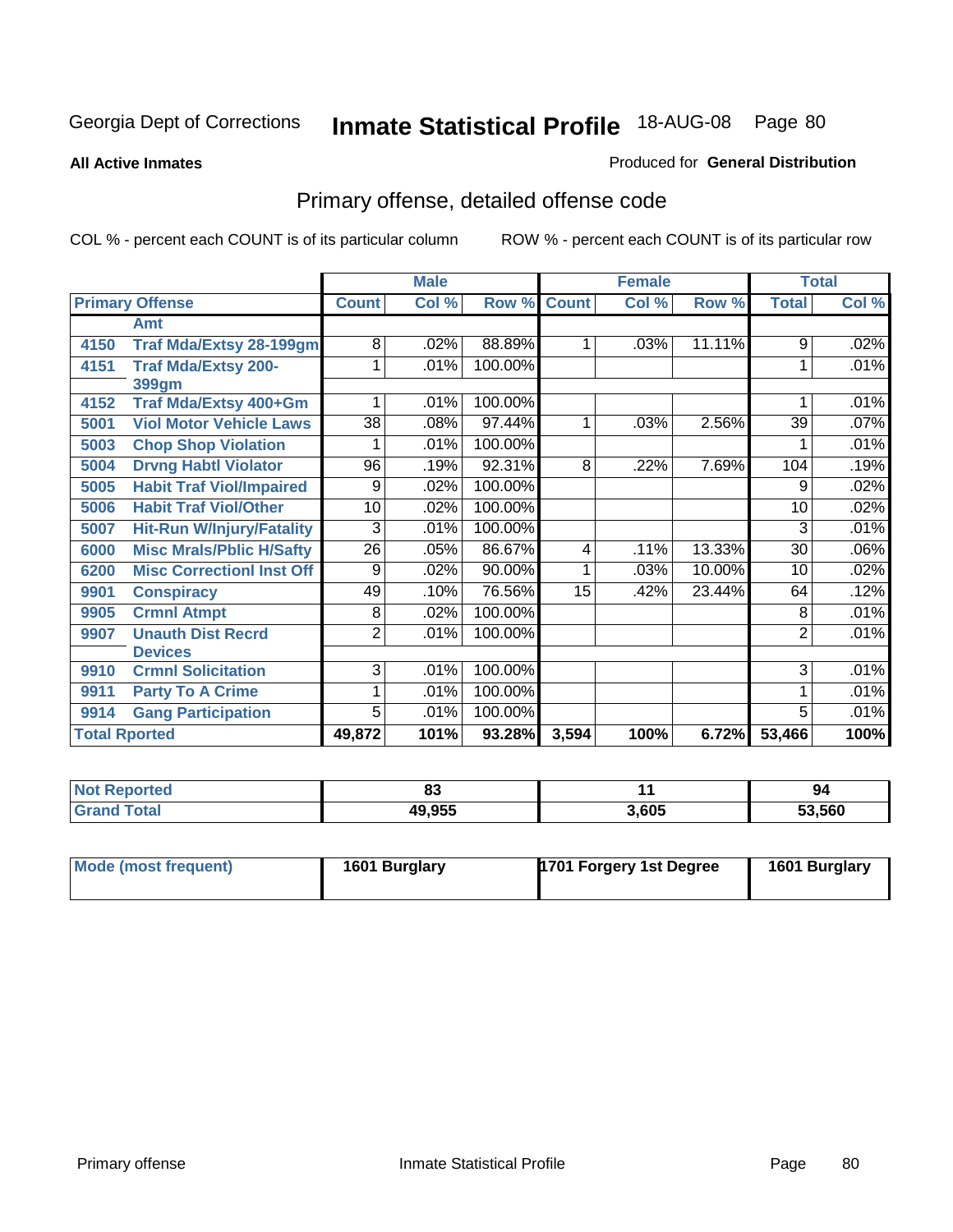Georgia Dept of Corrections

# Inmate Statistical Profile 18-AUG-08

**All Active Inmates**

Produced for **General Distribution**

## Primary offense, detailed offense code

COL % - percent each COUNT is of its particular column

ROW % - percent each COUNT is of its particular row

| Primary Offense | | Male | | | Female | | | Total | |
|---|---|---|---|---|---|---|---|---|---|
| | | Count | Col % | Row % | Count | Col % | Row % | Total | Col % |
| | Amt | | | | | | | | |
| 4150 | Traf Mda/Extsy 28-199gm | 8 | .02% | 88.89% | 1 | .03% | 11.11% | 9 | .02% |
| 4151 | Traf Mda/Extsy 200-399gm | 1 | .01% | 100.00% | | | | 1 | .01% |
| 4152 | Traf Mda/Extsy 400+Gm | 1 | .01% | 100.00% | | | | 1 | .01% |
| 5001 | Viol Motor Vehicle Laws | 38 | .08% | 97.44% | 1 | .03% | 2.56% | 39 | .07% |
| 5003 | Chop Shop Violation | 1 | .01% | 100.00% | | | | 1 | .01% |
| 5004 | Drvng Habtl Violator | 96 | .19% | 92.31% | 8 | .22% | 7.69% | 104 | .19% |
| 5005 | Habit Traf Viol/Impaired | 9 | .02% | 100.00% | | | | 9 | .02% |
| 5006 | Habit Traf Viol/Other | 10 | .02% | 100.00% | | | | 10 | .02% |
| 5007 | Hit-Run W/Injury/Fatality | 3 | .01% | 100.00% | | | | 3 | .01% |
| 6000 | Misc Mrals/Pblic H/Safty | 26 | .05% | 86.67% | 4 | .11% | 13.33% | 30 | .06% |
| 6200 | Misc Correctionl Inst Off | 9 | .02% | 90.00% | 1 | .03% | 10.00% | 10 | .02% |
| 9901 | Conspiracy | 49 | .10% | 76.56% | 15 | .42% | 23.44% | 64 | .12% |
| 9905 | Crmnl Atmpt | 8 | .02% | 100.00% | | | | 8 | .01% |
| 9907 | Unauth Dist Recrd Devices | 2 | .01% | 100.00% | | | | 2 | .01% |
| 9910 | Crmnl Solicitation | 3 | .01% | 100.00% | | | | 3 | .01% |
| 9911 | Party To A Crime | 1 | .01% | 100.00% | | | | 1 | .01% |
| 9914 | Gang Participation | 5 | .01% | 100.00% | | | | 5 | .01% |
| **Total Rported** | | **49,872** | **101%** | **93.28%** | **3,594** | **100%** | **6.72%** | **53,466** | **100%** |

| | Male | Female | Total |
|---|---|---|---|
| Not Reported | 83 | 11 | 94 |
| Grand Total | 49,955 | 3,605 | 53,560 |

| | Male | Female | Total |
|---|---|---|---|
| Mode (most frequent) | 1601 Burglary | 1701 Forgery 1st Degree | 1601 Burglary |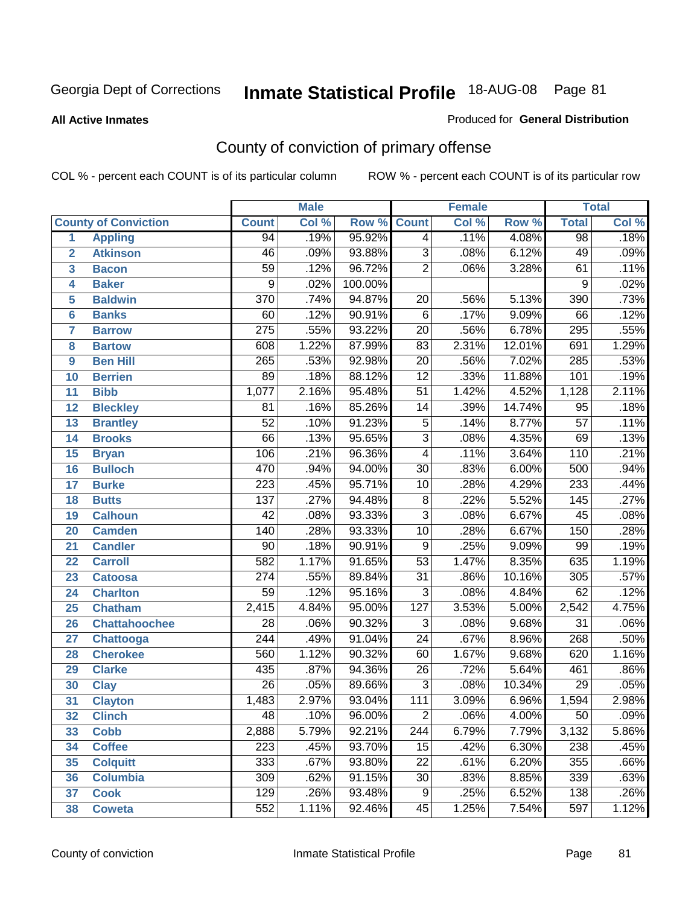Georgia Dept of Corrections **Inmate Statistical Profile** 18-AUG-08

**All Active Inmates**

Produced for **General Distribution**

# County of conviction of primary offense

COL % - percent each COUNT is of its particular column ROW % - percent each COUNT is of its particular row

| | | Male | | | Female | | | Total | |
|---|---|---|---|---|---|---|---|---|---|
| | **County of Conviction** | **Count** | **Col %** | **Row %** | **Count** | **Col %** | **Row %** | **Total** | **Col %** |
| 1 | **Appling** | 94 | .19% | 95.92% | 4 | .11% | 4.08% | 98 | .18% |
| 2 | **Atkinson** | 46 | .09% | 93.88% | 3 | .08% | 6.12% | 49 | .09% |
| 3 | **Bacon** | 59 | .12% | 96.72% | 2 | .06% | 3.28% | 61 | .11% |
| 4 | **Baker** | 9 | .02% | 100.00% | | | | 9 | .02% |
| 5 | **Baldwin** | 370 | .74% | 94.87% | 20 | .56% | 5.13% | 390 | .73% |
| 6 | **Banks** | 60 | .12% | 90.91% | 6 | .17% | 9.09% | 66 | .12% |
| 7 | **Barrow** | 275 | .55% | 93.22% | 20 | .56% | 6.78% | 295 | .55% |
| 8 | **Bartow** | 608 | 1.22% | 87.99% | 83 | 2.31% | 12.01% | 691 | 1.29% |
| 9 | **Ben Hill** | 265 | .53% | 92.98% | 20 | .56% | 7.02% | 285 | .53% |
| 10 | **Berrien** | 89 | .18% | 88.12% | 12 | .33% | 11.88% | 101 | .19% |
| 11 | **Bibb** | 1,077 | 2.16% | 95.48% | 51 | 1.42% | 4.52% | 1,128 | 2.11% |
| 12 | **Bleckley** | 81 | .16% | 85.26% | 14 | .39% | 14.74% | 95 | .18% |
| 13 | **Brantley** | 52 | .10% | 91.23% | 5 | .14% | 8.77% | 57 | .11% |
| 14 | **Brooks** | 66 | .13% | 95.65% | 3 | .08% | 4.35% | 69 | .13% |
| 15 | **Bryan** | 106 | .21% | 96.36% | 4 | .11% | 3.64% | 110 | .21% |
| 16 | **Bulloch** | 470 | .94% | 94.00% | 30 | .83% | 6.00% | 500 | .94% |
| 17 | **Burke** | 223 | .45% | 95.71% | 10 | .28% | 4.29% | 233 | .44% |
| 18 | **Butts** | 137 | .27% | 94.48% | 8 | .22% | 5.52% | 145 | .27% |
| 19 | **Calhoun** | 42 | .08% | 93.33% | 3 | .08% | 6.67% | 45 | .08% |
| 20 | **Camden** | 140 | .28% | 93.33% | 10 | .28% | 6.67% | 150 | .28% |
| 21 | **Candler** | 90 | .18% | 90.91% | 9 | .25% | 9.09% | 99 | .19% |
| 22 | **Carroll** | 582 | 1.17% | 91.65% | 53 | 1.47% | 8.35% | 635 | 1.19% |
| 23 | **Catoosa** | 274 | .55% | 89.84% | 31 | .86% | 10.16% | 305 | .57% |
| 24 | **Charlton** | 59 | .12% | 95.16% | 3 | .08% | 4.84% | 62 | .12% |
| 25 | **Chatham** | 2,415 | 4.84% | 95.00% | 127 | 3.53% | 5.00% | 2,542 | 4.75% |
| 26 | **Chattahoochee** | 28 | .06% | 90.32% | 3 | .08% | 9.68% | 31 | .06% |
| 27 | **Chattooga** | 244 | .49% | 91.04% | 24 | .67% | 8.96% | 268 | .50% |
| 28 | **Cherokee** | 560 | 1.12% | 90.32% | 60 | 1.67% | 9.68% | 620 | 1.16% |
| 29 | **Clarke** | 435 | .87% | 94.36% | 26 | .72% | 5.64% | 461 | .86% |
| 30 | **Clay** | 26 | .05% | 89.66% | 3 | .08% | 10.34% | 29 | .05% |
| 31 | **Clayton** | 1,483 | 2.97% | 93.04% | 111 | 3.09% | 6.96% | 1,594 | 2.98% |
| 32 | **Clinch** | 48 | .10% | 96.00% | 2 | .06% | 4.00% | 50 | .09% |
| 33 | **Cobb** | 2,888 | 5.79% | 92.21% | 244 | 6.79% | 7.79% | 3,132 | 5.86% |
| 34 | **Coffee** | 223 | .45% | 93.70% | 15 | .42% | 6.30% | 238 | .45% |
| 35 | **Colquitt** | 333 | .67% | 93.80% | 22 | .61% | 6.20% | 355 | .66% |
| 36 | **Columbia** | 309 | .62% | 91.15% | 30 | .83% | 8.85% | 339 | .63% |
| 37 | **Cook** | 129 | .26% | 93.48% | 9 | .25% | 6.52% | 138 | .26% |
| 38 | **Coweta** | 552 | 1.11% | 92.46% | 45 | 1.25% | 7.54% | 597 | 1.12% |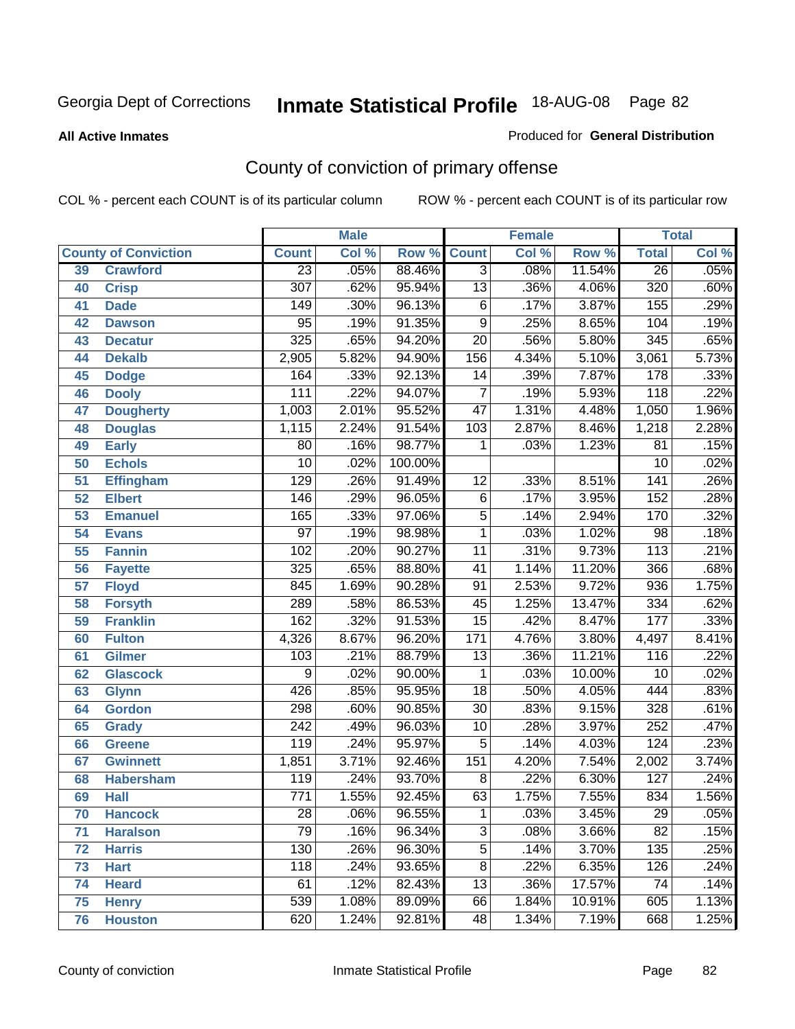Georgia Dept of Corrections **Inmate Statistical Profile** 18-AUG-08

**All Active Inmates**

Produced for **General Distribution**

## County of conviction of primary offense

COL % - percent each COUNT is of its particular column ROW % - percent each COUNT is of its particular row

| County of Conviction | | Male | | | Female | | | Total | |
|---|---|---|---|---|---|---|---|---|---|
| | | Count | Col % | Row % | Count | Col % | Row % | Total | Col % |
| 39 | Crawford | 23 | .05% | 88.46% | 3 | .08% | 11.54% | 26 | .05% |
| 40 | Crisp | 307 | .62% | 95.94% | 13 | .36% | 4.06% | 320 | .60% |
| 41 | Dade | 149 | .30% | 96.13% | 6 | .17% | 3.87% | 155 | .29% |
| 42 | Dawson | 95 | .19% | 91.35% | 9 | .25% | 8.65% | 104 | .19% |
| 43 | Decatur | 325 | .65% | 94.20% | 20 | .56% | 5.80% | 345 | .65% |
| 44 | Dekalb | 2,905 | 5.82% | 94.90% | 156 | 4.34% | 5.10% | 3,061 | 5.73% |
| 45 | Dodge | 164 | .33% | 92.13% | 14 | .39% | 7.87% | 178 | .33% |
| 46 | Dooly | 111 | .22% | 94.07% | 7 | .19% | 5.93% | 118 | .22% |
| 47 | Dougherty | 1,003 | 2.01% | 95.52% | 47 | 1.31% | 4.48% | 1,050 | 1.96% |
| 48 | Douglas | 1,115 | 2.24% | 91.54% | 103 | 2.87% | 8.46% | 1,218 | 2.28% |
| 49 | Early | 80 | .16% | 98.77% | 1 | .03% | 1.23% | 81 | .15% |
| 50 | Echols | 10 | .02% | 100.00% | | | | 10 | .02% |
| 51 | Effingham | 129 | .26% | 91.49% | 12 | .33% | 8.51% | 141 | .26% |
| 52 | Elbert | 146 | .29% | 96.05% | 6 | .17% | 3.95% | 152 | .28% |
| 53 | Emanuel | 165 | .33% | 97.06% | 5 | .14% | 2.94% | 170 | .32% |
| 54 | Evans | 97 | .19% | 98.98% | 1 | .03% | 1.02% | 98 | .18% |
| 55 | Fannin | 102 | .20% | 90.27% | 11 | .31% | 9.73% | 113 | .21% |
| 56 | Fayette | 325 | .65% | 88.80% | 41 | 1.14% | 11.20% | 366 | .68% |
| 57 | Floyd | 845 | 1.69% | 90.28% | 91 | 2.53% | 9.72% | 936 | 1.75% |
| 58 | Forsyth | 289 | .58% | 86.53% | 45 | 1.25% | 13.47% | 334 | .62% |
| 59 | Franklin | 162 | .32% | 91.53% | 15 | .42% | 8.47% | 177 | .33% |
| 60 | Fulton | 4,326 | 8.67% | 96.20% | 171 | 4.76% | 3.80% | 4,497 | 8.41% |
| 61 | Gilmer | 103 | .21% | 88.79% | 13 | .36% | 11.21% | 116 | .22% |
| 62 | Glascock | 9 | .02% | 90.00% | 1 | .03% | 10.00% | 10 | .02% |
| 63 | Glynn | 426 | .85% | 95.95% | 18 | .50% | 4.05% | 444 | .83% |
| 64 | Gordon | 298 | .60% | 90.85% | 30 | .83% | 9.15% | 328 | .61% |
| 65 | Grady | 242 | .49% | 96.03% | 10 | .28% | 3.97% | 252 | .47% |
| 66 | Greene | 119 | .24% | 95.97% | 5 | .14% | 4.03% | 124 | .23% |
| 67 | Gwinnett | 1,851 | 3.71% | 92.46% | 151 | 4.20% | 7.54% | 2,002 | 3.74% |
| 68 | Habersham | 119 | .24% | 93.70% | 8 | .22% | 6.30% | 127 | .24% |
| 69 | Hall | 771 | 1.55% | 92.45% | 63 | 1.75% | 7.55% | 834 | 1.56% |
| 70 | Hancock | 28 | .06% | 96.55% | 1 | .03% | 3.45% | 29 | .05% |
| 71 | Haralson | 79 | .16% | 96.34% | 3 | .08% | 3.66% | 82 | .15% |
| 72 | Harris | 130 | .26% | 96.30% | 5 | .14% | 3.70% | 135 | .25% |
| 73 | Hart | 118 | .24% | 93.65% | 8 | .22% | 6.35% | 126 | .24% |
| 74 | Heard | 61 | .12% | 82.43% | 13 | .36% | 17.57% | 74 | .14% |
| 75 | Henry | 539 | 1.08% | 89.09% | 66 | 1.84% | 10.91% | 605 | 1.13% |
| 76 | Houston | 620 | 1.24% | 92.81% | 48 | 1.34% | 7.19% | 668 | 1.25% |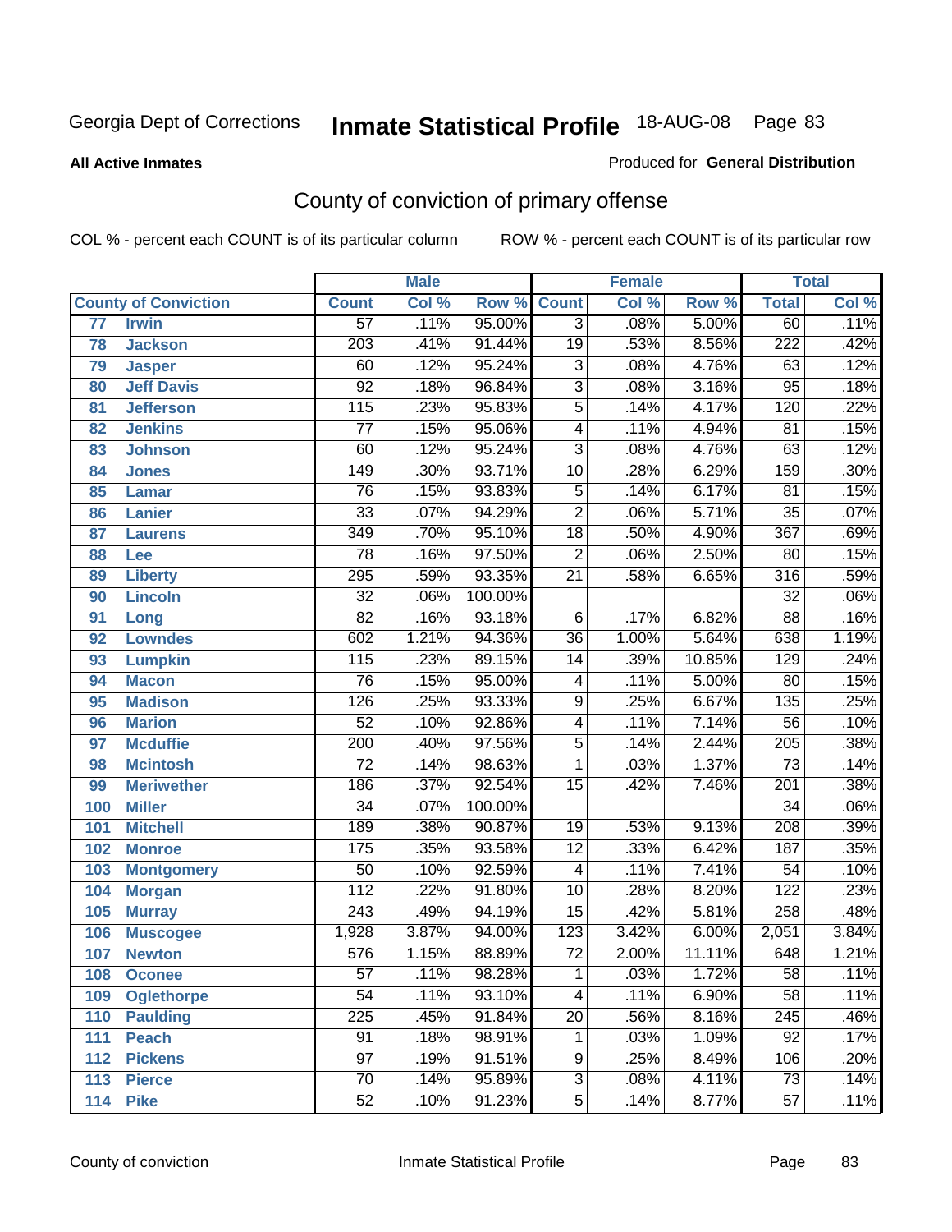Georgia Dept of Corrections **Inmate Statistical Profile** 18-AUG-08

**All Active Inmates**

Produced for **General Distribution**

## County of conviction of primary offense

COL % - percent each COUNT is of its particular column ROW % - percent each COUNT is of its particular row

| | | Male | | | Female | | | Total | |
|---|---|---|---|---|---|---|---|---|---|
| County of Conviction | | Count | Col % | Row % | Count | Col % | Row % | Total | Col % |
| 77 | Irwin | 57 | .11% | 95.00% | 3 | .08% | 5.00% | 60 | .11% |
| 78 | Jackson | 203 | .41% | 91.44% | 19 | .53% | 8.56% | 222 | .42% |
| 79 | Jasper | 60 | .12% | 95.24% | 3 | .08% | 4.76% | 63 | .12% |
| 80 | Jeff Davis | 92 | .18% | 96.84% | 3 | .08% | 3.16% | 95 | .18% |
| 81 | Jefferson | 115 | .23% | 95.83% | 5 | .14% | 4.17% | 120 | .22% |
| 82 | Jenkins | 77 | .15% | 95.06% | 4 | .11% | 4.94% | 81 | .15% |
| 83 | Johnson | 60 | .12% | 95.24% | 3 | .08% | 4.76% | 63 | .12% |
| 84 | Jones | 149 | .30% | 93.71% | 10 | .28% | 6.29% | 159 | .30% |
| 85 | Lamar | 76 | .15% | 93.83% | 5 | .14% | 6.17% | 81 | .15% |
| 86 | Lanier | 33 | .07% | 94.29% | 2 | .06% | 5.71% | 35 | .07% |
| 87 | Laurens | 349 | .70% | 95.10% | 18 | .50% | 4.90% | 367 | .69% |
| 88 | Lee | 78 | .16% | 97.50% | 2 | .06% | 2.50% | 80 | .15% |
| 89 | Liberty | 295 | .59% | 93.35% | 21 | .58% | 6.65% | 316 | .59% |
| 90 | Lincoln | 32 | .06% | 100.00% | | | | 32 | .06% |
| 91 | Long | 82 | .16% | 93.18% | 6 | .17% | 6.82% | 88 | .16% |
| 92 | Lowndes | 602 | 1.21% | 94.36% | 36 | 1.00% | 5.64% | 638 | 1.19% |
| 93 | Lumpkin | 115 | .23% | 89.15% | 14 | .39% | 10.85% | 129 | .24% |
| 94 | Macon | 76 | .15% | 95.00% | 4 | .11% | 5.00% | 80 | .15% |
| 95 | Madison | 126 | .25% | 93.33% | 9 | .25% | 6.67% | 135 | .25% |
| 96 | Marion | 52 | .10% | 92.86% | 4 | .11% | 7.14% | 56 | .10% |
| 97 | Mcduffie | 200 | .40% | 97.56% | 5 | .14% | 2.44% | 205 | .38% |
| 98 | Mcintosh | 72 | .14% | 98.63% | 1 | .03% | 1.37% | 73 | .14% |
| 99 | Meriwether | 186 | .37% | 92.54% | 15 | .42% | 7.46% | 201 | .38% |
| 100 | Miller | 34 | .07% | 100.00% | | | | 34 | .06% |
| 101 | Mitchell | 189 | .38% | 90.87% | 19 | .53% | 9.13% | 208 | .39% |
| 102 | Monroe | 175 | .35% | 93.58% | 12 | .33% | 6.42% | 187 | .35% |
| 103 | Montgomery | 50 | .10% | 92.59% | 4 | .11% | 7.41% | 54 | .10% |
| 104 | Morgan | 112 | .22% | 91.80% | 10 | .28% | 8.20% | 122 | .23% |
| 105 | Murray | 243 | .49% | 94.19% | 15 | .42% | 5.81% | 258 | .48% |
| 106 | Muscogee | 1,928 | 3.87% | 94.00% | 123 | 3.42% | 6.00% | 2,051 | 3.84% |
| 107 | Newton | 576 | 1.15% | 88.89% | 72 | 2.00% | 11.11% | 648 | 1.21% |
| 108 | Oconee | 57 | .11% | 98.28% | 1 | .03% | 1.72% | 58 | .11% |
| 109 | Oglethorpe | 54 | .11% | 93.10% | 4 | .11% | 6.90% | 58 | .11% |
| 110 | Paulding | 225 | .45% | 91.84% | 20 | .56% | 8.16% | 245 | .46% |
| 111 | Peach | 91 | .18% | 98.91% | 1 | .03% | 1.09% | 92 | .17% |
| 112 | Pickens | 97 | .19% | 91.51% | 9 | .25% | 8.49% | 106 | .20% |
| 113 | Pierce | 70 | .14% | 95.89% | 3 | .08% | 4.11% | 73 | .14% |
| 114 | Pike | 52 | .10% | 91.23% | 5 | .14% | 8.77% | 57 | .11% |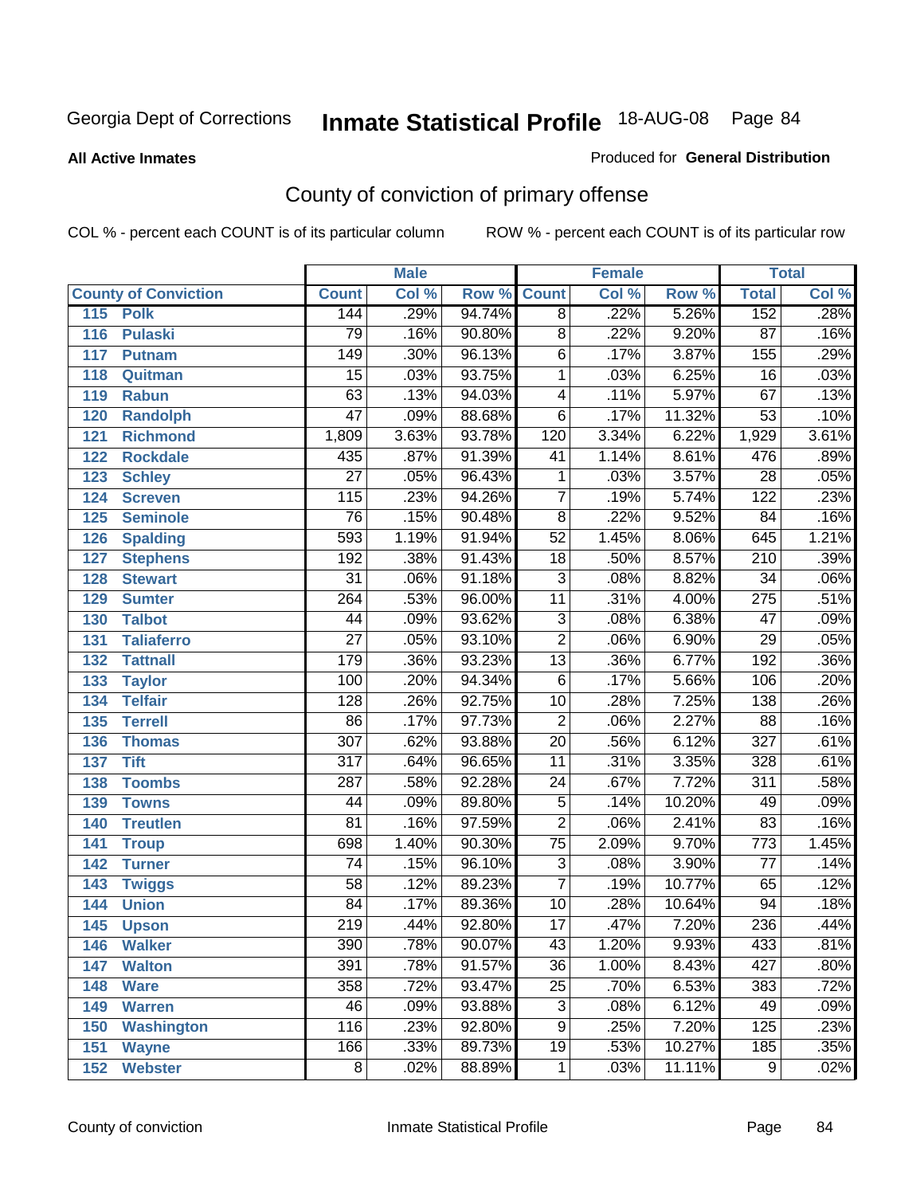# Georgia Dept of Corrections — Inmate Statistical Profile — 18-AUG-08

**All Active Inmates**

Produced for **General Distribution**

## County of conviction of primary offense

COL % - percent each COUNT is of its particular column

ROW % - percent each COUNT is of its particular row

| County of Conviction | Male | | | Female | | | Total | |
|---|---|---|---|---|---|---|---|---|
| | Count | Col % | Row % | Count | Col % | Row % | Total | Col % |
| 115 Polk | 144 | .29% | 94.74% | 8 | .22% | 5.26% | 152 | .28% |
| 116 Pulaski | 79 | .16% | 90.80% | 8 | .22% | 9.20% | 87 | .16% |
| 117 Putnam | 149 | .30% | 96.13% | 6 | .17% | 3.87% | 155 | .29% |
| 118 Quitman | 15 | .03% | 93.75% | 1 | .03% | 6.25% | 16 | .03% |
| 119 Rabun | 63 | .13% | 94.03% | 4 | .11% | 5.97% | 67 | .13% |
| 120 Randolph | 47 | .09% | 88.68% | 6 | .17% | 11.32% | 53 | .10% |
| 121 Richmond | 1,809 | 3.63% | 93.78% | 120 | 3.34% | 6.22% | 1,929 | 3.61% |
| 122 Rockdale | 435 | .87% | 91.39% | 41 | 1.14% | 8.61% | 476 | .89% |
| 123 Schley | 27 | .05% | 96.43% | 1 | .03% | 3.57% | 28 | .05% |
| 124 Screven | 115 | .23% | 94.26% | 7 | .19% | 5.74% | 122 | .23% |
| 125 Seminole | 76 | .15% | 90.48% | 8 | .22% | 9.52% | 84 | .16% |
| 126 Spalding | 593 | 1.19% | 91.94% | 52 | 1.45% | 8.06% | 645 | 1.21% |
| 127 Stephens | 192 | .38% | 91.43% | 18 | .50% | 8.57% | 210 | .39% |
| 128 Stewart | 31 | .06% | 91.18% | 3 | .08% | 8.82% | 34 | .06% |
| 129 Sumter | 264 | .53% | 96.00% | 11 | .31% | 4.00% | 275 | .51% |
| 130 Talbot | 44 | .09% | 93.62% | 3 | .08% | 6.38% | 47 | .09% |
| 131 Taliaferro | 27 | .05% | 93.10% | 2 | .06% | 6.90% | 29 | .05% |
| 132 Tattnall | 179 | .36% | 93.23% | 13 | .36% | 6.77% | 192 | .36% |
| 133 Taylor | 100 | .20% | 94.34% | 6 | .17% | 5.66% | 106 | .20% |
| 134 Telfair | 128 | .26% | 92.75% | 10 | .28% | 7.25% | 138 | .26% |
| 135 Terrell | 86 | .17% | 97.73% | 2 | .06% | 2.27% | 88 | .16% |
| 136 Thomas | 307 | .62% | 93.88% | 20 | .56% | 6.12% | 327 | .61% |
| 137 Tift | 317 | .64% | 96.65% | 11 | .31% | 3.35% | 328 | .61% |
| 138 Toombs | 287 | .58% | 92.28% | 24 | .67% | 7.72% | 311 | .58% |
| 139 Towns | 44 | .09% | 89.80% | 5 | .14% | 10.20% | 49 | .09% |
| 140 Treutlen | 81 | .16% | 97.59% | 2 | .06% | 2.41% | 83 | .16% |
| 141 Troup | 698 | 1.40% | 90.30% | 75 | 2.09% | 9.70% | 773 | 1.45% |
| 142 Turner | 74 | .15% | 96.10% | 3 | .08% | 3.90% | 77 | .14% |
| 143 Twiggs | 58 | .12% | 89.23% | 7 | .19% | 10.77% | 65 | .12% |
| 144 Union | 84 | .17% | 89.36% | 10 | .28% | 10.64% | 94 | .18% |
| 145 Upson | 219 | .44% | 92.80% | 17 | .47% | 7.20% | 236 | .44% |
| 146 Walker | 390 | .78% | 90.07% | 43 | 1.20% | 9.93% | 433 | .81% |
| 147 Walton | 391 | .78% | 91.57% | 36 | 1.00% | 8.43% | 427 | .80% |
| 148 Ware | 358 | .72% | 93.47% | 25 | .70% | 6.53% | 383 | .72% |
| 149 Warren | 46 | .09% | 93.88% | 3 | .08% | 6.12% | 49 | .09% |
| 150 Washington | 116 | .23% | 92.80% | 9 | .25% | 7.20% | 125 | .23% |
| 151 Wayne | 166 | .33% | 89.73% | 19 | .53% | 10.27% | 185 | .35% |
| 152 Webster | 8 | .02% | 88.89% | 1 | .03% | 11.11% | 9 | .02% |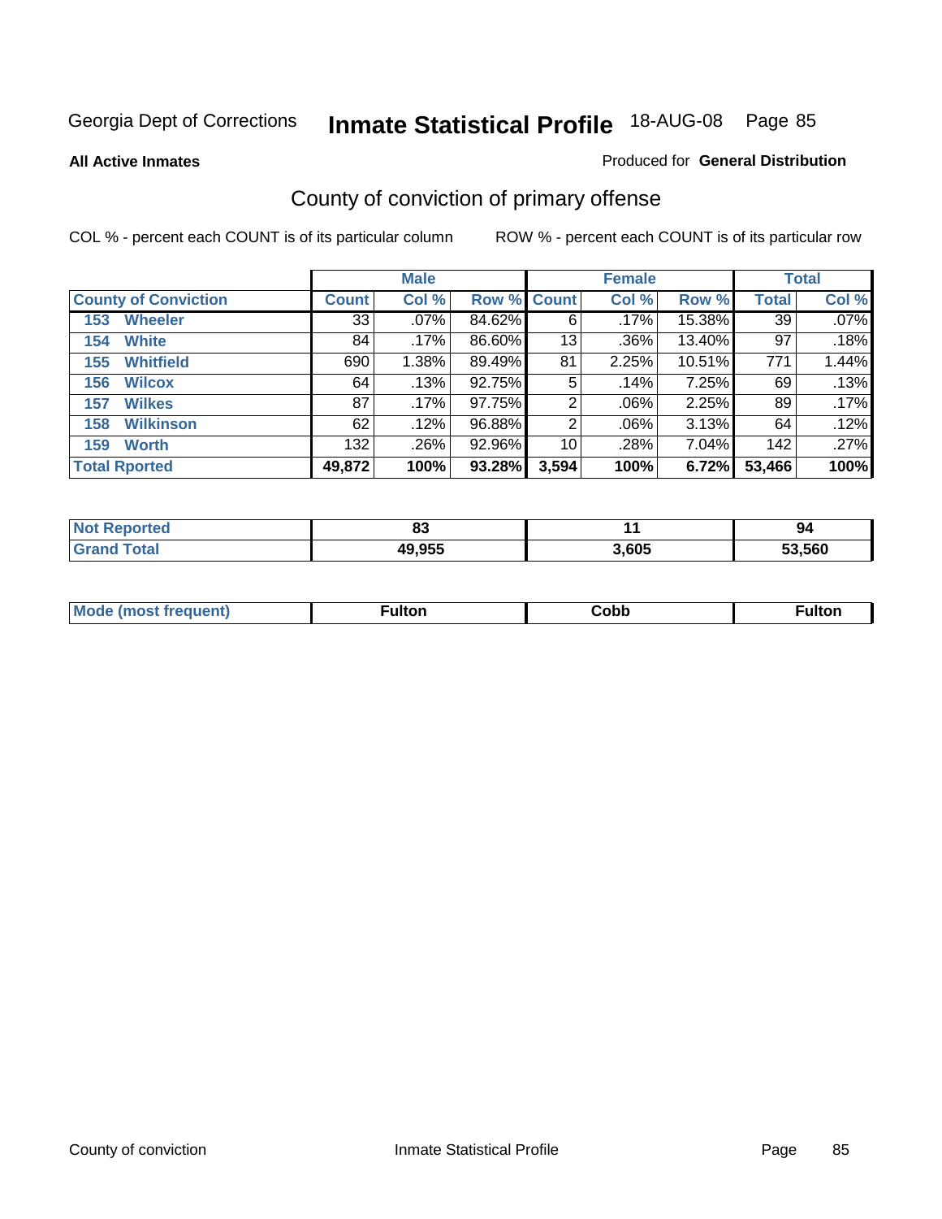Georgia Dept of Corrections **Inmate Statistical Profile** 18-AUG-08

**All Active Inmates**

Produced for **General Distribution**

## County of conviction of primary offense

COL % - percent each COUNT is of its particular column

ROW % - percent each COUNT is of its particular row

| | Male | | | Female | | | Total | |
|---|---|---|---|---|---|---|---|---|
| **County of Conviction** | **Count** | **Col %** | **Row %** | **Count** | **Col %** | **Row %** | **Total** | **Col %** |
| 153 Wheeler | 33 | .07% | 84.62% | 6 | .17% | 15.38% | 39 | .07% |
| 154 White | 84 | .17% | 86.60% | 13 | .36% | 13.40% | 97 | .18% |
| 155 Whitfield | 690 | 1.38% | 89.49% | 81 | 2.25% | 10.51% | 771 | 1.44% |
| 156 Wilcox | 64 | .13% | 92.75% | 5 | .14% | 7.25% | 69 | .13% |
| 157 Wilkes | 87 | .17% | 97.75% | 2 | .06% | 2.25% | 89 | .17% |
| 158 Wilkinson | 62 | .12% | 96.88% | 2 | .06% | 3.13% | 64 | .12% |
| 159 Worth | 132 | .26% | 92.96% | 10 | .28% | 7.04% | 142 | .27% |
| **Total Rported** | **49,872** | **100%** | **93.28%** | **3,594** | **100%** | **6.72%** | **53,466** | **100%** |

| | Male | Female | Total |
|---|---|---|---|
| Not Reported | 83 | 11 | 94 |
| Grand Total | 49,955 | 3,605 | 53,560 |

| | Male | Female | Total |
|---|---|---|---|
| Mode (most frequent) | Fulton | Cobb | Fulton |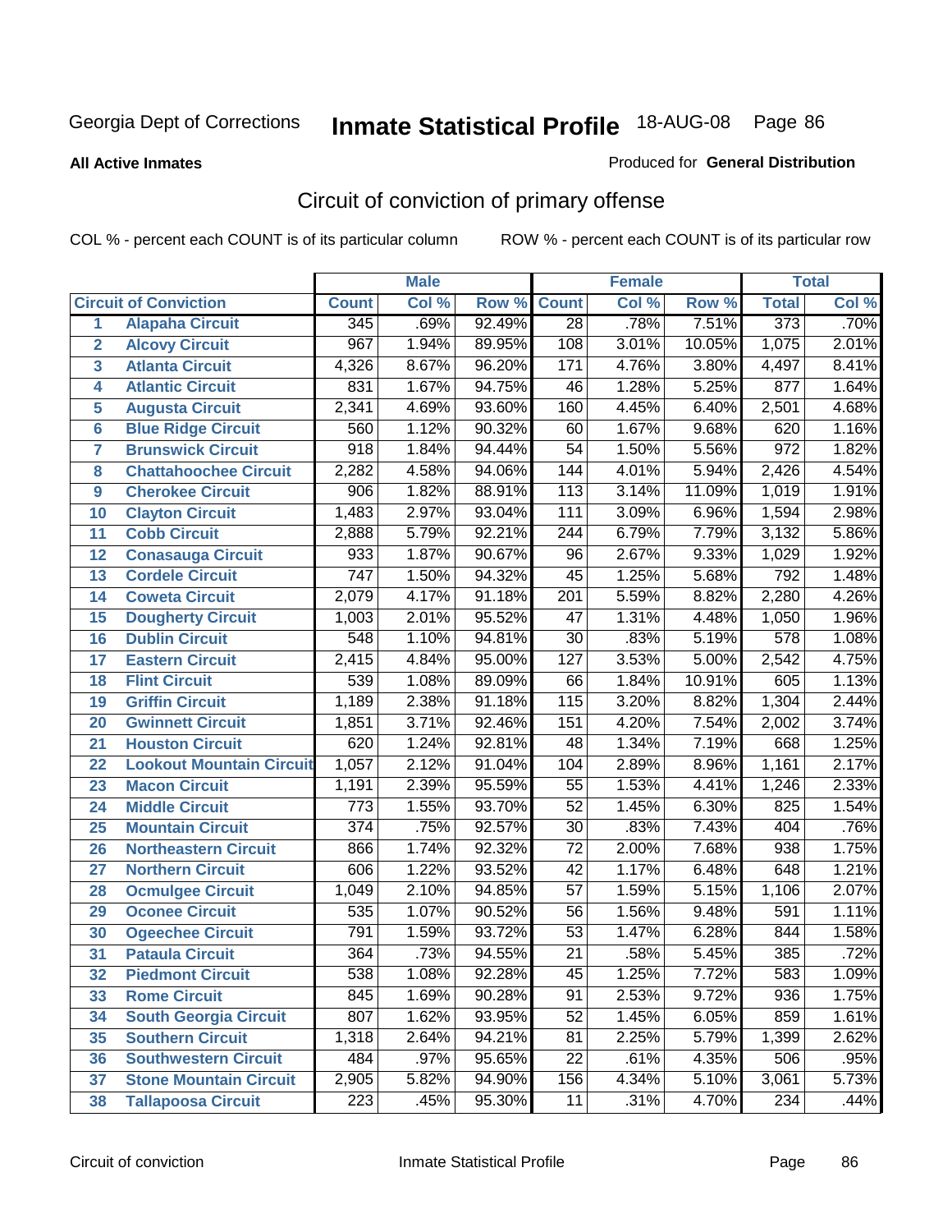Georgia Dept of Corrections

# Inmate Statistical Profile 18-AUG-08

**All Active Inmates**

Produced for **General Distribution**

## Circuit of conviction of primary offense

COL % - percent each COUNT is of its particular column

ROW % - percent each COUNT is of its particular row

| | | Male | | | Female | | | Total | |
|---|---|---|---|---|---|---|---|---|---|
| **Circuit of Conviction** | | **Count** | **Col %** | **Row %** | **Count** | **Col %** | **Row %** | **Total** | **Col %** |
| 1 | Alapaha Circuit | 345 | .69% | 92.49% | 28 | .78% | 7.51% | 373 | .70% |
| 2 | Alcovy Circuit | 967 | 1.94% | 89.95% | 108 | 3.01% | 10.05% | 1,075 | 2.01% |
| 3 | Atlanta Circuit | 4,326 | 8.67% | 96.20% | 171 | 4.76% | 3.80% | 4,497 | 8.41% |
| 4 | Atlantic Circuit | 831 | 1.67% | 94.75% | 46 | 1.28% | 5.25% | 877 | 1.64% |
| 5 | Augusta Circuit | 2,341 | 4.69% | 93.60% | 160 | 4.45% | 6.40% | 2,501 | 4.68% |
| 6 | Blue Ridge Circuit | 560 | 1.12% | 90.32% | 60 | 1.67% | 9.68% | 620 | 1.16% |
| 7 | Brunswick Circuit | 918 | 1.84% | 94.44% | 54 | 1.50% | 5.56% | 972 | 1.82% |
| 8 | Chattahoochee Circuit | 2,282 | 4.58% | 94.06% | 144 | 4.01% | 5.94% | 2,426 | 4.54% |
| 9 | Cherokee Circuit | 906 | 1.82% | 88.91% | 113 | 3.14% | 11.09% | 1,019 | 1.91% |
| 10 | Clayton Circuit | 1,483 | 2.97% | 93.04% | 111 | 3.09% | 6.96% | 1,594 | 2.98% |
| 11 | Cobb Circuit | 2,888 | 5.79% | 92.21% | 244 | 6.79% | 7.79% | 3,132 | 5.86% |
| 12 | Conasauga Circuit | 933 | 1.87% | 90.67% | 96 | 2.67% | 9.33% | 1,029 | 1.92% |
| 13 | Cordele Circuit | 747 | 1.50% | 94.32% | 45 | 1.25% | 5.68% | 792 | 1.48% |
| 14 | Coweta Circuit | 2,079 | 4.17% | 91.18% | 201 | 5.59% | 8.82% | 2,280 | 4.26% |
| 15 | Dougherty Circuit | 1,003 | 2.01% | 95.52% | 47 | 1.31% | 4.48% | 1,050 | 1.96% |
| 16 | Dublin Circuit | 548 | 1.10% | 94.81% | 30 | .83% | 5.19% | 578 | 1.08% |
| 17 | Eastern Circuit | 2,415 | 4.84% | 95.00% | 127 | 3.53% | 5.00% | 2,542 | 4.75% |
| 18 | Flint Circuit | 539 | 1.08% | 89.09% | 66 | 1.84% | 10.91% | 605 | 1.13% |
| 19 | Griffin Circuit | 1,189 | 2.38% | 91.18% | 115 | 3.20% | 8.82% | 1,304 | 2.44% |
| 20 | Gwinnett Circuit | 1,851 | 3.71% | 92.46% | 151 | 4.20% | 7.54% | 2,002 | 3.74% |
| 21 | Houston Circuit | 620 | 1.24% | 92.81% | 48 | 1.34% | 7.19% | 668 | 1.25% |
| 22 | Lookout Mountain Circuit | 1,057 | 2.12% | 91.04% | 104 | 2.89% | 8.96% | 1,161 | 2.17% |
| 23 | Macon Circuit | 1,191 | 2.39% | 95.59% | 55 | 1.53% | 4.41% | 1,246 | 2.33% |
| 24 | Middle Circuit | 773 | 1.55% | 93.70% | 52 | 1.45% | 6.30% | 825 | 1.54% |
| 25 | Mountain Circuit | 374 | .75% | 92.57% | 30 | .83% | 7.43% | 404 | .76% |
| 26 | Northeastern Circuit | 866 | 1.74% | 92.32% | 72 | 2.00% | 7.68% | 938 | 1.75% |
| 27 | Northern Circuit | 606 | 1.22% | 93.52% | 42 | 1.17% | 6.48% | 648 | 1.21% |
| 28 | Ocmulgee Circuit | 1,049 | 2.10% | 94.85% | 57 | 1.59% | 5.15% | 1,106 | 2.07% |
| 29 | Oconee Circuit | 535 | 1.07% | 90.52% | 56 | 1.56% | 9.48% | 591 | 1.11% |
| 30 | Ogeechee Circuit | 791 | 1.59% | 93.72% | 53 | 1.47% | 6.28% | 844 | 1.58% |
| 31 | Pataula Circuit | 364 | .73% | 94.55% | 21 | .58% | 5.45% | 385 | .72% |
| 32 | Piedmont Circuit | 538 | 1.08% | 92.28% | 45 | 1.25% | 7.72% | 583 | 1.09% |
| 33 | Rome Circuit | 845 | 1.69% | 90.28% | 91 | 2.53% | 9.72% | 936 | 1.75% |
| 34 | South Georgia Circuit | 807 | 1.62% | 93.95% | 52 | 1.45% | 6.05% | 859 | 1.61% |
| 35 | Southern Circuit | 1,318 | 2.64% | 94.21% | 81 | 2.25% | 5.79% | 1,399 | 2.62% |
| 36 | Southwestern Circuit | 484 | .97% | 95.65% | 22 | .61% | 4.35% | 506 | .95% |
| 37 | Stone Mountain Circuit | 2,905 | 5.82% | 94.90% | 156 | 4.34% | 5.10% | 3,061 | 5.73% |
| 38 | Tallapoosa Circuit | 223 | .45% | 95.30% | 11 | .31% | 4.70% | 234 | .44% |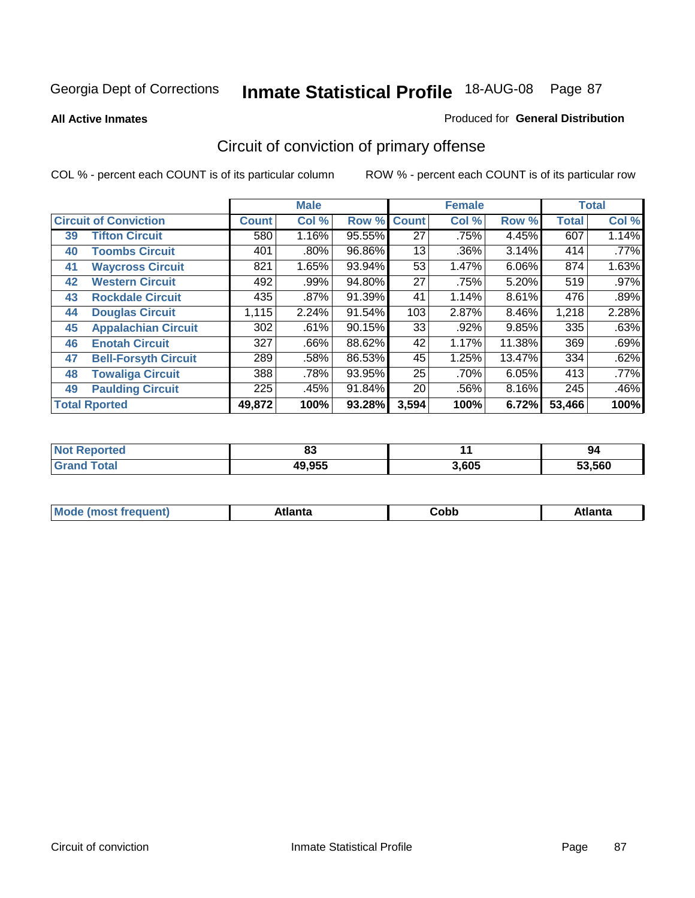Georgia Dept of Corrections **Inmate Statistical Profile** 18-AUG-08

**All Active Inmates**

Produced for **General Distribution**

## Circuit of conviction of primary offense

COL % - percent each COUNT is of its particular column

ROW % - percent each COUNT is of its particular row

| | | Male | | | Female | | | Total | |
|---|---|---|---|---|---|---|---|---|---|
| **Circuit of Conviction** | | **Count** | **Col %** | **Row %** | **Count** | **Col %** | **Row %** | **Total** | **Col %** |
| 39 | **Tifton Circuit** | 580 | 1.16% | 95.55% | 27 | .75% | 4.45% | 607 | 1.14% |
| 40 | **Toombs Circuit** | 401 | .80% | 96.86% | 13 | .36% | 3.14% | 414 | .77% |
| 41 | **Waycross Circuit** | 821 | 1.65% | 93.94% | 53 | 1.47% | 6.06% | 874 | 1.63% |
| 42 | **Western Circuit** | 492 | .99% | 94.80% | 27 | .75% | 5.20% | 519 | .97% |
| 43 | **Rockdale Circuit** | 435 | .87% | 91.39% | 41 | 1.14% | 8.61% | 476 | .89% |
| 44 | **Douglas Circuit** | 1,115 | 2.24% | 91.54% | 103 | 2.87% | 8.46% | 1,218 | 2.28% |
| 45 | **Appalachian Circuit** | 302 | .61% | 90.15% | 33 | .92% | 9.85% | 335 | .63% |
| 46 | **Enotah Circuit** | 327 | .66% | 88.62% | 42 | 1.17% | 11.38% | 369 | .69% |
| 47 | **Bell-Forsyth Circuit** | 289 | .58% | 86.53% | 45 | 1.25% | 13.47% | 334 | .62% |
| 48 | **Towaliga Circuit** | 388 | .78% | 93.95% | 25 | .70% | 6.05% | 413 | .77% |
| 49 | **Paulding Circuit** | 225 | .45% | 91.84% | 20 | .56% | 8.16% | 245 | .46% |
| **Total Rported** | | **49,872** | **100%** | **93.28%** | **3,594** | **100%** | **6.72%** | **53,466** | **100%** |

| | Male | Female | Total |
|---|---|---|---|
| **Not Reported** | **83** | **11** | **94** |
| **Grand Total** | **49,955** | **3,605** | **53,560** |

| | Male | Female | Total |
|---|---|---|---|
| **Mode (most frequent)** | **Atlanta** | **Cobb** | **Atlanta** |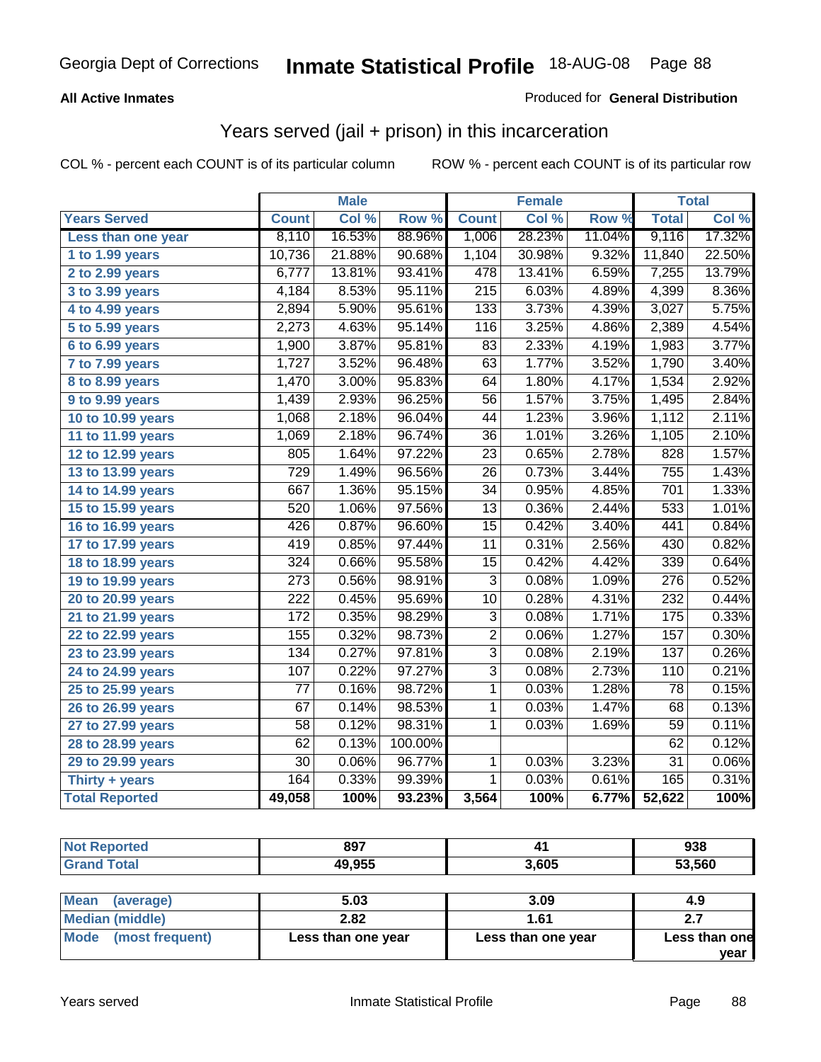Georgia Dept of Corrections **Inmate Statistical Profile** 18-AUG-08

**All Active Inmates**

Produced for **General Distribution**

## Years served (jail + prison) in this incarceration

COL % - percent each COUNT is of its particular column     ROW % - percent each COUNT is of its particular row

| | Male | | | Female | | | Total | |
|---|---|---|---|---|---|---|---|---|
| **Years Served** | **Count** | **Col %** | **Row %** | **Count** | **Col %** | **Row %** | **Total** | **Col %** |
| Less than one year | 8,110 | 16.53% | 88.96% | 1,006 | 28.23% | 11.04% | 9,116 | 17.32% |
| 1 to 1.99 years | 10,736 | 21.88% | 90.68% | 1,104 | 30.98% | 9.32% | 11,840 | 22.50% |
| 2 to 2.99 years | 6,777 | 13.81% | 93.41% | 478 | 13.41% | 6.59% | 7,255 | 13.79% |
| 3 to 3.99 years | 4,184 | 8.53% | 95.11% | 215 | 6.03% | 4.89% | 4,399 | 8.36% |
| 4 to 4.99 years | 2,894 | 5.90% | 95.61% | 133 | 3.73% | 4.39% | 3,027 | 5.75% |
| 5 to 5.99 years | 2,273 | 4.63% | 95.14% | 116 | 3.25% | 4.86% | 2,389 | 4.54% |
| 6 to 6.99 years | 1,900 | 3.87% | 95.81% | 83 | 2.33% | 4.19% | 1,983 | 3.77% |
| 7 to 7.99 years | 1,727 | 3.52% | 96.48% | 63 | 1.77% | 3.52% | 1,790 | 3.40% |
| 8 to 8.99 years | 1,470 | 3.00% | 95.83% | 64 | 1.80% | 4.17% | 1,534 | 2.92% |
| 9 to 9.99 years | 1,439 | 2.93% | 96.25% | 56 | 1.57% | 3.75% | 1,495 | 2.84% |
| 10 to 10.99 years | 1,068 | 2.18% | 96.04% | 44 | 1.23% | 3.96% | 1,112 | 2.11% |
| 11 to 11.99 years | 1,069 | 2.18% | 96.74% | 36 | 1.01% | 3.26% | 1,105 | 2.10% |
| 12 to 12.99 years | 805 | 1.64% | 97.22% | 23 | 0.65% | 2.78% | 828 | 1.57% |
| 13 to 13.99 years | 729 | 1.49% | 96.56% | 26 | 0.73% | 3.44% | 755 | 1.43% |
| 14 to 14.99 years | 667 | 1.36% | 95.15% | 34 | 0.95% | 4.85% | 701 | 1.33% |
| 15 to 15.99 years | 520 | 1.06% | 97.56% | 13 | 0.36% | 2.44% | 533 | 1.01% |
| 16 to 16.99 years | 426 | 0.87% | 96.60% | 15 | 0.42% | 3.40% | 441 | 0.84% |
| 17 to 17.99 years | 419 | 0.85% | 97.44% | 11 | 0.31% | 2.56% | 430 | 0.82% |
| 18 to 18.99 years | 324 | 0.66% | 95.58% | 15 | 0.42% | 4.42% | 339 | 0.64% |
| 19 to 19.99 years | 273 | 0.56% | 98.91% | 3 | 0.08% | 1.09% | 276 | 0.52% |
| 20 to 20.99 years | 222 | 0.45% | 95.69% | 10 | 0.28% | 4.31% | 232 | 0.44% |
| 21 to 21.99 years | 172 | 0.35% | 98.29% | 3 | 0.08% | 1.71% | 175 | 0.33% |
| 22 to 22.99 years | 155 | 0.32% | 98.73% | 2 | 0.06% | 1.27% | 157 | 0.30% |
| 23 to 23.99 years | 134 | 0.27% | 97.81% | 3 | 0.08% | 2.19% | 137 | 0.26% |
| 24 to 24.99 years | 107 | 0.22% | 97.27% | 3 | 0.08% | 2.73% | 110 | 0.21% |
| 25 to 25.99 years | 77 | 0.16% | 98.72% | 1 | 0.03% | 1.28% | 78 | 0.15% |
| 26 to 26.99 years | 67 | 0.14% | 98.53% | 1 | 0.03% | 1.47% | 68 | 0.13% |
| 27 to 27.99 years | 58 | 0.12% | 98.31% | 1 | 0.03% | 1.69% | 59 | 0.11% |
| 28 to 28.99 years | 62 | 0.13% | 100.00% | | | | 62 | 0.12% |
| 29 to 29.99 years | 30 | 0.06% | 96.77% | 1 | 0.03% | 3.23% | 31 | 0.06% |
| Thirty + years | 164 | 0.33% | 99.39% | 1 | 0.03% | 0.61% | 165 | 0.31% |
| **Total Reported** | **49,058** | **100%** | **93.23%** | **3,564** | **100%** | **6.77%** | **52,622** | **100%** |

| | Male | Female | Total |
|---|---|---|---|
| Not Reported | 897 | 41 | 938 |
| Grand Total | 49,955 | 3,605 | 53,560 |

| | Male | Female | Total |
|---|---|---|---|
| Mean (average) | 5.03 | 3.09 | 4.9 |
| Median (middle) | 2.82 | 1.61 | 2.7 |
| Mode (most frequent) | Less than one year | Less than one year | Less than one year |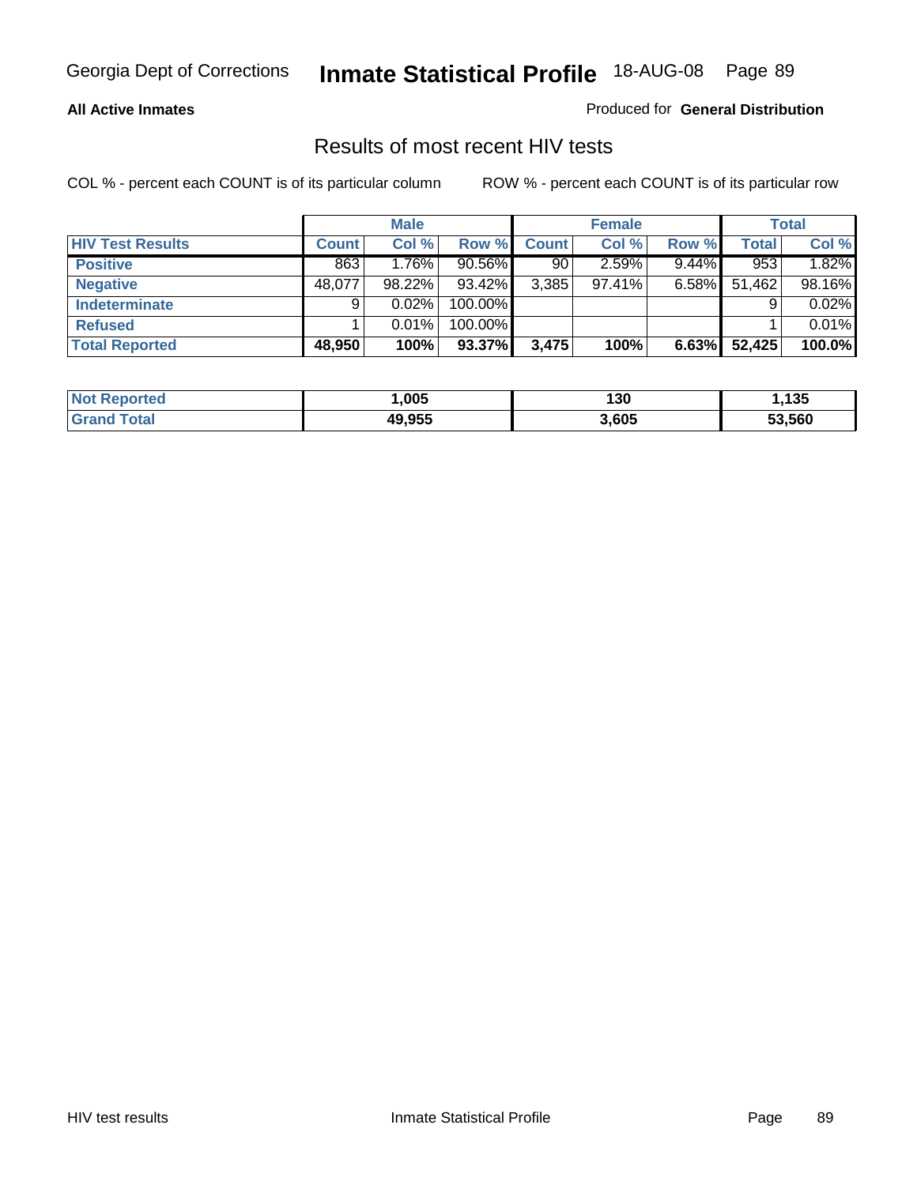**All Active Inmates**

Produced for **General Distribution**

# Results of most recent HIV tests

COL % - percent each COUNT is of its particular column

ROW % - percent each COUNT is of its particular row

| | Male | | | Female | | | Total | |
|---|---|---|---|---|---|---|---|---|
| **HIV Test Results** | **Count** | **Col %** | **Row %** | **Count** | **Col %** | **Row %** | **Total** | **Col %** |
| **Positive** | 863 | 1.76% | 90.56% | 90 | 2.59% | 9.44% | 953 | 1.82% |
| **Negative** | 48,077 | 98.22% | 93.42% | 3,385 | 97.41% | 6.58% | 51,462 | 98.16% |
| **Indeterminate** | 9 | 0.02% | 100.00% | | | | 9 | 0.02% |
| **Refused** | 1 | 0.01% | 100.00% | | | | 1 | 0.01% |
| **Total Reported** | **48,950** | **100%** | **93.37%** | **3,475** | **100%** | **6.63%** | **52,425** | **100.0%** |

| | Male | Female | Total |
|---|---|---|---|
| **Not Reported** | **1,005** | **130** | **1,135** |
| **Grand Total** | **49,955** | **3,605** | **53,560** |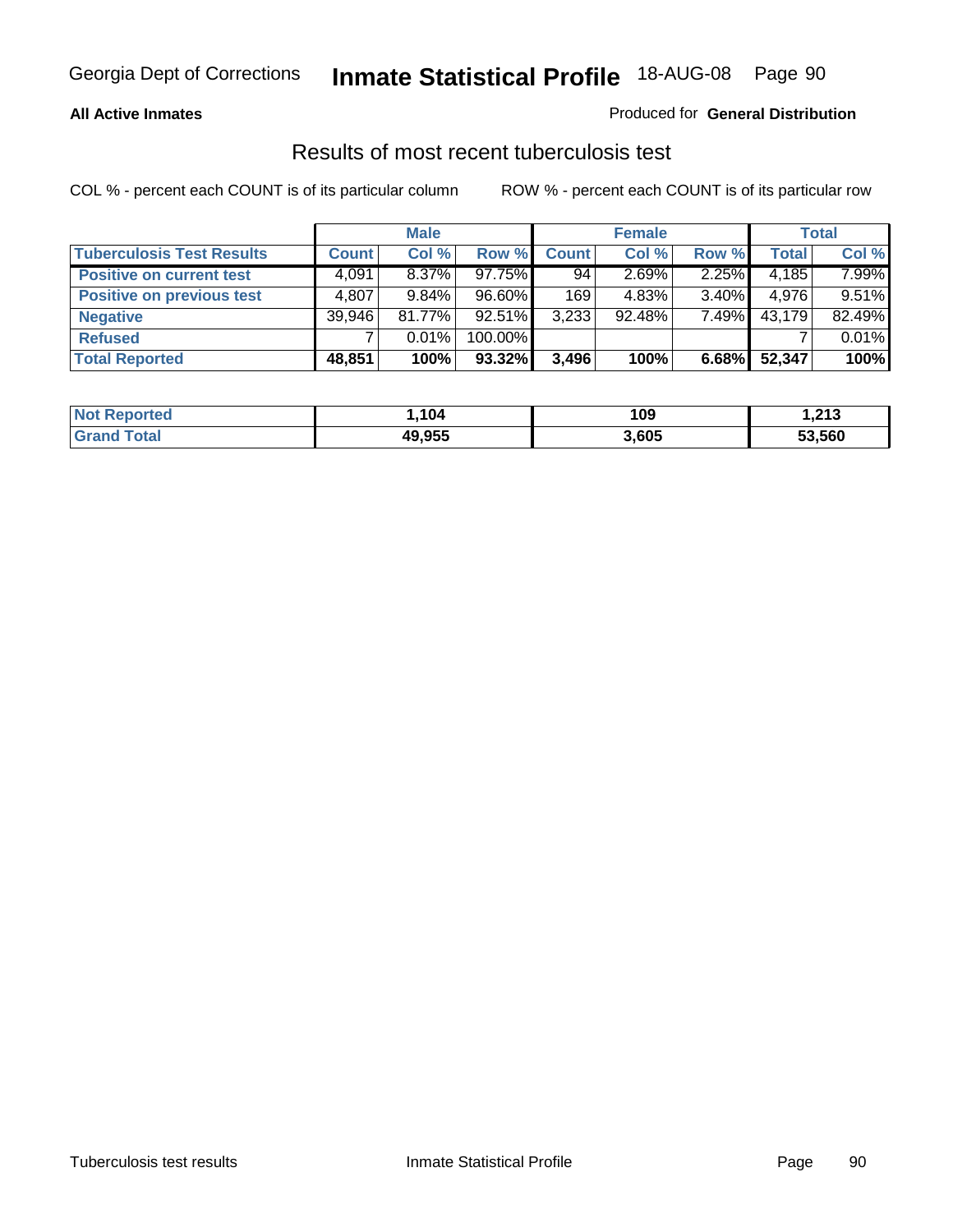Georgia Dept of Corrections **Inmate Statistical Profile** 18-AUG-08

**All Active Inmates**

Produced for **General Distribution**

## Results of most recent tuberculosis test

COL % - percent each COUNT is of its particular column

ROW % - percent each COUNT is of its particular row

| Tuberculosis Test Results | Male | | | Female | | | Total | |
|---|---|---|---|---|---|---|---|---|
| | Count | Col % | Row % | Count | Col % | Row % | Total | Col % |
| Positive on current test | 4,091 | 8.37% | 97.75% | 94 | 2.69% | 2.25% | 4,185 | 7.99% |
| Positive on previous test | 4,807 | 9.84% | 96.60% | 169 | 4.83% | 3.40% | 4,976 | 9.51% |
| Negative | 39,946 | 81.77% | 92.51% | 3,233 | 92.48% | 7.49% | 43,179 | 82.49% |
| Refused | 7 | 0.01% | 100.00% | | | | 7 | 0.01% |
| **Total Reported** | **48,851** | **100%** | **93.32%** | **3,496** | **100%** | **6.68%** | **52,347** | **100%** |

| | Male | Female | Total |
|---|---|---|---|
| Not Reported | **1,104** | **109** | **1,213** |
| Grand Total | **49,955** | **3,605** | **53,560** |

Tuberculosis test results

Inmate Statistical Profile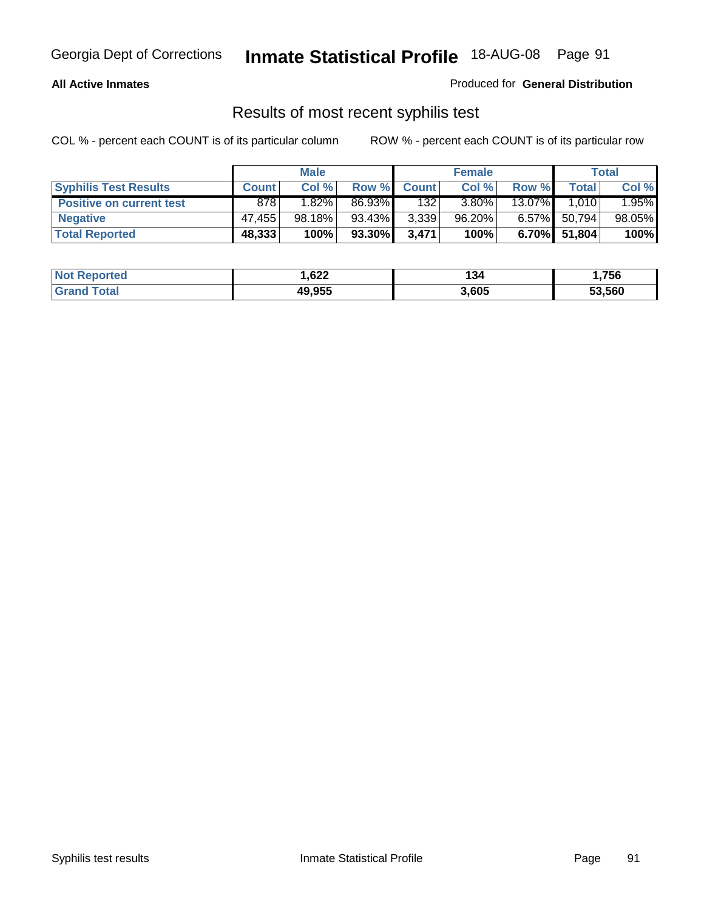# Georgia Dept of Corrections — Inmate Statistical Profile — 18-AUG-08

**All Active Inmates**

Produced for **General Distribution**

## Results of most recent syphilis test

COL % - percent each COUNT is of its particular column

ROW % - percent each COUNT is of its particular row

| | Male | | | Female | | | Total | |
|---|---|---|---|---|---|---|---|---|
| **Syphilis Test Results** | **Count** | **Col %** | **Row %** | **Count** | **Col %** | **Row %** | **Total** | **Col %** |
| **Positive on current test** | 878 | 1.82% | 86.93% | 132 | 3.80% | 13.07% | 1,010 | 1.95% |
| **Negative** | 47,455 | 98.18% | 93.43% | 3,339 | 96.20% | 6.57% | 50,794 | 98.05% |
| **Total Reported** | **48,333** | **100%** | **93.30%** | **3,471** | **100%** | **6.70%** | **51,804** | **100%** |

| | Male | Female | Total |
|---|---|---|---|
| **Not Reported** | **1,622** | **134** | **1,756** |
| **Grand Total** | **49,955** | **3,605** | **53,560** |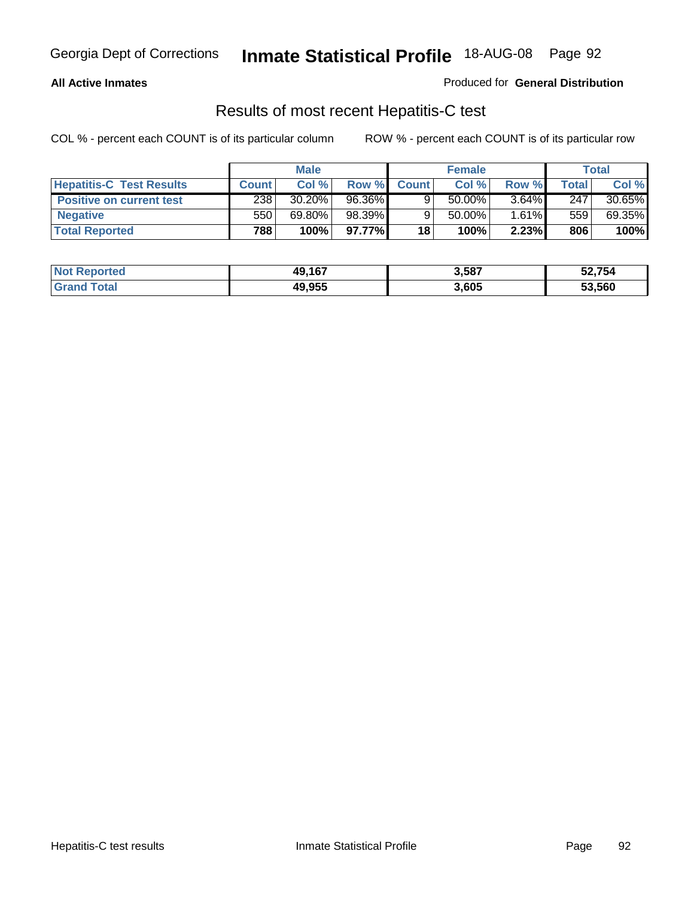**All Active Inmates**

Produced for **General Distribution**

## Results of most recent Hepatitis-C test

COL % - percent each COUNT is of its particular column

ROW % - percent each COUNT is of its particular row

| | Male | | | Female | | | Total | |
|---|---|---|---|---|---|---|---|---|
| **Hepatitis-C Test Results** | **Count** | **Col %** | **Row %** | **Count** | **Col %** | **Row %** | **Total** | **Col %** |
| **Positive on current test** | 238 | 30.20% | 96.36% | 9 | 50.00% | 3.64% | 247 | 30.65% |
| **Negative** | 550 | 69.80% | 98.39% | 9 | 50.00% | 1.61% | 559 | 69.35% |
| **Total Reported** | **788** | **100%** | **97.77%** | **18** | **100%** | **2.23%** | **806** | **100%** |

| | Male | Female | Total |
|---|---|---|---|
| **Not Reported** | **49,167** | **3,587** | **52,754** |
| **Grand Total** | **49,955** | **3,605** | **53,560** |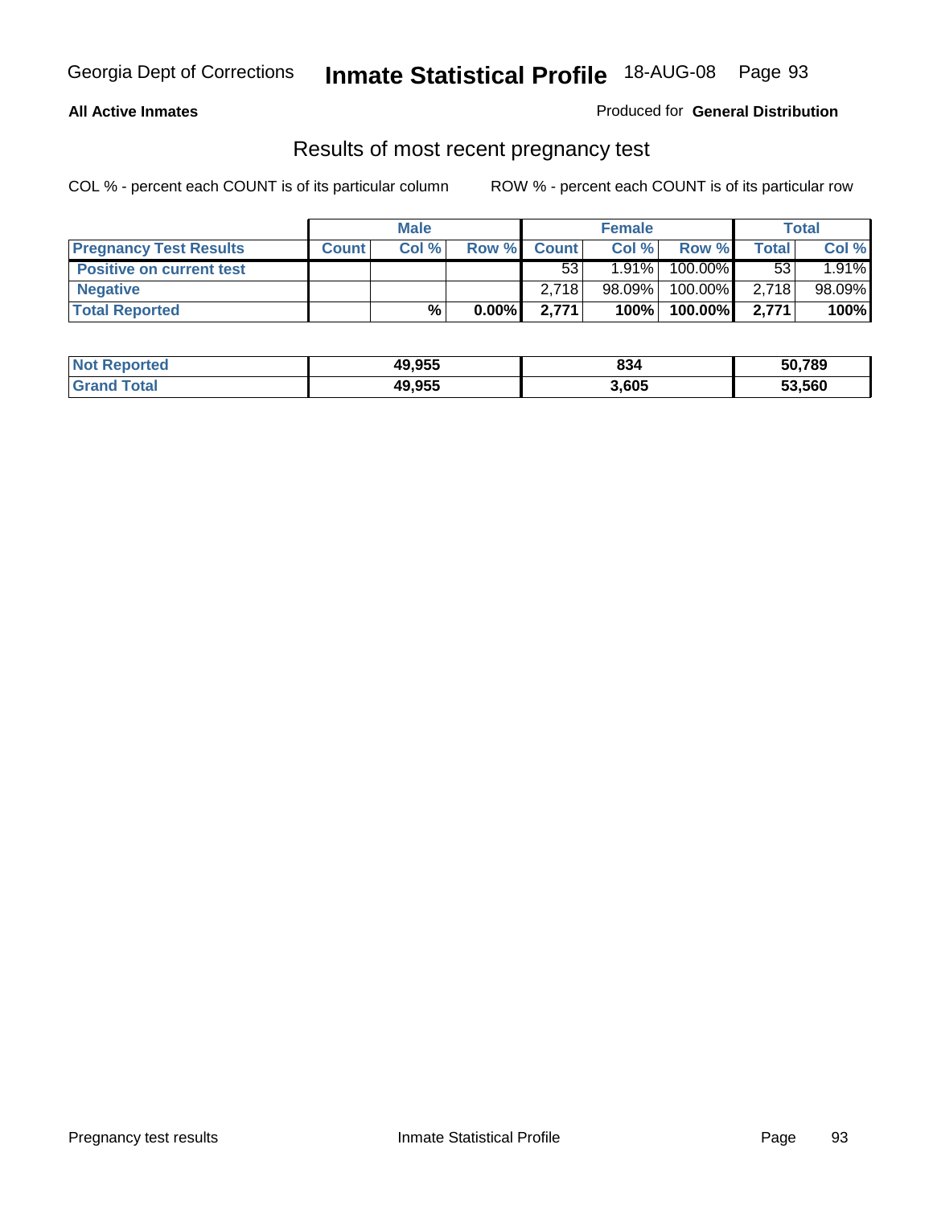Georgia Dept of Corrections **Inmate Statistical Profile** 18-AUG-08

**All Active Inmates**

Produced for **General Distribution**

## Results of most recent pregnancy test

COL % - percent each COUNT is of its particular column    ROW % - percent each COUNT is of its particular row

| | Male | | | Female | | | Total | |
|---|---|---|---|---|---|---|---|---|
| **Pregnancy Test Results** | **Count** | **Col %** | **Row %** | **Count** | **Col %** | **Row %** | **Total** | **Col %** |
| **Positive on current test** | | | | 53 | 1.91% | 100.00% | 53 | 1.91% |
| **Negative** | | | | 2,718 | 98.09% | 100.00% | 2,718 | 98.09% |
| **Total Reported** | | **%** | **0.00%** | **2,771** | **100%** | **100.00%** | **2,771** | **100%** |

| | Male | Female | Total |
|---|---|---|---|
| **Not Reported** | **49,955** | **834** | **50,789** |
| **Grand Total** | **49,955** | **3,605** | **53,560** |

Pregnancy test results    Inmate Statistical Profile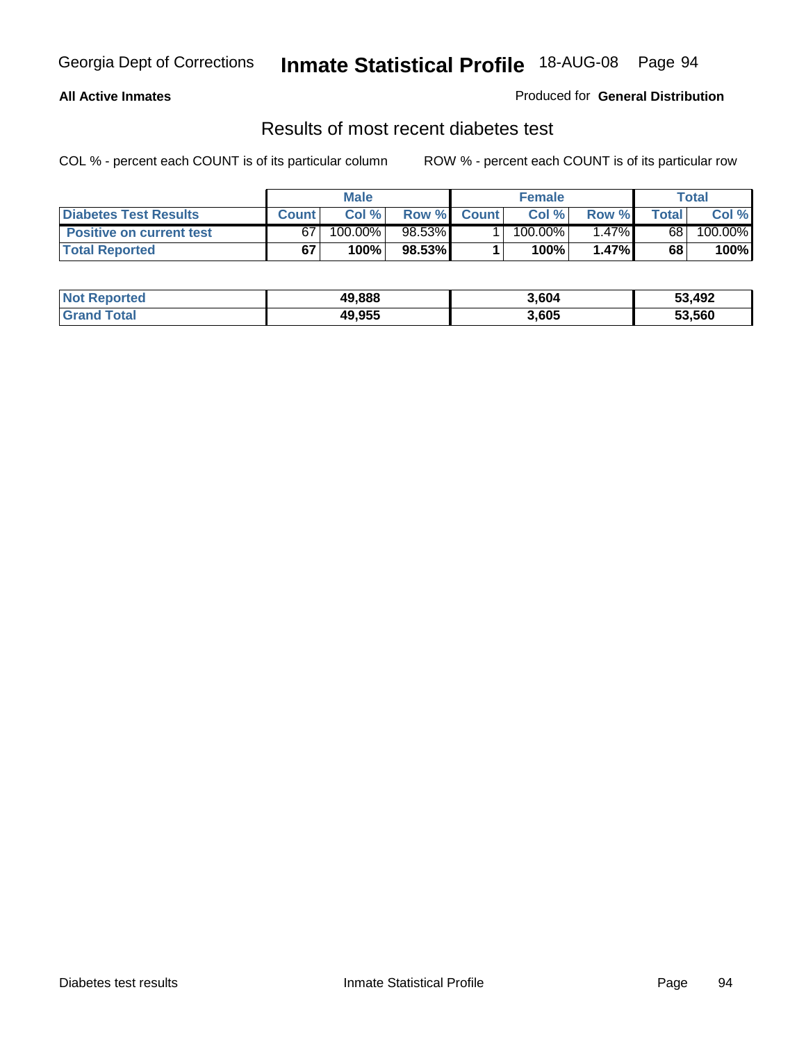**All Active Inmates**

Produced for **General Distribution**

## Results of most recent diabetes test

COL % - percent each COUNT is of its particular column

ROW % - percent each COUNT is of its particular row

| | Male | | | Female | | | Total | |
|---|---|---|---|---|---|---|---|---|
| **Diabetes Test Results** | **Count** | **Col %** | **Row %** | **Count** | **Col %** | **Row %** | **Total** | **Col %** |
| **Positive on current test** | 67 | 100.00% | 98.53% | 1 | 100.00% | 1.47% | 68 | 100.00% |
| **Total Reported** | **67** | **100%** | **98.53%** | **1** | **100%** | **1.47%** | **68** | **100%** |

| | Male | Female | Total |
|---|---|---|---|
| **Not Reported** | **49,888** | **3,604** | **53,492** |
| **Grand Total** | **49,955** | **3,605** | **53,560** |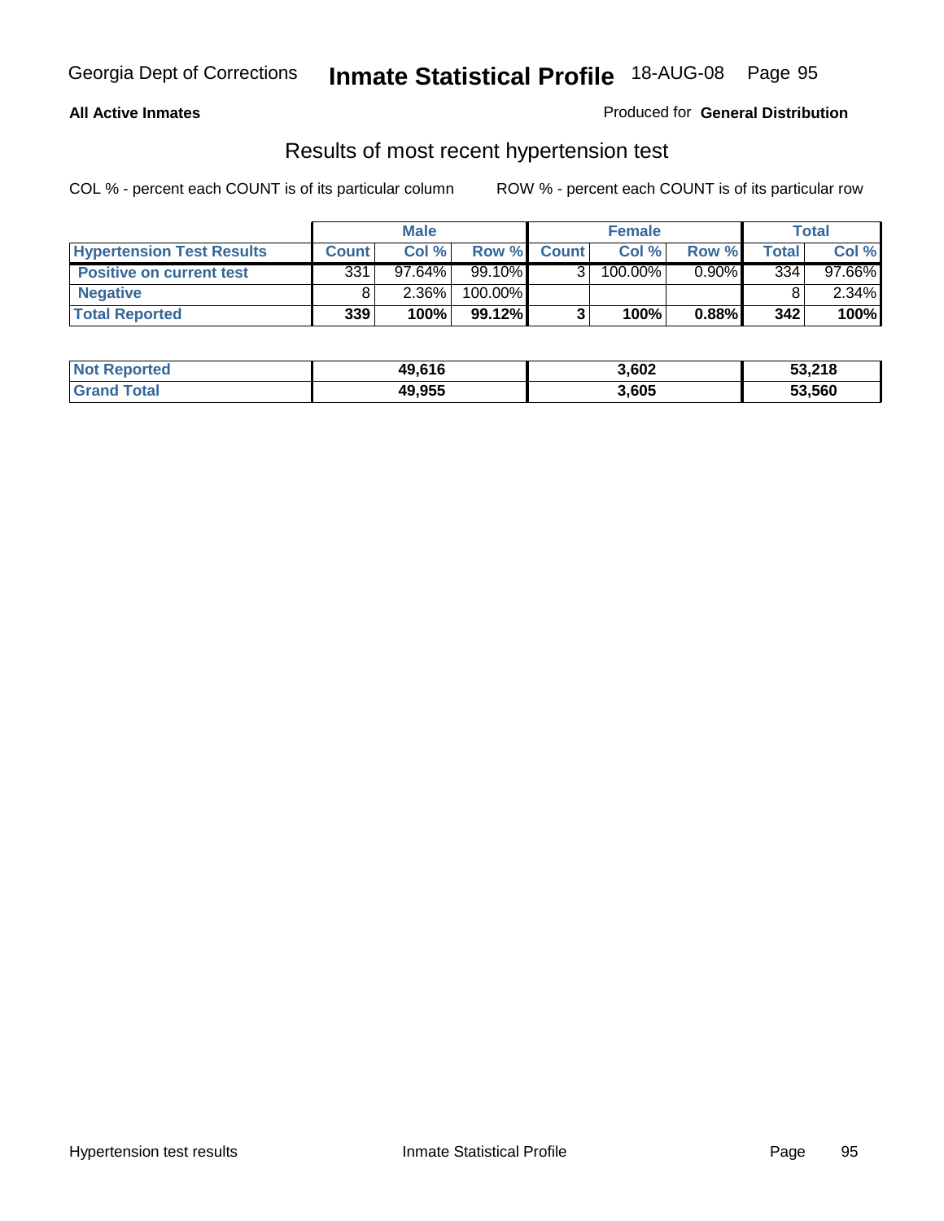Georgia Dept of Corrections **Inmate Statistical Profile** 18-AUG-08

**All Active Inmates**

Produced for **General Distribution**

## Results of most recent hypertension test

COL % - percent each COUNT is of its particular column ROW % - percent each COUNT is of its particular row

| | Male | | | Female | | | Total | |
|---|---|---|---|---|---|---|---|---|
| **Hypertension Test Results** | **Count** | **Col %** | **Row %** | **Count** | **Col %** | **Row %** | **Total** | **Col %** |
| **Positive on current test** | 331 | 97.64% | 99.10% | 3 | 100.00% | 0.90% | 334 | 97.66% |
| **Negative** | 8 | 2.36% | 100.00% | | | | 8 | 2.34% |
| **Total Reported** | **339** | **100%** | **99.12%** | **3** | **100%** | **0.88%** | **342** | **100%** |

| | Male | Female | Total |
|---|---|---|---|
| **Not Reported** | **49,616** | **3,602** | **53,218** |
| **Grand Total** | **49,955** | **3,605** | **53,560** |

Hypertension test results Inmate Statistical Profile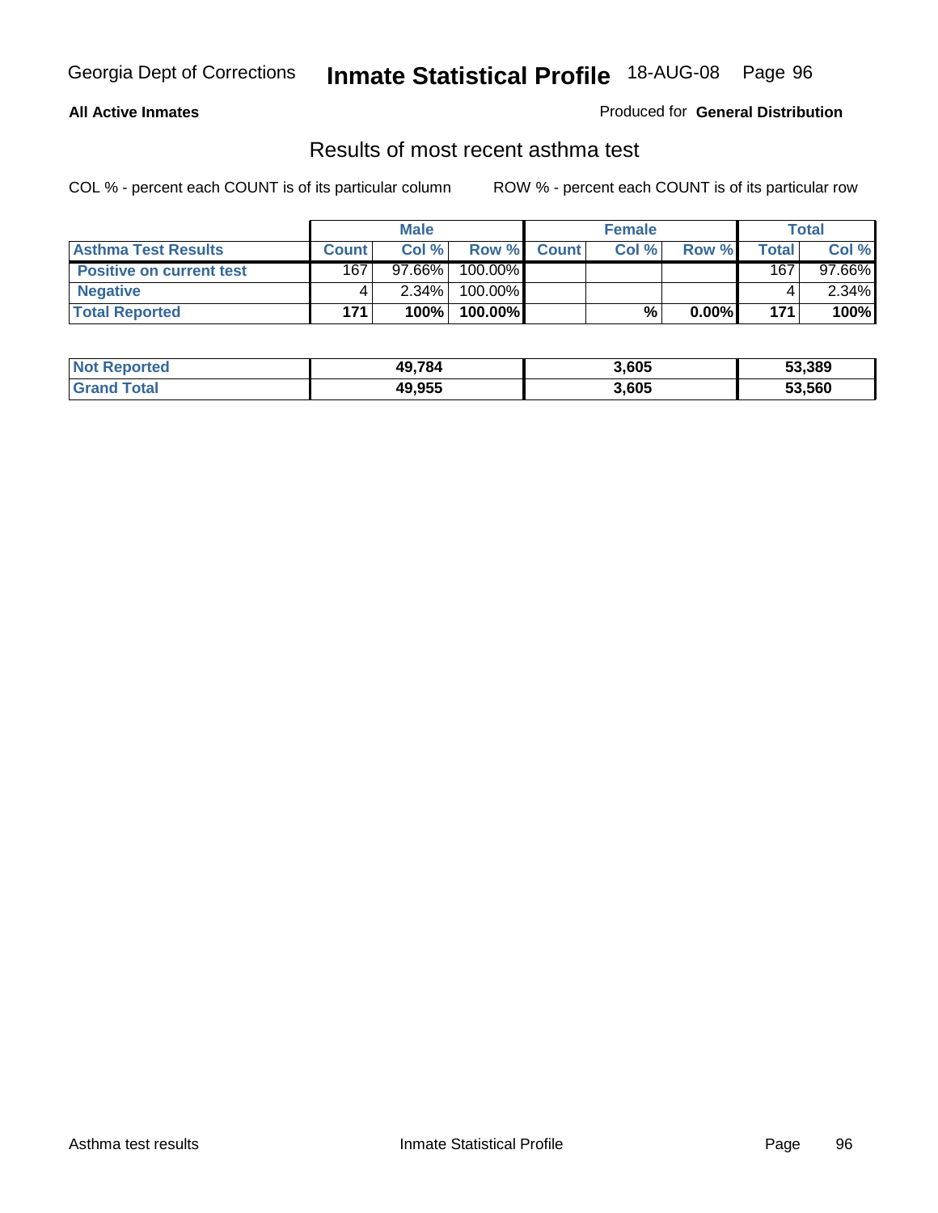Georgia Dept of Corrections **Inmate Statistical Profile** 18-AUG-08

**All Active Inmates**

Produced for **General Distribution**

## Results of most recent asthma test

COL % - percent each COUNT is of its particular column    ROW % - percent each COUNT is of its particular row

| | Male | | | Female | | | Total | |
|---|---|---|---|---|---|---|---|---|
| **Asthma Test Results** | **Count** | **Col %** | **Row %** | **Count** | **Col %** | **Row %** | **Total** | **Col %** |
| **Positive on current test** | 167 | 97.66% | 100.00% | | | | 167 | 97.66% |
| **Negative** | 4 | 2.34% | 100.00% | | | | 4 | 2.34% |
| **Total Reported** | **171** | **100%** | **100.00%** | | **%** | **0.00%** | **171** | **100%** |

| | Male | Female | Total |
|---|---|---|---|
| **Not Reported** | **49,784** | **3,605** | **53,389** |
| **Grand Total** | **49,955** | **3,605** | **53,560** |

Asthma test results    Inmate Statistical Profile